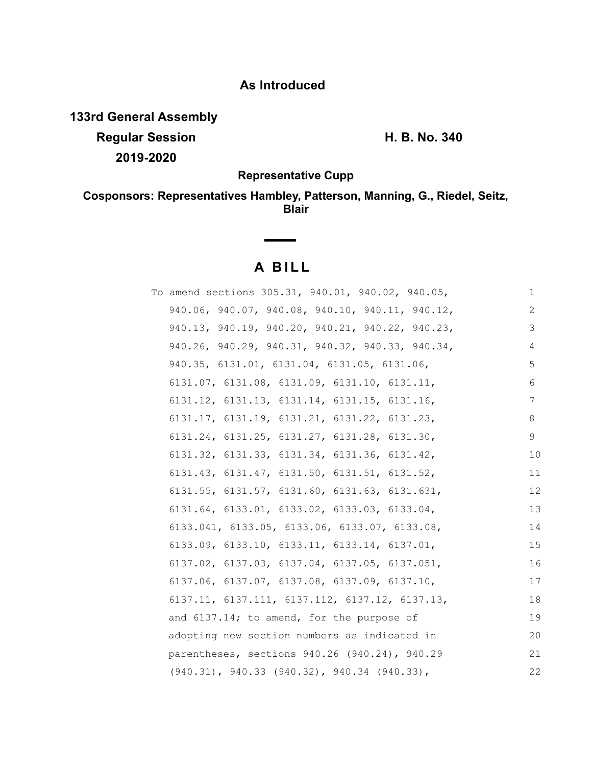**As Introduced**

**133rd General Assembly**

**Regular Session** **H. B. No. 340**

**2019-2020**

**Representative Cupp**

**Cosponsors: Representatives Hambley, Patterson, Manning, G., Riedel, Seitz, Blair**

# A BILL

To amend sections 305.31, 940.01, 940.02, 940.05, 940.06, 940.07, 940.08, 940.10, 940.11, 940.12, 940.13, 940.19, 940.20, 940.21, 940.22, 940.23, 940.26, 940.29, 940.31, 940.32, 940.33, 940.34, 940.35, 6131.01, 6131.04, 6131.05, 6131.06, 6131.07, 6131.08, 6131.09, 6131.10, 6131.11, 6131.12, 6131.13, 6131.14, 6131.15, 6131.16, 6131.17, 6131.19, 6131.21, 6131.22, 6131.23, 6131.24, 6131.25, 6131.27, 6131.28, 6131.30, 6131.32, 6131.33, 6131.34, 6131.36, 6131.42, 6131.43, 6131.47, 6131.50, 6131.51, 6131.52, 6131.55, 6131.57, 6131.60, 6131.63, 6131.631, 6131.64, 6133.01, 6133.02, 6133.03, 6133.04, 6133.041, 6133.05, 6133.06, 6133.07, 6133.08, 6133.09, 6133.10, 6133.11, 6133.14, 6137.01, 6137.02, 6137.03, 6137.04, 6137.05, 6137.051, 6137.06, 6137.07, 6137.08, 6137.09, 6137.10, 6137.11, 6137.111, 6137.112, 6137.12, 6137.13, and 6137.14; to amend, for the purpose of adopting new section numbers as indicated in parentheses, sections 940.26 (940.24), 940.29 (940.31), 940.33 (940.32), 940.34 (940.33),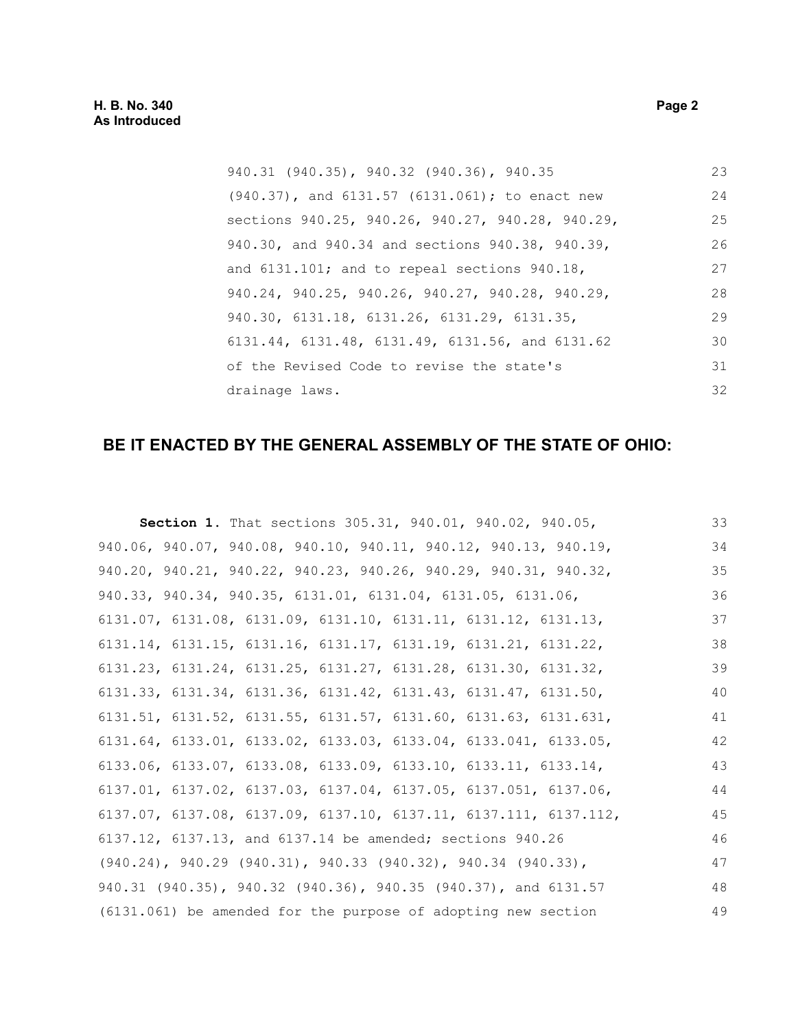940.31 (940.35), 940.32 (940.36), 940.35 (940.37), and 6131.57 (6131.061); to enact new sections 940.25, 940.26, 940.27, 940.28, 940.29, 940.30, and 940.34 and sections 940.38, 940.39, and 6131.101; and to repeal sections 940.18, 940.24, 940.25, 940.26, 940.27, 940.28, 940.29, 940.30, 6131.18, 6131.26, 6131.29, 6131.35, 6131.44, 6131.48, 6131.49, 6131.56, and 6131.62 of the Revised Code to revise the state's drainage laws.

## BE IT ENACTED BY THE GENERAL ASSEMBLY OF THE STATE OF OHIO:

**Section 1.** That sections 305.31, 940.01, 940.02, 940.05, 940.06, 940.07, 940.08, 940.10, 940.11, 940.12, 940.13, 940.19, 940.20, 940.21, 940.22, 940.23, 940.26, 940.29, 940.31, 940.32, 940.33, 940.34, 940.35, 6131.01, 6131.04, 6131.05, 6131.06, 6131.07, 6131.08, 6131.09, 6131.10, 6131.11, 6131.12, 6131.13, 6131.14, 6131.15, 6131.16, 6131.17, 6131.19, 6131.21, 6131.22, 6131.23, 6131.24, 6131.25, 6131.27, 6131.28, 6131.30, 6131.32, 6131.33, 6131.34, 6131.36, 6131.42, 6131.43, 6131.47, 6131.50, 6131.51, 6131.52, 6131.55, 6131.57, 6131.60, 6131.63, 6131.631, 6131.64, 6133.01, 6133.02, 6133.03, 6133.04, 6133.041, 6133.05, 6133.06, 6133.07, 6133.08, 6133.09, 6133.10, 6133.11, 6133.14, 6137.01, 6137.02, 6137.03, 6137.04, 6137.05, 6137.051, 6137.06, 6137.07, 6137.08, 6137.09, 6137.10, 6137.11, 6137.111, 6137.112, 6137.12, 6137.13, and 6137.14 be amended; sections 940.26 (940.24), 940.29 (940.31), 940.33 (940.32), 940.34 (940.33), 940.31 (940.35), 940.32 (940.36), 940.35 (940.37), and 6131.57 (6131.061) be amended for the purpose of adopting new section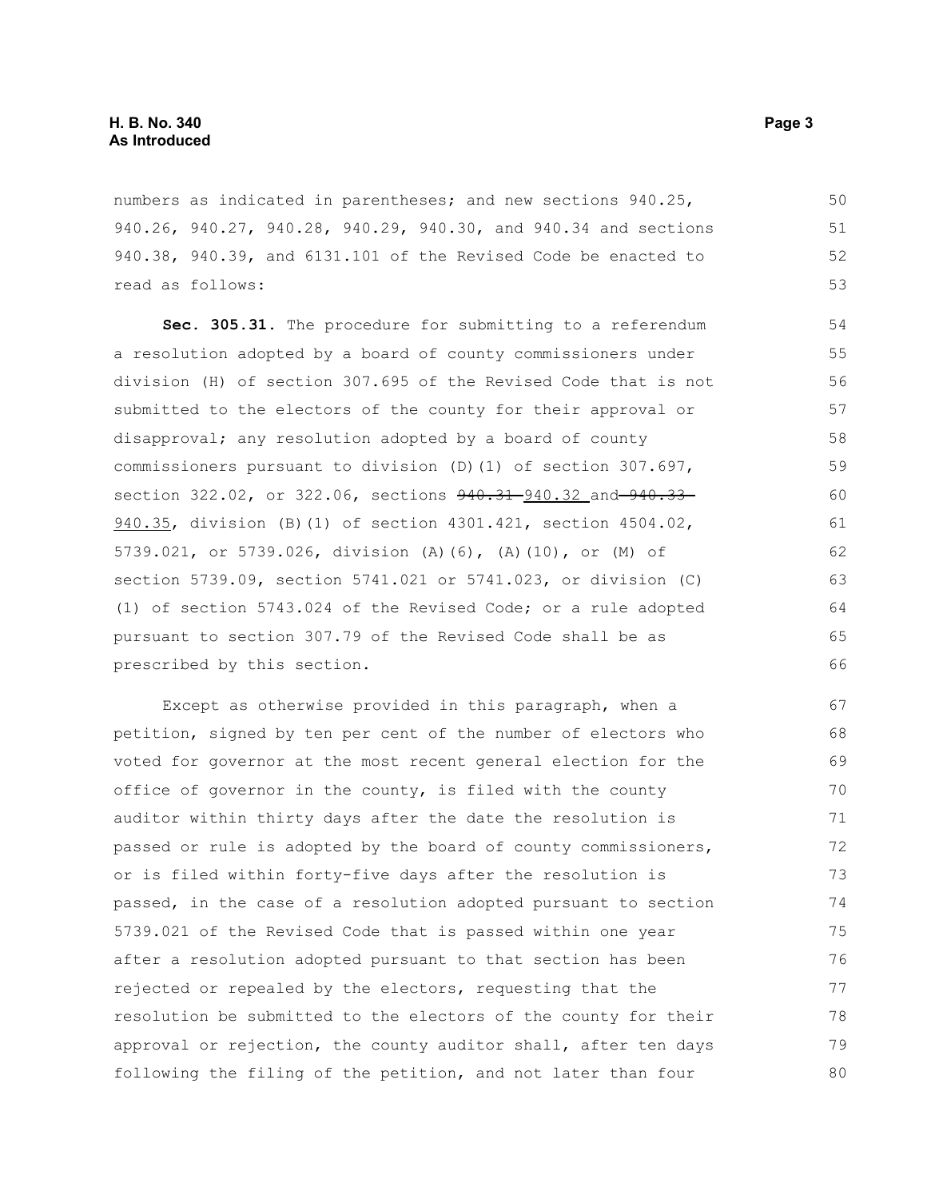numbers as indicated in parentheses; and new sections 940.25, 940.26, 940.27, 940.28, 940.29, 940.30, and 940.34 and sections 940.38, 940.39, and 6131.101 of the Revised Code be enacted to read as follows:

**Sec. 305.31.** The procedure for submitting to a referendum a resolution adopted by a board of county commissioners under division (H) of section 307.695 of the Revised Code that is not submitted to the electors of the county for their approval or disapproval; any resolution adopted by a board of county commissioners pursuant to division (D)(1) of section 307.697, section 322.02, or 322.06, sections ~~940.31~~ 940.32 and ~~940.33~~ 940.35, division (B)(1) of section 4301.421, section 4504.02, 5739.021, or 5739.026, division (A)(6), (A)(10), or (M) of section 5739.09, section 5741.021 or 5741.023, or division (C)(1) of section 5743.024 of the Revised Code; or a rule adopted pursuant to section 307.79 of the Revised Code shall be as prescribed by this section.

Except as otherwise provided in this paragraph, when a petition, signed by ten per cent of the number of electors who voted for governor at the most recent general election for the office of governor in the county, is filed with the county auditor within thirty days after the date the resolution is passed or rule is adopted by the board of county commissioners, or is filed within forty-five days after the resolution is passed, in the case of a resolution adopted pursuant to section 5739.021 of the Revised Code that is passed within one year after a resolution adopted pursuant to that section has been rejected or repealed by the electors, requesting that the resolution be submitted to the electors of the county for their approval or rejection, the county auditor shall, after ten days following the filing of the petition, and not later than four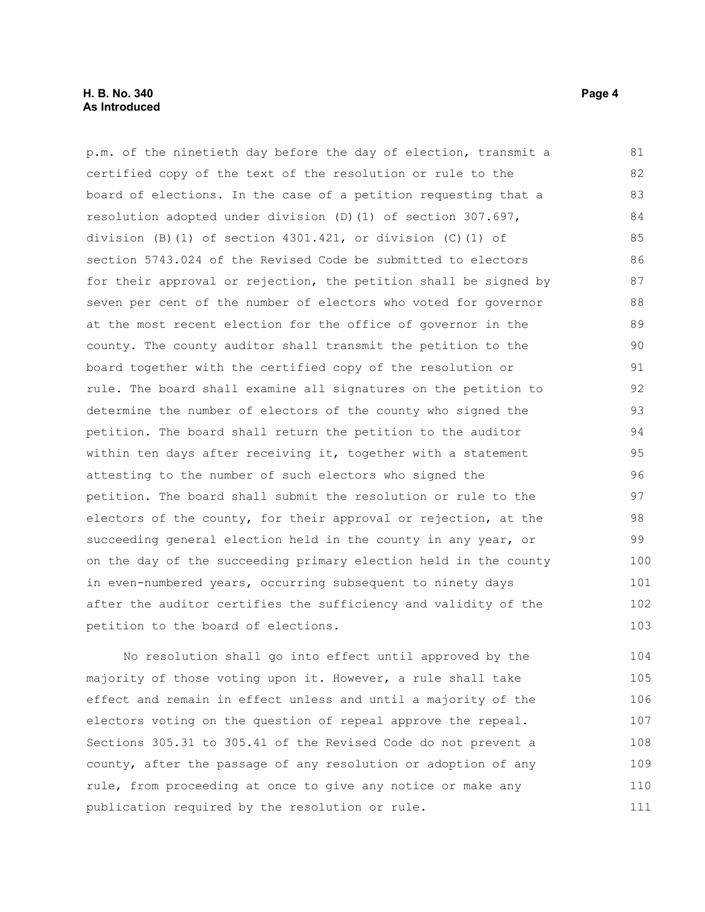p.m. of the ninetieth day before the day of election, transmit a certified copy of the text of the resolution or rule to the board of elections. In the case of a petition requesting that a resolution adopted under division (D)(1) of section 307.697, division (B)(1) of section 4301.421, or division (C)(1) of section 5743.024 of the Revised Code be submitted to electors for their approval or rejection, the petition shall be signed by seven per cent of the number of electors who voted for governor at the most recent election for the office of governor in the county. The county auditor shall transmit the petition to the board together with the certified copy of the resolution or rule. The board shall examine all signatures on the petition to determine the number of electors of the county who signed the petition. The board shall return the petition to the auditor within ten days after receiving it, together with a statement attesting to the number of such electors who signed the petition. The board shall submit the resolution or rule to the electors of the county, for their approval or rejection, at the succeeding general election held in the county in any year, or on the day of the succeeding primary election held in the county in even-numbered years, occurring subsequent to ninety days after the auditor certifies the sufficiency and validity of the petition to the board of elections.

No resolution shall go into effect until approved by the majority of those voting upon it. However, a rule shall take effect and remain in effect unless and until a majority of the electors voting on the question of repeal approve the repeal. Sections 305.31 to 305.41 of the Revised Code do not prevent a county, after the passage of any resolution or adoption of any rule, from proceeding at once to give any notice or make any publication required by the resolution or rule.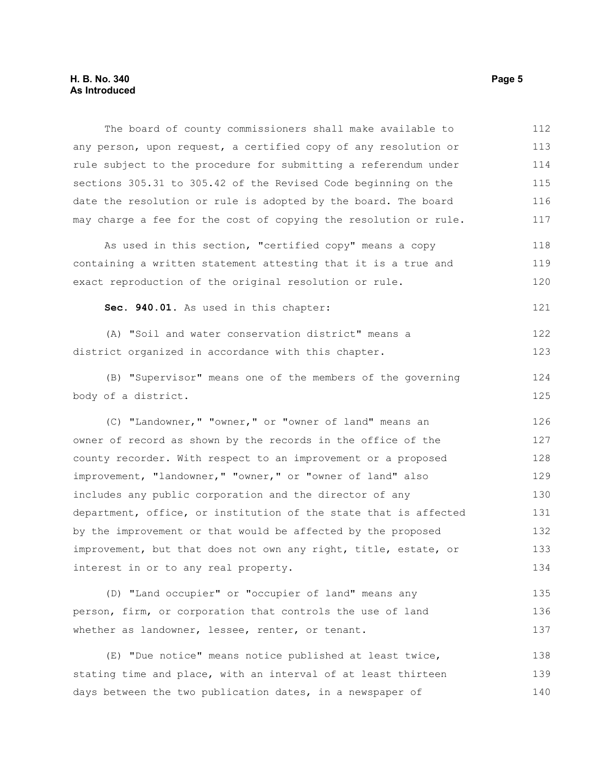The board of county commissioners shall make available to any person, upon request, a certified copy of any resolution or rule subject to the procedure for submitting a referendum under sections 305.31 to 305.42 of the Revised Code beginning on the date the resolution or rule is adopted by the board. The board may charge a fee for the cost of copying the resolution or rule.

As used in this section, "certified copy" means a copy containing a written statement attesting that it is a true and exact reproduction of the original resolution or rule.

**Sec. 940.01.** As used in this chapter:

(A) "Soil and water conservation district" means a district organized in accordance with this chapter.

(B) "Supervisor" means one of the members of the governing body of a district.

(C) "Landowner," "owner," or "owner of land" means an owner of record as shown by the records in the office of the county recorder. With respect to an improvement or a proposed improvement, "landowner," "owner," or "owner of land" also includes any public corporation and the director of any department, office, or institution of the state that is affected by the improvement or that would be affected by the proposed improvement, but that does not own any right, title, estate, or interest in or to any real property.

(D) "Land occupier" or "occupier of land" means any person, firm, or corporation that controls the use of land whether as landowner, lessee, renter, or tenant.

(E) "Due notice" means notice published at least twice, stating time and place, with an interval of at least thirteen days between the two publication dates, in a newspaper of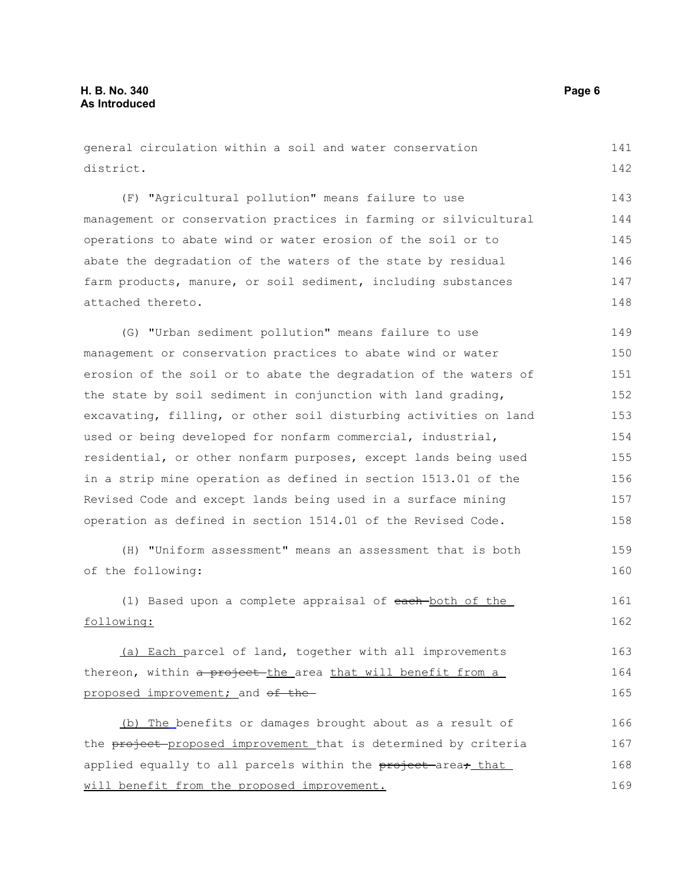general circulation within a soil and water conservation district.

(F) "Agricultural pollution" means failure to use management or conservation practices in farming or silvicultural operations to abate wind or water erosion of the soil or to abate the degradation of the waters of the state by residual farm products, manure, or soil sediment, including substances attached thereto.

(G) "Urban sediment pollution" means failure to use management or conservation practices to abate wind or water erosion of the soil or to abate the degradation of the waters of the state by soil sediment in conjunction with land grading, excavating, filling, or other soil disturbing activities on land used or being developed for nonfarm commercial, industrial, residential, or other nonfarm purposes, except lands being used in a strip mine operation as defined in section 1513.01 of the Revised Code and except lands being used in a surface mining operation as defined in section 1514.01 of the Revised Code.

(H) "Uniform assessment" means an assessment that is both of the following:

(1) Based upon a complete appraisal of ~~each~~ <u>both of the following:</u>

<u>(a) Each</u> parcel of land, together with all improvements thereon, within ~~a project~~ <u>the</u> area <u>that will benefit from a proposed improvement;</u> and ~~of the~~

<u>(b) The</u> benefits or damages brought about as a result of the ~~project~~ <u>proposed improvement</u> that is determined by criteria applied equally to all parcels within the ~~project~~ area~~;~~ <u>that will benefit from the proposed improvement.</u>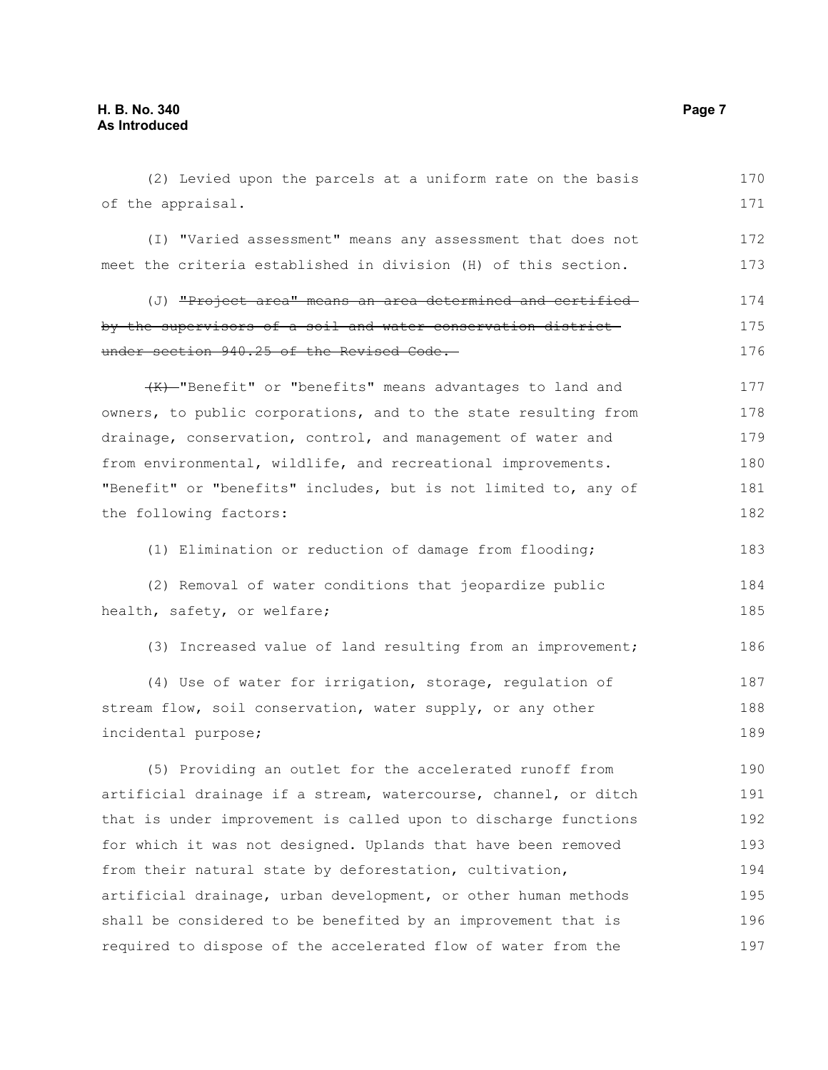(2) Levied upon the parcels at a uniform rate on the basis of the appraisal.

(I) "Varied assessment" means any assessment that does not meet the criteria established in division (H) of this section.

(J) ~~"Project area" means an area determined and certified by the supervisors of a soil and water conservation district under section 940.25 of the Revised Code.~~

~~(K)~~ "Benefit" or "benefits" means advantages to land and owners, to public corporations, and to the state resulting from drainage, conservation, control, and management of water and from environmental, wildlife, and recreational improvements. "Benefit" or "benefits" includes, but is not limited to, any of the following factors:

(1) Elimination or reduction of damage from flooding;

(2) Removal of water conditions that jeopardize public health, safety, or welfare;

(3) Increased value of land resulting from an improvement;

(4) Use of water for irrigation, storage, regulation of stream flow, soil conservation, water supply, or any other incidental purpose;

(5) Providing an outlet for the accelerated runoff from artificial drainage if a stream, watercourse, channel, or ditch that is under improvement is called upon to discharge functions for which it was not designed. Uplands that have been removed from their natural state by deforestation, cultivation, artificial drainage, urban development, or other human methods shall be considered to be benefited by an improvement that is required to dispose of the accelerated flow of water from the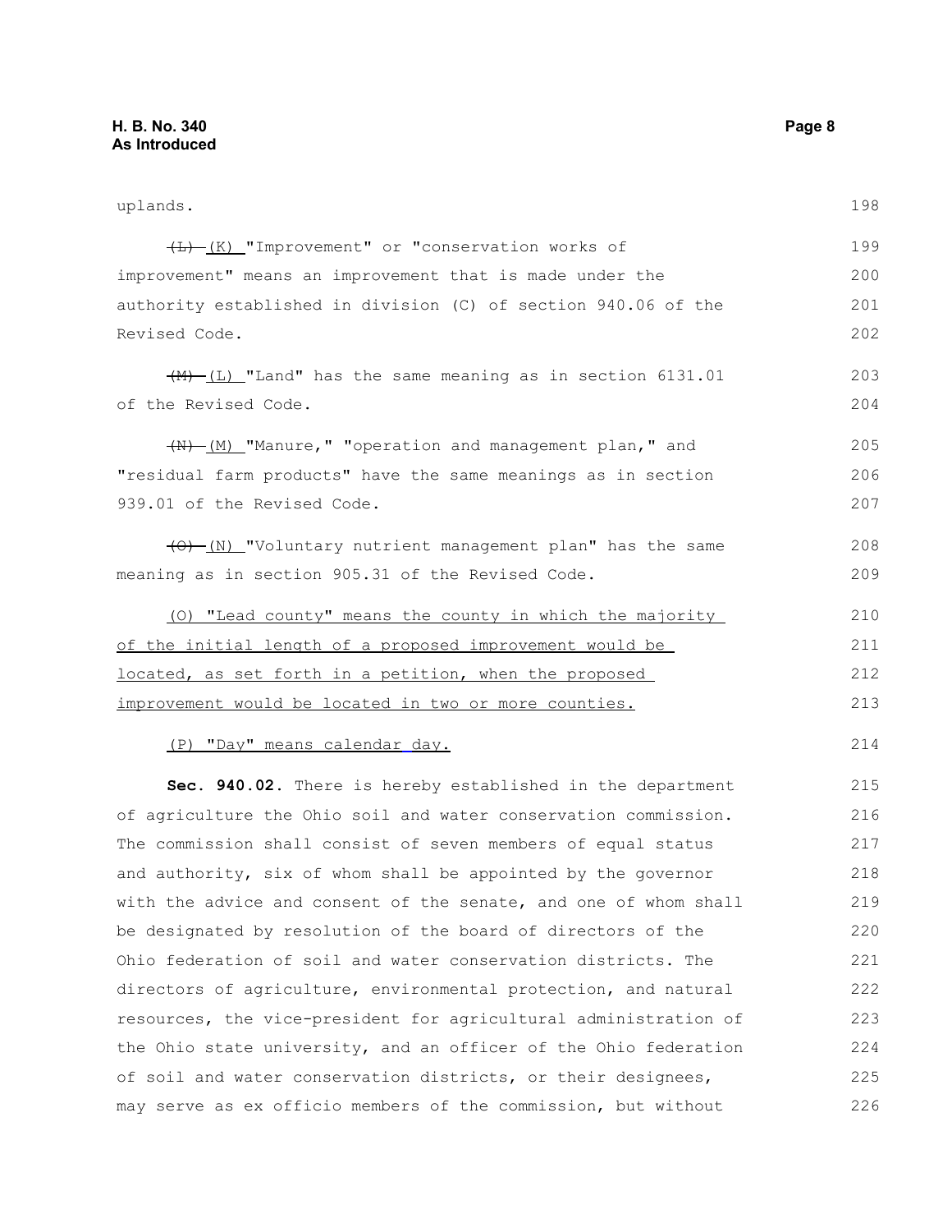uplands.

~~(L)~~ (K) "Improvement" or "conservation works of improvement" means an improvement that is made under the authority established in division (C) of section 940.06 of the Revised Code.

~~(M)~~ (L) "Land" has the same meaning as in section 6131.01 of the Revised Code.

~~(N)~~ (M) "Manure," "operation and management plan," and "residual farm products" have the same meanings as in section 939.01 of the Revised Code.

~~(O)~~ (N) "Voluntary nutrient management plan" has the same meaning as in section 905.31 of the Revised Code.

<u>(O) "Lead county" means the county in which the majority of the initial length of a proposed improvement would be located, as set forth in a petition, when the proposed improvement would be located in two or more counties.</u>

<u>(P) "Day" means calendar day.</u>

**Sec. 940.02.** There is hereby established in the department of agriculture the Ohio soil and water conservation commission. The commission shall consist of seven members of equal status and authority, six of whom shall be appointed by the governor with the advice and consent of the senate, and one of whom shall be designated by resolution of the board of directors of the Ohio federation of soil and water conservation districts. The directors of agriculture, environmental protection, and natural resources, the vice-president for agricultural administration of the Ohio state university, and an officer of the Ohio federation of soil and water conservation districts, or their designees, may serve as ex officio members of the commission, but without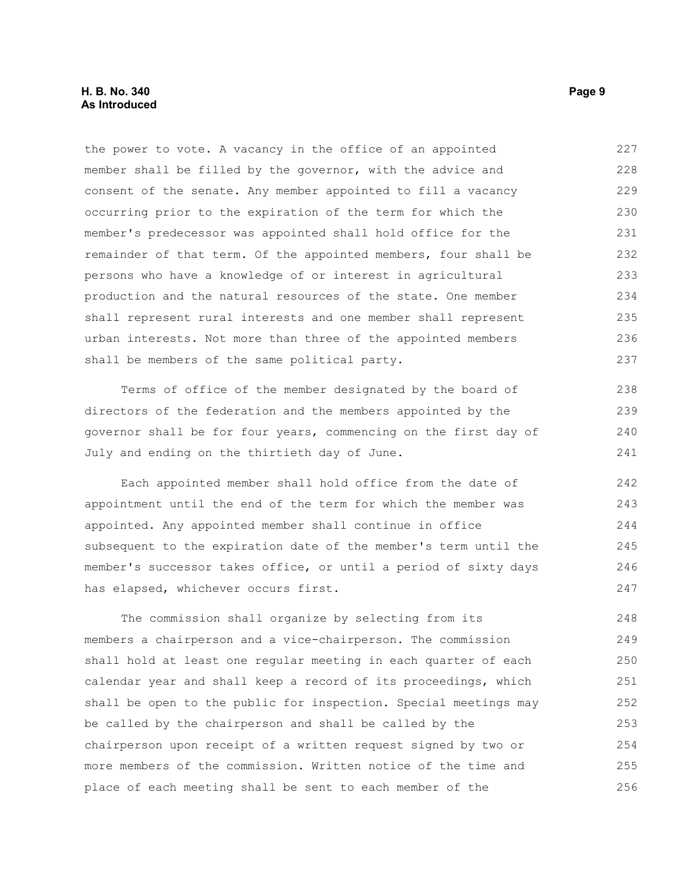the power to vote. A vacancy in the office of an appointed member shall be filled by the governor, with the advice and consent of the senate. Any member appointed to fill a vacancy occurring prior to the expiration of the term for which the member's predecessor was appointed shall hold office for the remainder of that term. Of the appointed members, four shall be persons who have a knowledge of or interest in agricultural production and the natural resources of the state. One member shall represent rural interests and one member shall represent urban interests. Not more than three of the appointed members shall be members of the same political party.

Terms of office of the member designated by the board of directors of the federation and the members appointed by the governor shall be for four years, commencing on the first day of July and ending on the thirtieth day of June.

Each appointed member shall hold office from the date of appointment until the end of the term for which the member was appointed. Any appointed member shall continue in office subsequent to the expiration date of the member's term until the member's successor takes office, or until a period of sixty days has elapsed, whichever occurs first.

The commission shall organize by selecting from its members a chairperson and a vice-chairperson. The commission shall hold at least one regular meeting in each quarter of each calendar year and shall keep a record of its proceedings, which shall be open to the public for inspection. Special meetings may be called by the chairperson and shall be called by the chairperson upon receipt of a written request signed by two or more members of the commission. Written notice of the time and place of each meeting shall be sent to each member of the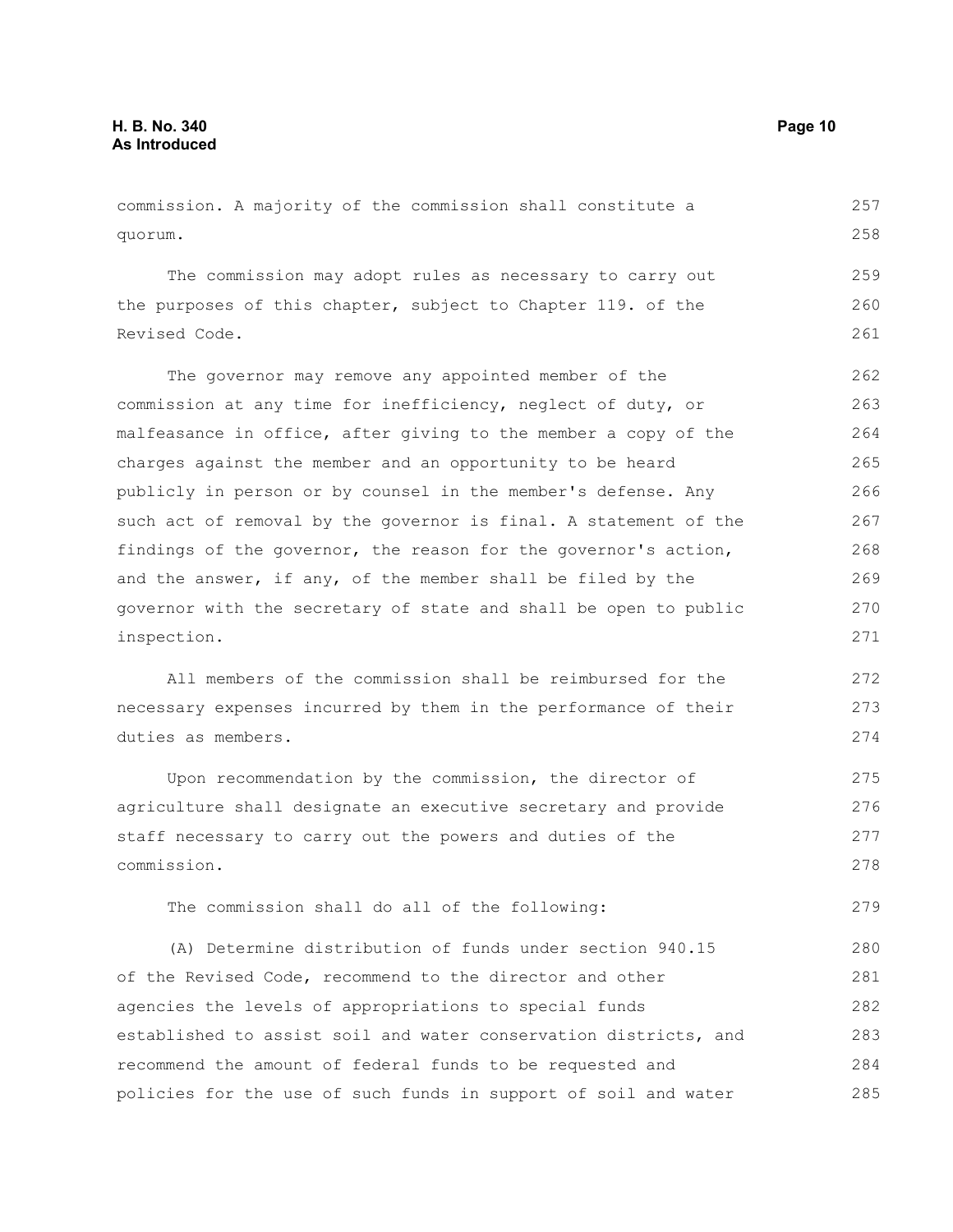commission. A majority of the commission shall constitute a quorum.

The commission may adopt rules as necessary to carry out the purposes of this chapter, subject to Chapter 119. of the Revised Code.

The governor may remove any appointed member of the commission at any time for inefficiency, neglect of duty, or malfeasance in office, after giving to the member a copy of the charges against the member and an opportunity to be heard publicly in person or by counsel in the member's defense. Any such act of removal by the governor is final. A statement of the findings of the governor, the reason for the governor's action, and the answer, if any, of the member shall be filed by the governor with the secretary of state and shall be open to public inspection.

All members of the commission shall be reimbursed for the necessary expenses incurred by them in the performance of their duties as members.

Upon recommendation by the commission, the director of agriculture shall designate an executive secretary and provide staff necessary to carry out the powers and duties of the commission.

The commission shall do all of the following:

(A) Determine distribution of funds under section 940.15 of the Revised Code, recommend to the director and other agencies the levels of appropriations to special funds established to assist soil and water conservation districts, and recommend the amount of federal funds to be requested and policies for the use of such funds in support of soil and water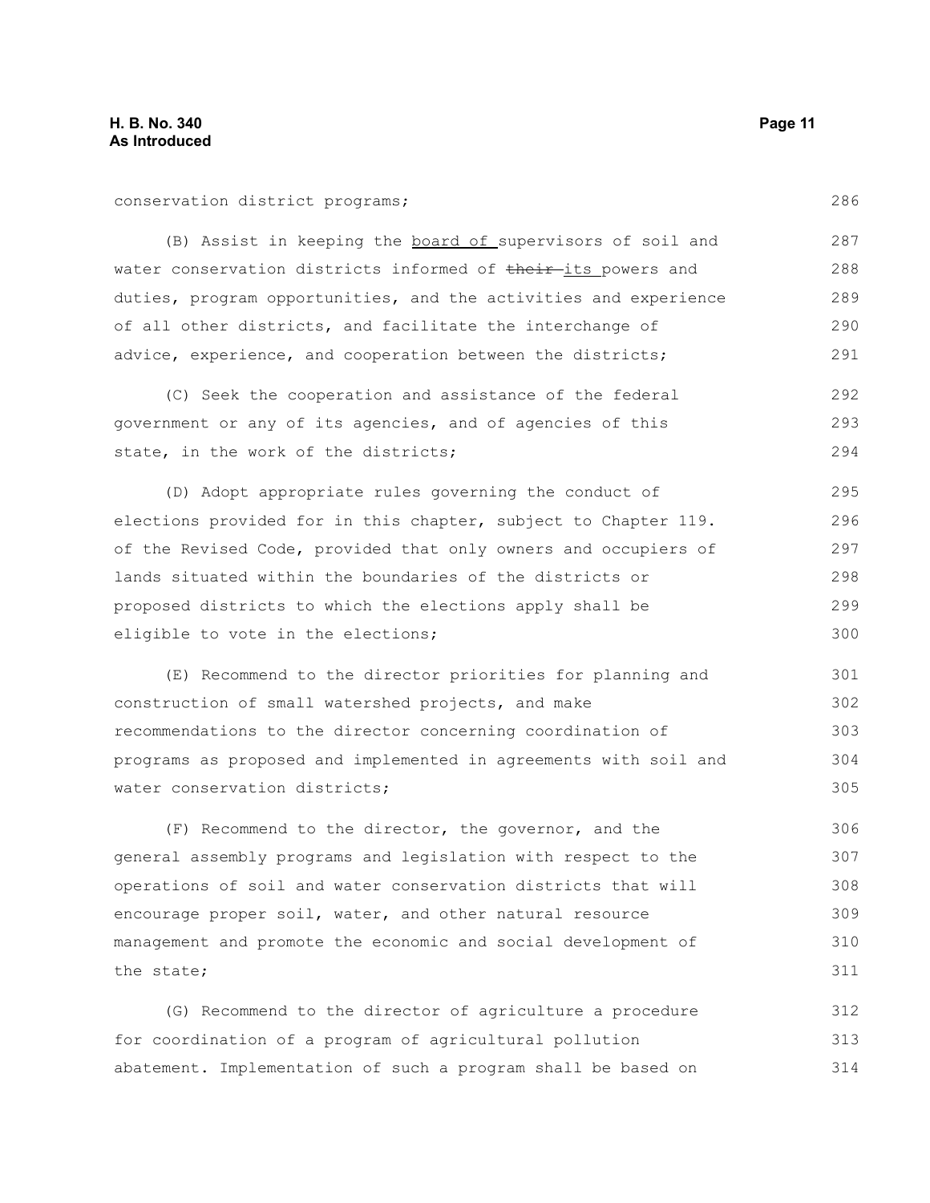conservation district programs;

(B) Assist in keeping the <u>board of</u> supervisors of soil and water conservation districts informed of ~~their~~ <u>its</u> powers and duties, program opportunities, and the activities and experience of all other districts, and facilitate the interchange of advice, experience, and cooperation between the districts;

(C) Seek the cooperation and assistance of the federal government or any of its agencies, and of agencies of this state, in the work of the districts;

(D) Adopt appropriate rules governing the conduct of elections provided for in this chapter, subject to Chapter 119. of the Revised Code, provided that only owners and occupiers of lands situated within the boundaries of the districts or proposed districts to which the elections apply shall be eligible to vote in the elections;

(E) Recommend to the director priorities for planning and construction of small watershed projects, and make recommendations to the director concerning coordination of programs as proposed and implemented in agreements with soil and water conservation districts;

(F) Recommend to the director, the governor, and the general assembly programs and legislation with respect to the operations of soil and water conservation districts that will encourage proper soil, water, and other natural resource management and promote the economic and social development of the state;

(G) Recommend to the director of agriculture a procedure for coordination of a program of agricultural pollution abatement. Implementation of such a program shall be based on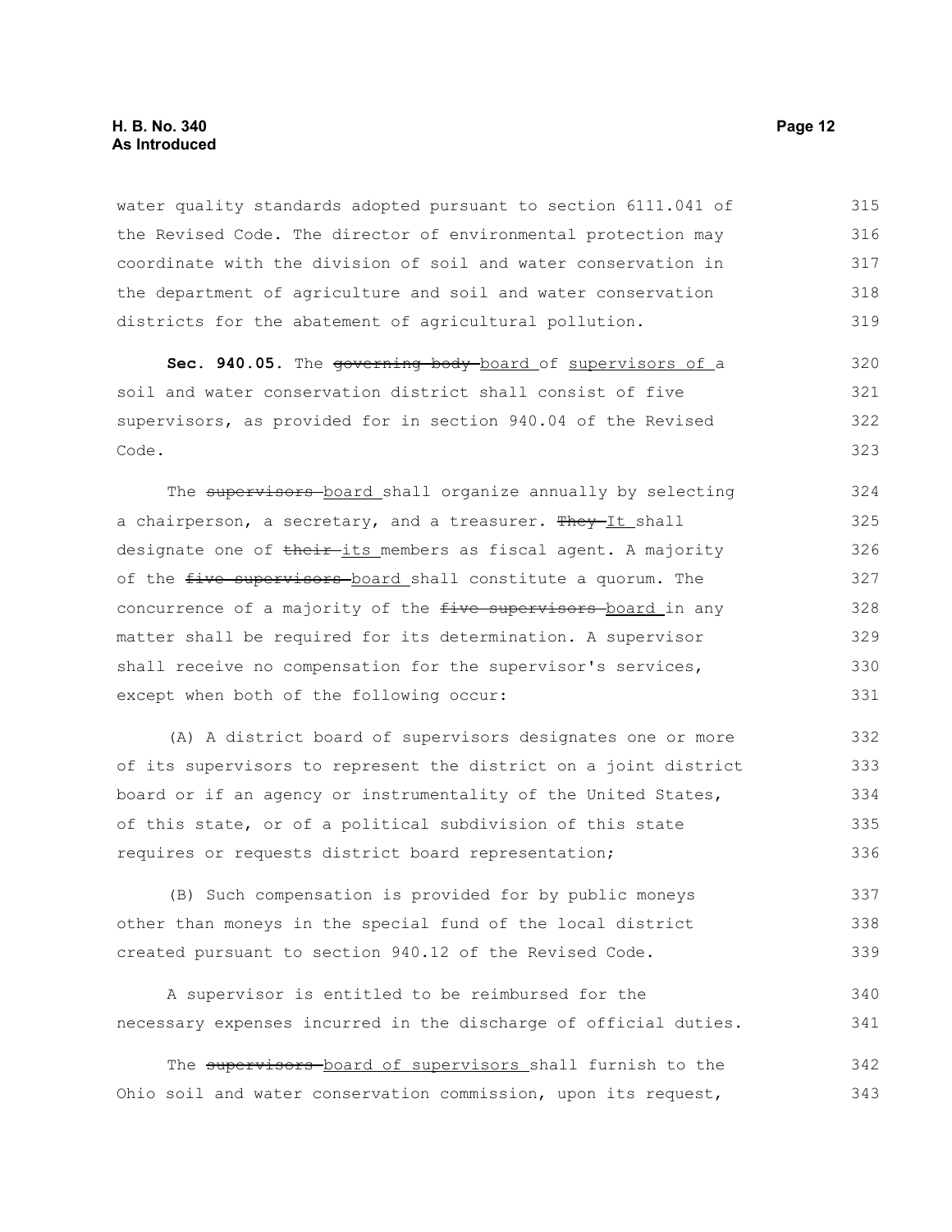water quality standards adopted pursuant to section 6111.041 of the Revised Code. The director of environmental protection may coordinate with the division of soil and water conservation in the department of agriculture and soil and water conservation districts for the abatement of agricultural pollution.

**Sec. 940.05.** The ~~governing body~~ <u>board</u> of <u>supervisors of</u> a soil and water conservation district shall consist of five supervisors, as provided for in section 940.04 of the Revised Code.

The ~~supervisors~~ <u>board</u> shall organize annually by selecting a chairperson, a secretary, and a treasurer. ~~They~~ <u>It</u> shall designate one of ~~their~~ <u>its</u> members as fiscal agent. A majority of the ~~five supervisors~~ <u>board</u> shall constitute a quorum. The concurrence of a majority of the ~~five supervisors~~ <u>board</u> in any matter shall be required for its determination. A supervisor shall receive no compensation for the supervisor's services, except when both of the following occur:

(A) A district board of supervisors designates one or more of its supervisors to represent the district on a joint district board or if an agency or instrumentality of the United States, of this state, or of a political subdivision of this state requires or requests district board representation;

(B) Such compensation is provided for by public moneys other than moneys in the special fund of the local district created pursuant to section 940.12 of the Revised Code.

A supervisor is entitled to be reimbursed for the necessary expenses incurred in the discharge of official duties.

The ~~supervisors~~ <u>board of supervisors</u> shall furnish to the Ohio soil and water conservation commission, upon its request,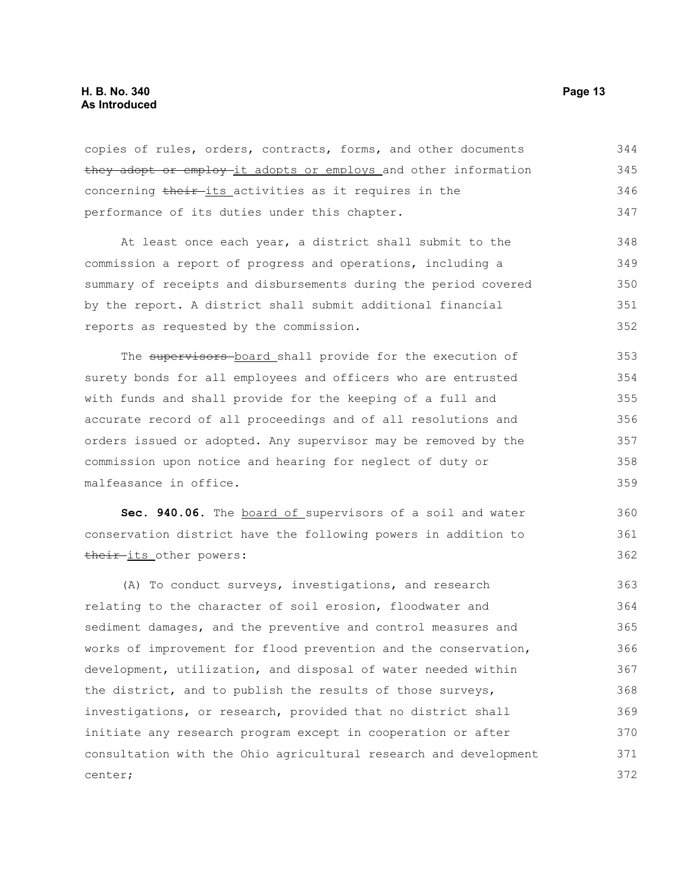copies of rules, orders, contracts, forms, and other documents ~~they adopt or employ~~ it adopts or employs and other information concerning ~~their~~ its activities as it requires in the performance of its duties under this chapter.

At least once each year, a district shall submit to the commission a report of progress and operations, including a summary of receipts and disbursements during the period covered by the report. A district shall submit additional financial reports as requested by the commission.

The ~~supervisors~~ board shall provide for the execution of surety bonds for all employees and officers who are entrusted with funds and shall provide for the keeping of a full and accurate record of all proceedings and of all resolutions and orders issued or adopted. Any supervisor may be removed by the commission upon notice and hearing for neglect of duty or malfeasance in office.

**Sec. 940.06.** The board of supervisors of a soil and water conservation district have the following powers in addition to ~~their~~ its other powers:

(A) To conduct surveys, investigations, and research relating to the character of soil erosion, floodwater and sediment damages, and the preventive and control measures and works of improvement for flood prevention and the conservation, development, utilization, and disposal of water needed within the district, and to publish the results of those surveys, investigations, or research, provided that no district shall initiate any research program except in cooperation or after consultation with the Ohio agricultural research and development center;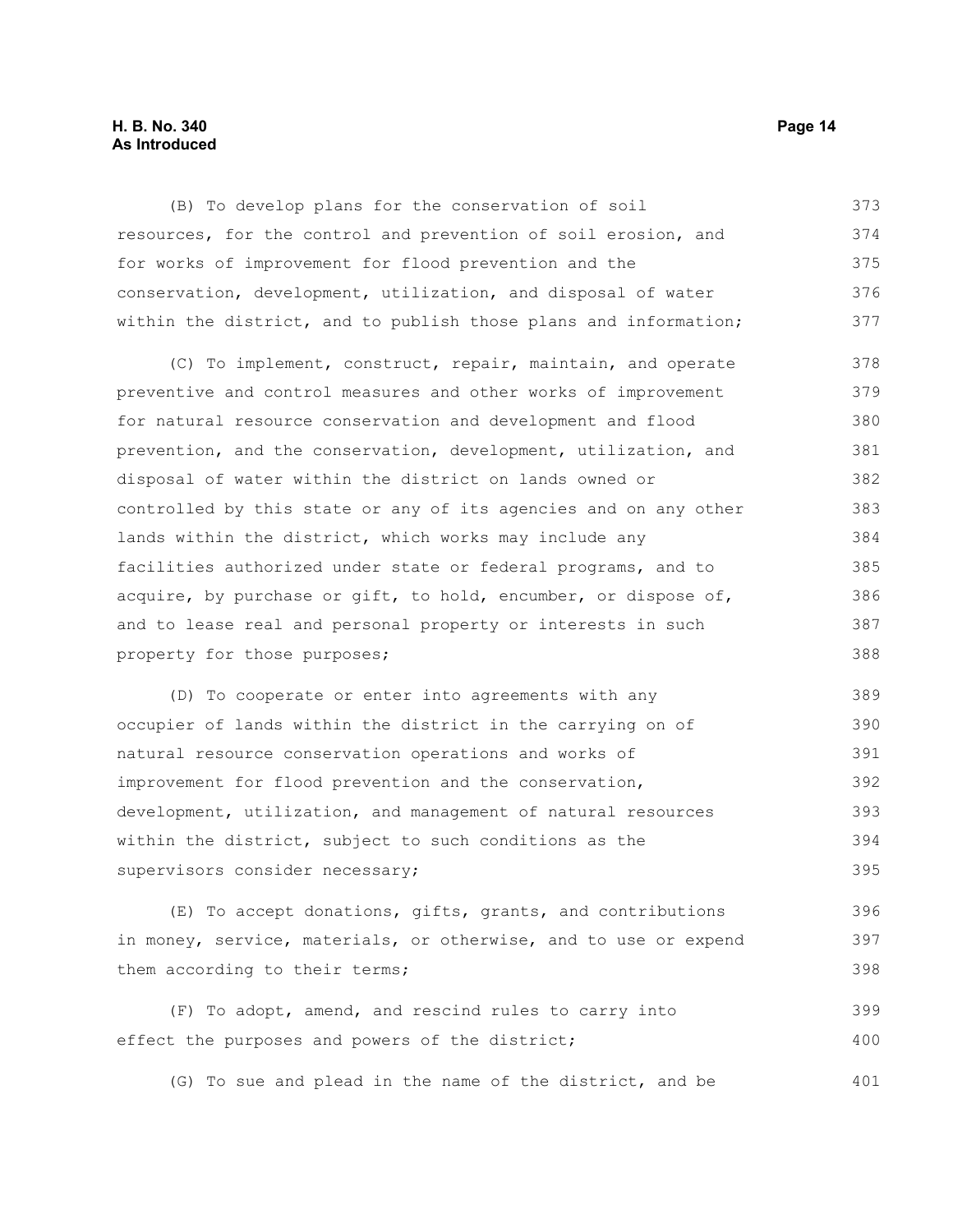(B) To develop plans for the conservation of soil resources, for the control and prevention of soil erosion, and for works of improvement for flood prevention and the conservation, development, utilization, and disposal of water within the district, and to publish those plans and information;

(C) To implement, construct, repair, maintain, and operate preventive and control measures and other works of improvement for natural resource conservation and development and flood prevention, and the conservation, development, utilization, and disposal of water within the district on lands owned or controlled by this state or any of its agencies and on any other lands within the district, which works may include any facilities authorized under state or federal programs, and to acquire, by purchase or gift, to hold, encumber, or dispose of, and to lease real and personal property or interests in such property for those purposes;

(D) To cooperate or enter into agreements with any occupier of lands within the district in the carrying on of natural resource conservation operations and works of improvement for flood prevention and the conservation, development, utilization, and management of natural resources within the district, subject to such conditions as the supervisors consider necessary;

(E) To accept donations, gifts, grants, and contributions in money, service, materials, or otherwise, and to use or expend them according to their terms;

(F) To adopt, amend, and rescind rules to carry into effect the purposes and powers of the district;

(G) To sue and plead in the name of the district, and be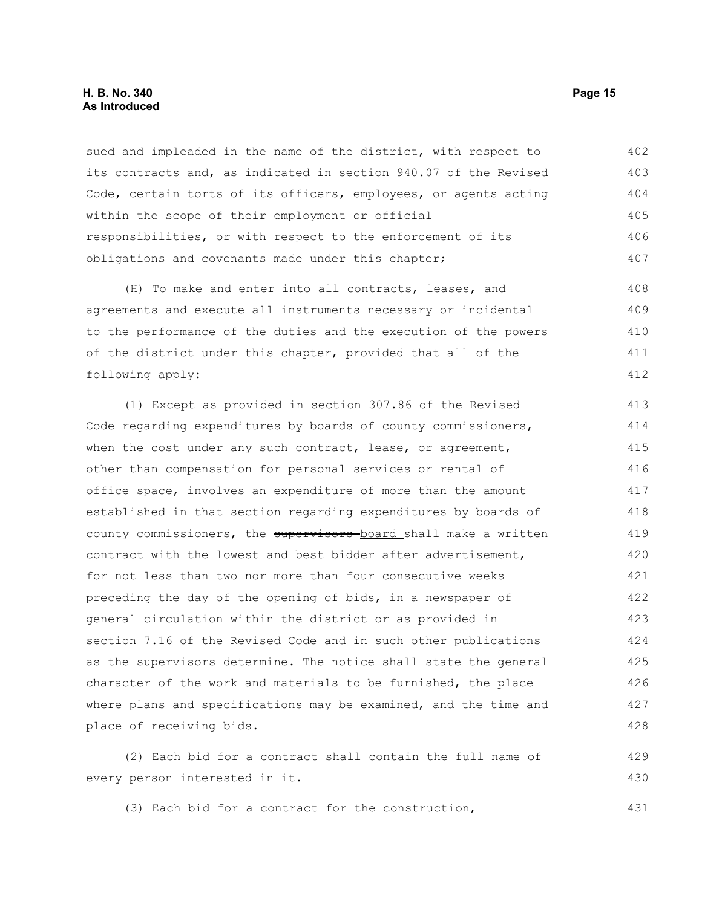sued and impleaded in the name of the district, with respect to its contracts and, as indicated in section 940.07 of the Revised Code, certain torts of its officers, employees, or agents acting within the scope of their employment or official responsibilities, or with respect to the enforcement of its obligations and covenants made under this chapter;

(H) To make and enter into all contracts, leases, and agreements and execute all instruments necessary or incidental to the performance of the duties and the execution of the powers of the district under this chapter, provided that all of the following apply:

(1) Except as provided in section 307.86 of the Revised Code regarding expenditures by boards of county commissioners, when the cost under any such contract, lease, or agreement, other than compensation for personal services or rental of office space, involves an expenditure of more than the amount established in that section regarding expenditures by boards of county commissioners, the ~~supervisors~~ board shall make a written contract with the lowest and best bidder after advertisement, for not less than two nor more than four consecutive weeks preceding the day of the opening of bids, in a newspaper of general circulation within the district or as provided in section 7.16 of the Revised Code and in such other publications as the supervisors determine. The notice shall state the general character of the work and materials to be furnished, the place where plans and specifications may be examined, and the time and place of receiving bids.

(2) Each bid for a contract shall contain the full name of every person interested in it.

(3) Each bid for a contract for the construction,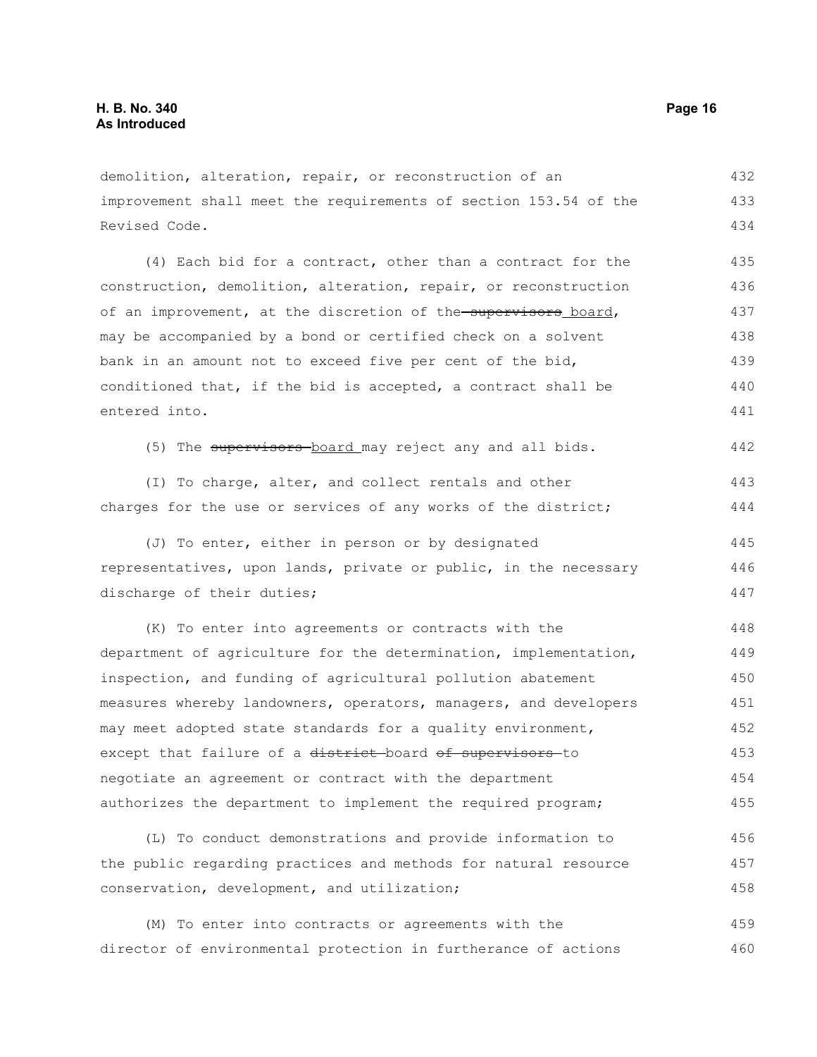demolition, alteration, repair, or reconstruction of an improvement shall meet the requirements of section 153.54 of the Revised Code.

(4) Each bid for a contract, other than a contract for the construction, demolition, alteration, repair, or reconstruction of an improvement, at the discretion of the ~~supervisors~~ board, may be accompanied by a bond or certified check on a solvent bank in an amount not to exceed five per cent of the bid, conditioned that, if the bid is accepted, a contract shall be entered into.

(5) The ~~supervisors~~ board may reject any and all bids.

(I) To charge, alter, and collect rentals and other charges for the use or services of any works of the district;

(J) To enter, either in person or by designated representatives, upon lands, private or public, in the necessary discharge of their duties;

(K) To enter into agreements or contracts with the department of agriculture for the determination, implementation, inspection, and funding of agricultural pollution abatement measures whereby landowners, operators, managers, and developers may meet adopted state standards for a quality environment, except that failure of a ~~district~~ board ~~of supervisors~~ to negotiate an agreement or contract with the department authorizes the department to implement the required program;

(L) To conduct demonstrations and provide information to the public regarding practices and methods for natural resource conservation, development, and utilization;

(M) To enter into contracts or agreements with the director of environmental protection in furtherance of actions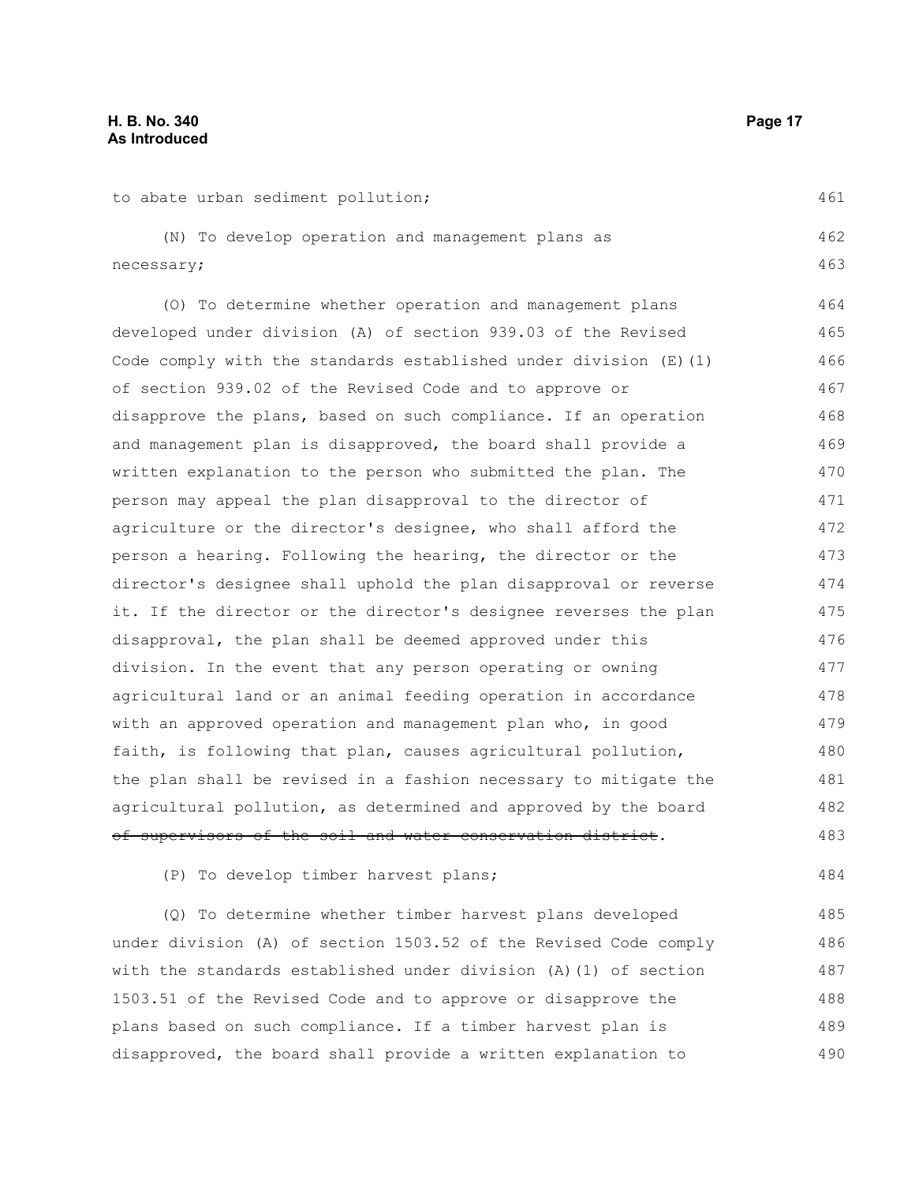to abate urban sediment pollution;

(N) To develop operation and management plans as necessary;

(O) To determine whether operation and management plans developed under division (A) of section 939.03 of the Revised Code comply with the standards established under division (E)(1) of section 939.02 of the Revised Code and to approve or disapprove the plans, based on such compliance. If an operation and management plan is disapproved, the board shall provide a written explanation to the person who submitted the plan. The person may appeal the plan disapproval to the director of agriculture or the director's designee, who shall afford the person a hearing. Following the hearing, the director or the director's designee shall uphold the plan disapproval or reverse it. If the director or the director's designee reverses the plan disapproval, the plan shall be deemed approved under this division. In the event that any person operating or owning agricultural land or an animal feeding operation in accordance with an approved operation and management plan who, in good faith, is following that plan, causes agricultural pollution, the plan shall be revised in a fashion necessary to mitigate the agricultural pollution, as determined and approved by the board ~~of supervisors of the soil and water conservation district~~.

(P) To develop timber harvest plans;

(Q) To determine whether timber harvest plans developed under division (A) of section 1503.52 of the Revised Code comply with the standards established under division (A)(1) of section 1503.51 of the Revised Code and to approve or disapprove the plans based on such compliance. If a timber harvest plan is disapproved, the board shall provide a written explanation to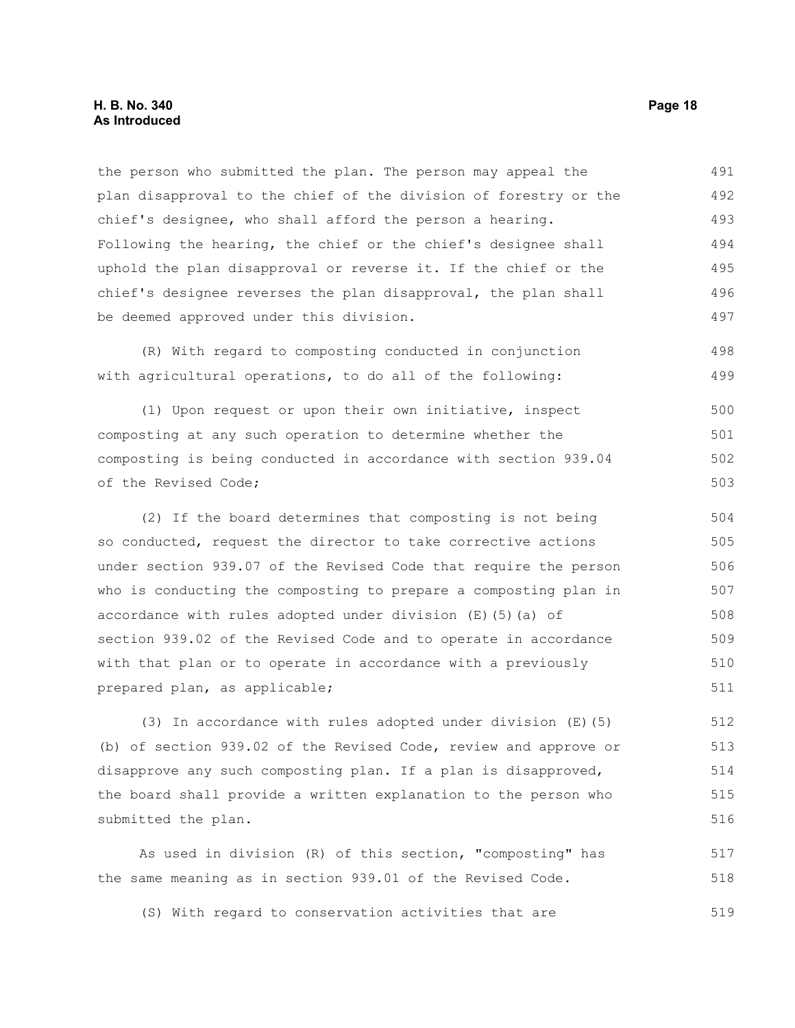the person who submitted the plan. The person may appeal the plan disapproval to the chief of the division of forestry or the chief's designee, who shall afford the person a hearing. Following the hearing, the chief or the chief's designee shall uphold the plan disapproval or reverse it. If the chief or the chief's designee reverses the plan disapproval, the plan shall be deemed approved under this division.

(R) With regard to composting conducted in conjunction with agricultural operations, to do all of the following:

(1) Upon request or upon their own initiative, inspect composting at any such operation to determine whether the composting is being conducted in accordance with section 939.04 of the Revised Code;

(2) If the board determines that composting is not being so conducted, request the director to take corrective actions under section 939.07 of the Revised Code that require the person who is conducting the composting to prepare a composting plan in accordance with rules adopted under division (E)(5)(a) of section 939.02 of the Revised Code and to operate in accordance with that plan or to operate in accordance with a previously prepared plan, as applicable;

(3) In accordance with rules adopted under division (E)(5)(b) of section 939.02 of the Revised Code, review and approve or disapprove any such composting plan. If a plan is disapproved, the board shall provide a written explanation to the person who submitted the plan.

As used in division (R) of this section, "composting" has the same meaning as in section 939.01 of the Revised Code.

(S) With regard to conservation activities that are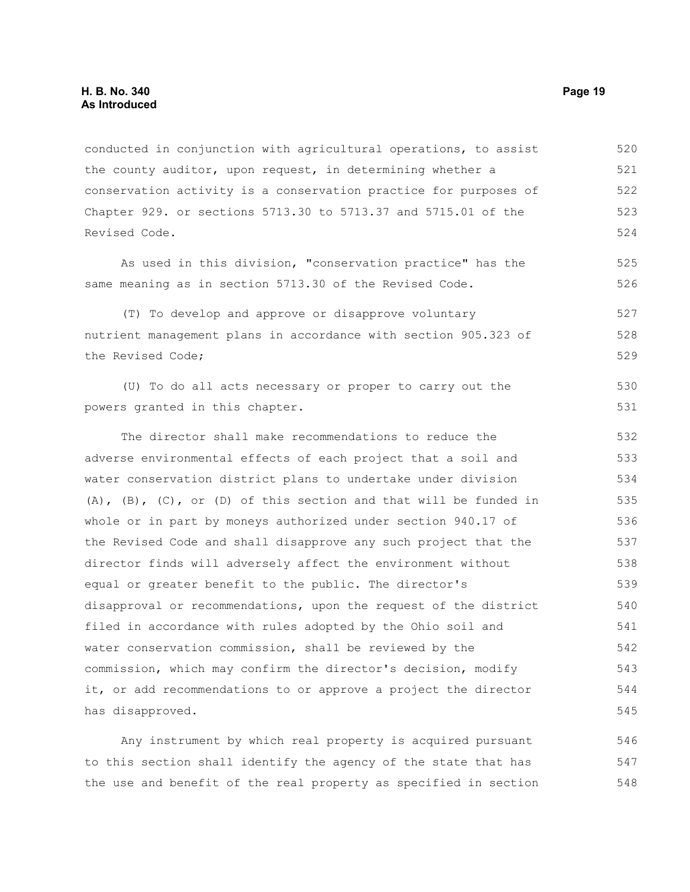conducted in conjunction with agricultural operations, to assist the county auditor, upon request, in determining whether a conservation activity is a conservation practice for purposes of Chapter 929. or sections 5713.30 to 5713.37 and 5715.01 of the Revised Code.

As used in this division, "conservation practice" has the same meaning as in section 5713.30 of the Revised Code.

(T) To develop and approve or disapprove voluntary nutrient management plans in accordance with section 905.323 of the Revised Code;

(U) To do all acts necessary or proper to carry out the powers granted in this chapter.

The director shall make recommendations to reduce the adverse environmental effects of each project that a soil and water conservation district plans to undertake under division (A), (B), (C), or (D) of this section and that will be funded in whole or in part by moneys authorized under section 940.17 of the Revised Code and shall disapprove any such project that the director finds will adversely affect the environment without equal or greater benefit to the public. The director's disapproval or recommendations, upon the request of the district filed in accordance with rules adopted by the Ohio soil and water conservation commission, shall be reviewed by the commission, which may confirm the director's decision, modify it, or add recommendations to or approve a project the director has disapproved.

Any instrument by which real property is acquired pursuant to this section shall identify the agency of the state that has the use and benefit of the real property as specified in section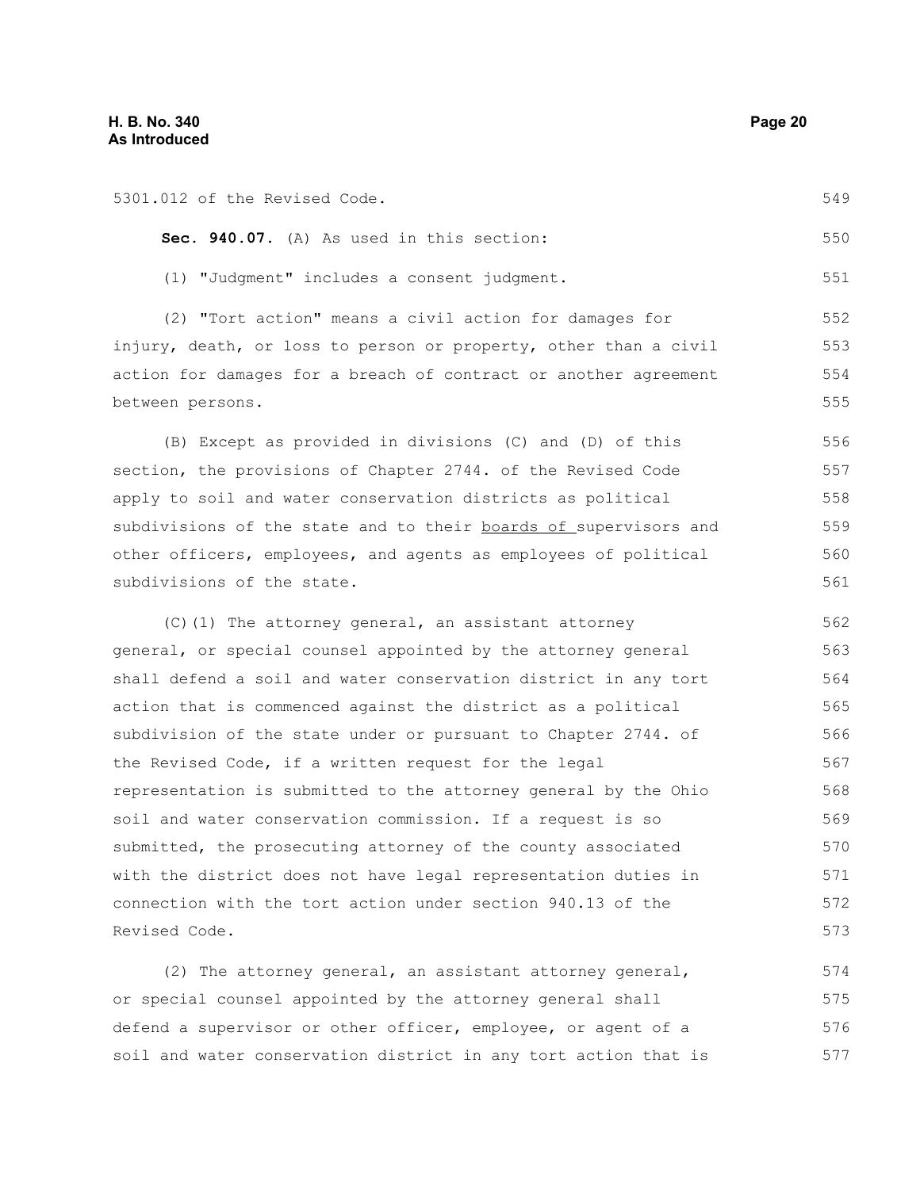5301.012 of the Revised Code.

**Sec. 940.07.** (A) As used in this section:

(1) "Judgment" includes a consent judgment.

(2) "Tort action" means a civil action for damages for injury, death, or loss to person or property, other than a civil action for damages for a breach of contract or another agreement between persons.

(B) Except as provided in divisions (C) and (D) of this section, the provisions of Chapter 2744. of the Revised Code apply to soil and water conservation districts as political subdivisions of the state and to their <u>boards of </u>supervisors and other officers, employees, and agents as employees of political subdivisions of the state.

(C)(1) The attorney general, an assistant attorney general, or special counsel appointed by the attorney general shall defend a soil and water conservation district in any tort action that is commenced against the district as a political subdivision of the state under or pursuant to Chapter 2744. of the Revised Code, if a written request for the legal representation is submitted to the attorney general by the Ohio soil and water conservation commission. If a request is so submitted, the prosecuting attorney of the county associated with the district does not have legal representation duties in connection with the tort action under section 940.13 of the Revised Code.

(2) The attorney general, an assistant attorney general, or special counsel appointed by the attorney general shall defend a supervisor or other officer, employee, or agent of a soil and water conservation district in any tort action that is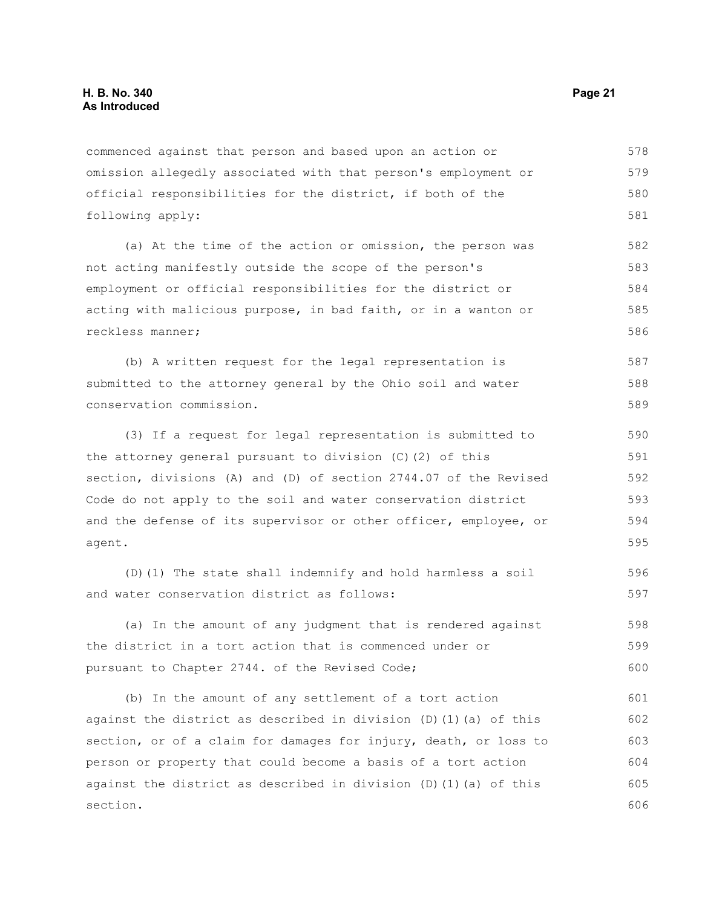commenced against that person and based upon an action or omission allegedly associated with that person's employment or official responsibilities for the district, if both of the following apply:

(a) At the time of the action or omission, the person was not acting manifestly outside the scope of the person's employment or official responsibilities for the district or acting with malicious purpose, in bad faith, or in a wanton or reckless manner;

(b) A written request for the legal representation is submitted to the attorney general by the Ohio soil and water conservation commission.

(3) If a request for legal representation is submitted to the attorney general pursuant to division (C)(2) of this section, divisions (A) and (D) of section 2744.07 of the Revised Code do not apply to the soil and water conservation district and the defense of its supervisor or other officer, employee, or agent.

(D)(1) The state shall indemnify and hold harmless a soil and water conservation district as follows:

(a) In the amount of any judgment that is rendered against the district in a tort action that is commenced under or pursuant to Chapter 2744. of the Revised Code;

(b) In the amount of any settlement of a tort action against the district as described in division (D)(1)(a) of this section, or of a claim for damages for injury, death, or loss to person or property that could become a basis of a tort action against the district as described in division (D)(1)(a) of this section.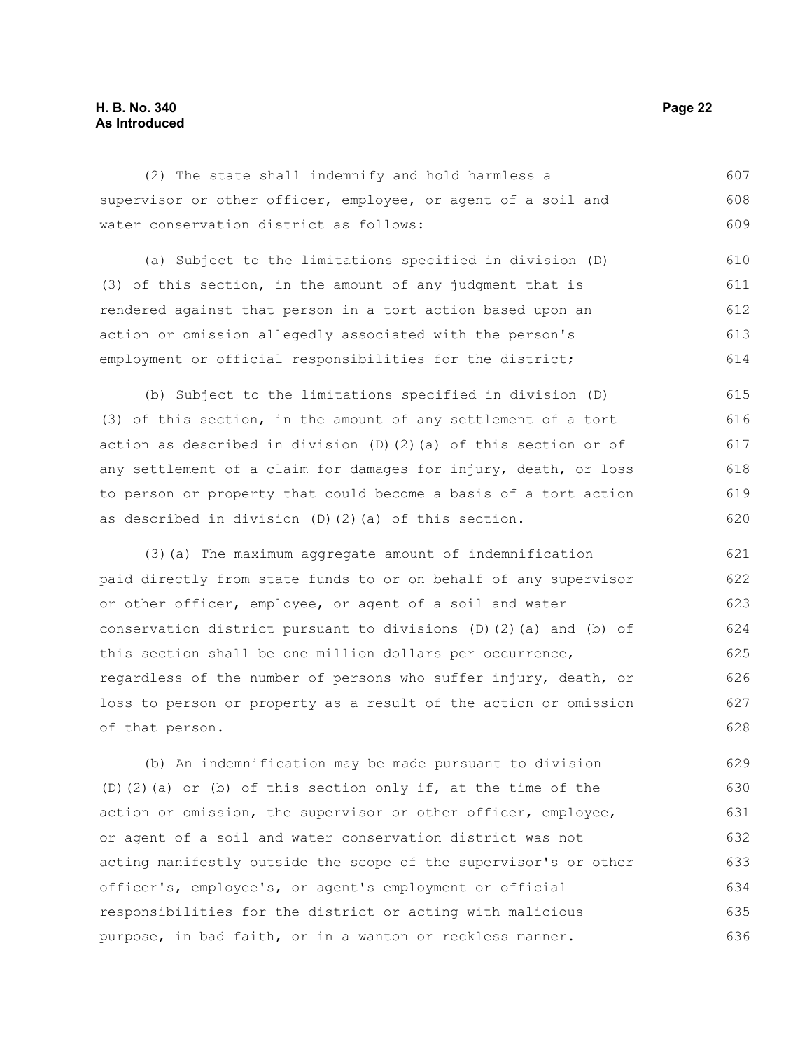(2) The state shall indemnify and hold harmless a supervisor or other officer, employee, or agent of a soil and water conservation district as follows:

(a) Subject to the limitations specified in division (D)(3) of this section, in the amount of any judgment that is rendered against that person in a tort action based upon an action or omission allegedly associated with the person's employment or official responsibilities for the district;

(b) Subject to the limitations specified in division (D)(3) of this section, in the amount of any settlement of a tort action as described in division (D)(2)(a) of this section or of any settlement of a claim for damages for injury, death, or loss to person or property that could become a basis of a tort action as described in division (D)(2)(a) of this section.

(3)(a) The maximum aggregate amount of indemnification paid directly from state funds to or on behalf of any supervisor or other officer, employee, or agent of a soil and water conservation district pursuant to divisions (D)(2)(a) and (b) of this section shall be one million dollars per occurrence, regardless of the number of persons who suffer injury, death, or loss to person or property as a result of the action or omission of that person.

(b) An indemnification may be made pursuant to division (D)(2)(a) or (b) of this section only if, at the time of the action or omission, the supervisor or other officer, employee, or agent of a soil and water conservation district was not acting manifestly outside the scope of the supervisor's or other officer's, employee's, or agent's employment or official responsibilities for the district or acting with malicious purpose, in bad faith, or in a wanton or reckless manner.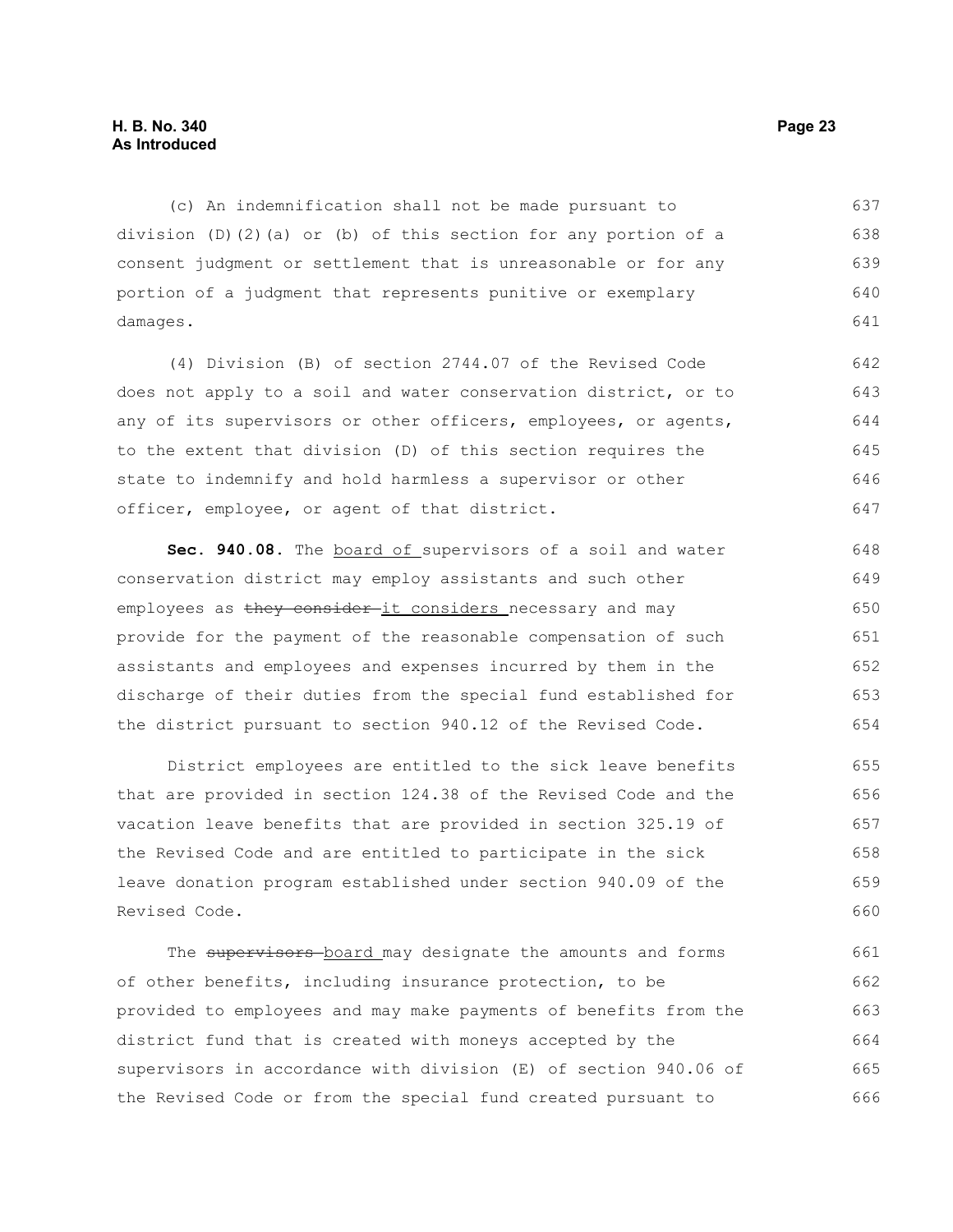(c) An indemnification shall not be made pursuant to division (D)(2)(a) or (b) of this section for any portion of a consent judgment or settlement that is unreasonable or for any portion of a judgment that represents punitive or exemplary damages.

(4) Division (B) of section 2744.07 of the Revised Code does not apply to a soil and water conservation district, or to any of its supervisors or other officers, employees, or agents, to the extent that division (D) of this section requires the state to indemnify and hold harmless a supervisor or other officer, employee, or agent of that district.

**Sec. 940.08.** The board of supervisors of a soil and water conservation district may employ assistants and such other employees as ~~they consider~~ it considers necessary and may provide for the payment of the reasonable compensation of such assistants and employees and expenses incurred by them in the discharge of their duties from the special fund established for the district pursuant to section 940.12 of the Revised Code.

District employees are entitled to the sick leave benefits that are provided in section 124.38 of the Revised Code and the vacation leave benefits that are provided in section 325.19 of the Revised Code and are entitled to participate in the sick leave donation program established under section 940.09 of the Revised Code.

The ~~supervisors~~ board may designate the amounts and forms of other benefits, including insurance protection, to be provided to employees and may make payments of benefits from the district fund that is created with moneys accepted by the supervisors in accordance with division (E) of section 940.06 of the Revised Code or from the special fund created pursuant to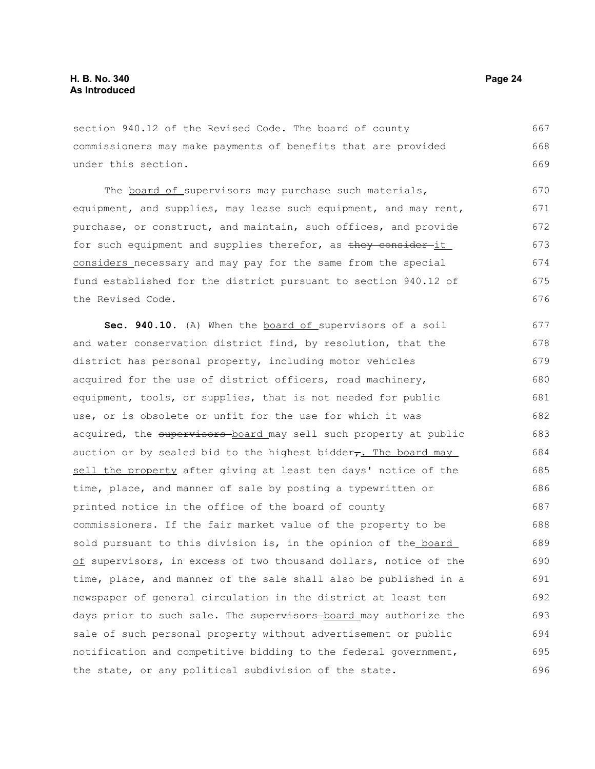section 940.12 of the Revised Code. The board of county commissioners may make payments of benefits that are provided under this section.

The board of supervisors may purchase such materials, equipment, and supplies, may lease such equipment, and may rent, purchase, or construct, and maintain, such offices, and provide for such equipment and supplies therefor, as they consider it considers necessary and may pay for the same from the special fund established for the district pursuant to section 940.12 of the Revised Code.

**Sec. 940.10.** (A) When the board of supervisors of a soil and water conservation district find, by resolution, that the district has personal property, including motor vehicles acquired for the use of district officers, road machinery, equipment, tools, or supplies, that is not needed for public use, or is obsolete or unfit for the use for which it was acquired, the supervisors board may sell such property at public auction or by sealed bid to the highest bidder,. The board may sell the property after giving at least ten days' notice of the time, place, and manner of sale by posting a typewritten or printed notice in the office of the board of county commissioners. If the fair market value of the property to be sold pursuant to this division is, in the opinion of the board of supervisors, in excess of two thousand dollars, notice of the time, place, and manner of the sale shall also be published in a newspaper of general circulation in the district at least ten days prior to such sale. The supervisors board may authorize the sale of such personal property without advertisement or public notification and competitive bidding to the federal government, the state, or any political subdivision of the state.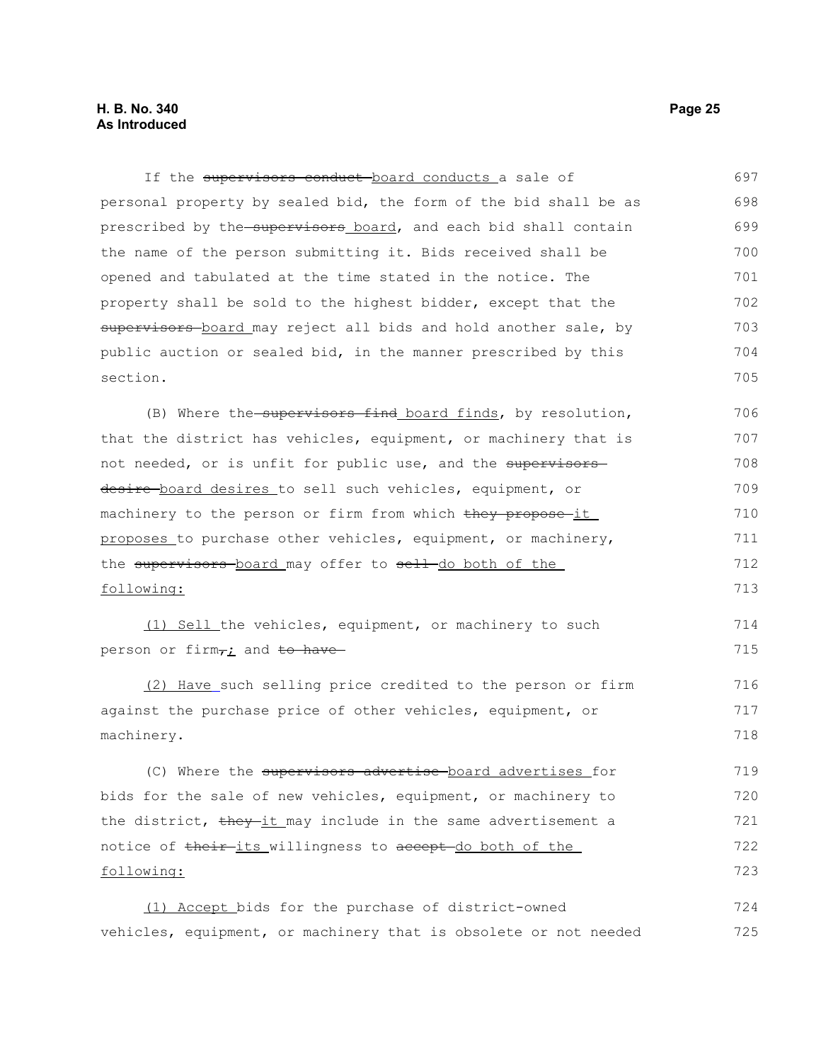If the ~~supervisors conduct~~ board conducts a sale of personal property by sealed bid, the form of the bid shall be as prescribed by the ~~supervisors~~ board, and each bid shall contain the name of the person submitting it. Bids received shall be opened and tabulated at the time stated in the notice. The property shall be sold to the highest bidder, except that the ~~supervisors~~ board may reject all bids and hold another sale, by public auction or sealed bid, in the manner prescribed by this section.

(B) Where the ~~supervisors find~~ board finds, by resolution, that the district has vehicles, equipment, or machinery that is not needed, or is unfit for public use, and the ~~supervisors desire~~ board desires to sell such vehicles, equipment, or machinery to the person or firm from which ~~they propose~~ it proposes to purchase other vehicles, equipment, or machinery, the ~~supervisors~~ board may offer to ~~sell~~ do both of the following:

(1) Sell the vehicles, equipment, or machinery to such person or firm~~,~~; and ~~to have~~

(2) Have such selling price credited to the person or firm against the purchase price of other vehicles, equipment, or machinery.

(C) Where the ~~supervisors advertise~~ board advertises for bids for the sale of new vehicles, equipment, or machinery to the district, ~~they~~ it may include in the same advertisement a notice of ~~their~~ its willingness to ~~accept~~ do both of the following:

(1) Accept bids for the purchase of district-owned vehicles, equipment, or machinery that is obsolete or not needed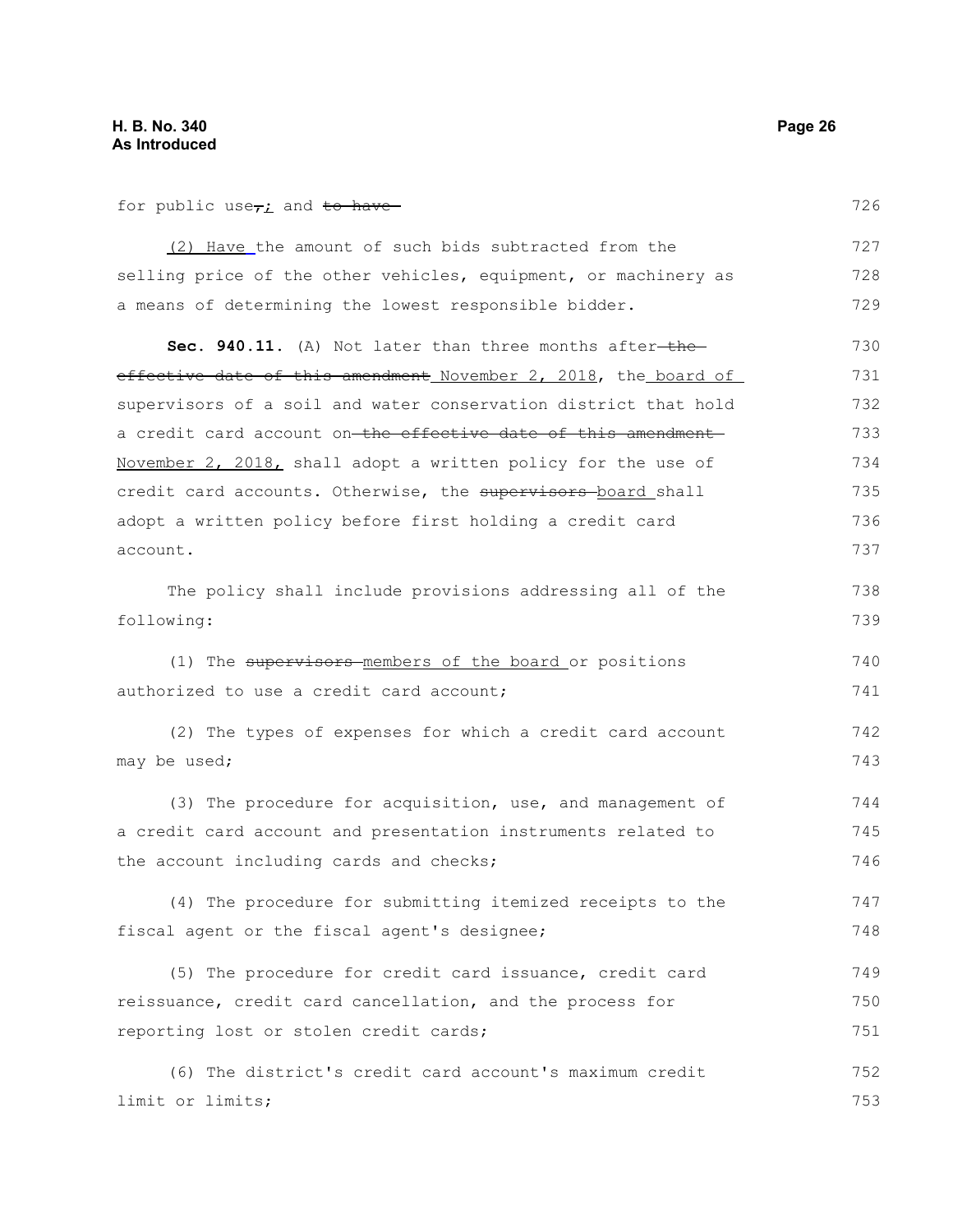for public use~~,~~; and ~~to have~~

(2) Have the amount of such bids subtracted from the selling price of the other vehicles, equipment, or machinery as a means of determining the lowest responsible bidder.

**Sec. 940.11.** (A) Not later than three months after ~~the effective date of this amendment~~ November 2, 2018, the board of supervisors of a soil and water conservation district that hold a credit card account on ~~the effective date of this amendment~~ November 2, 2018, shall adopt a written policy for the use of credit card accounts. Otherwise, the ~~supervisors~~ board shall adopt a written policy before first holding a credit card account.

The policy shall include provisions addressing all of the following:

(1) The ~~supervisors~~ members of the board or positions authorized to use a credit card account;

(2) The types of expenses for which a credit card account may be used;

(3) The procedure for acquisition, use, and management of a credit card account and presentation instruments related to the account including cards and checks;

(4) The procedure for submitting itemized receipts to the fiscal agent or the fiscal agent's designee;

(5) The procedure for credit card issuance, credit card reissuance, credit card cancellation, and the process for reporting lost or stolen credit cards;

(6) The district's credit card account's maximum credit limit or limits;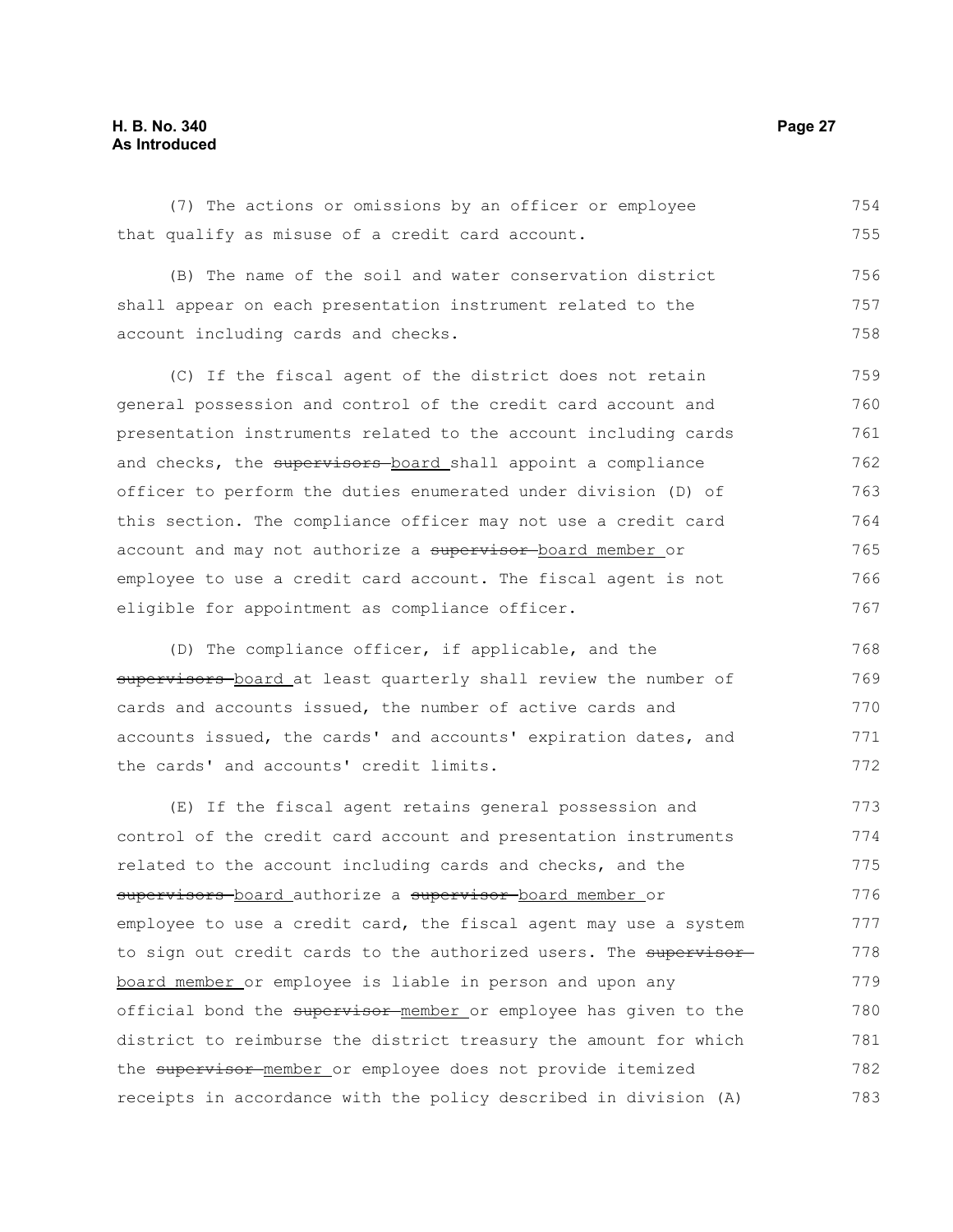(7) The actions or omissions by an officer or employee that qualify as misuse of a credit card account.

(B) The name of the soil and water conservation district shall appear on each presentation instrument related to the account including cards and checks.

(C) If the fiscal agent of the district does not retain general possession and control of the credit card account and presentation instruments related to the account including cards and checks, the ~~supervisors~~ <u>board</u> shall appoint a compliance officer to perform the duties enumerated under division (D) of this section. The compliance officer may not use a credit card account and may not authorize a ~~supervisor~~ <u>board member</u> or employee to use a credit card account. The fiscal agent is not eligible for appointment as compliance officer.

(D) The compliance officer, if applicable, and the ~~supervisors~~ <u>board</u> at least quarterly shall review the number of cards and accounts issued, the number of active cards and accounts issued, the cards' and accounts' expiration dates, and the cards' and accounts' credit limits.

(E) If the fiscal agent retains general possession and control of the credit card account and presentation instruments related to the account including cards and checks, and the ~~supervisors~~ <u>board</u> authorize a ~~supervisor~~ <u>board member</u> or employee to use a credit card, the fiscal agent may use a system to sign out credit cards to the authorized users. The ~~supervisor~~ <u>board member</u> or employee is liable in person and upon any official bond the ~~supervisor~~ <u>member</u> or employee has given to the district to reimburse the district treasury the amount for which the ~~supervisor~~ <u>member</u> or employee does not provide itemized receipts in accordance with the policy described in division (A)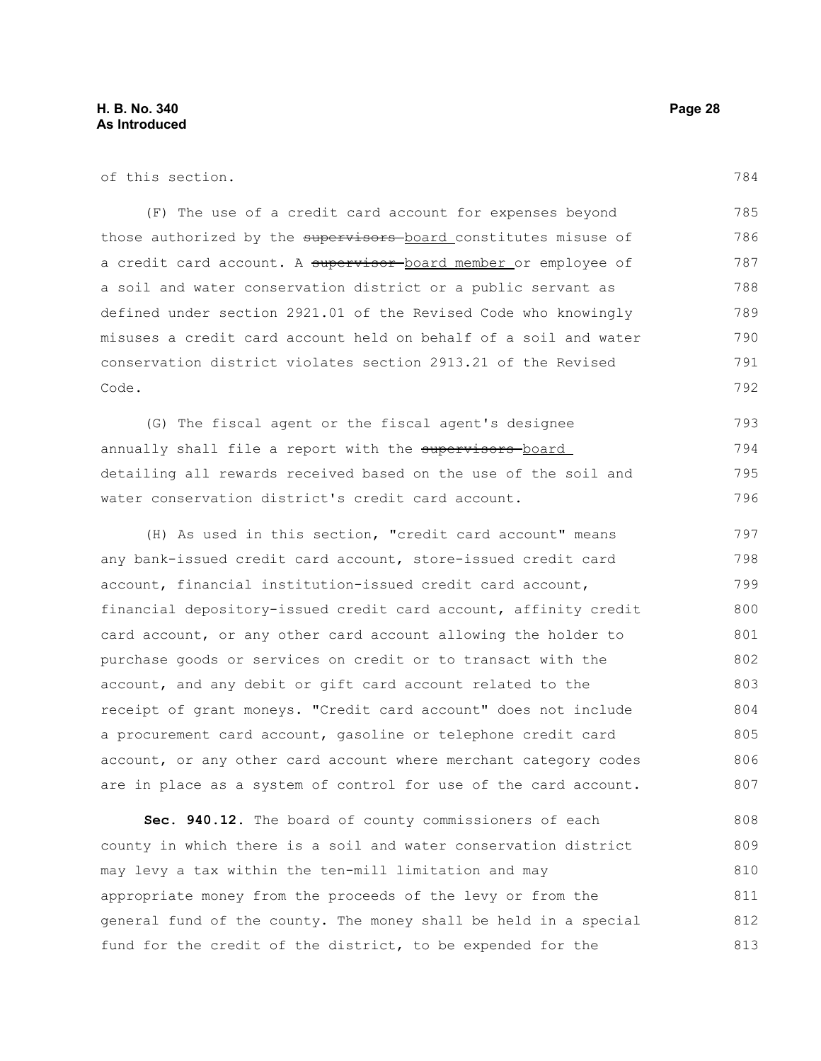of this section.

(F) The use of a credit card account for expenses beyond those authorized by the ~~supervisors~~ board constitutes misuse of a credit card account. A ~~supervisor~~ board member or employee of a soil and water conservation district or a public servant as defined under section 2921.01 of the Revised Code who knowingly misuses a credit card account held on behalf of a soil and water conservation district violates section 2913.21 of the Revised Code.

(G) The fiscal agent or the fiscal agent's designee annually shall file a report with the ~~supervisors~~ board detailing all rewards received based on the use of the soil and water conservation district's credit card account.

(H) As used in this section, "credit card account" means any bank-issued credit card account, store-issued credit card account, financial institution-issued credit card account, financial depository-issued credit card account, affinity credit card account, or any other card account allowing the holder to purchase goods or services on credit or to transact with the account, and any debit or gift card account related to the receipt of grant moneys. "Credit card account" does not include a procurement card account, gasoline or telephone credit card account, or any other card account where merchant category codes are in place as a system of control for use of the card account.

**Sec. 940.12.** The board of county commissioners of each county in which there is a soil and water conservation district may levy a tax within the ten-mill limitation and may appropriate money from the proceeds of the levy or from the general fund of the county. The money shall be held in a special fund for the credit of the district, to be expended for the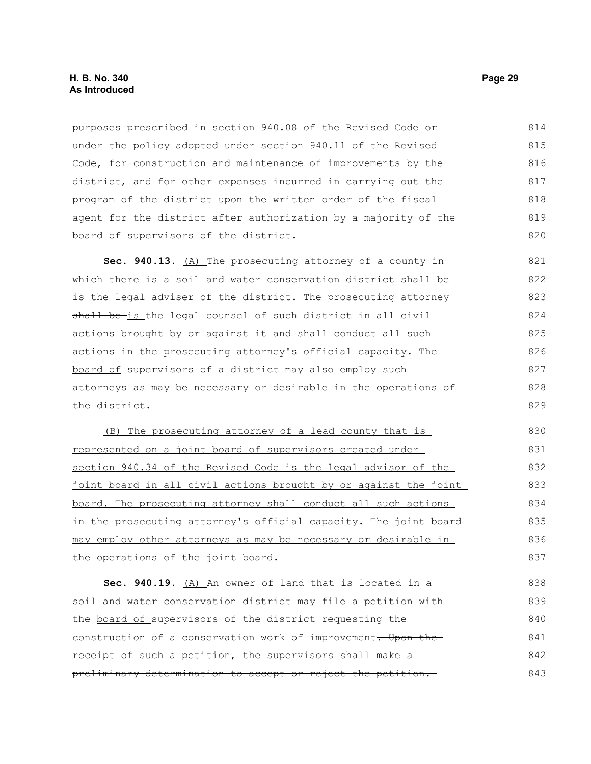purposes prescribed in section 940.08 of the Revised Code or under the policy adopted under section 940.11 of the Revised Code, for construction and maintenance of improvements by the district, and for other expenses incurred in carrying out the program of the district upon the written order of the fiscal agent for the district after authorization by a majority of the <u>board of</u> supervisors of the district.

**Sec. 940.13.** <u>(A)</u> The prosecuting attorney of a county in which there is a soil and water conservation district ~~shall be~~ <u>is</u> the legal adviser of the district. The prosecuting attorney ~~shall be~~ <u>is</u> the legal counsel of such district in all civil actions brought by or against it and shall conduct all such actions in the prosecuting attorney's official capacity. The <u>board of</u> supervisors of a district may also employ such attorneys as may be necessary or desirable in the operations of the district.

<u>(B) The prosecuting attorney of a lead county that is represented on a joint board of supervisors created under section 940.34 of the Revised Code is the legal advisor of the joint board in all civil actions brought by or against the joint board. The prosecuting attorney shall conduct all such actions in the prosecuting attorney's official capacity. The joint board may employ other attorneys as may be necessary or desirable in the operations of the joint board.</u>

**Sec. 940.19.** <u>(A)</u> An owner of land that is located in a soil and water conservation district may file a petition with the <u>board of</u> supervisors of the district requesting the construction of a conservation work of improvement~~. Upon the receipt of such a petition, the supervisors shall make a preliminary determination to accept or reject the petition.~~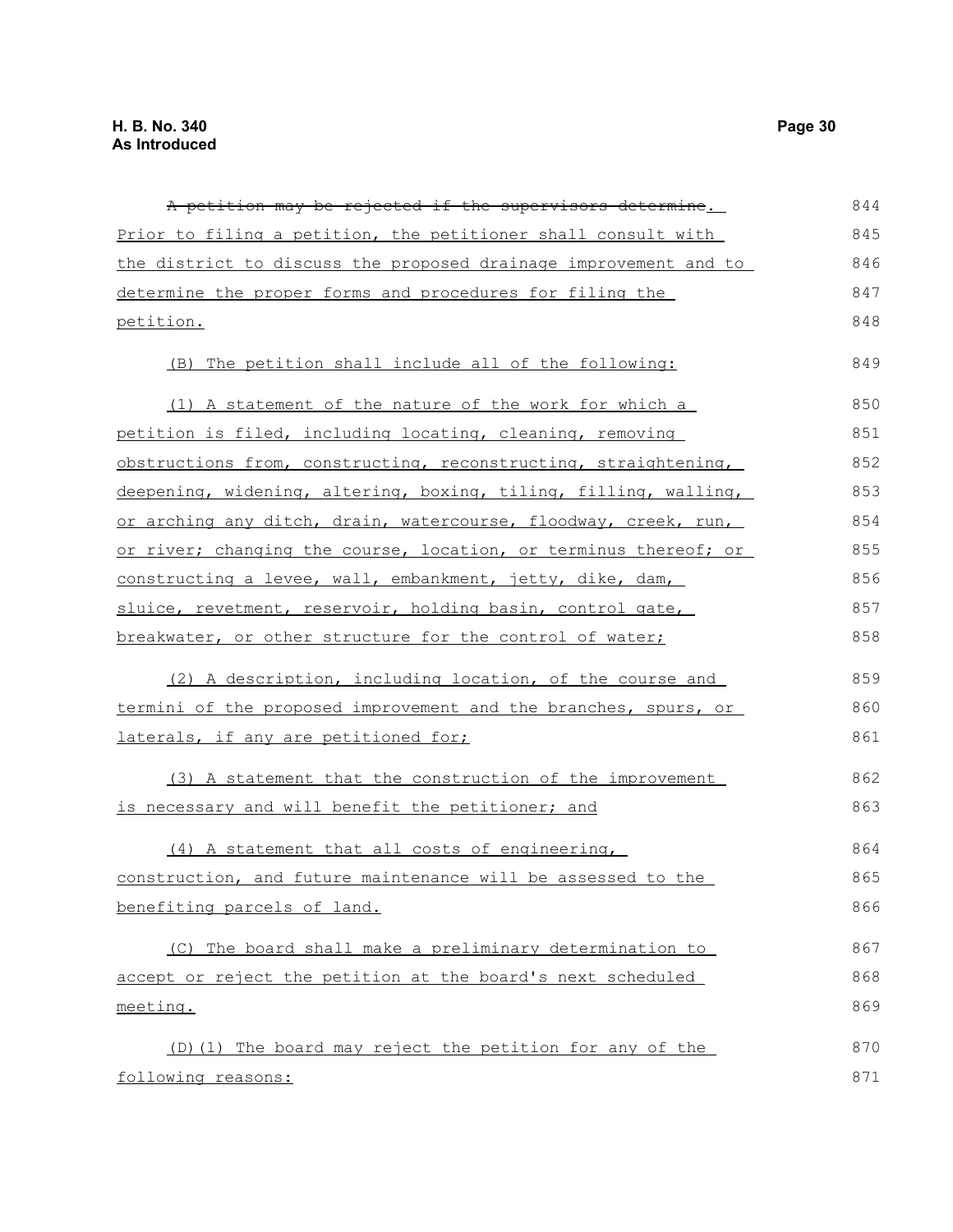~~A petition may be rejected if the supervisors determine~~. Prior to filing a petition, the petitioner shall consult with the district to discuss the proposed drainage improvement and to determine the proper forms and procedures for filing the petition.

(B) The petition shall include all of the following:

(1) A statement of the nature of the work for which a petition is filed, including locating, cleaning, removing obstructions from, constructing, reconstructing, straightening, deepening, widening, altering, boxing, tiling, filling, walling, or arching any ditch, drain, watercourse, floodway, creek, run, or river; changing the course, location, or terminus thereof; or constructing a levee, wall, embankment, jetty, dike, dam, sluice, revetment, reservoir, holding basin, control gate, breakwater, or other structure for the control of water;

(2) A description, including location, of the course and termini of the proposed improvement and the branches, spurs, or laterals, if any are petitioned for;

(3) A statement that the construction of the improvement is necessary and will benefit the petitioner; and

(4) A statement that all costs of engineering, construction, and future maintenance will be assessed to the benefiting parcels of land.

(C) The board shall make a preliminary determination to accept or reject the petition at the board's next scheduled meeting.

(D)(1) The board may reject the petition for any of the following reasons: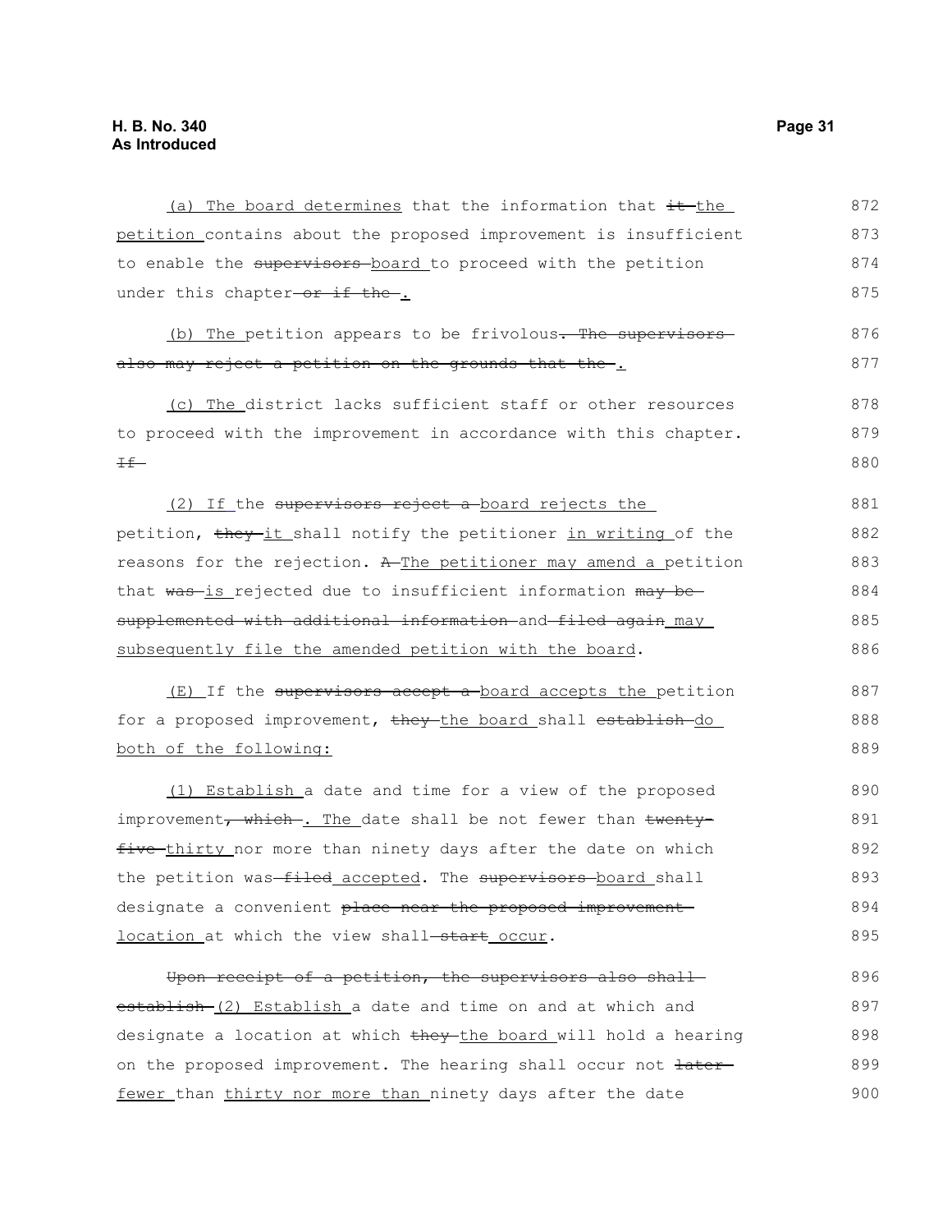(a) The board determines that the information that ~~it~~ the petition contains about the proposed improvement is insufficient to enable the ~~supervisors~~ board to proceed with the petition under this chapter~~ or if the~~.

(b) The petition appears to be frivolous~~. The supervisors also may reject a petition on the grounds that the~~.

(c) The district lacks sufficient staff or other resources to proceed with the improvement in accordance with this chapter. ~~If~~

(2) If the ~~supervisors reject a~~ board rejects the petition, ~~they~~ it shall notify the petitioner in writing of the reasons for the rejection. ~~A~~ The petitioner may amend a petition that ~~was~~ is rejected due to insufficient information ~~may be supplemented with additional information~~ and ~~filed again~~ may subsequently file the amended petition with the board.

(E) If the ~~supervisors accept a~~ board accepts the petition for a proposed improvement, ~~they~~ the board shall ~~establish~~ do both of the following:

(1) Establish a date and time for a view of the proposed improvement~~, which~~. The date shall be not fewer than ~~twenty-five~~ thirty nor more than ninety days after the date on which the petition was ~~filed~~ accepted. The ~~supervisors~~ board shall designate a convenient ~~place near the proposed improvement~~ location at which the view shall ~~start~~ occur.

~~Upon receipt of a petition, the supervisors also shall establish~~ (2) Establish a date and time on and at which and designate a location at which ~~they~~ the board will hold a hearing on the proposed improvement. The hearing shall occur not ~~later~~ fewer than thirty nor more than ninety days after the date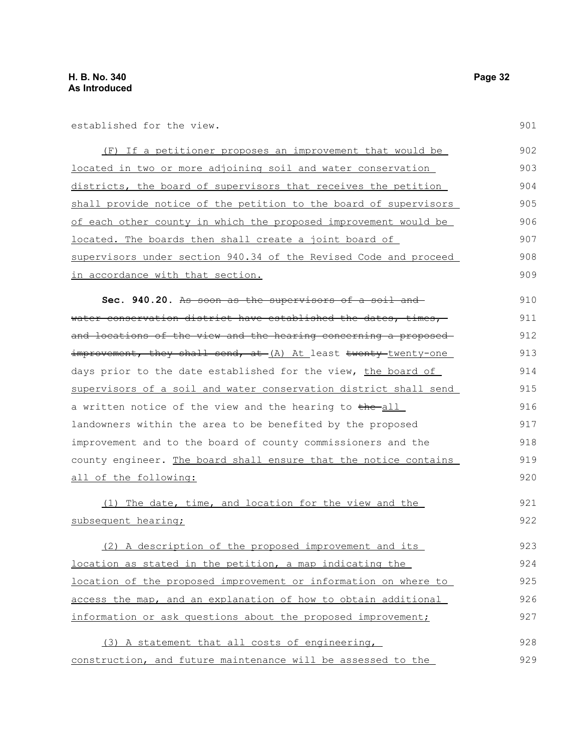established for the view.

(F) If a petitioner proposes an improvement that would be located in two or more adjoining soil and water conservation districts, the board of supervisors that receives the petition shall provide notice of the petition to the board of supervisors of each other county in which the proposed improvement would be located. The boards then shall create a joint board of supervisors under section 940.34 of the Revised Code and proceed in accordance with that section.

**Sec. 940.20.** ~~As soon as the supervisors of a soil and water conservation district have established the dates, times, and locations of the view and the hearing concerning a proposed improvement, they shall send, at~~ (A) At least ~~twenty~~ twenty-one days prior to the date established for the view, the board of supervisors of a soil and water conservation district shall send a written notice of the view and the hearing to ~~the~~ all landowners within the area to be benefited by the proposed improvement and to the board of county commissioners and the county engineer. The board shall ensure that the notice contains all of the following:

(1) The date, time, and location for the view and the subsequent hearing;

(2) A description of the proposed improvement and its location as stated in the petition, a map indicating the location of the proposed improvement or information on where to access the map, and an explanation of how to obtain additional information or ask questions about the proposed improvement;

(3) A statement that all costs of engineering, construction, and future maintenance will be assessed to the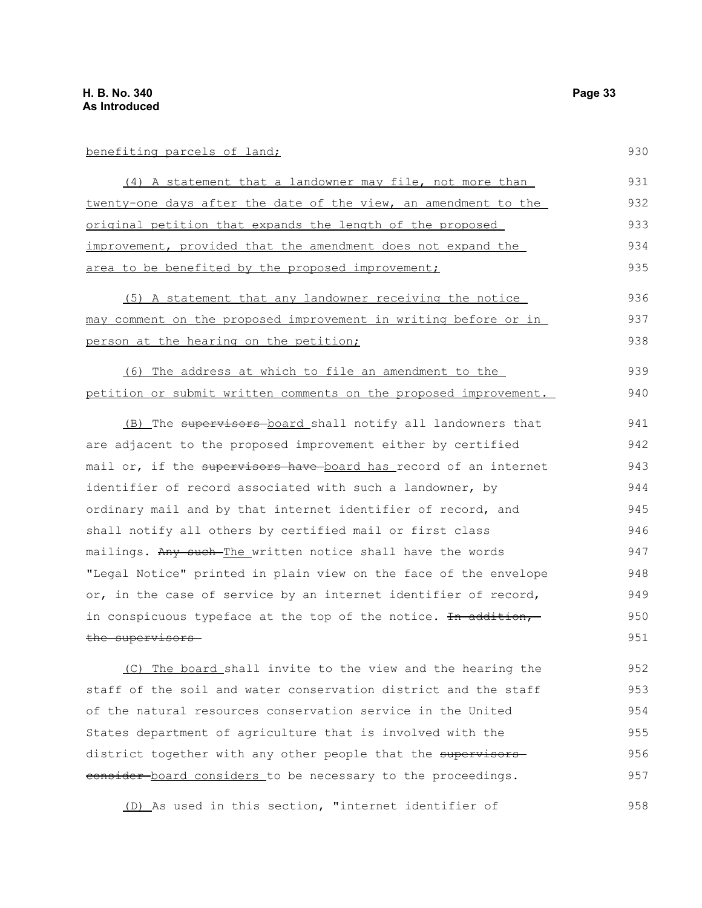benefiting parcels of land;

(4) A statement that a landowner may file, not more than twenty-one days after the date of the view, an amendment to the original petition that expands the length of the proposed improvement, provided that the amendment does not expand the area to be benefited by the proposed improvement;

(5) A statement that any landowner receiving the notice may comment on the proposed improvement in writing before or in person at the hearing on the petition;

(6) The address at which to file an amendment to the petition or submit written comments on the proposed improvement.

(B) The ~~supervisors~~ board shall notify all landowners that are adjacent to the proposed improvement either by certified mail or, if the ~~supervisors have~~ board has record of an internet identifier of record associated with such a landowner, by ordinary mail and by that internet identifier of record, and shall notify all others by certified mail or first class mailings. ~~Any such~~ The written notice shall have the words "Legal Notice" printed in plain view on the face of the envelope or, in the case of service by an internet identifier of record, in conspicuous typeface at the top of the notice. ~~In addition, the supervisors~~

(C) The board shall invite to the view and the hearing the staff of the soil and water conservation district and the staff of the natural resources conservation service in the United States department of agriculture that is involved with the district together with any other people that the ~~supervisors consider~~ board considers to be necessary to the proceedings.

(D) As used in this section, "internet identifier of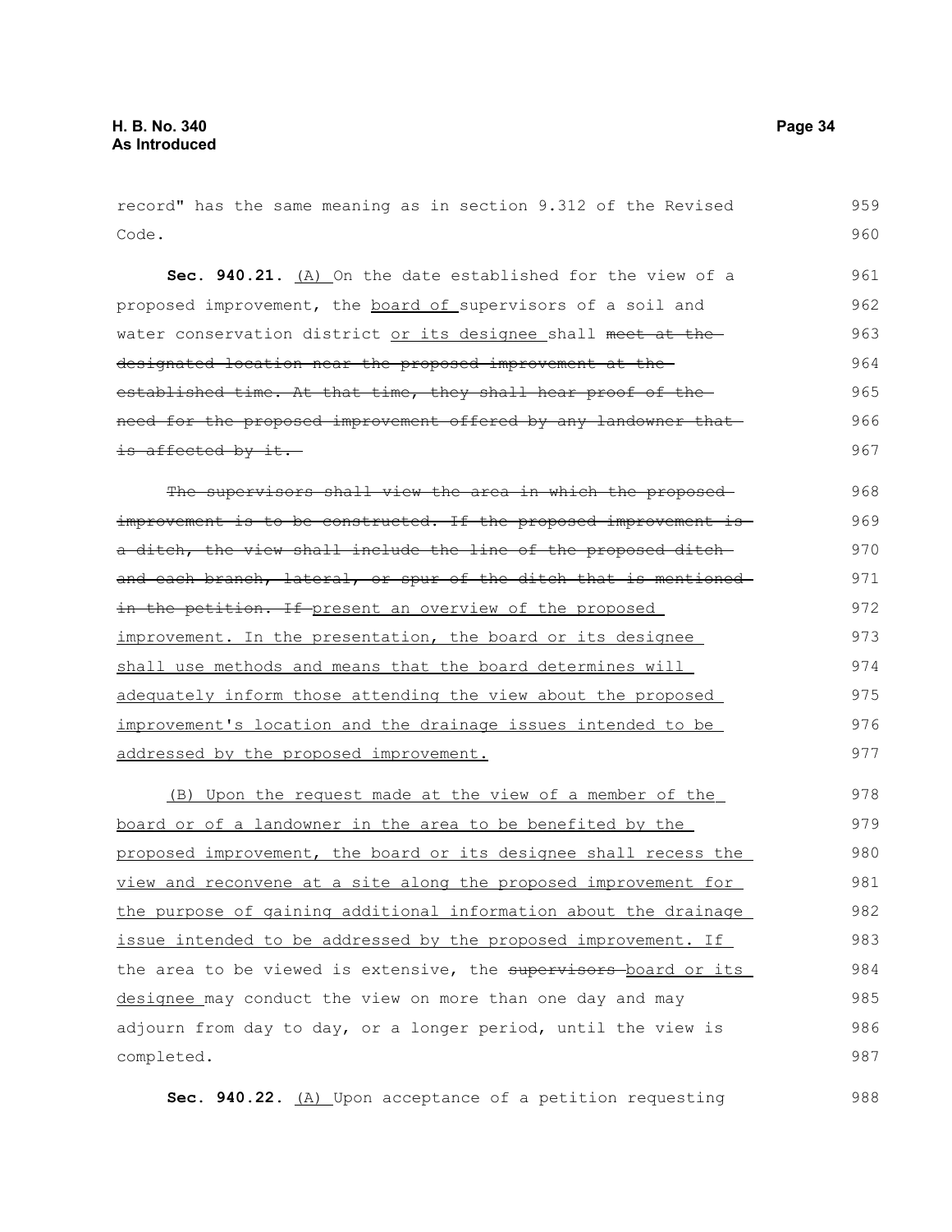record" has the same meaning as in section 9.312 of the Revised Code.

**Sec. 940.21.** (A) On the date established for the view of a proposed improvement, the board of supervisors of a soil and water conservation district or its designee shall ~~meet at the designated location near the proposed improvement at the established time. At that time, they shall hear proof of the need for the proposed improvement offered by any landowner that is affected by it.~~

~~The supervisors shall view the area in which the proposed improvement is to be constructed. If the proposed improvement is a ditch, the view shall include the line of the proposed ditch and each branch, lateral, or spur of the ditch that is mentioned in the petition. If~~ present an overview of the proposed improvement. In the presentation, the board or its designee shall use methods and means that the board determines will adequately inform those attending the view about the proposed improvement's location and the drainage issues intended to be addressed by the proposed improvement.

(B) Upon the request made at the view of a member of the board or of a landowner in the area to be benefited by the proposed improvement, the board or its designee shall recess the view and reconvene at a site along the proposed improvement for the purpose of gaining additional information about the drainage issue intended to be addressed by the proposed improvement. If the area to be viewed is extensive, the ~~supervisors~~ board or its designee may conduct the view on more than one day and may adjourn from day to day, or a longer period, until the view is completed.

**Sec. 940.22.** (A) Upon acceptance of a petition requesting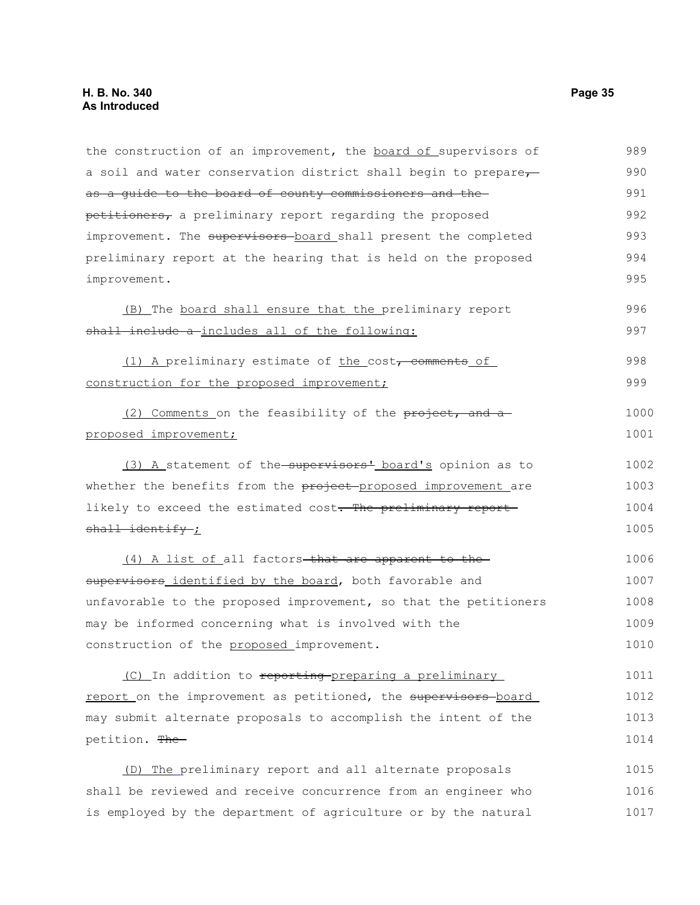the construction of an improvement, the board of supervisors of a soil and water conservation district shall begin to prepare, as a guide to the board of county commissioners and the petitioners, a preliminary report regarding the proposed improvement. The supervisors board shall present the completed preliminary report at the hearing that is held on the proposed improvement.

(B) The board shall ensure that the preliminary report shall include a includes all of the following:

(1) A preliminary estimate of the cost, comments of construction for the proposed improvement;

(2) Comments on the feasibility of the project, and a proposed improvement;

(3) A statement of the supervisors' board's opinion as to whether the benefits from the project proposed improvement are likely to exceed the estimated cost. The preliminary report shall identify ;

(4) A list of all factors that are apparent to the supervisors identified by the board, both favorable and unfavorable to the proposed improvement, so that the petitioners may be informed concerning what is involved with the construction of the proposed improvement.

(C) In addition to reporting preparing a preliminary report on the improvement as petitioned, the supervisors board may submit alternate proposals to accomplish the intent of the petition. The

(D) The preliminary report and all alternate proposals shall be reviewed and receive concurrence from an engineer who is employed by the department of agriculture or by the natural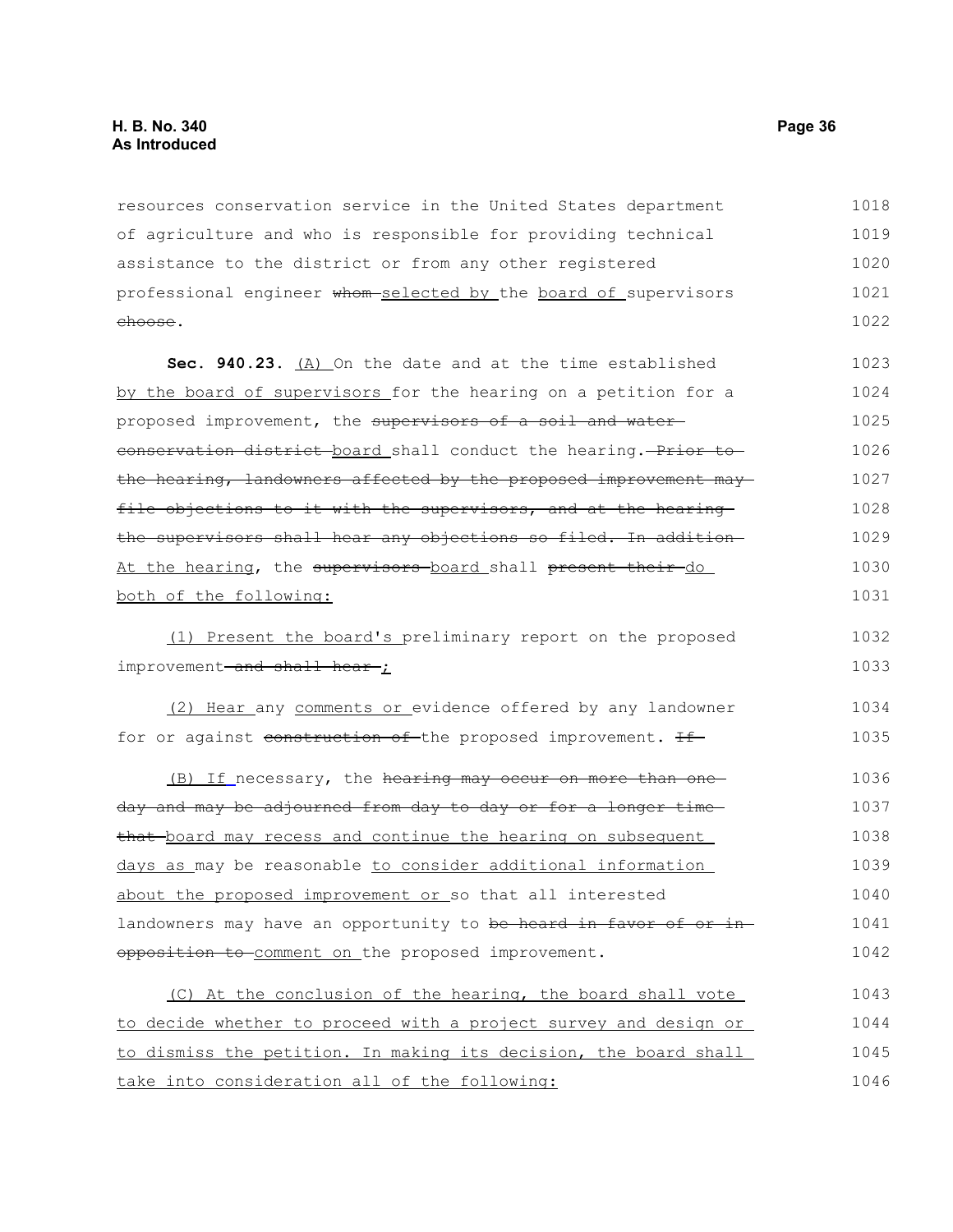resources conservation service in the United States department of agriculture and who is responsible for providing technical assistance to the district or from any other registered professional engineer ~~whom~~ selected by the board of supervisors ~~choose~~.

**Sec. 940.23.** (A) On the date and at the time established by the board of supervisors for the hearing on a petition for a proposed improvement, the ~~supervisors of a soil and water conservation district~~ board shall conduct the hearing. ~~Prior to the hearing, landowners affected by the proposed improvement may file objections to it with the supervisors, and at the hearing the supervisors shall hear any objections so filed. In addition~~ At the hearing, the ~~supervisors~~ board shall ~~present their~~ do both of the following:

(1) Present the board's preliminary report on the proposed improvement ~~and shall hear~~ ;

(2) Hear any comments or evidence offered by any landowner for or against ~~construction of~~ the proposed improvement. ~~If~~

(B) If necessary, the ~~hearing may occur on more than one day and may be adjourned from day to day or for a longer time that~~ board may recess and continue the hearing on subsequent days as may be reasonable to consider additional information about the proposed improvement or so that all interested landowners may have an opportunity to ~~be heard in favor of or in opposition to~~ comment on the proposed improvement.

(C) At the conclusion of the hearing, the board shall vote to decide whether to proceed with a project survey and design or to dismiss the petition. In making its decision, the board shall take into consideration all of the following: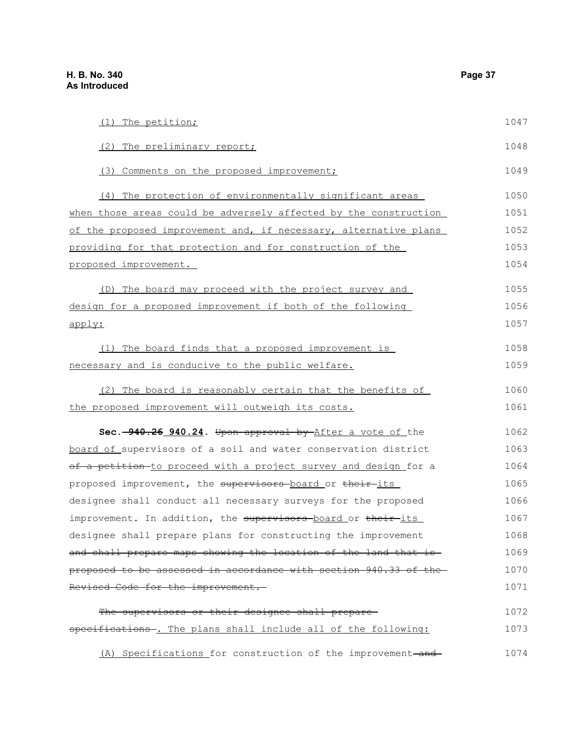(1) The petition;

(2) The preliminary report;

(3) Comments on the proposed improvement;

(4) The protection of environmentally significant areas when those areas could be adversely affected by the construction of the proposed improvement and, if necessary, alternative plans providing for that protection and for construction of the proposed improvement.

(D) The board may proceed with the project survey and design for a proposed improvement if both of the following apply:

(1) The board finds that a proposed improvement is necessary and is conducive to the public welfare.

(2) The board is reasonably certain that the benefits of the proposed improvement will outweigh its costs.

**Sec. ~~940.26~~ 940.24.** ~~Upon approval by~~ After a vote of the board of supervisors of a soil and water conservation district ~~of a petition~~ to proceed with a project survey and design for a proposed improvement, the ~~supervisors~~ board or ~~their~~ its designee shall conduct all necessary surveys for the proposed improvement. In addition, the ~~supervisors~~ board or ~~their~~ its designee shall prepare plans for constructing the improvement ~~and shall prepare maps showing the location of the land that is proposed to be assessed in accordance with section 940.33 of the Revised Code for the improvement.~~

~~The supervisors or their designee shall prepare specifications~~. The plans shall include all of the following:

(A) Specifications for construction of the improvement ~~and~~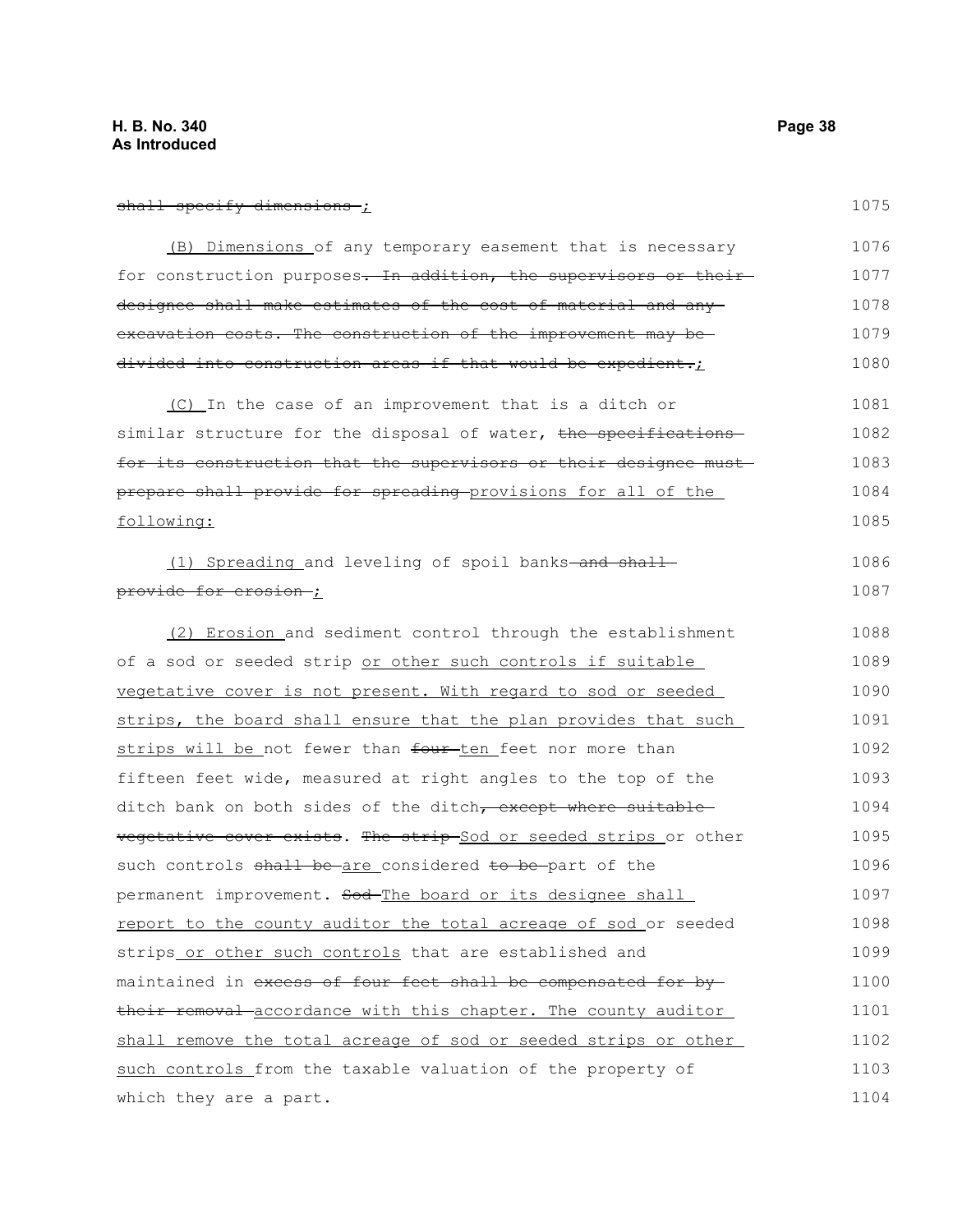~~shall specify dimensions~~ ;

(B) Dimensions of any temporary easement that is necessary for construction purposes~~. In addition, the supervisors or their designee shall make estimates of the cost of material and any excavation costs. The construction of the improvement may be divided into construction areas if that would be expedient.~~;

(C) In the case of an improvement that is a ditch or similar structure for the disposal of water, ~~the specifications for its construction that the supervisors or their designee must prepare shall provide for spreading~~ provisions for all of the following:

(1) Spreading and leveling of spoil banks ~~and shall provide for erosion~~ ;

(2) Erosion and sediment control through the establishment of a sod or seeded strip or other such controls if suitable vegetative cover is not present. With regard to sod or seeded strips, the board shall ensure that the plan provides that such strips will be not fewer than ~~four~~ ten feet nor more than fifteen feet wide, measured at right angles to the top of the ditch bank on both sides of the ditch~~, except where suitable vegetative cover exists~~. ~~The strip~~ Sod or seeded strips or other such controls ~~shall be~~ are considered ~~to be~~ part of the permanent improvement. ~~Sod~~ The board or its designee shall report to the county auditor the total acreage of sod or seeded strips or other such controls that are established and maintained in ~~excess of four feet shall be compensated for by their removal~~ accordance with this chapter. The county auditor shall remove the total acreage of sod or seeded strips or other such controls from the taxable valuation of the property of which they are a part.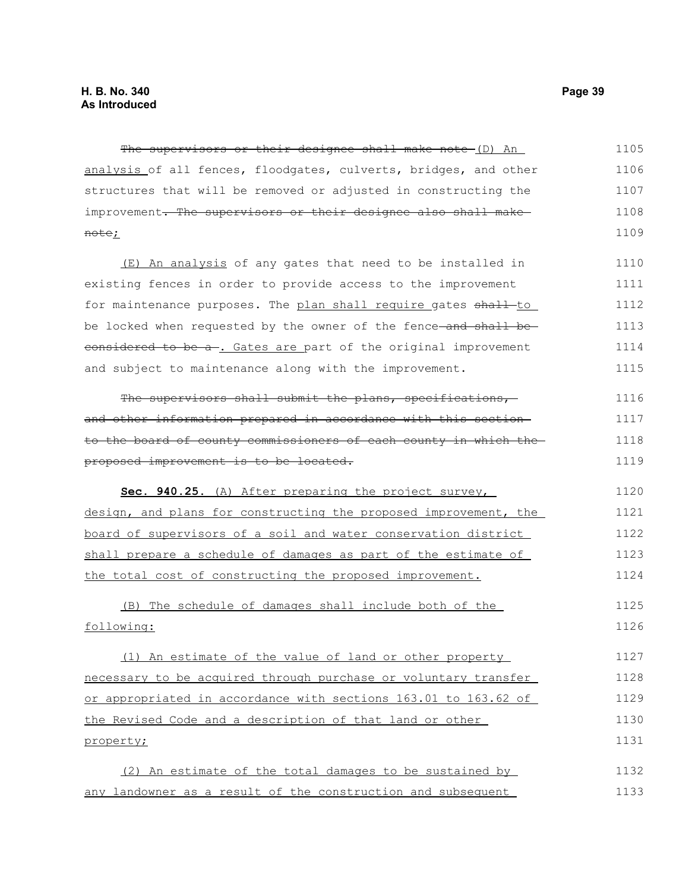~~The supervisors or their designee shall make note~~ <u>(D) An analysis</u> of all fences, floodgates, culverts, bridges, and other structures that will be removed or adjusted in constructing the improvement~~. The supervisors or their designee also shall make note~~<u>;</u>

<u>(E) An analysis</u> of any gates that need to be installed in existing fences in order to provide access to the improvement for maintenance purposes. The <u>plan shall require</u> gates ~~shall~~ <u>to</u> be locked when requested by the owner of the fence~~ and shall be considered to be a~~<u>. Gates are</u> part of the original improvement and subject to maintenance along with the improvement.

~~The supervisors shall submit the plans, specifications, and other information prepared in accordance with this section to the board of county commissioners of each county in which the proposed improvement is to be located.~~

<u>**Sec. 940.25.** (A) After preparing the project survey, design, and plans for constructing the proposed improvement, the board of supervisors of a soil and water conservation district shall prepare a schedule of damages as part of the estimate of the total cost of constructing the proposed improvement.</u>

<u>(B) The schedule of damages shall include both of the following:</u>

<u>(1) An estimate of the value of land or other property necessary to be acquired through purchase or voluntary transfer or appropriated in accordance with sections 163.01 to 163.62 of the Revised Code and a description of that land or other property;</u>

<u>(2) An estimate of the total damages to be sustained by any landowner as a result of the construction and subsequent</u>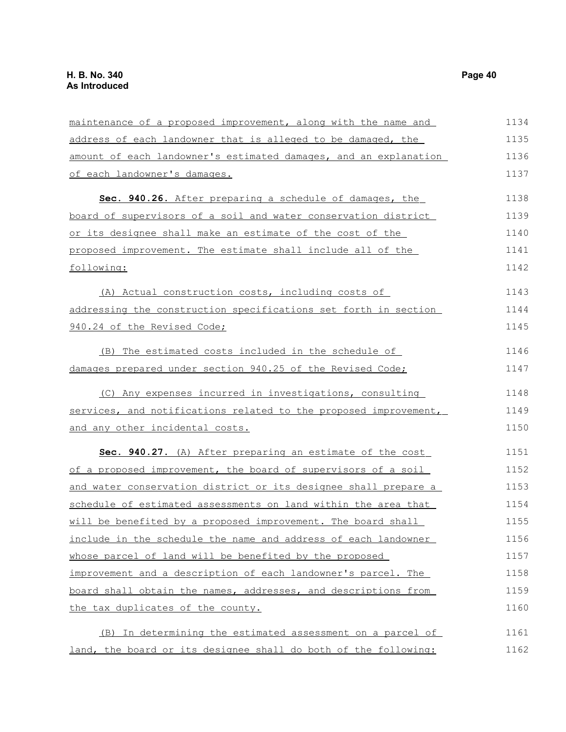maintenance of a proposed improvement, along with the name and address of each landowner that is alleged to be damaged, the amount of each landowner's estimated damages, and an explanation of each landowner's damages.

**Sec. 940.26.** After preparing a schedule of damages, the board of supervisors of a soil and water conservation district or its designee shall make an estimate of the cost of the proposed improvement. The estimate shall include all of the following:

(A) Actual construction costs, including costs of addressing the construction specifications set forth in section 940.24 of the Revised Code;

(B) The estimated costs included in the schedule of damages prepared under section 940.25 of the Revised Code;

(C) Any expenses incurred in investigations, consulting services, and notifications related to the proposed improvement, and any other incidental costs.

**Sec. 940.27.** (A) After preparing an estimate of the cost of a proposed improvement, the board of supervisors of a soil and water conservation district or its designee shall prepare a schedule of estimated assessments on land within the area that will be benefited by a proposed improvement. The board shall include in the schedule the name and address of each landowner whose parcel of land will be benefited by the proposed improvement and a description of each landowner's parcel. The board shall obtain the names, addresses, and descriptions from the tax duplicates of the county.

(B) In determining the estimated assessment on a parcel of land, the board or its designee shall do both of the following: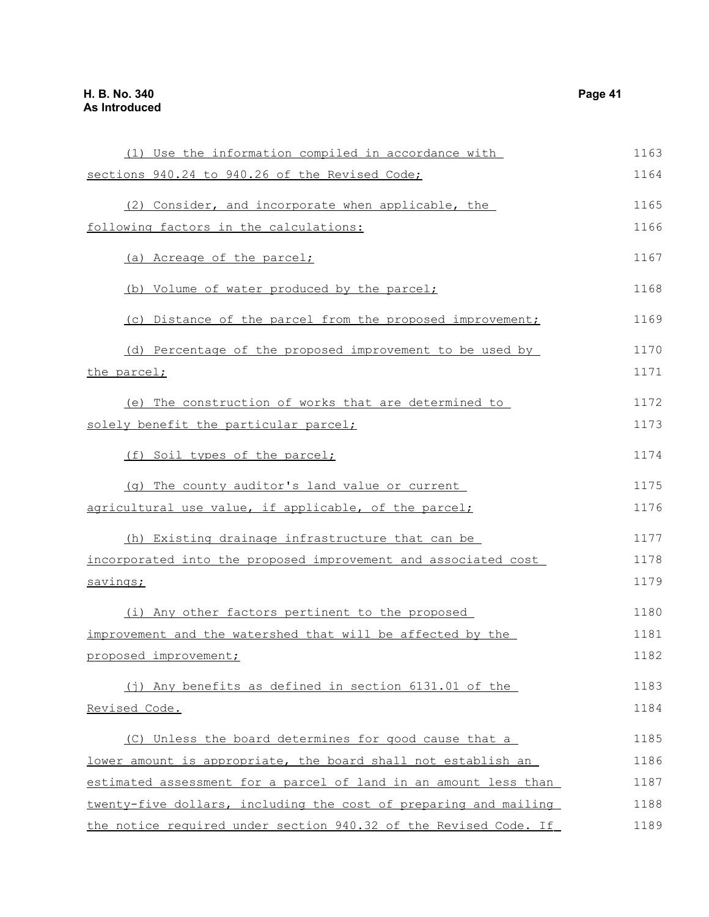(1) Use the information compiled in accordance with sections 940.24 to 940.26 of the Revised Code;

(2) Consider, and incorporate when applicable, the following factors in the calculations:

(a) Acreage of the parcel;

(b) Volume of water produced by the parcel;

(c) Distance of the parcel from the proposed improvement;

(d) Percentage of the proposed improvement to be used by the parcel;

(e) The construction of works that are determined to solely benefit the particular parcel;

(f) Soil types of the parcel;

(g) The county auditor's land value or current agricultural use value, if applicable, of the parcel;

(h) Existing drainage infrastructure that can be incorporated into the proposed improvement and associated cost savings;

(i) Any other factors pertinent to the proposed improvement and the watershed that will be affected by the proposed improvement;

(j) Any benefits as defined in section 6131.01 of the Revised Code.

(C) Unless the board determines for good cause that a lower amount is appropriate, the board shall not establish an estimated assessment for a parcel of land in an amount less than twenty-five dollars, including the cost of preparing and mailing the notice required under section 940.32 of the Revised Code. If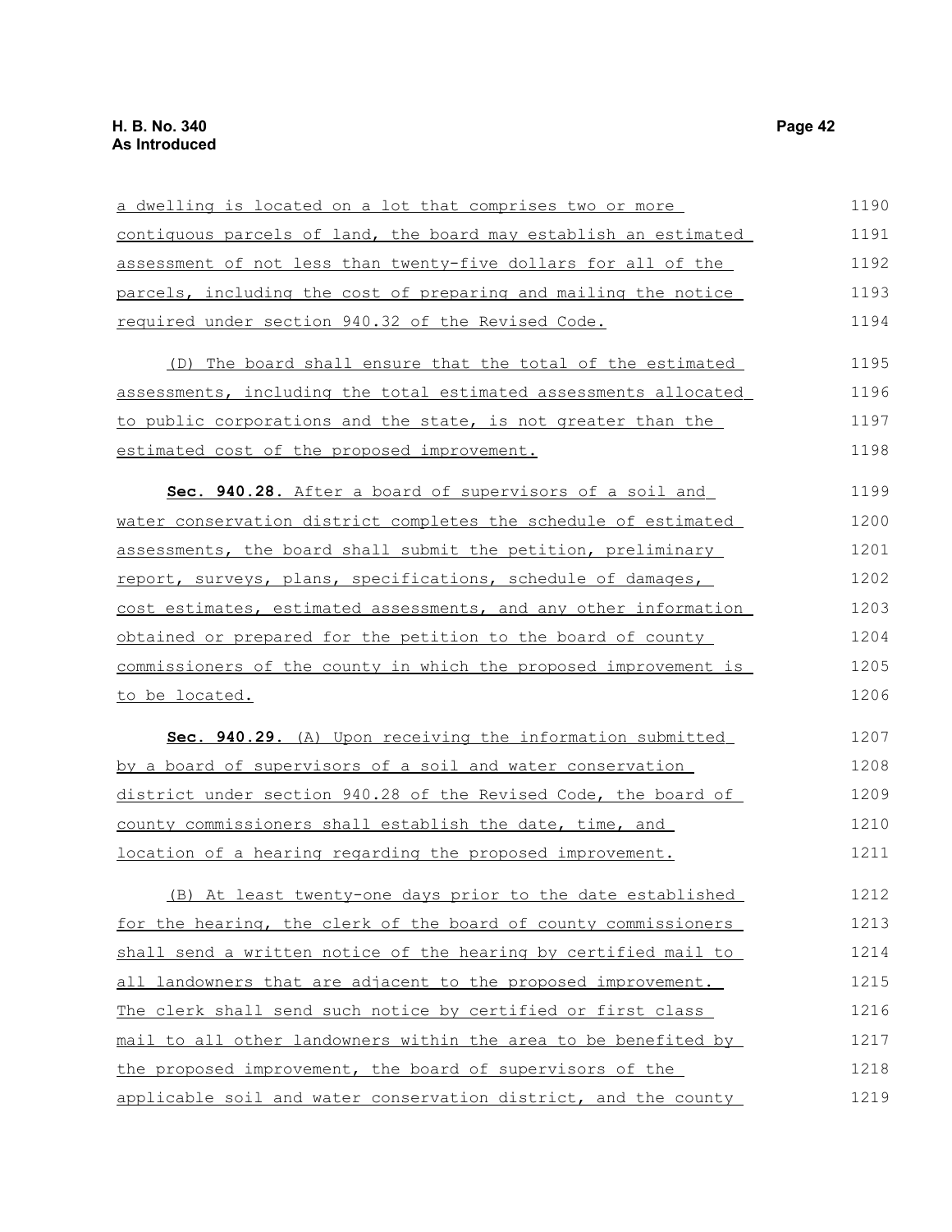a dwelling is located on a lot that comprises two or more contiguous parcels of land, the board may establish an estimated assessment of not less than twenty-five dollars for all of the parcels, including the cost of preparing and mailing the notice required under section 940.32 of the Revised Code.

(D) The board shall ensure that the total of the estimated assessments, including the total estimated assessments allocated to public corporations and the state, is not greater than the estimated cost of the proposed improvement.

**Sec. 940.28.** After a board of supervisors of a soil and water conservation district completes the schedule of estimated assessments, the board shall submit the petition, preliminary report, surveys, plans, specifications, schedule of damages, cost estimates, estimated assessments, and any other information obtained or prepared for the petition to the board of county commissioners of the county in which the proposed improvement is to be located.

**Sec. 940.29.** (A) Upon receiving the information submitted by a board of supervisors of a soil and water conservation district under section 940.28 of the Revised Code, the board of county commissioners shall establish the date, time, and location of a hearing regarding the proposed improvement.

(B) At least twenty-one days prior to the date established for the hearing, the clerk of the board of county commissioners shall send a written notice of the hearing by certified mail to all landowners that are adjacent to the proposed improvement. The clerk shall send such notice by certified or first class mail to all other landowners within the area to be benefited by the proposed improvement, the board of supervisors of the applicable soil and water conservation district, and the county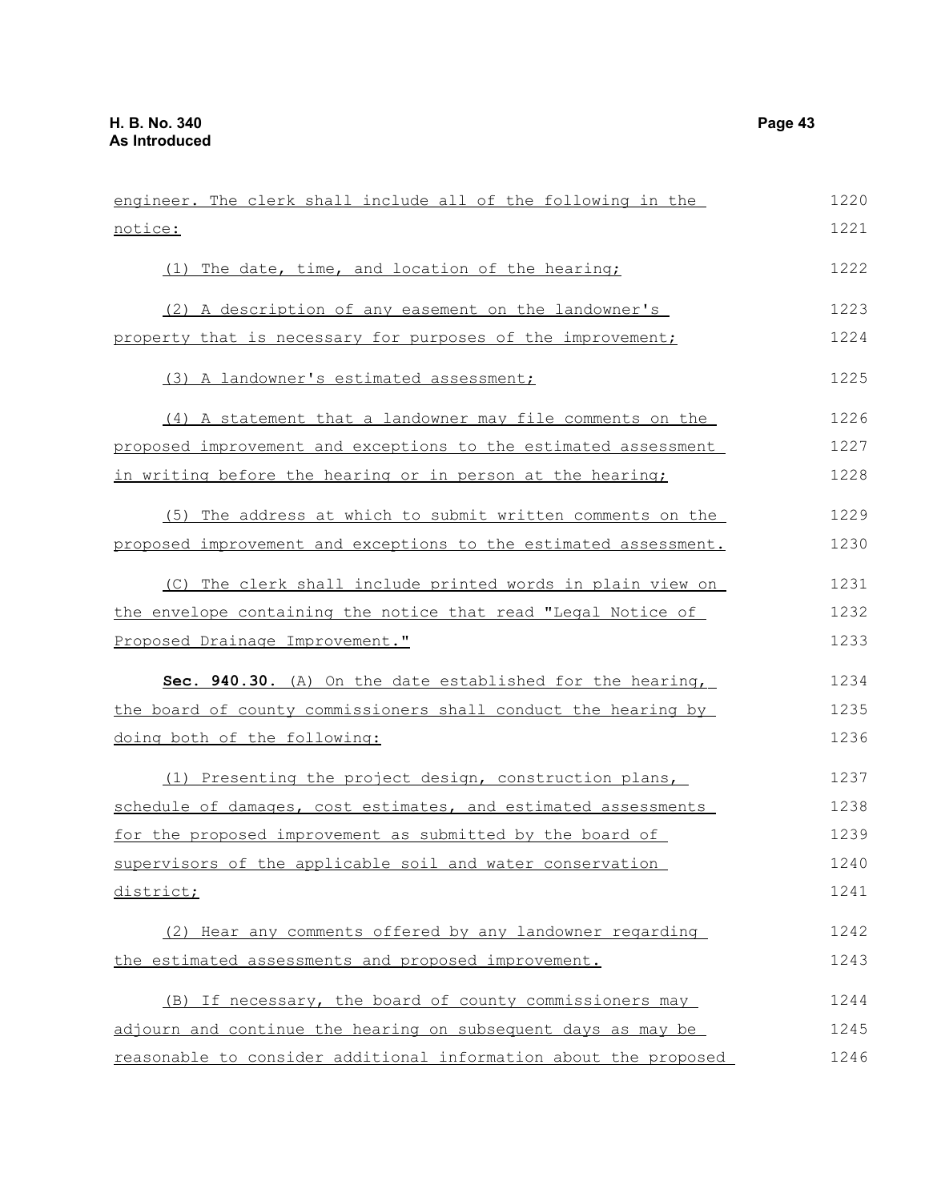engineer. The clerk shall include all of the following in the notice:

(1) The date, time, and location of the hearing;

(2) A description of any easement on the landowner's property that is necessary for purposes of the improvement;

(3) A landowner's estimated assessment;

(4) A statement that a landowner may file comments on the proposed improvement and exceptions to the estimated assessment in writing before the hearing or in person at the hearing;

(5) The address at which to submit written comments on the proposed improvement and exceptions to the estimated assessment.

(C) The clerk shall include printed words in plain view on the envelope containing the notice that read "Legal Notice of Proposed Drainage Improvement."

**Sec. 940.30.** (A) On the date established for the hearing, the board of county commissioners shall conduct the hearing by doing both of the following:

(1) Presenting the project design, construction plans, schedule of damages, cost estimates, and estimated assessments for the proposed improvement as submitted by the board of supervisors of the applicable soil and water conservation district;

(2) Hear any comments offered by any landowner regarding the estimated assessments and proposed improvement.

(B) If necessary, the board of county commissioners may adjourn and continue the hearing on subsequent days as may be reasonable to consider additional information about the proposed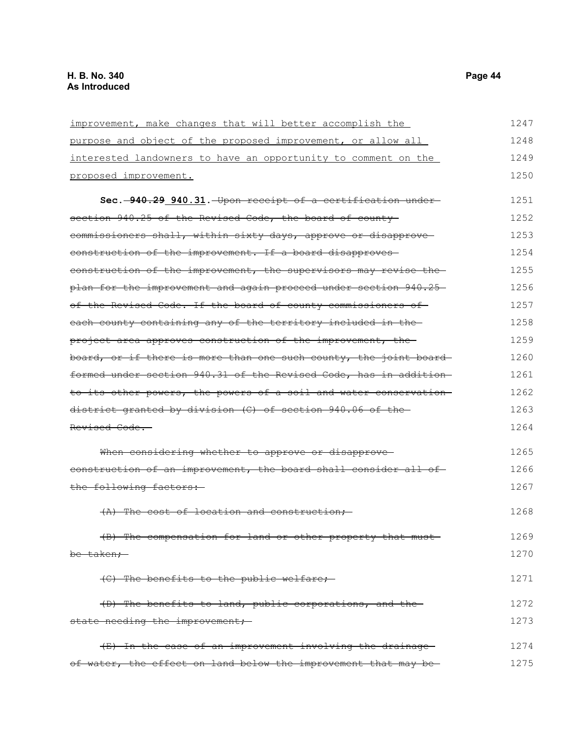improvement, make changes that will better accomplish the purpose and object of the proposed improvement, or allow all interested landowners to have an opportunity to comment on the proposed improvement.

**Sec. ~~940.29~~ 940.31.** ~~Upon receipt of a certification under section 940.25 of the Revised Code, the board of county commissioners shall, within sixty days, approve or disapprove construction of the improvement. If a board disapproves construction of the improvement, the supervisors may revise the plan for the improvement and again proceed under section 940.25 of the Revised Code. If the board of county commissioners of each county containing any of the territory included in the project area approves construction of the improvement, the board, or if there is more than one such county, the joint board formed under section 940.31 of the Revised Code, has in addition to its other powers, the powers of a soil and water conservation district granted by division (C) of section 940.06 of the Revised Code.~~

~~When considering whether to approve or disapprove construction of an improvement, the board shall consider all of the following factors:~~

~~(A) The cost of location and construction;~~

~~(B) The compensation for land or other property that must be taken;~~

~~(C) The benefits to the public welfare;~~

~~(D) The benefits to land, public corporations, and the state needing the improvement;~~

~~(E) In the case of an improvement involving the drainage of water, the effect on land below the improvement that may be~~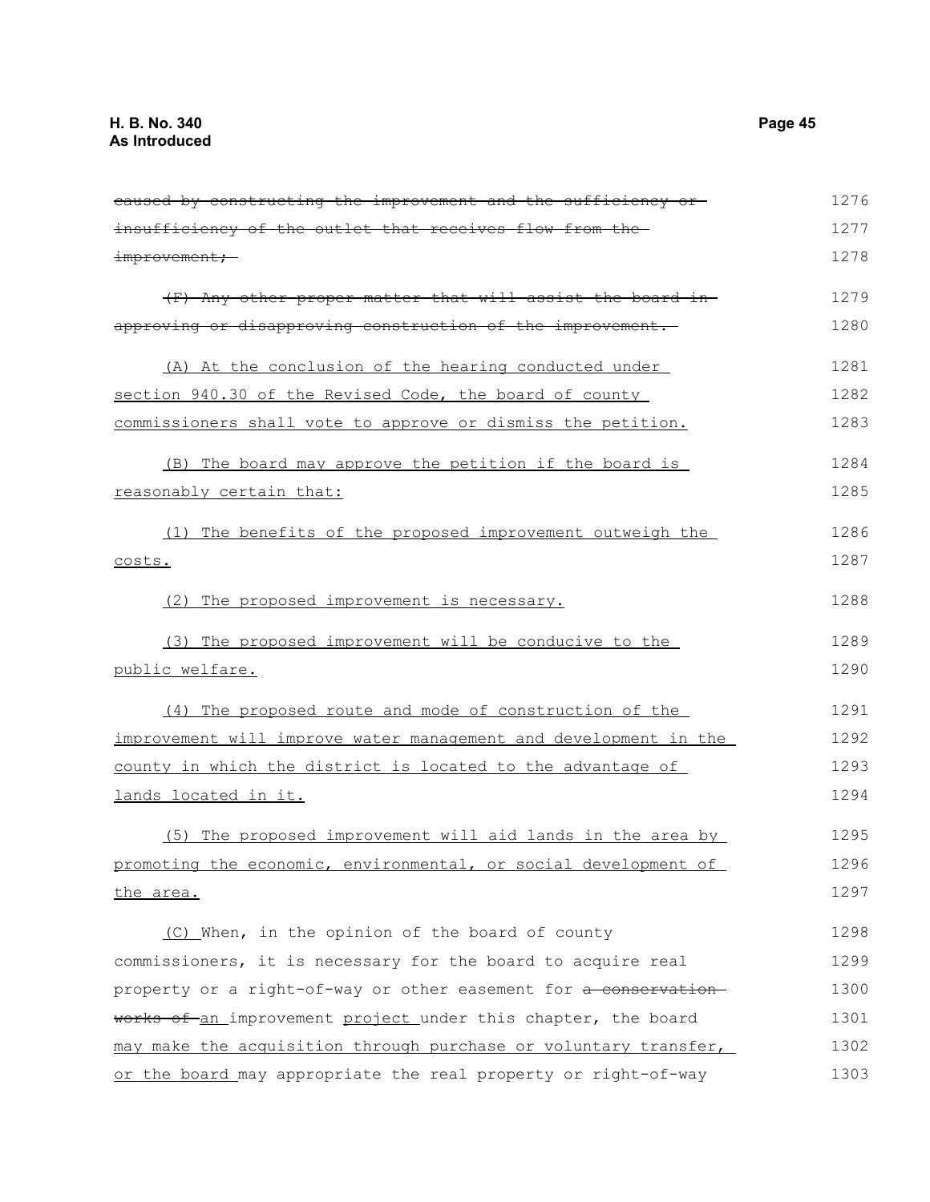~~caused by constructing the improvement and the sufficiency or insufficiency of the outlet that receives flow from the improvement;~~

~~(F) Any other proper matter that will assist the board in approving or disapproving construction of the improvement.~~

<u>(A) At the conclusion of the hearing conducted under section 940.30 of the Revised Code, the board of county commissioners shall vote to approve or dismiss the petition.</u>

<u>(B) The board may approve the petition if the board is reasonably certain that:</u>

<u>(1) The benefits of the proposed improvement outweigh the costs.</u>

<u>(2) The proposed improvement is necessary.</u>

<u>(3) The proposed improvement will be conducive to the public welfare.</u>

<u>(4) The proposed route and mode of construction of the improvement will improve water management and development in the county in which the district is located to the advantage of lands located in it.</u>

<u>(5) The proposed improvement will aid lands in the area by promoting the economic, environmental, or social development of the area.</u>

<u>(C)</u> When, in the opinion of the board of county commissioners, it is necessary for the board to acquire real property or a right-of-way or other easement for ~~a conservation works of~~ <u>an</u> improvement <u>project</u> under this chapter, the board <u>may make the acquisition through purchase or voluntary transfer, or the board</u> may appropriate the real property or right-of-way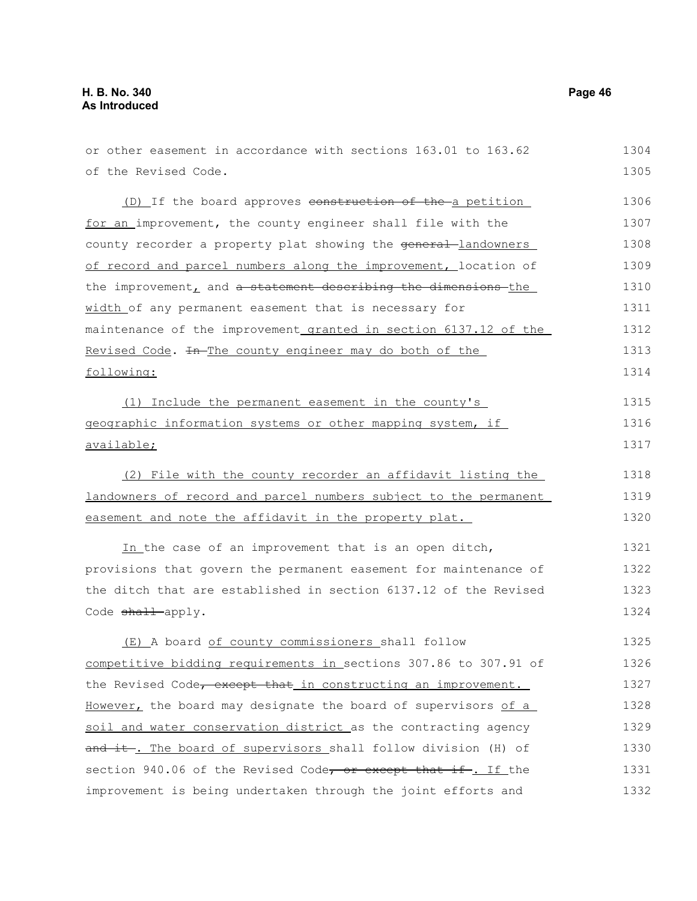or other easement in accordance with sections 163.01 to 163.62 of the Revised Code.

(D) If the board approves construction of the a petition for an improvement, the county engineer shall file with the county recorder a property plat showing the general landowners of record and parcel numbers along the improvement, location of the improvement, and a statement describing the dimensions the width of any permanent easement that is necessary for maintenance of the improvement granted in section 6137.12 of the Revised Code. In The county engineer may do both of the following:

(1) Include the permanent easement in the county's geographic information systems or other mapping system, if available;

(2) File with the county recorder an affidavit listing the landowners of record and parcel numbers subject to the permanent easement and note the affidavit in the property plat.

In the case of an improvement that is an open ditch, provisions that govern the permanent easement for maintenance of the ditch that are established in section 6137.12 of the Revised Code shall apply.

(E) A board of county commissioners shall follow competitive bidding requirements in sections 307.86 to 307.91 of the Revised Code, except that in constructing an improvement. However, the board may designate the board of supervisors of a soil and water conservation district as the contracting agency and it . The board of supervisors shall follow division (H) of section 940.06 of the Revised Code, or except that if . If the improvement is being undertaken through the joint efforts and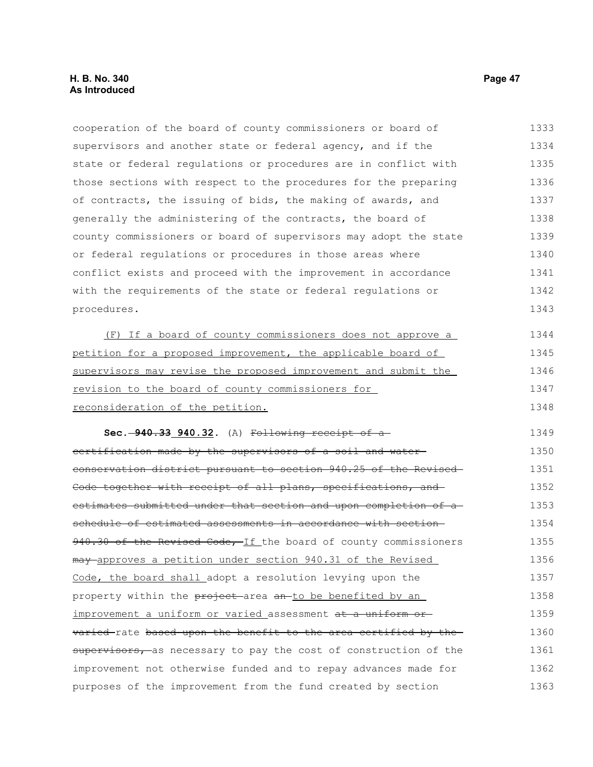cooperation of the board of county commissioners or board of supervisors and another state or federal agency, and if the state or federal regulations or procedures are in conflict with those sections with respect to the procedures for the preparing of contracts, the issuing of bids, the making of awards, and generally the administering of the contracts, the board of county commissioners or board of supervisors may adopt the state or federal regulations or procedures in those areas where conflict exists and proceed with the improvement in accordance with the requirements of the state or federal regulations or procedures.

(F) If a board of county commissioners does not approve a petition for a proposed improvement, the applicable board of supervisors may revise the proposed improvement and submit the revision to the board of county commissioners for reconsideration of the petition.

**Sec. ~~940.33~~ 940.32.** (A) ~~Following receipt of a certification made by the supervisors of a soil and water conservation district pursuant to section 940.25 of the Revised Code together with receipt of all plans, specifications, and estimates submitted under that section and upon completion of a schedule of estimated assessments in accordance with section 940.30 of the Revised Code,~~ If the board of county commissioners ~~may~~ approves a petition under section 940.31 of the Revised Code, the board shall adopt a resolution levying upon the property within the ~~project~~ area ~~an~~ to be benefited by an improvement a uniform or varied assessment ~~at a uniform or varied~~ rate ~~based upon the benefit to the area certified by the supervisors,~~ as necessary to pay the cost of construction of the improvement not otherwise funded and to repay advances made for purposes of the improvement from the fund created by section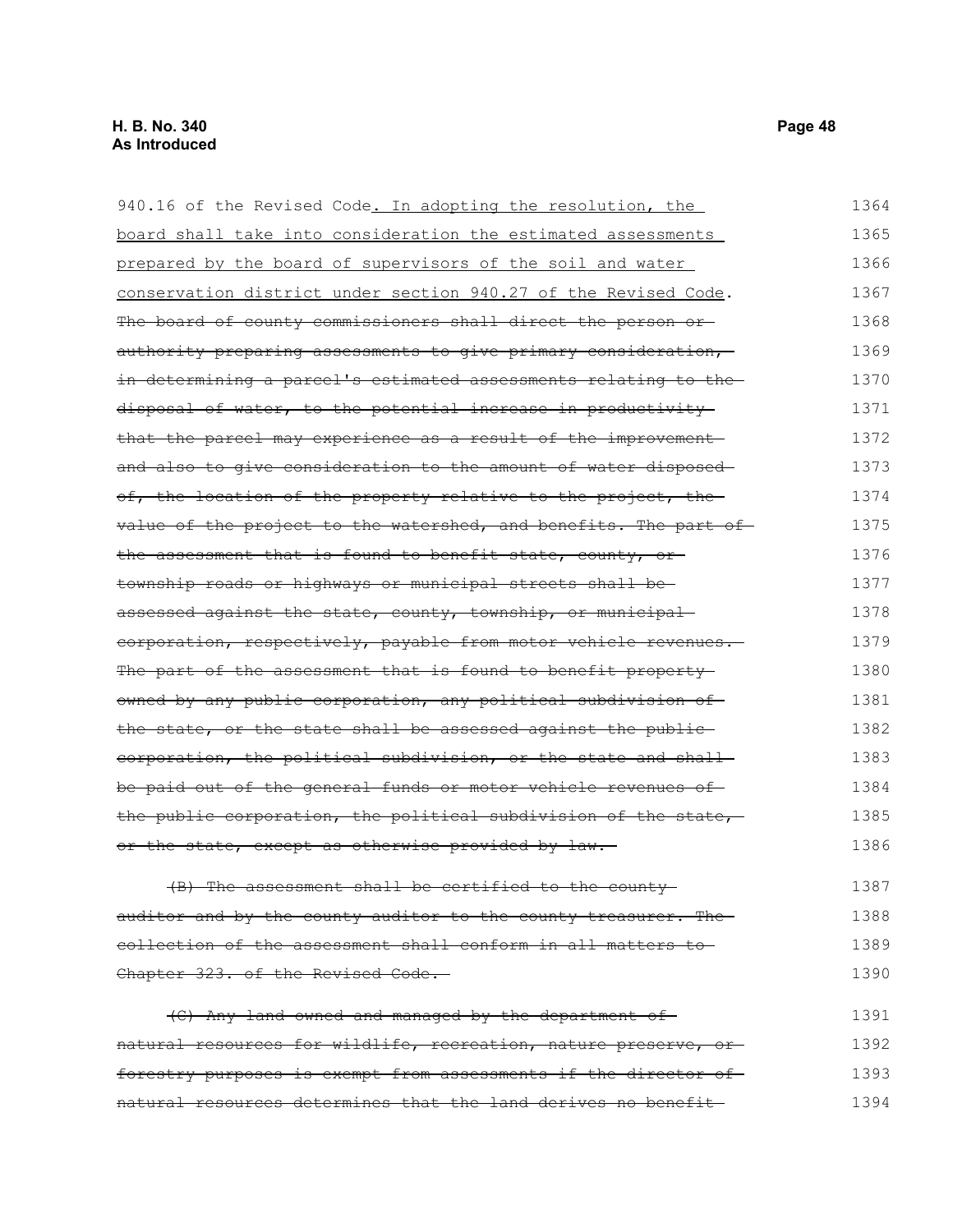940.16 of the Revised Code. In adopting the resolution, the board shall take into consideration the estimated assessments prepared by the board of supervisors of the soil and water conservation district under section 940.27 of the Revised Code. ~~The board of county commissioners shall direct the person or authority preparing assessments to give primary consideration, in determining a parcel's estimated assessments relating to the disposal of water, to the potential increase in productivity that the parcel may experience as a result of the improvement and also to give consideration to the amount of water disposed of, the location of the property relative to the project, the value of the project to the watershed, and benefits. The part of the assessment that is found to benefit state, county, or township roads or highways or municipal streets shall be assessed against the state, county, township, or municipal corporation, respectively, payable from motor vehicle revenues. The part of the assessment that is found to benefit property owned by any public corporation, any political subdivision of the state, or the state shall be assessed against the public corporation, the political subdivision, or the state and shall be paid out of the general funds or motor vehicle revenues of the public corporation, the political subdivision of the state, or the state, except as otherwise provided by law.~~

~~(B) The assessment shall be certified to the county auditor and by the county auditor to the county treasurer. The collection of the assessment shall conform in all matters to Chapter 323. of the Revised Code.~~

~~(C) Any land owned and managed by the department of natural resources for wildlife, recreation, nature preserve, or forestry purposes is exempt from assessments if the director of natural resources determines that the land derives no benefit~~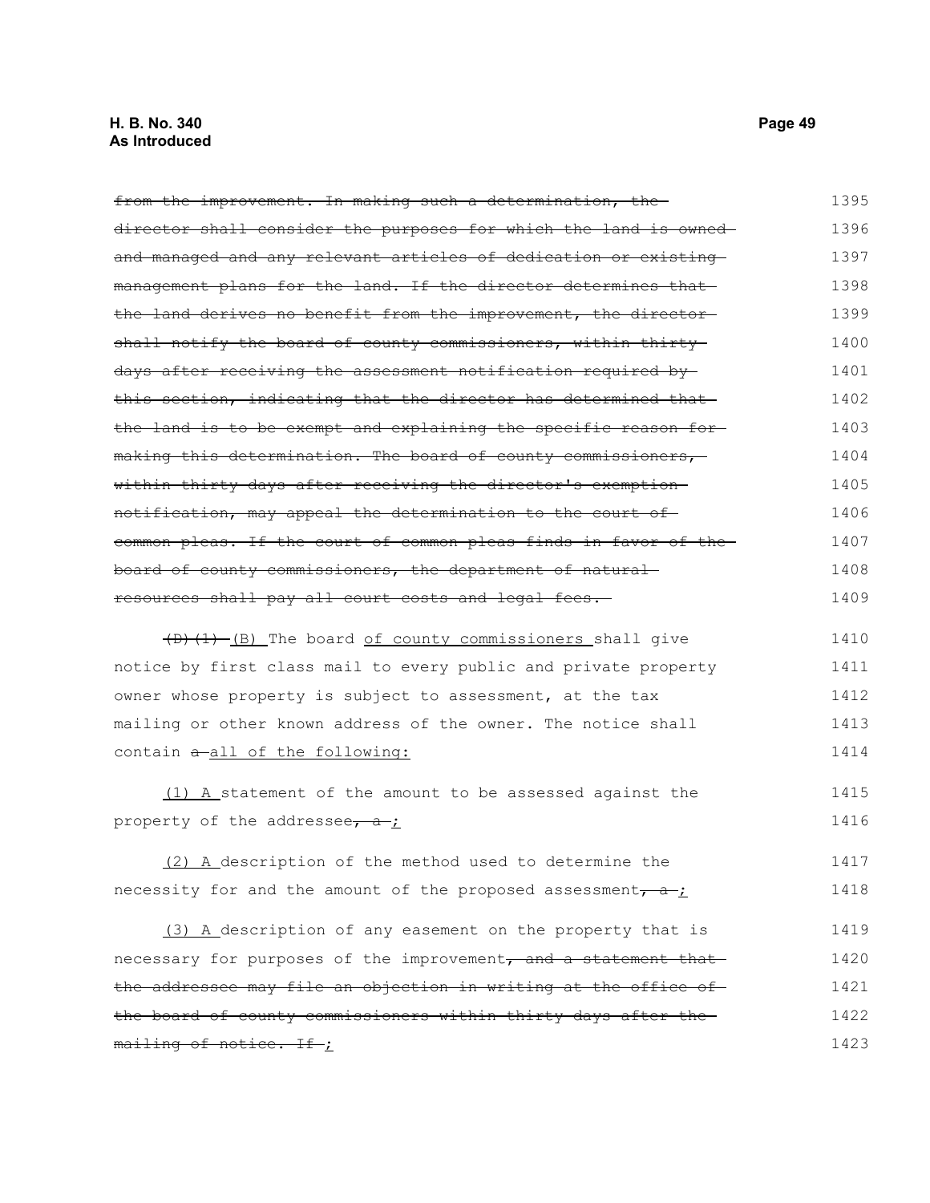~~from the improvement. In making such a determination, the director shall consider the purposes for which the land is owned and managed and any relevant articles of dedication or existing management plans for the land. If the director determines that the land derives no benefit from the improvement, the director shall notify the board of county commissioners, within thirty days after receiving the assessment notification required by this section, indicating that the director has determined that the land is to be exempt and explaining the specific reason for making this determination. The board of county commissioners, within thirty days after receiving the director's exemption notification, may appeal the determination to the court of common pleas. If the court of common pleas finds in favor of the board of county commissioners, the department of natural resources shall pay all court costs and legal fees.~~

~~(D)(1)~~ <u>(B)</u> The board <u>of county commissioners</u> shall give notice by first class mail to every public and private property owner whose property is subject to assessment, at the tax mailing or other known address of the owner. The notice shall contain ~~a~~ <u>all of the following:</u>

<u>(1) A</u> statement of the amount to be assessed against the property of the addressee~~, a~~<u>;</u>

<u>(2) A</u> description of the method used to determine the necessity for and the amount of the proposed assessment~~, a~~<u>;</u>

<u>(3) A</u> description of any easement on the property that is necessary for purposes of the improvement~~, and a statement that the addressee may file an objection in writing at the office of the board of county commissioners within thirty days after the mailing of notice. If~~<u>;</u>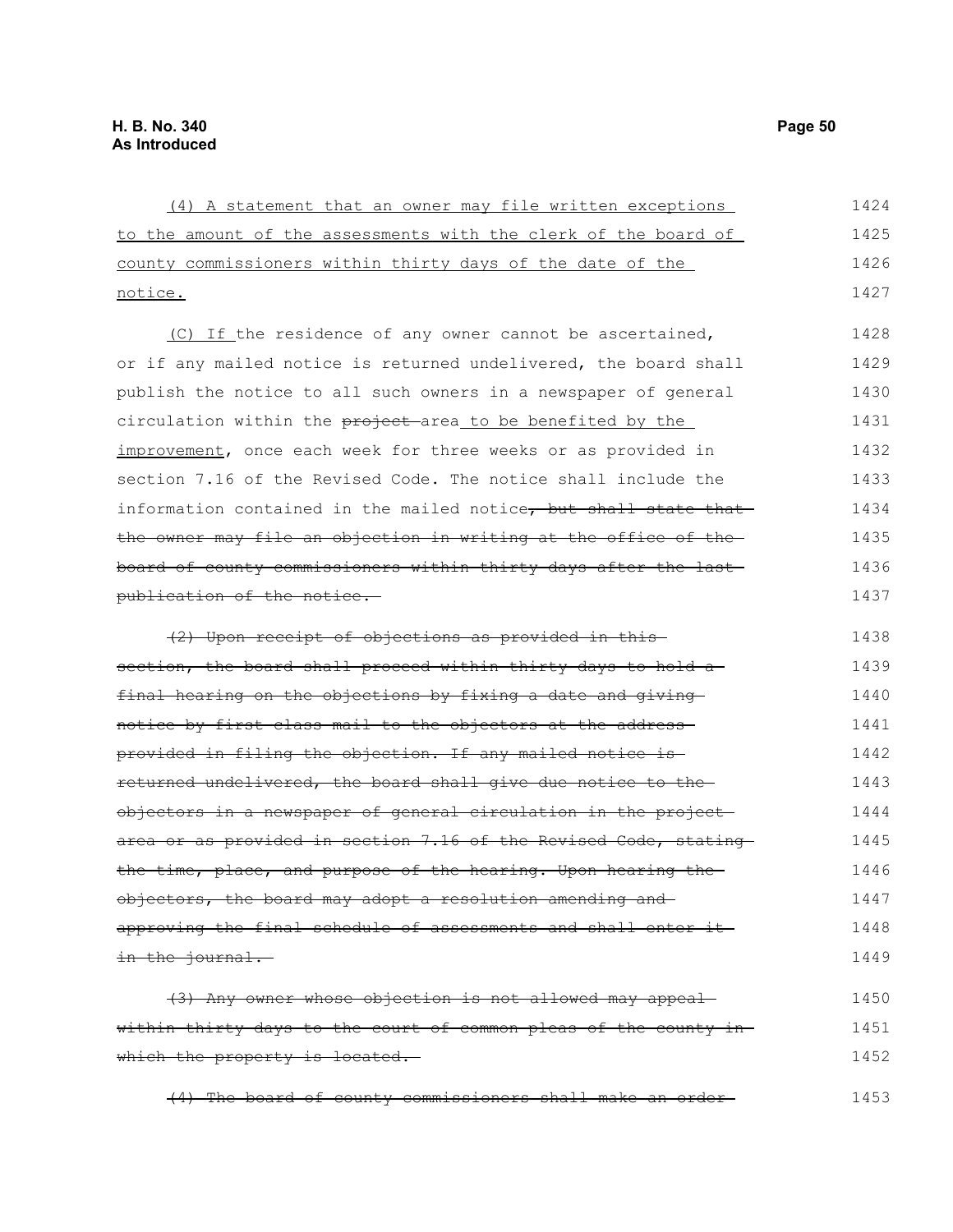(4) A statement that an owner may file written exceptions to the amount of the assessments with the clerk of the board of county commissioners within thirty days of the date of the notice.

(C) If the residence of any owner cannot be ascertained, or if any mailed notice is returned undelivered, the board shall publish the notice to all such owners in a newspaper of general circulation within the ~~project~~ area to be benefited by the improvement, once each week for three weeks or as provided in section 7.16 of the Revised Code. The notice shall include the information contained in the mailed notice~~, but shall state that the owner may file an objection in writing at the office of the board of county commissioners within thirty days after the last publication of the notice.~~

~~(2) Upon receipt of objections as provided in this section, the board shall proceed within thirty days to hold a final hearing on the objections by fixing a date and giving notice by first class mail to the objectors at the address provided in filing the objection. If any mailed notice is returned undelivered, the board shall give due notice to the objectors in a newspaper of general circulation in the project area or as provided in section 7.16 of the Revised Code, stating the time, place, and purpose of the hearing. Upon hearing the objectors, the board may adopt a resolution amending and approving the final schedule of assessments and shall enter it in the journal.~~

~~(3) Any owner whose objection is not allowed may appeal within thirty days to the court of common pleas of the county in which the property is located.~~

~~(4) The board of county commissioners shall make an order~~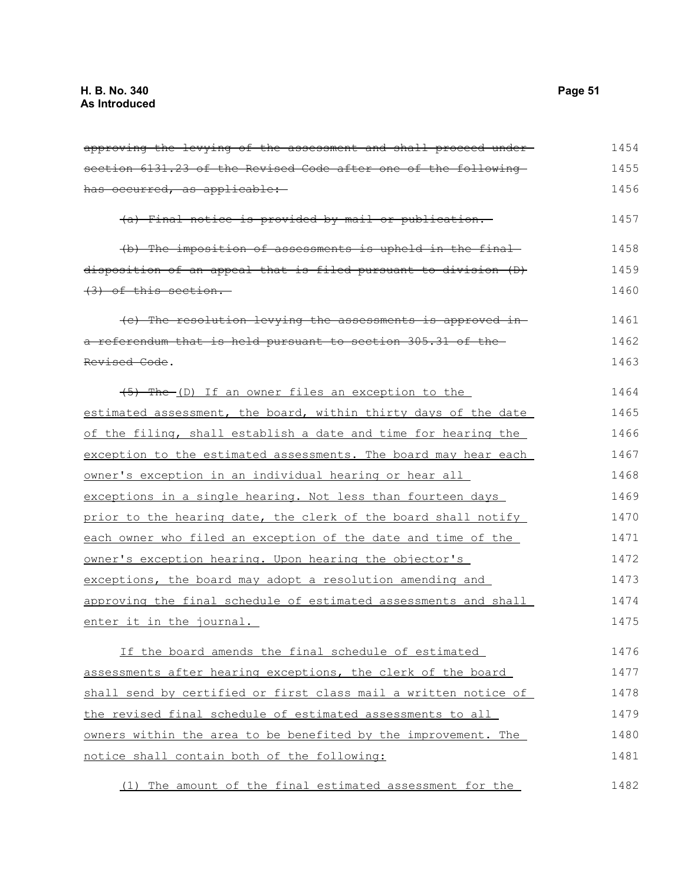~~approving the levying of the assessment and shall proceed under section 6131.23 of the Revised Code after one of the following has occurred, as applicable:~~

~~(a) Final notice is provided by mail or publication.~~

~~(b) The imposition of assessments is upheld in the final disposition of an appeal that is filed pursuant to division (D)(3) of this section.~~

~~(c) The resolution levying the assessments is approved in a referendum that is held pursuant to section 305.31 of the Revised Code~~.

~~(5) The~~ <u>(D) If an owner files an exception to the estimated assessment, the board, within thirty days of the date of the filing, shall establish a date and time for hearing the exception to the estimated assessments. The board may hear each owner's exception in an individual hearing or hear all exceptions in a single hearing. Not less than fourteen days prior to the hearing date, the clerk of the board shall notify each owner who filed an exception of the date and time of the owner's exception hearing. Upon hearing the objector's exceptions, the board may adopt a resolution amending and approving the final schedule of estimated assessments and shall enter it in the journal.</u>

<u>If the board amends the final schedule of estimated assessments after hearing exceptions, the clerk of the board shall send by certified or first class mail a written notice of the revised final schedule of estimated assessments to all owners within the area to be benefited by the improvement. The notice shall contain both of the following:</u>

<u>(1) The amount of the final estimated assessment for the</u>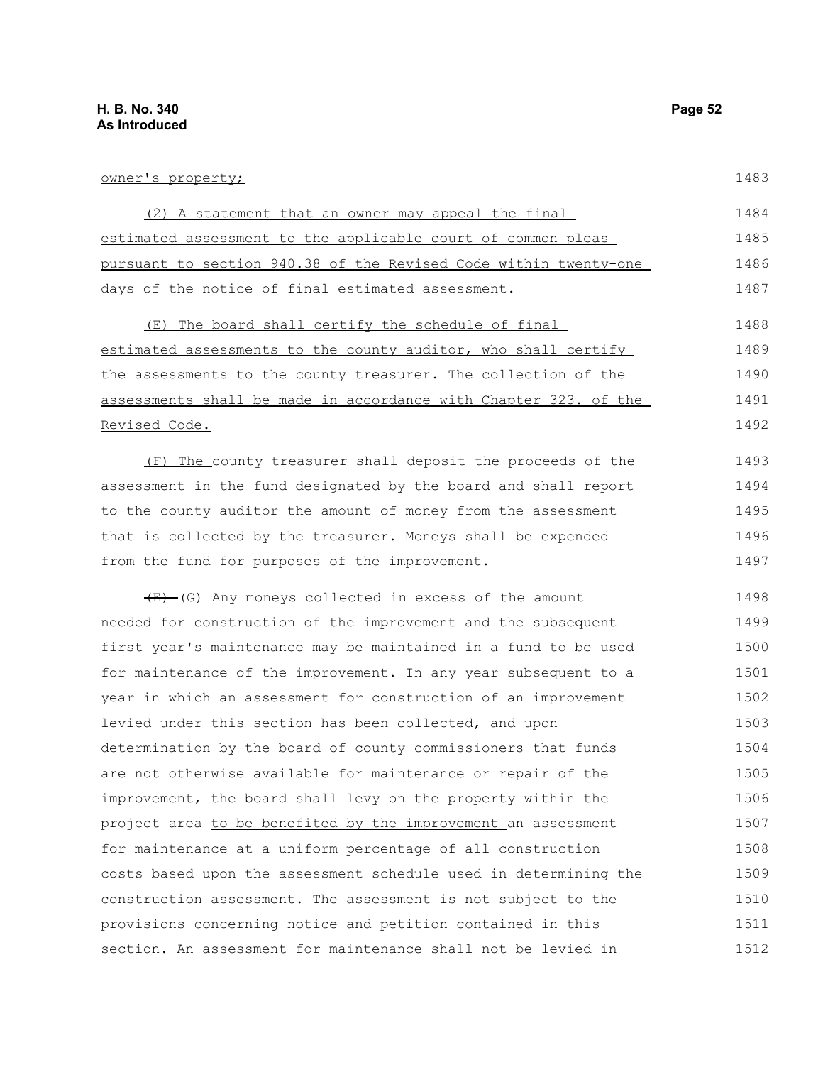owner's property;

(2) A statement that an owner may appeal the final estimated assessment to the applicable court of common pleas pursuant to section 940.38 of the Revised Code within twenty-one days of the notice of final estimated assessment.

(E) The board shall certify the schedule of final estimated assessments to the county auditor, who shall certify the assessments to the county treasurer. The collection of the assessments shall be made in accordance with Chapter 323. of the Revised Code.

(F) The county treasurer shall deposit the proceeds of the assessment in the fund designated by the board and shall report to the county auditor the amount of money from the assessment that is collected by the treasurer. Moneys shall be expended from the fund for purposes of the improvement.

~~(E)~~ (G) Any moneys collected in excess of the amount needed for construction of the improvement and the subsequent first year's maintenance may be maintained in a fund to be used for maintenance of the improvement. In any year subsequent to a year in which an assessment for construction of an improvement levied under this section has been collected, and upon determination by the board of county commissioners that funds are not otherwise available for maintenance or repair of the improvement, the board shall levy on the property within the ~~project~~ area to be benefited by the improvement an assessment for maintenance at a uniform percentage of all construction costs based upon the assessment schedule used in determining the construction assessment. The assessment is not subject to the provisions concerning notice and petition contained in this section. An assessment for maintenance shall not be levied in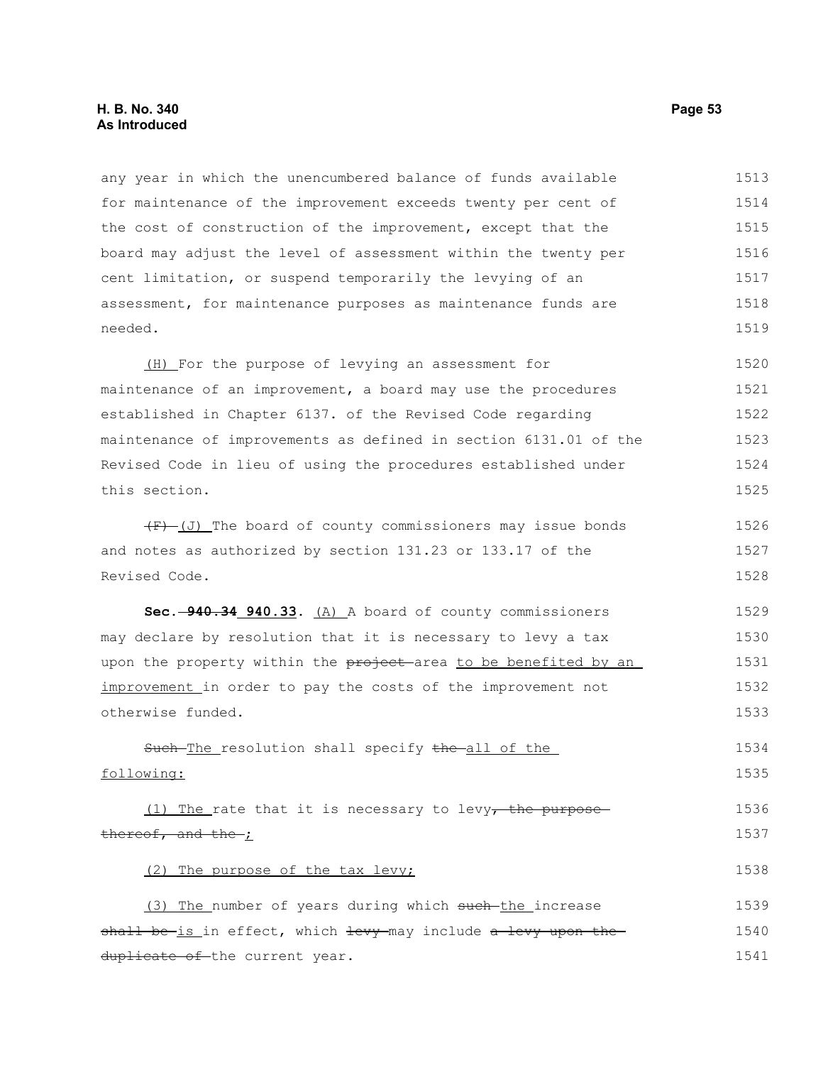any year in which the unencumbered balance of funds available for maintenance of the improvement exceeds twenty per cent of the cost of construction of the improvement, except that the board may adjust the level of assessment within the twenty per cent limitation, or suspend temporarily the levying of an assessment, for maintenance purposes as maintenance funds are needed.

(H) For the purpose of levying an assessment for maintenance of an improvement, a board may use the procedures established in Chapter 6137. of the Revised Code regarding maintenance of improvements as defined in section 6131.01 of the Revised Code in lieu of using the procedures established under this section.

~~(F)~~ (J) The board of county commissioners may issue bonds and notes as authorized by section 131.23 or 133.17 of the Revised Code.

**Sec. ~~940.34~~ 940.33.** (A) A board of county commissioners may declare by resolution that it is necessary to levy a tax upon the property within the ~~project~~ area to be benefited by an improvement in order to pay the costs of the improvement not otherwise funded.

~~Such~~ The resolution shall specify ~~the~~ all of the following:

(1) The rate that it is necessary to levy~~, the purpose thereof, and the~~ ;

(2) The purpose of the tax levy;

(3) The number of years during which ~~such~~ the increase ~~shall be~~ is in effect, which ~~levy~~ may include ~~a levy upon the duplicate of~~ the current year.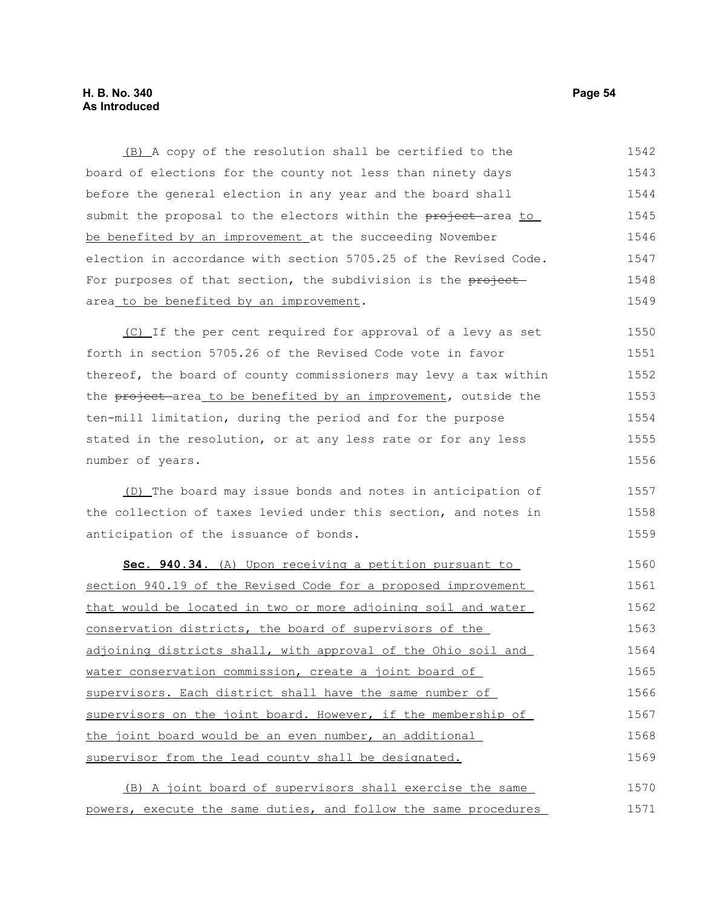(B) A copy of the resolution shall be certified to the board of elections for the county not less than ninety days before the general election in any year and the board shall submit the proposal to the electors within the ~~project~~ area to be benefited by an improvement at the succeeding November election in accordance with section 5705.25 of the Revised Code. For purposes of that section, the subdivision is the ~~project~~ area to be benefited by an improvement.

(C) If the per cent required for approval of a levy as set forth in section 5705.26 of the Revised Code vote in favor thereof, the board of county commissioners may levy a tax within the ~~project~~ area to be benefited by an improvement, outside the ten-mill limitation, during the period and for the purpose stated in the resolution, or at any less rate or for any less number of years.

(D) The board may issue bonds and notes in anticipation of the collection of taxes levied under this section, and notes in anticipation of the issuance of bonds.

**Sec. 940.34.** (A) Upon receiving a petition pursuant to section 940.19 of the Revised Code for a proposed improvement that would be located in two or more adjoining soil and water conservation districts, the board of supervisors of the adjoining districts shall, with approval of the Ohio soil and water conservation commission, create a joint board of supervisors. Each district shall have the same number of supervisors on the joint board. However, if the membership of the joint board would be an even number, an additional supervisor from the lead county shall be designated.

(B) A joint board of supervisors shall exercise the same powers, execute the same duties, and follow the same procedures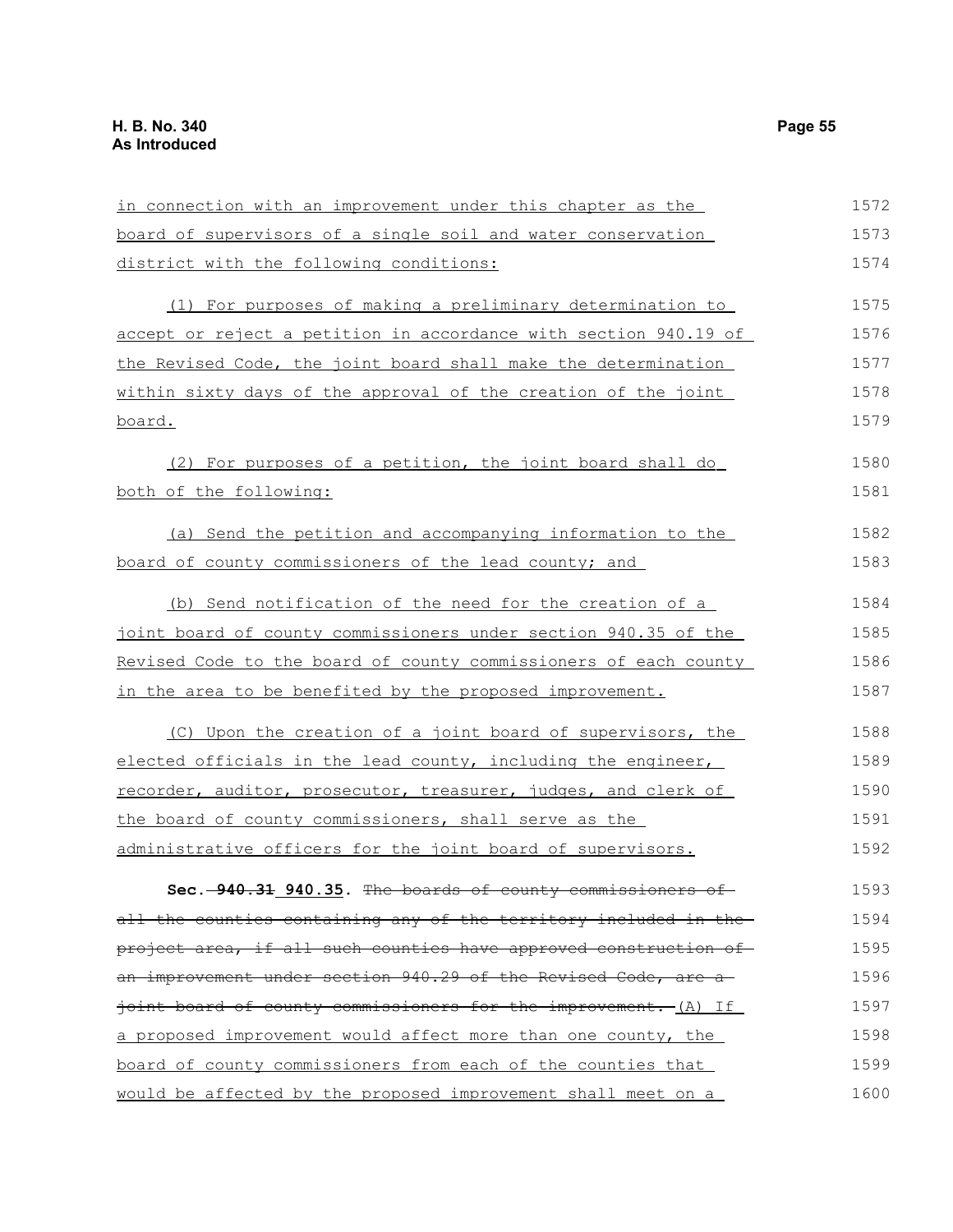in connection with an improvement under this chapter as the board of supervisors of a single soil and water conservation district with the following conditions:

(1) For purposes of making a preliminary determination to accept or reject a petition in accordance with section 940.19 of the Revised Code, the joint board shall make the determination within sixty days of the approval of the creation of the joint board.

(2) For purposes of a petition, the joint board shall do both of the following:

(a) Send the petition and accompanying information to the board of county commissioners of the lead county; and

(b) Send notification of the need for the creation of a joint board of county commissioners under section 940.35 of the Revised Code to the board of county commissioners of each county in the area to be benefited by the proposed improvement.

(C) Upon the creation of a joint board of supervisors, the elected officials in the lead county, including the engineer, recorder, auditor, prosecutor, treasurer, judges, and clerk of the board of county commissioners, shall serve as the administrative officers for the joint board of supervisors.

**Sec. ~~940.31~~ 940.35.** ~~The boards of county commissioners of all the counties containing any of the territory included in the project area, if all such counties have approved construction of an improvement under section 940.29 of the Revised Code, are a joint board of county commissioners for the improvement.~~ (A) If a proposed improvement would affect more than one county, the board of county commissioners from each of the counties that would be affected by the proposed improvement shall meet on a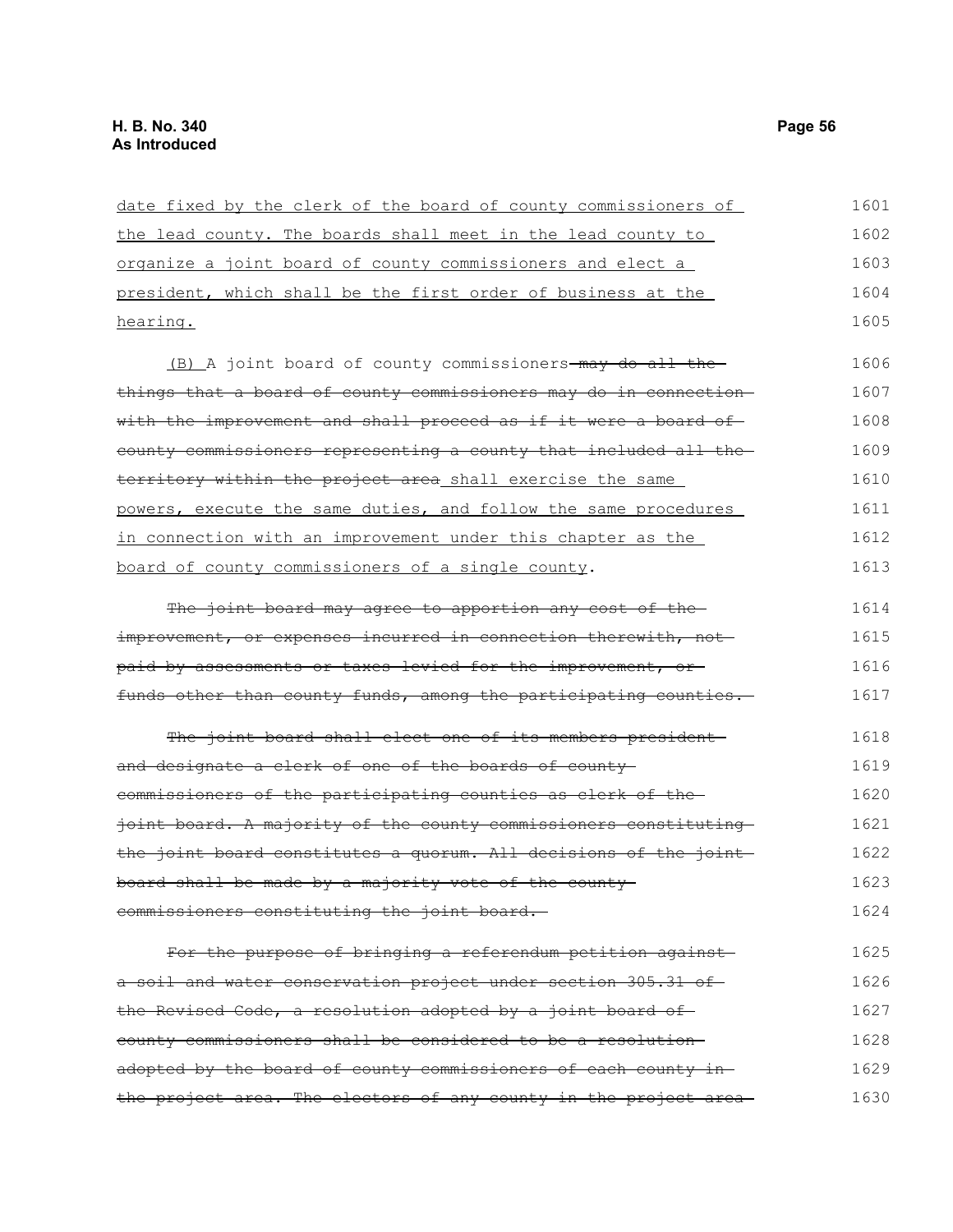date fixed by the clerk of the board of county commissioners of the lead county. The boards shall meet in the lead county to organize a joint board of county commissioners and elect a president, which shall be the first order of business at the hearing.

(B) A joint board of county commissioners ~~may do all the things that a board of county commissioners may do in connection with the improvement and shall proceed as if it were a board of county commissioners representing a county that included all the territory within the project area~~ shall exercise the same powers, execute the same duties, and follow the same procedures in connection with an improvement under this chapter as the board of county commissioners of a single county.

~~The joint board may agree to apportion any cost of the improvement, or expenses incurred in connection therewith, not paid by assessments or taxes levied for the improvement, or funds other than county funds, among the participating counties.~~

~~The joint board shall elect one of its members president and designate a clerk of one of the boards of county commissioners of the participating counties as clerk of the joint board. A majority of the county commissioners constituting the joint board constitutes a quorum. All decisions of the joint board shall be made by a majority vote of the county commissioners constituting the joint board.~~

~~For the purpose of bringing a referendum petition against a soil and water conservation project under section 305.31 of the Revised Code, a resolution adopted by a joint board of county commissioners shall be considered to be a resolution adopted by the board of county commissioners of each county in the project area. The electors of any county in the project area~~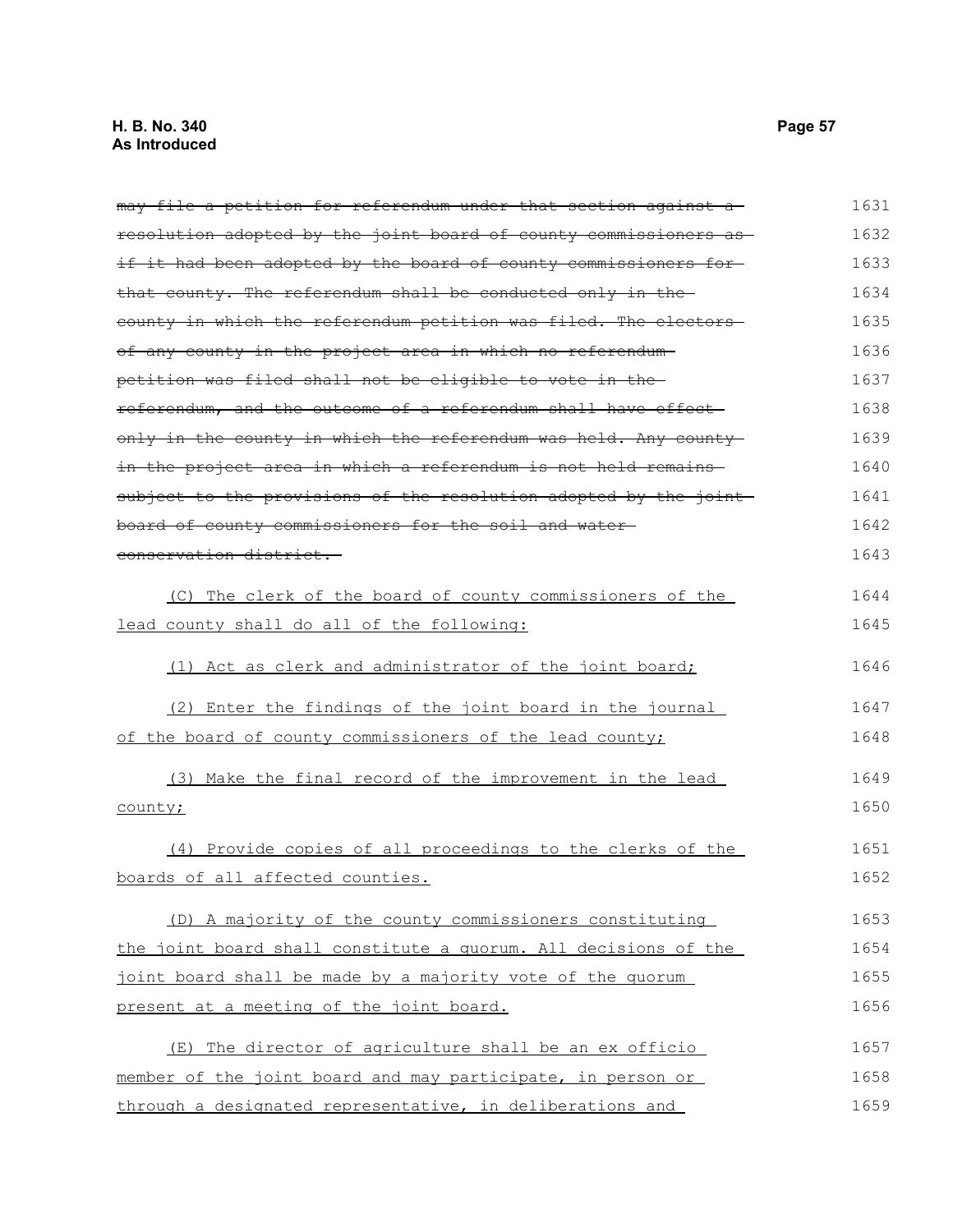~~may file a petition for referendum under that section against a resolution adopted by the joint board of county commissioners as if it had been adopted by the board of county commissioners for that county. The referendum shall be conducted only in the county in which the referendum petition was filed. The electors of any county in the project area in which no referendum petition was filed shall not be eligible to vote in the referendum, and the outcome of a referendum shall have effect only in the county in which the referendum was held. Any county in the project area in which a referendum is not held remains subject to the provisions of the resolution adopted by the joint board of county commissioners for the soil and water conservation district.~~

(C) The clerk of the board of county commissioners of the lead county shall do all of the following:

(1) Act as clerk and administrator of the joint board;

(2) Enter the findings of the joint board in the journal of the board of county commissioners of the lead county;

(3) Make the final record of the improvement in the lead county;

(4) Provide copies of all proceedings to the clerks of the boards of all affected counties.

(D) A majority of the county commissioners constituting the joint board shall constitute a quorum. All decisions of the joint board shall be made by a majority vote of the quorum present at a meeting of the joint board.

(E) The director of agriculture shall be an ex officio member of the joint board and may participate, in person or through a designated representative, in deliberations and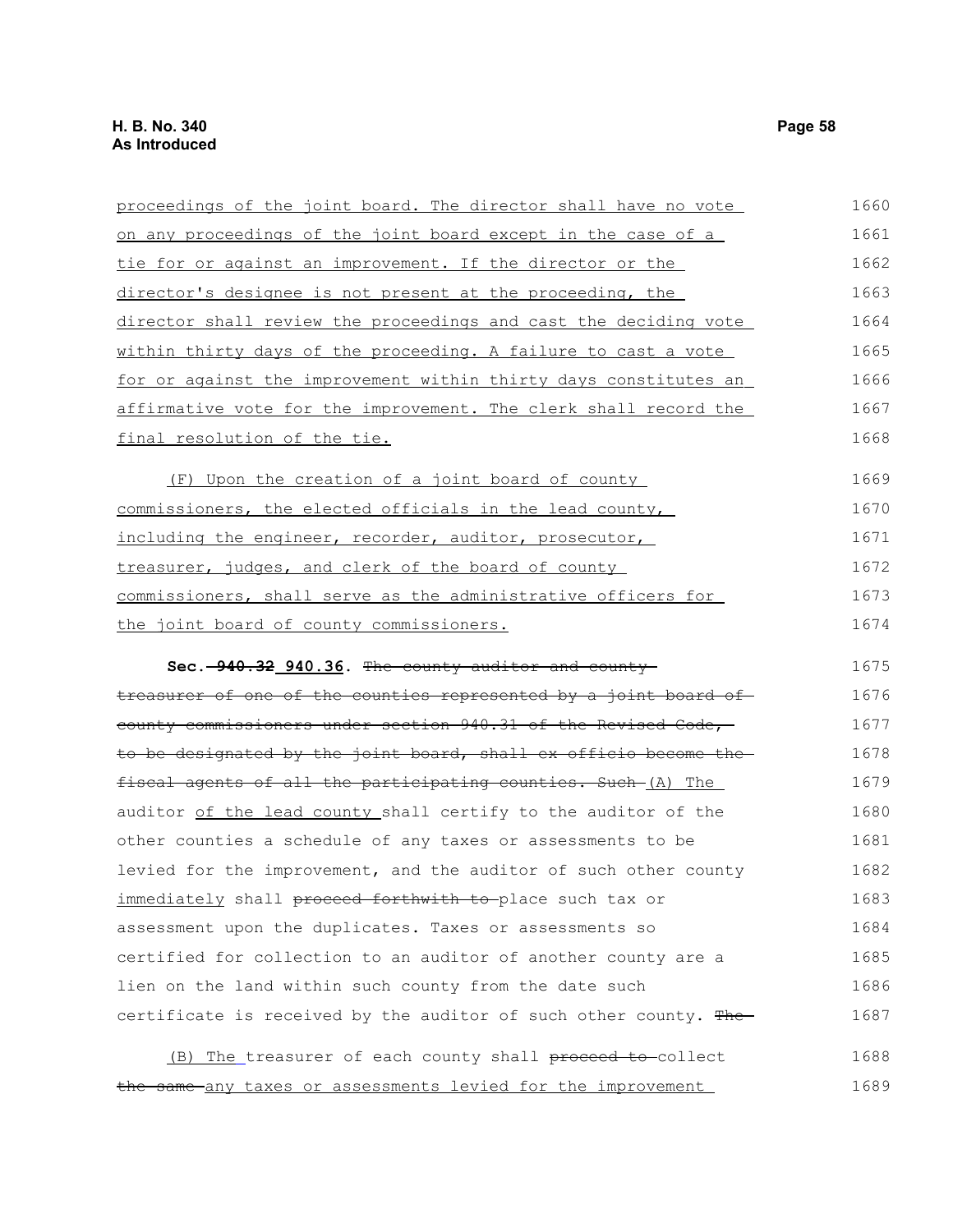proceedings of the joint board. The director shall have no vote on any proceedings of the joint board except in the case of a tie for or against an improvement. If the director or the director's designee is not present at the proceeding, the director shall review the proceedings and cast the deciding vote within thirty days of the proceeding. A failure to cast a vote for or against the improvement within thirty days constitutes an affirmative vote for the improvement. The clerk shall record the final resolution of the tie.

(F) Upon the creation of a joint board of county commissioners, the elected officials in the lead county, including the engineer, recorder, auditor, prosecutor, treasurer, judges, and clerk of the board of county commissioners, shall serve as the administrative officers for the joint board of county commissioners.

**Sec. ~~940.32~~ 940.36.** ~~The county auditor and county treasurer of one of the counties represented by a joint board of county commissioners under section 940.31 of the Revised Code, to be designated by the joint board, shall ex officio become the fiscal agents of all the participating counties. Such~~ (A) The auditor of the lead county shall certify to the auditor of the other counties a schedule of any taxes or assessments to be levied for the improvement, and the auditor of such other county immediately shall ~~proceed forthwith to~~ place such tax or assessment upon the duplicates. Taxes or assessments so certified for collection to an auditor of another county are a lien on the land within such county from the date such certificate is received by the auditor of such other county. ~~The~~

(B) The treasurer of each county shall ~~proceed to~~ collect ~~the same~~ any taxes or assessments levied for the improvement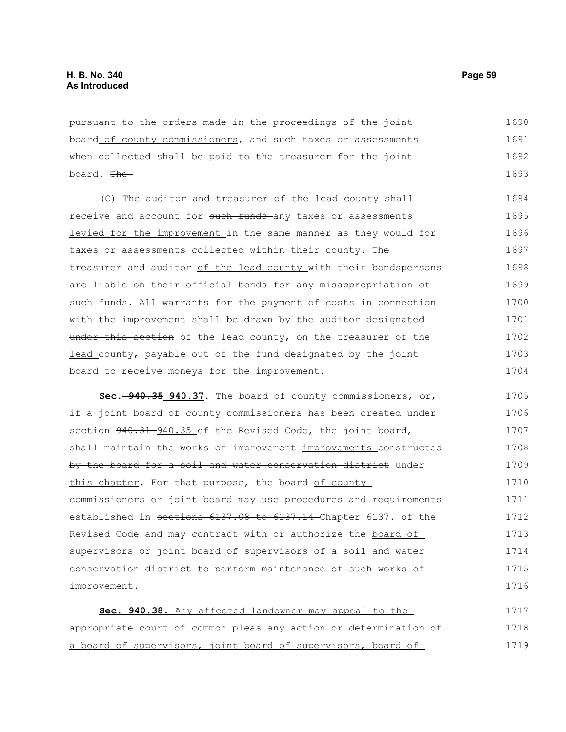pursuant to the orders made in the proceedings of the joint board of county commissioners, and such taxes or assessments when collected shall be paid to the treasurer for the joint board. ~~The~~

(C) The auditor and treasurer of the lead county shall receive and account for ~~such funds~~ any taxes or assessments levied for the improvement in the same manner as they would for taxes or assessments collected within their county. The treasurer and auditor of the lead county with their bondspersons are liable on their official bonds for any misappropriation of such funds. All warrants for the payment of costs in connection with the improvement shall be drawn by the auditor ~~designated under this section~~ of the lead county, on the treasurer of the lead county, payable out of the fund designated by the joint board to receive moneys for the improvement.

**Sec. ~~940.35~~ 940.37.** The board of county commissioners, or, if a joint board of county commissioners has been created under section ~~940.31~~ 940.35 of the Revised Code, the joint board, shall maintain the ~~works of improvement~~ improvements constructed ~~by the board for a soil and water conservation district~~ under this chapter. For that purpose, the board of county commissioners or joint board may use procedures and requirements established in ~~sections 6137.08 to 6137.14~~ Chapter 6137. of the Revised Code and may contract with or authorize the board of supervisors or joint board of supervisors of a soil and water conservation district to perform maintenance of such works of improvement.

**Sec. 940.38.** Any affected landowner may appeal to the appropriate court of common pleas any action or determination of a board of supervisors, joint board of supervisors, board of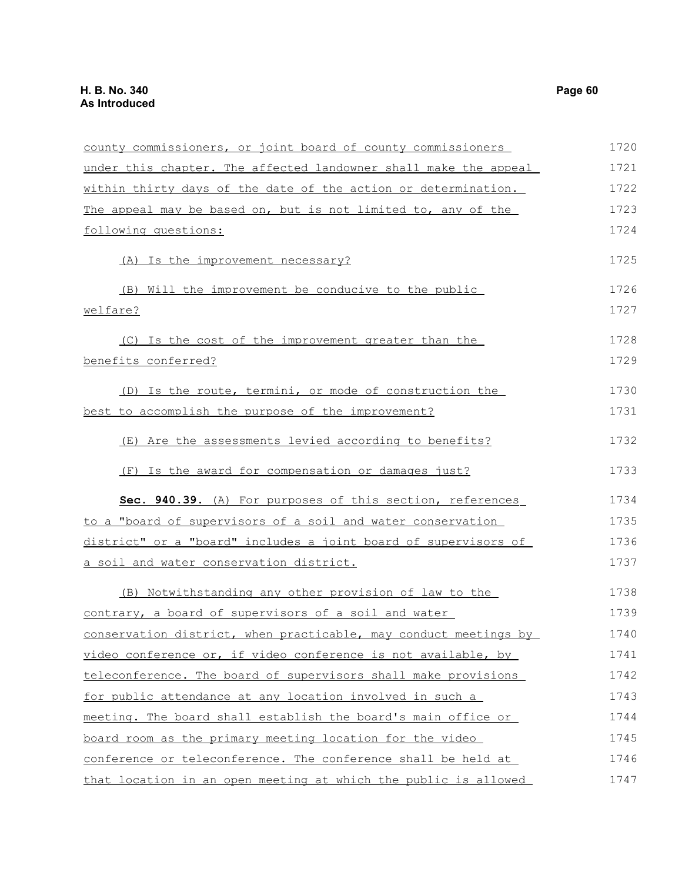county commissioners, or joint board of county commissioners under this chapter. The affected landowner shall make the appeal within thirty days of the date of the action or determination. The appeal may be based on, but is not limited to, any of the following questions:

(A) Is the improvement necessary?

(B) Will the improvement be conducive to the public welfare?

(C) Is the cost of the improvement greater than the benefits conferred?

(D) Is the route, termini, or mode of construction the best to accomplish the purpose of the improvement?

(E) Are the assessments levied according to benefits?

(F) Is the award for compensation or damages just?

**Sec. 940.39.** (A) For purposes of this section, references to a "board of supervisors of a soil and water conservation district" or a "board" includes a joint board of supervisors of a soil and water conservation district.

(B) Notwithstanding any other provision of law to the contrary, a board of supervisors of a soil and water conservation district, when practicable, may conduct meetings by video conference or, if video conference is not available, by teleconference. The board of supervisors shall make provisions for public attendance at any location involved in such a meeting. The board shall establish the board's main office or board room as the primary meeting location for the video conference or teleconference. The conference shall be held at that location in an open meeting at which the public is allowed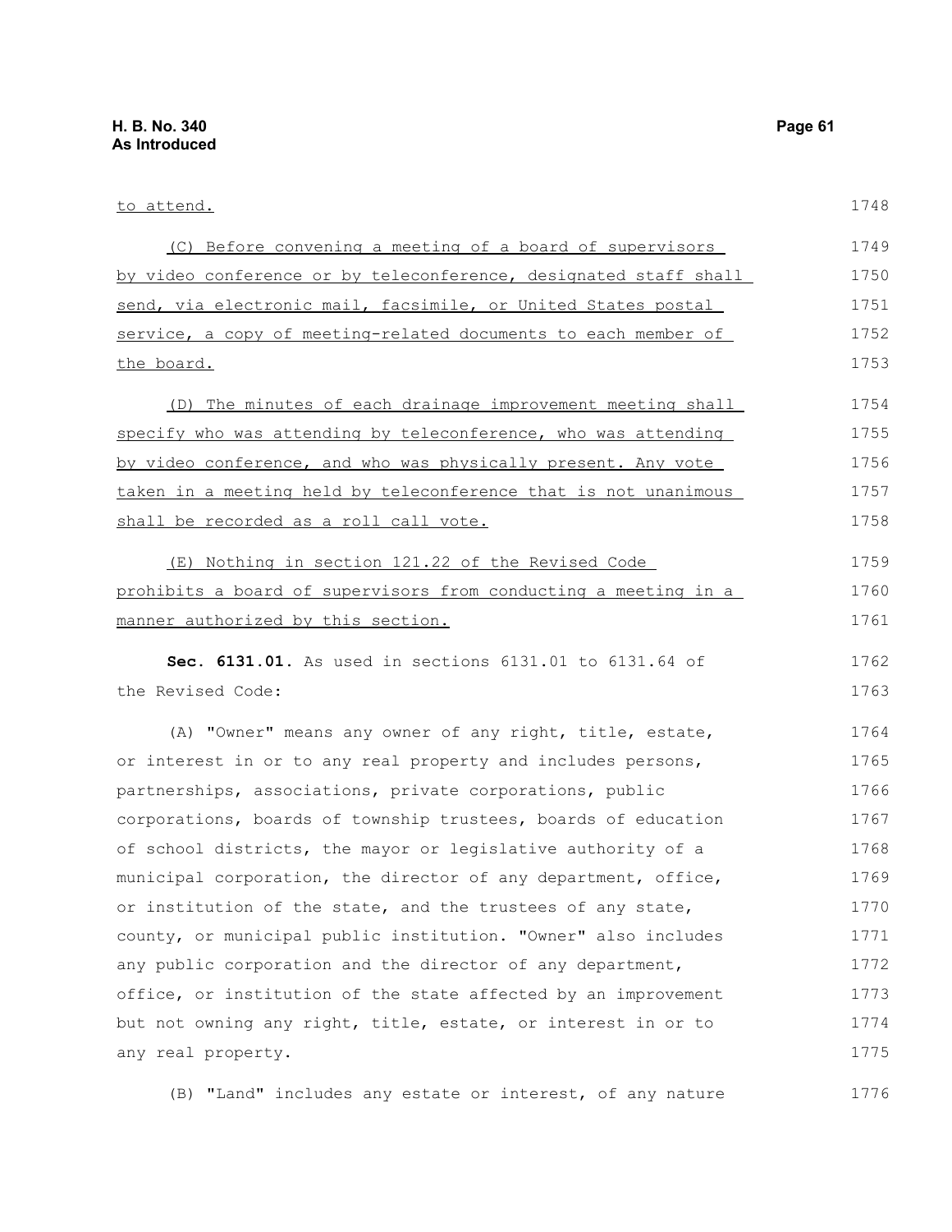to attend.

(C) Before convening a meeting of a board of supervisors by video conference or by teleconference, designated staff shall send, via electronic mail, facsimile, or United States postal service, a copy of meeting-related documents to each member of the board.

(D) The minutes of each drainage improvement meeting shall specify who was attending by teleconference, who was attending by video conference, and who was physically present. Any vote taken in a meeting held by teleconference that is not unanimous shall be recorded as a roll call vote.

(E) Nothing in section 121.22 of the Revised Code prohibits a board of supervisors from conducting a meeting in a manner authorized by this section.

**Sec. 6131.01.** As used in sections 6131.01 to 6131.64 of the Revised Code:

(A) "Owner" means any owner of any right, title, estate, or interest in or to any real property and includes persons, partnerships, associations, private corporations, public corporations, boards of township trustees, boards of education of school districts, the mayor or legislative authority of a municipal corporation, the director of any department, office, or institution of the state, and the trustees of any state, county, or municipal public institution. "Owner" also includes any public corporation and the director of any department, office, or institution of the state affected by an improvement but not owning any right, title, estate, or interest in or to any real property.

(B) "Land" includes any estate or interest, of any nature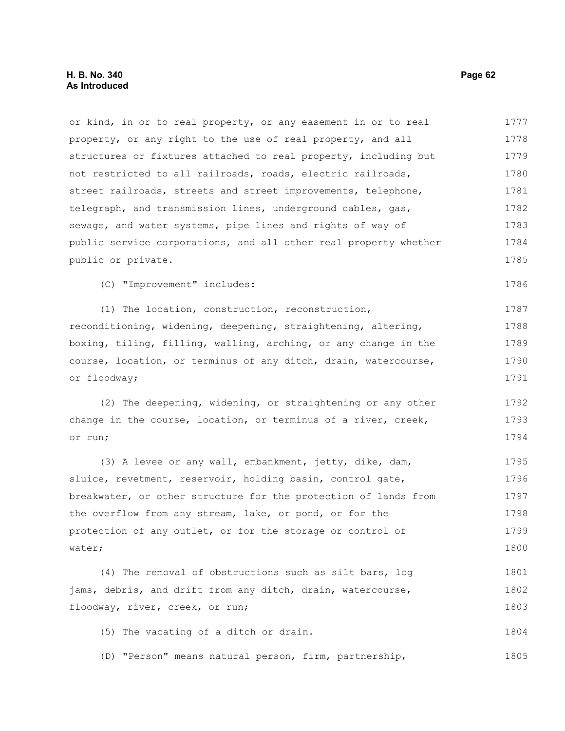or kind, in or to real property, or any easement in or to real property, or any right to the use of real property, and all structures or fixtures attached to real property, including but not restricted to all railroads, roads, electric railroads, street railroads, streets and street improvements, telephone, telegraph, and transmission lines, underground cables, gas, sewage, and water systems, pipe lines and rights of way of public service corporations, and all other real property whether public or private.

(C) "Improvement" includes:

(1) The location, construction, reconstruction, reconditioning, widening, deepening, straightening, altering, boxing, tiling, filling, walling, arching, or any change in the course, location, or terminus of any ditch, drain, watercourse, or floodway;

(2) The deepening, widening, or straightening or any other change in the course, location, or terminus of a river, creek, or run;

(3) A levee or any wall, embankment, jetty, dike, dam, sluice, revetment, reservoir, holding basin, control gate, breakwater, or other structure for the protection of lands from the overflow from any stream, lake, or pond, or for the protection of any outlet, or for the storage or control of water;

(4) The removal of obstructions such as silt bars, log jams, debris, and drift from any ditch, drain, watercourse, floodway, river, creek, or run;

(5) The vacating of a ditch or drain.

(D) "Person" means natural person, firm, partnership,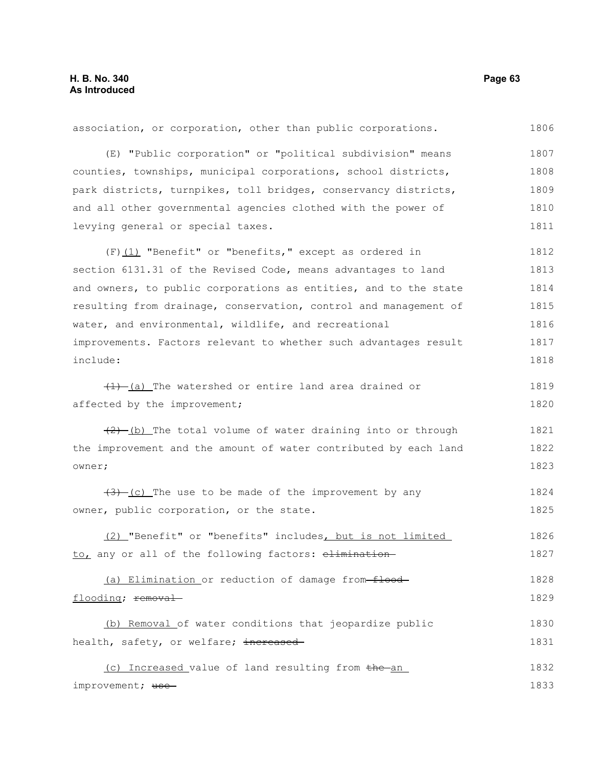association, or corporation, other than public corporations. 1806

(E) "Public corporation" or "political subdivision" means counties, townships, municipal corporations, school districts, park districts, turnpikes, toll bridges, conservancy districts, and all other governmental agencies clothed with the power of levying general or special taxes. 1807 1808 1809 1810 1811

(F)(1) "Benefit" or "benefits," except as ordered in section 6131.31 of the Revised Code, means advantages to land and owners, to public corporations as entities, and to the state resulting from drainage, conservation, control and management of water, and environmental, wildlife, and recreational improvements. Factors relevant to whether such advantages result include: 1812 1813 1814 1815 1816 1817 1818

~~(1)~~ (a) The watershed or entire land area drained or affected by the improvement; 1819 1820

~~(2)~~ (b) The total volume of water draining into or through the improvement and the amount of water contributed by each land owner; 1821 1822 1823

~~(3)~~ (c) The use to be made of the improvement by any owner, public corporation, or the state. 1824 1825

(2) "Benefit" or "benefits" includes, but is not limited to, any or all of the following factors: ~~elimination~~ 1826 1827

(a) Elimination or reduction of damage from ~~flood~~ flooding; ~~removal~~ 1828 1829

(b) Removal of water conditions that jeopardize public health, safety, or welfare; ~~increased~~ 1830 1831

(c) Increased value of land resulting from ~~the~~ an improvement; ~~use~~ 1832 1833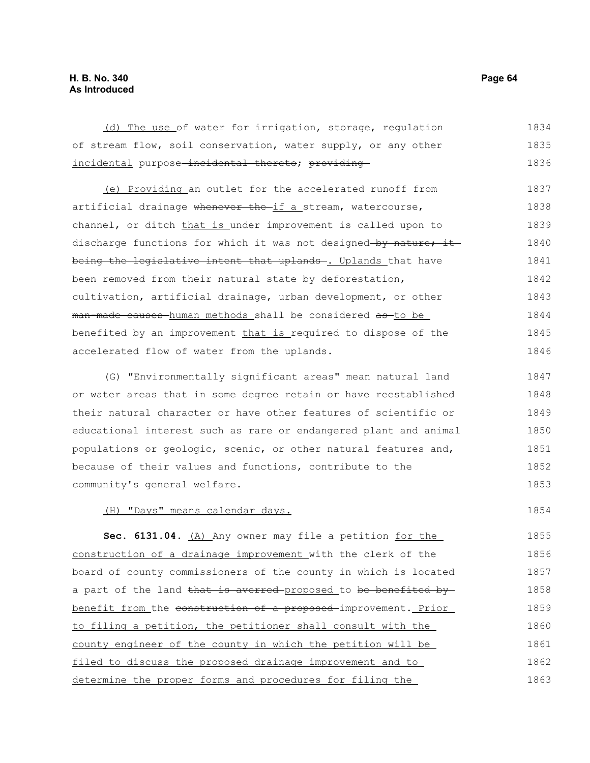(d) The use of water for irrigation, storage, regulation of stream flow, soil conservation, water supply, or any other incidental purpose ~~incidental thereto~~; ~~providing~~

(e) Providing an outlet for the accelerated runoff from artificial drainage ~~whenever the~~ if a stream, watercourse, channel, or ditch that is under improvement is called upon to discharge functions for which it was not designed ~~by nature; it being the legislative intent that uplands~~ . Uplands that have been removed from their natural state by deforestation, cultivation, artificial drainage, urban development, or other ~~man-made causes~~ human methods shall be considered ~~as~~ to be benefited by an improvement that is required to dispose of the accelerated flow of water from the uplands.

(G) "Environmentally significant areas" mean natural land or water areas that in some degree retain or have reestablished their natural character or have other features of scientific or educational interest such as rare or endangered plant and animal populations or geologic, scenic, or other natural features and, because of their values and functions, contribute to the community's general welfare.

(H) "Days" means calendar days.

**Sec. 6131.04.** (A) Any owner may file a petition for the construction of a drainage improvement with the clerk of the board of county commissioners of the county in which is located a part of the land ~~that is averred~~ proposed to ~~be benefited by~~ benefit from the ~~construction of a proposed~~ improvement. Prior to filing a petition, the petitioner shall consult with the county engineer of the county in which the petition will be filed to discuss the proposed drainage improvement and to determine the proper forms and procedures for filing the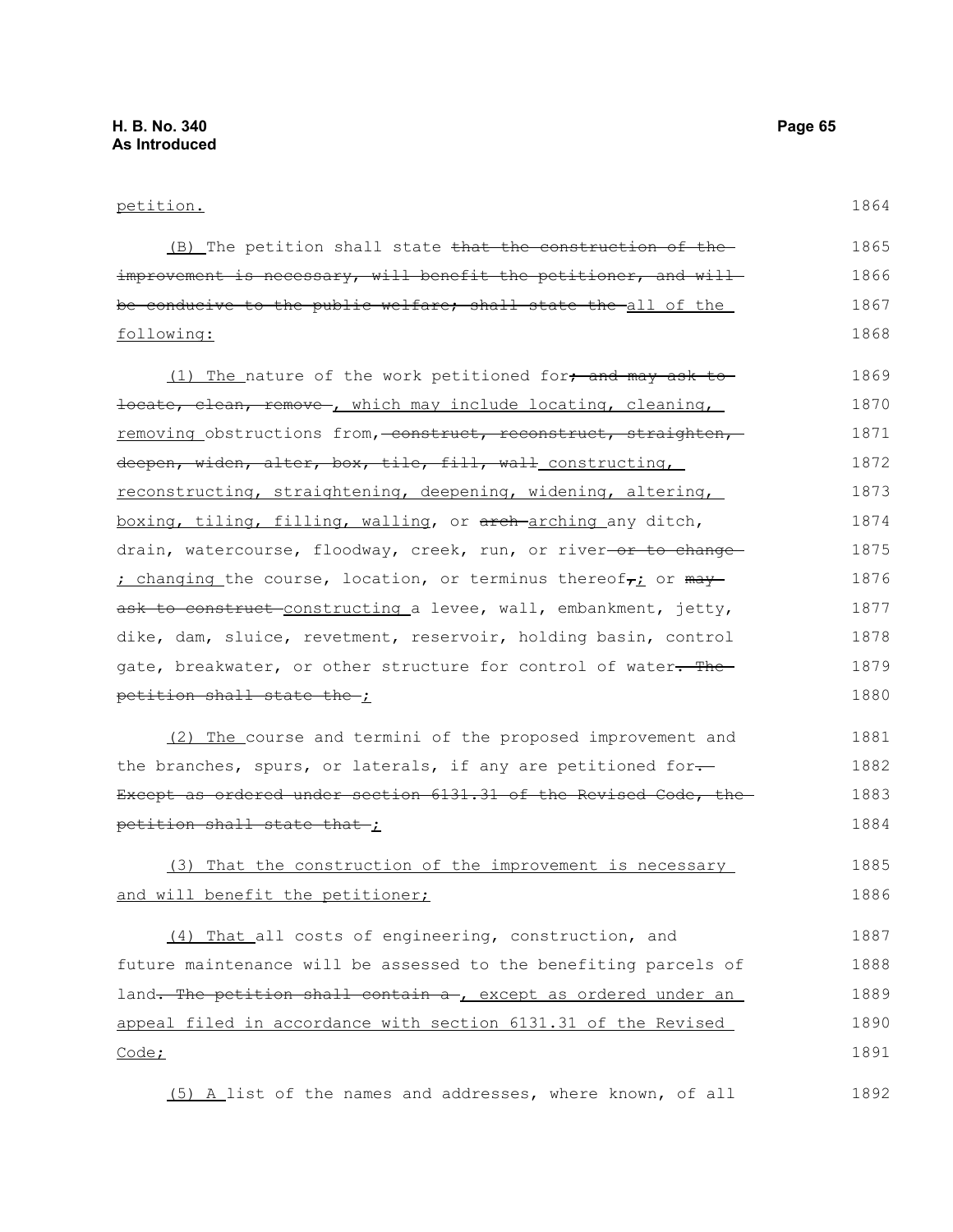petition.

(B) The petition shall state ~~that the construction of the improvement is necessary, will benefit the petitioner, and will be conducive to the public welfare; shall state the~~ all of the following:

(1) The nature of the work petitioned for~~; and may ask to locate, clean, remove~~ , which may include locating, cleaning, removing obstructions from, ~~construct, reconstruct, straighten, deepen, widen, alter, box, tile, fill, wall~~ constructing, reconstructing, straightening, deepening, widening, altering, boxing, tiling, filling, walling, or ~~arch~~ arching any ditch, drain, watercourse, floodway, creek, run, or river ~~or to change~~ ; changing the course, location, or terminus thereof~~,~~; or ~~may ask to construct~~ constructing a levee, wall, embankment, jetty, dike, dam, sluice, revetment, reservoir, holding basin, control gate, breakwater, or other structure for control of water~~. The petition shall state the~~ ;

(2) The course and termini of the proposed improvement and the branches, spurs, or laterals, if any are petitioned for~~. Except as ordered under section 6131.31 of the Revised Code, the petition shall state that~~ ;

(3) That the construction of the improvement is necessary and will benefit the petitioner;

(4) That all costs of engineering, construction, and future maintenance will be assessed to the benefiting parcels of land~~. The petition shall contain a~~ , except as ordered under an appeal filed in accordance with section 6131.31 of the Revised Code;

(5) A list of the names and addresses, where known, of all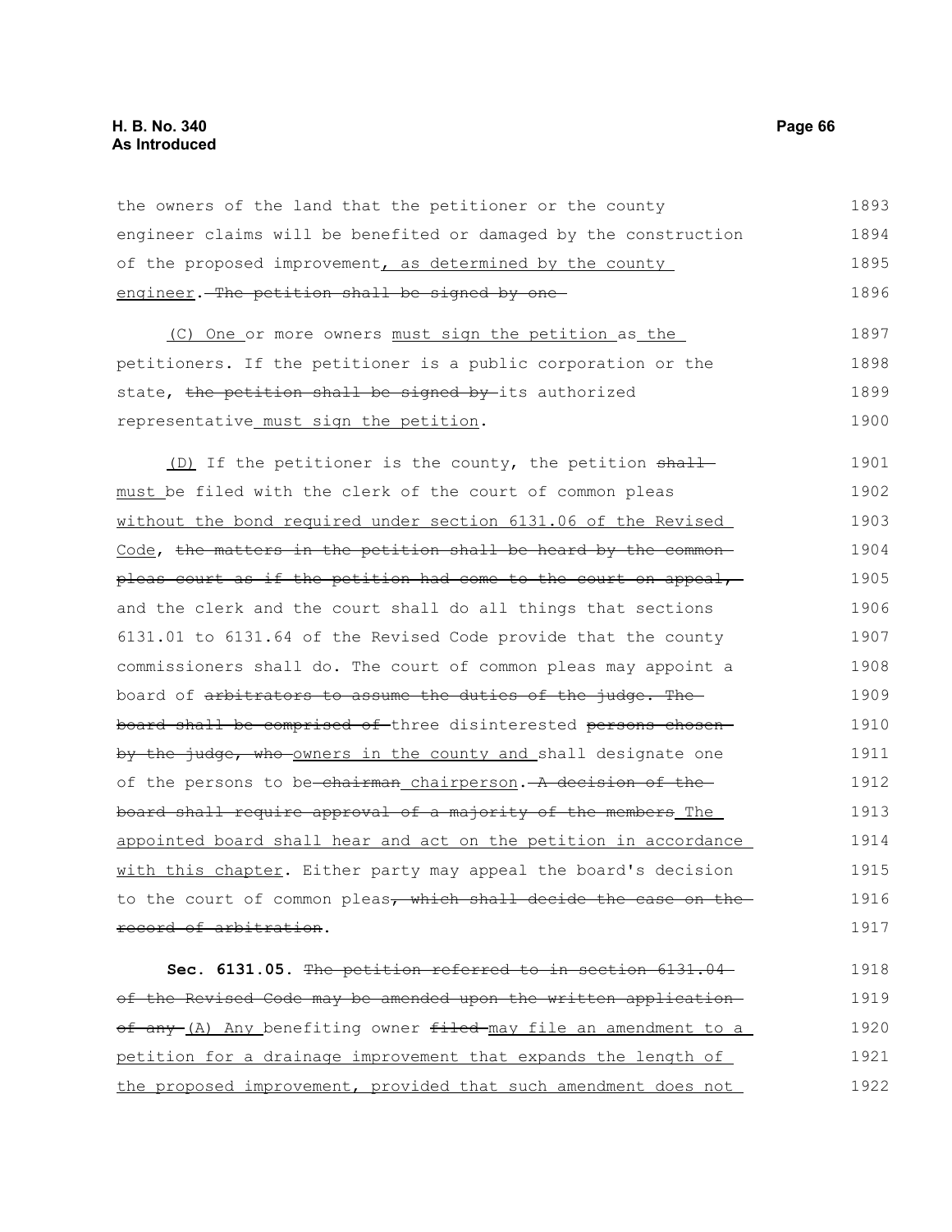the owners of the land that the petitioner or the county engineer claims will be benefited or damaged by the construction of the proposed improvement, as determined by the county engineer. The petition shall be signed by one

(C) One or more owners must sign the petition as the petitioners. If the petitioner is a public corporation or the state, the petition shall be signed by its authorized representative must sign the petition.

(D) If the petitioner is the county, the petition shall must be filed with the clerk of the court of common pleas without the bond required under section 6131.06 of the Revised Code, the matters in the petition shall be heard by the common pleas court as if the petition had come to the court on appeal, and the clerk and the court shall do all things that sections 6131.01 to 6131.64 of the Revised Code provide that the county commissioners shall do. The court of common pleas may appoint a board of arbitrators to assume the duties of the judge. The board shall be comprised of three disinterested persons chosen by the judge, who owners in the county and shall designate one of the persons to be chairman chairperson. A decision of the board shall require approval of a majority of the members The appointed board shall hear and act on the petition in accordance with this chapter. Either party may appeal the board's decision to the court of common pleas, which shall decide the case on the record of arbitration.

**Sec. 6131.05.** The petition referred to in section 6131.04 of the Revised Code may be amended upon the written application of any (A) Any benefiting owner filed may file an amendment to a petition for a drainage improvement that expands the length of the proposed improvement, provided that such amendment does not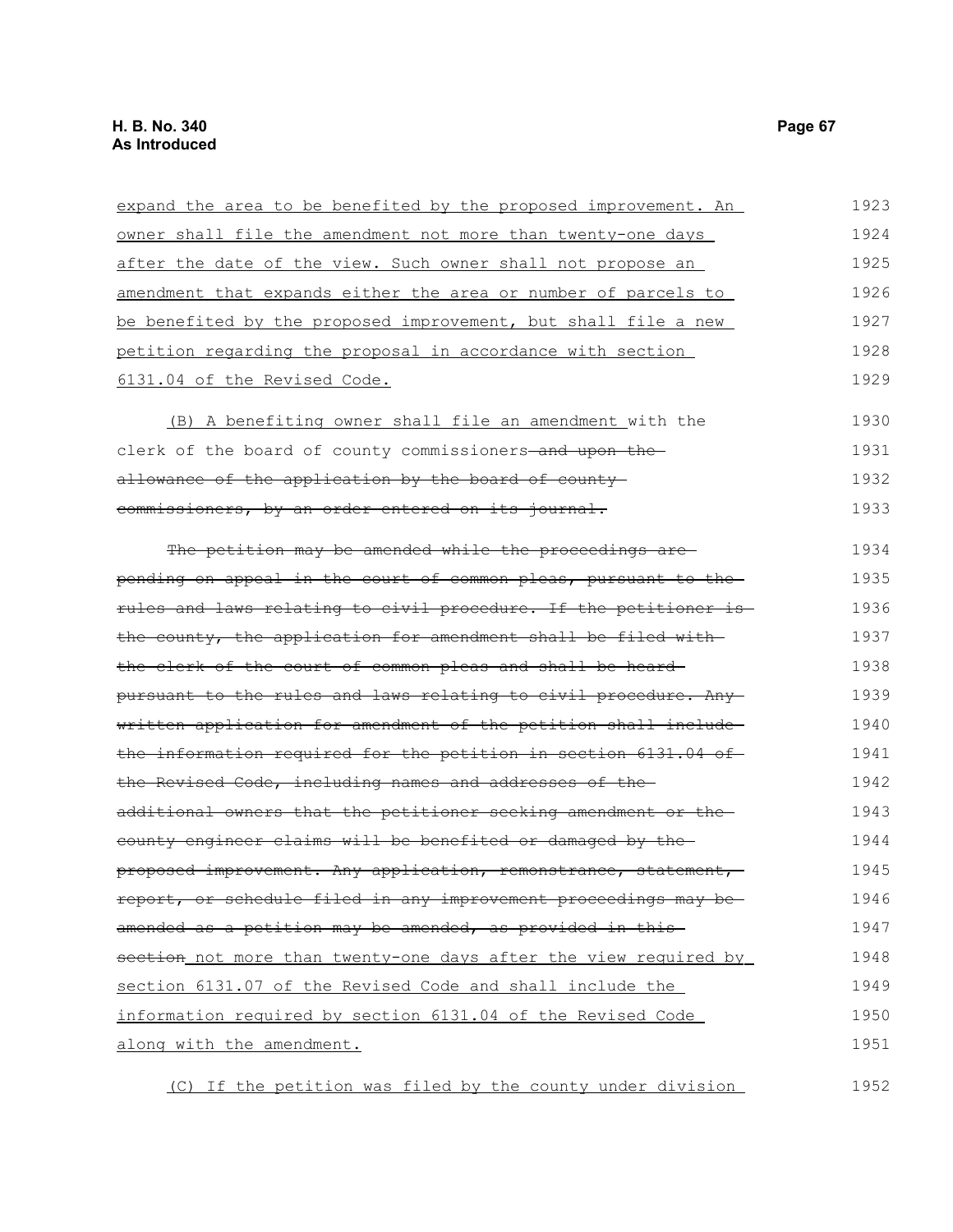expand the area to be benefited by the proposed improvement. An owner shall file the amendment not more than twenty-one days after the date of the view. Such owner shall not propose an amendment that expands either the area or number of parcels to be benefited by the proposed improvement, but shall file a new petition regarding the proposal in accordance with section 6131.04 of the Revised Code.

(B) A benefiting owner shall file an amendment with the clerk of the board of county commissioners ~~and upon the allowance of the application by the board of county commissioners, by an order entered on its journal.~~

~~The petition may be amended while the proceedings are pending on appeal in the court of common pleas, pursuant to the rules and laws relating to civil procedure. If the petitioner is the county, the application for amendment shall be filed with the clerk of the court of common pleas and shall be heard pursuant to the rules and laws relating to civil procedure. Any written application for amendment of the petition shall include the information required for the petition in section 6131.04 of the Revised Code, including names and addresses of the additional owners that the petitioner seeking amendment or the county engineer claims will be benefited or damaged by the proposed improvement. Any application, remonstrance, statement, report, or schedule filed in any improvement proceedings may be amended as a petition may be amended, as provided in this section~~ not more than twenty-one days after the view required by section 6131.07 of the Revised Code and shall include the information required by section 6131.04 of the Revised Code along with the amendment.

(C) If the petition was filed by the county under division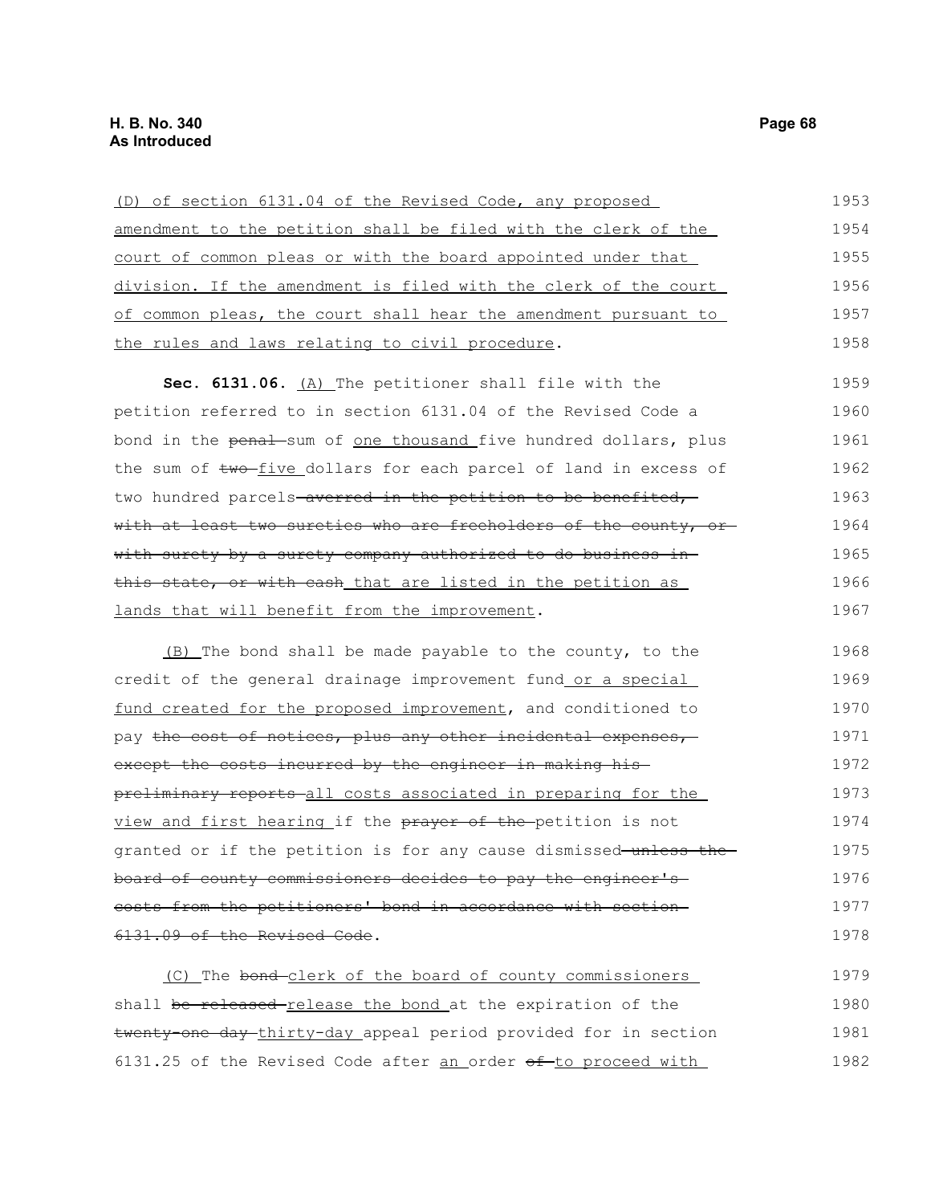<u>(D) of section 6131.04 of the Revised Code, any proposed amendment to the petition shall be filed with the clerk of the court of common pleas or with the board appointed under that division. If the amendment is filed with the clerk of the court of common pleas, the court shall hear the amendment pursuant to the rules and laws relating to civil procedure</u>.

**Sec. 6131.06.** <u>(A)</u> The petitioner shall file with the petition referred to in section 6131.04 of the Revised Code a bond in the ~~penal~~ sum of <u>one thousand</u> five hundred dollars, plus the sum of ~~two~~ <u>five</u> dollars for each parcel of land in excess of two hundred parcels ~~averred in the petition to be benefited, with at least two sureties who are freeholders of the county, or with surety by a surety company authorized to do business in this state, or with cash~~ <u>that are listed in the petition as lands that will benefit from the improvement</u>.

<u>(B)</u> The bond shall be made payable to the county, to the credit of the general drainage improvement fund <u>or a special fund created for the proposed improvement</u>, and conditioned to pay ~~the cost of notices, plus any other incidental expenses, except the costs incurred by the engineer in making his preliminary reports~~ <u>all costs associated in preparing for the view and first hearing</u> if the ~~prayer of the~~ petition is not granted or if the petition is for any cause dismissed ~~unless the board of county commissioners decides to pay the engineer's costs from the petitioners' bond in accordance with section 6131.09 of the Revised Code~~.

<u>(C)</u> The ~~bond~~ <u>clerk of the board of county commissioners</u> shall ~~be released~~ <u>release the bond</u> at the expiration of the ~~twenty-one day~~ <u>thirty-day</u> appeal period provided for in section 6131.25 of the Revised Code after <u>an</u> order ~~of~~ <u>to proceed with</u>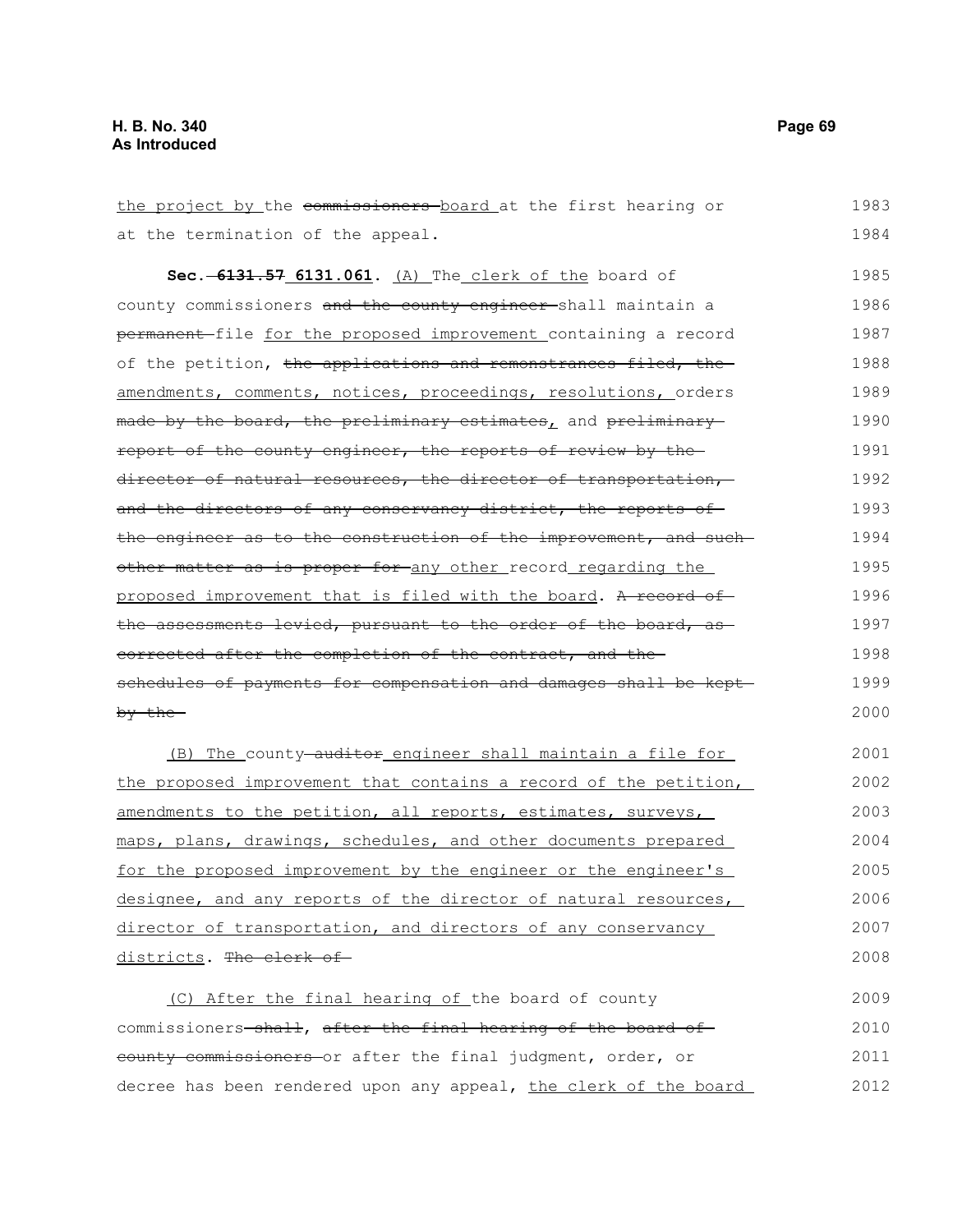the project by the ~~commissioners~~ board at the first hearing or at the termination of the appeal.

**Sec. ~~6131.57~~ 6131.061.** (A) The clerk of the board of county commissioners ~~and the county engineer~~ shall maintain a ~~permanent~~ file for the proposed improvement containing a record of the petition, ~~the applications and remonstrances filed, the amendments, comments, notices, proceedings, resolutions,~~ orders ~~made by the board, the preliminary estimates~~, and ~~preliminary report of the county engineer, the reports of review by the director of natural resources, the director of transportation, and the directors of any conservancy district, the reports of the engineer as to the construction of the improvement, and such other matter as is proper for~~ any other record regarding the proposed improvement that is filed with the board. ~~A record of the assessments levied, pursuant to the order of the board, as corrected after the completion of the contract, and the schedules of payments for compensation and damages shall be kept by the~~

(B) The county ~~auditor~~ engineer shall maintain a file for the proposed improvement that contains a record of the petition, amendments to the petition, all reports, estimates, surveys, maps, plans, drawings, schedules, and other documents prepared for the proposed improvement by the engineer or the engineer's designee, and any reports of the director of natural resources, director of transportation, and directors of any conservancy districts. ~~The clerk of~~

(C) After the final hearing of the board of county commissioners ~~shall~~, ~~after the final hearing of the board of county commissioners~~ or after the final judgment, order, or decree has been rendered upon any appeal, the clerk of the board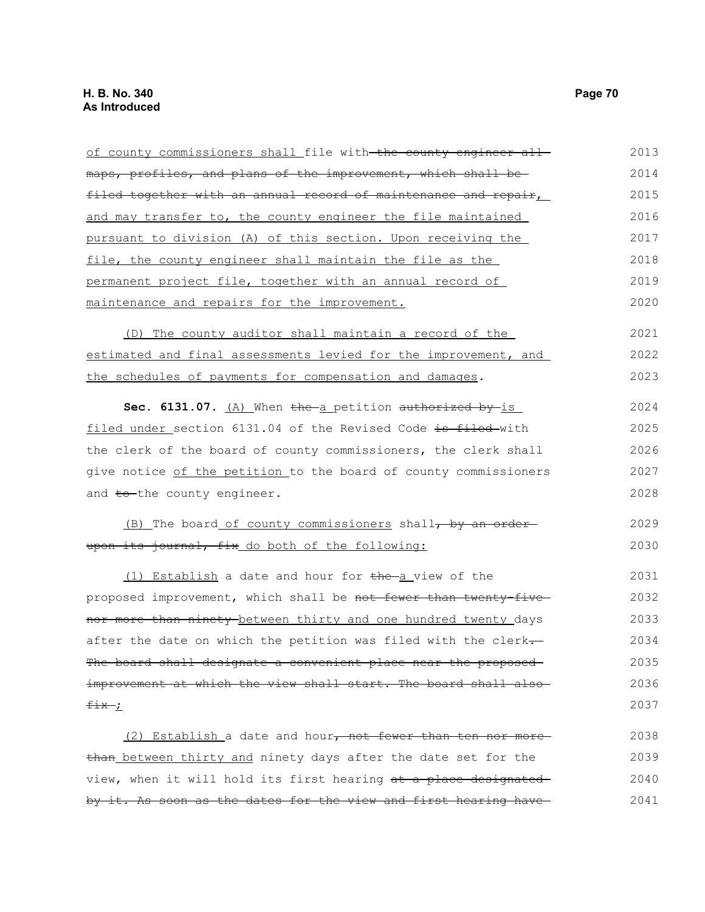of county commissioners shall file with the county engineer all maps, profiles, and plans of the improvement, which shall be filed together with an annual record of maintenance and repair, and may transfer to, the county engineer the file maintained pursuant to division (A) of this section. Upon receiving the file, the county engineer shall maintain the file as the permanent project file, together with an annual record of maintenance and repairs for the improvement.

(D) The county auditor shall maintain a record of the estimated and final assessments levied for the improvement, and the schedules of payments for compensation and damages.

**Sec. 6131.07.** (A) When the a petition authorized by is filed under section 6131.04 of the Revised Code is filed with the clerk of the board of county commissioners, the clerk shall give notice of the petition to the board of county commissioners and to the county engineer.

(B) The board of county commissioners shall, by an order upon its journal, fix do both of the following:

(1) Establish a date and hour for the a view of the proposed improvement, which shall be not fewer than twenty-five nor more than ninety between thirty and one hundred twenty days after the date on which the petition was filed with the clerk. The board shall designate a convenient place near the proposed improvement at which the view shall start. The board shall also fix ;

(2) Establish a date and hour, not fewer than ten nor more than between thirty and ninety days after the date set for the view, when it will hold its first hearing at a place designated by it. As soon as the dates for the view and first hearing have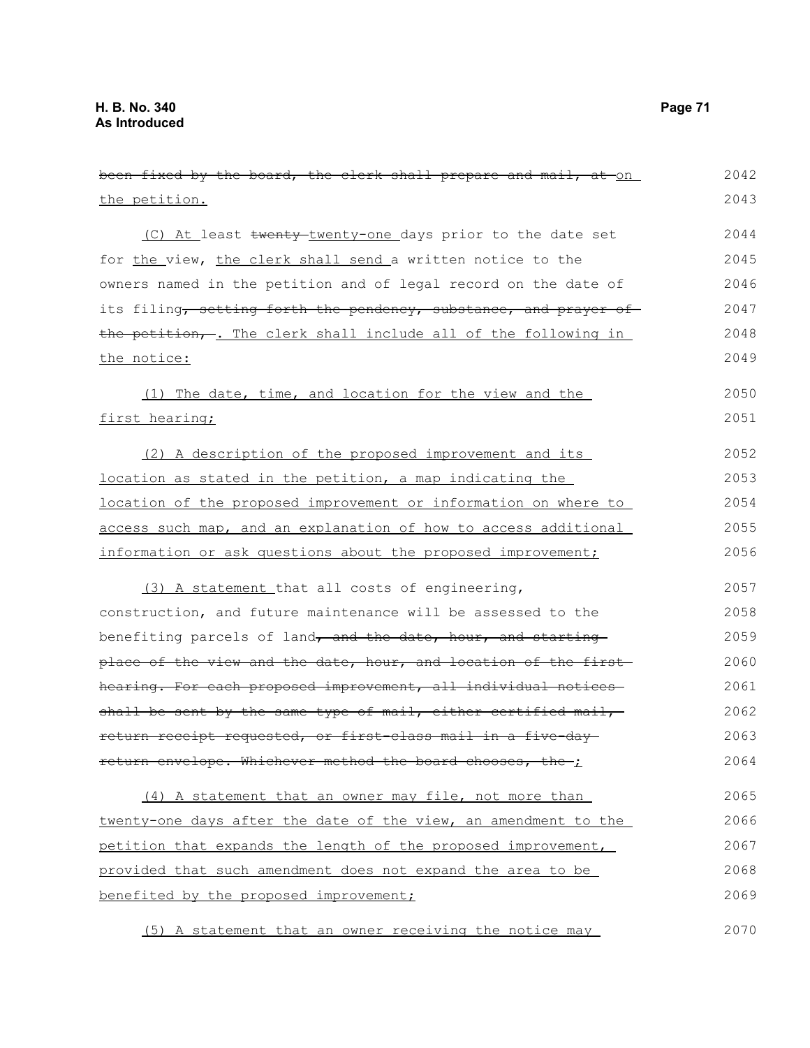~~been fixed by the board, the clerk shall prepare and mail, at~~ on the petition.

(C) At least ~~twenty~~ twenty-one days prior to the date set for the view, the clerk shall send a written notice to the owners named in the petition and of legal record on the date of its filing~~, setting forth the pendency, substance, and prayer of the petition,~~ . The clerk shall include all of the following in the notice:

(1) The date, time, and location for the view and the first hearing;

(2) A description of the proposed improvement and its location as stated in the petition, a map indicating the location of the proposed improvement or information on where to access such map, and an explanation of how to access additional information or ask questions about the proposed improvement;

(3) A statement that all costs of engineering, construction, and future maintenance will be assessed to the benefiting parcels of land~~, and the date, hour, and starting place of the view and the date, hour, and location of the first hearing. For each proposed improvement, all individual notices shall be sent by the same type of mail, either certified mail, return receipt requested, or first-class mail in a five-day return envelope. Whichever method the board chooses, the~~ ;

(4) A statement that an owner may file, not more than twenty-one days after the date of the view, an amendment to the petition that expands the length of the proposed improvement, provided that such amendment does not expand the area to be benefited by the proposed improvement;

(5) A statement that an owner receiving the notice may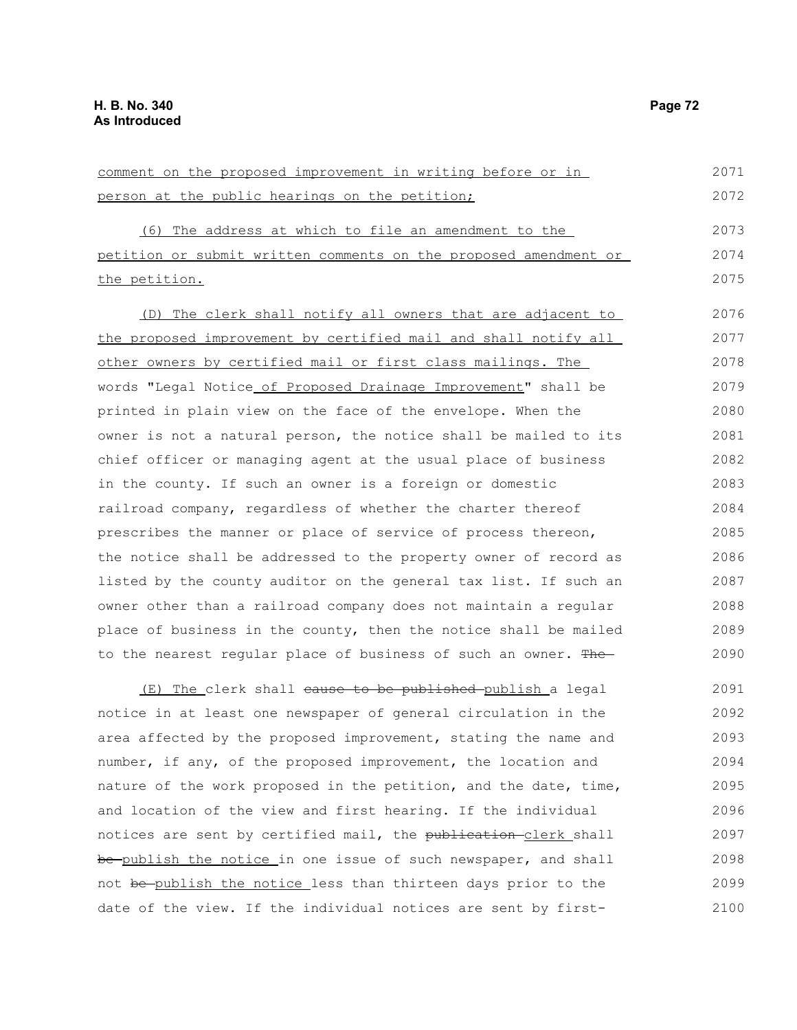comment on the proposed improvement in writing before or in person at the public hearings on the petition;

(6) The address at which to file an amendment to the petition or submit written comments on the proposed amendment or the petition.

(D) The clerk shall notify all owners that are adjacent to the proposed improvement by certified mail and shall notify all other owners by certified mail or first class mailings. The words "Legal Notice of Proposed Drainage Improvement" shall be printed in plain view on the face of the envelope. When the owner is not a natural person, the notice shall be mailed to its chief officer or managing agent at the usual place of business in the county. If such an owner is a foreign or domestic railroad company, regardless of whether the charter thereof prescribes the manner or place of service of process thereon, the notice shall be addressed to the property owner of record as listed by the county auditor on the general tax list. If such an owner other than a railroad company does not maintain a regular place of business in the county, then the notice shall be mailed to the nearest regular place of business of such an owner. ~~The~~

(E) The clerk shall ~~cause to be published~~ publish a legal notice in at least one newspaper of general circulation in the area affected by the proposed improvement, stating the name and number, if any, of the proposed improvement, the location and nature of the work proposed in the petition, and the date, time, and location of the view and first hearing. If the individual notices are sent by certified mail, the ~~publication~~ clerk shall ~~be~~ publish the notice in one issue of such newspaper, and shall not ~~be~~ publish the notice less than thirteen days prior to the date of the view. If the individual notices are sent by first-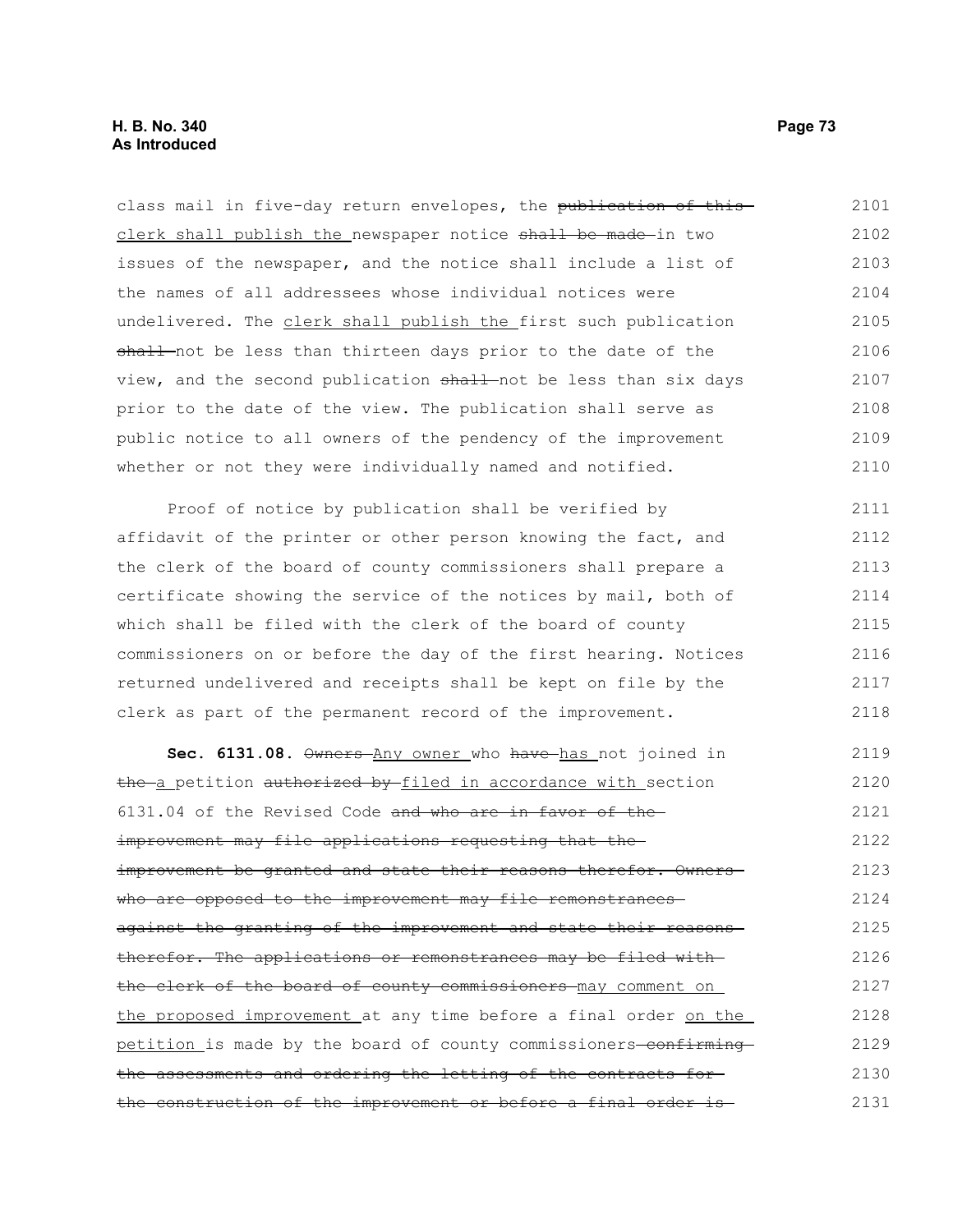class mail in five-day return envelopes, the ~~publication of this~~ clerk shall publish the newspaper notice ~~shall be made~~ in two issues of the newspaper, and the notice shall include a list of the names of all addressees whose individual notices were undelivered. The clerk shall publish the first such publication ~~shall~~ not be less than thirteen days prior to the date of the view, and the second publication ~~shall~~ not be less than six days prior to the date of the view. The publication shall serve as public notice to all owners of the pendency of the improvement whether or not they were individually named and notified.

Proof of notice by publication shall be verified by affidavit of the printer or other person knowing the fact, and the clerk of the board of county commissioners shall prepare a certificate showing the service of the notices by mail, both of which shall be filed with the clerk of the board of county commissioners on or before the day of the first hearing. Notices returned undelivered and receipts shall be kept on file by the clerk as part of the permanent record of the improvement.

**Sec. 6131.08.** ~~Owners~~ Any owner who ~~have~~ has not joined in ~~the~~ a petition ~~authorized by~~ filed in accordance with section 6131.04 of the Revised Code ~~and who are in favor of the improvement may file applications requesting that the improvement be granted and state their reasons therefor. Owners who are opposed to the improvement may file remonstrances against the granting of the improvement and state their reasons therefor. The applications or remonstrances may be filed with the clerk of the board of county commissioners~~ may comment on the proposed improvement at any time before a final order on the petition is made by the board of county commissioners ~~confirming the assessments and ordering the letting of the contracts for the construction of the improvement or before a final order is~~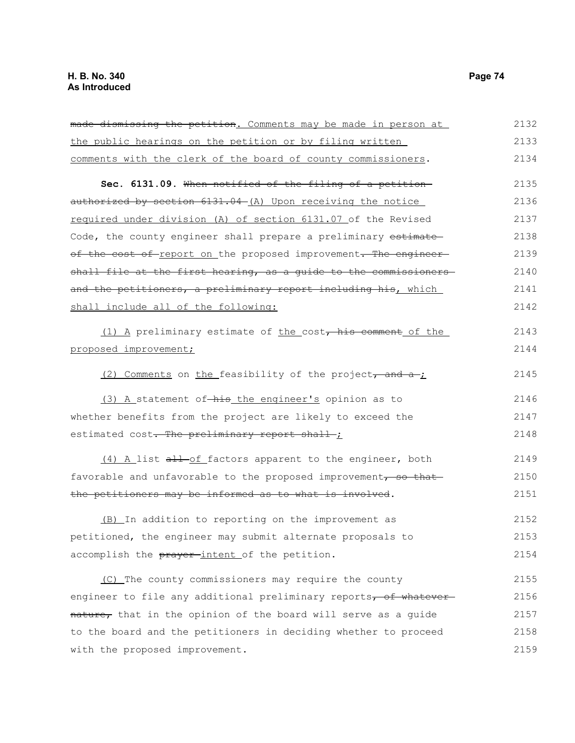~~made dismissing the petition~~. Comments may be made in person at the public hearings on the petition or by filing written comments with the clerk of the board of county commissioners.

**Sec. 6131.09.** ~~When notified of the filing of a petition authorized by section 6131.04~~ (A) Upon receiving the notice required under division (A) of section 6131.07 of the Revised Code, the county engineer shall prepare a preliminary ~~estimate of the cost of~~ report on the proposed improvement~~. The engineer shall file at the first hearing, as a guide to the commissioners and the petitioners, a preliminary report including his~~, which shall include all of the following:

(1) A preliminary estimate of the cost~~, his comment~~ of the proposed improvement;

(2) Comments on the feasibility of the project~~, and a~~;

(3) A statement of ~~his~~ the engineer's opinion as to whether benefits from the project are likely to exceed the estimated cost~~. The preliminary report shall~~;

(4) A list ~~all~~ of factors apparent to the engineer, both favorable and unfavorable to the proposed improvement~~, so that the petitioners may be informed as to what is involved~~.

(B) In addition to reporting on the improvement as petitioned, the engineer may submit alternate proposals to accomplish the ~~prayer~~ intent of the petition.

(C) The county commissioners may require the county engineer to file any additional preliminary reports~~, of whatever nature,~~ that in the opinion of the board will serve as a guide to the board and the petitioners in deciding whether to proceed with the proposed improvement.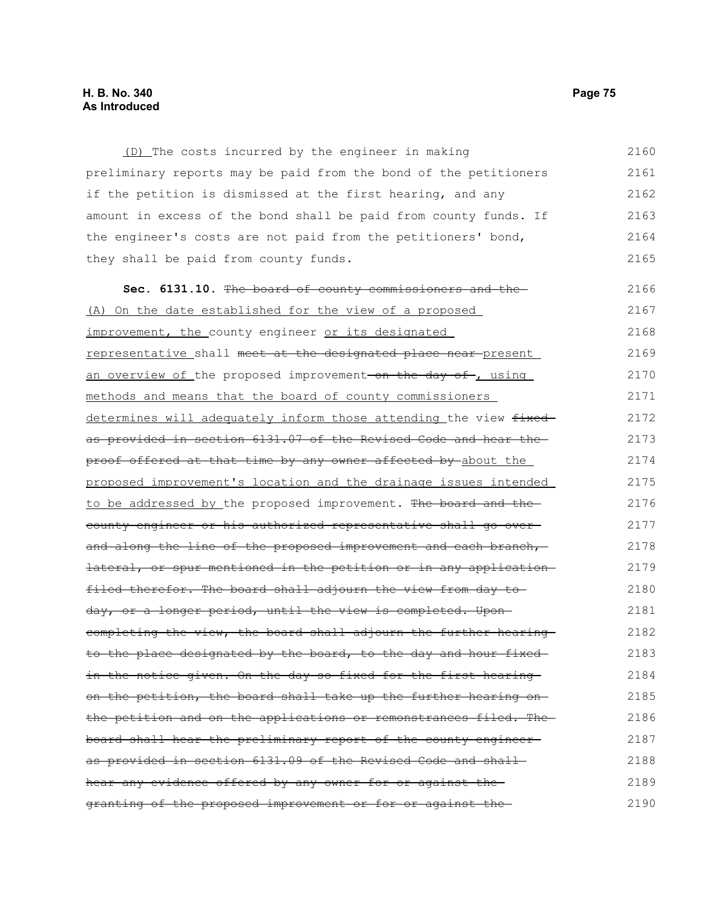(D) The costs incurred by the engineer in making preliminary reports may be paid from the bond of the petitioners if the petition is dismissed at the first hearing, and any amount in excess of the bond shall be paid from county funds. If the engineer's costs are not paid from the petitioners' bond, they shall be paid from county funds.

**Sec. 6131.10.** ~~The board of county commissioners and the~~ (A) On the date established for the view of a proposed improvement, the county engineer or its designated representative shall ~~meet at the designated place near~~ present an overview of the proposed improvement ~~on the day of~~ , using methods and means that the board of county commissioners determines will adequately inform those attending the view ~~fixed as provided in section 6131.07 of the Revised Code and hear the proof offered at that time by any owner affected by~~ about the proposed improvement's location and the drainage issues intended to be addressed by the proposed improvement. ~~The board and the county engineer or his authorized representative shall go over and along the line of the proposed improvement and each branch, lateral, or spur mentioned in the petition or in any application filed therefor. The board shall adjourn the view from day to day, or a longer period, until the view is completed. Upon completing the view, the board shall adjourn the further hearing to the place designated by the board, to the day and hour fixed in the notice given. On the day so fixed for the first hearing on the petition, the board shall take up the further hearing on the petition and on the applications or remonstrances filed. The board shall hear the preliminary report of the county engineer as provided in section 6131.09 of the Revised Code and shall hear any evidence offered by any owner for or against the granting of the proposed improvement or for or against the~~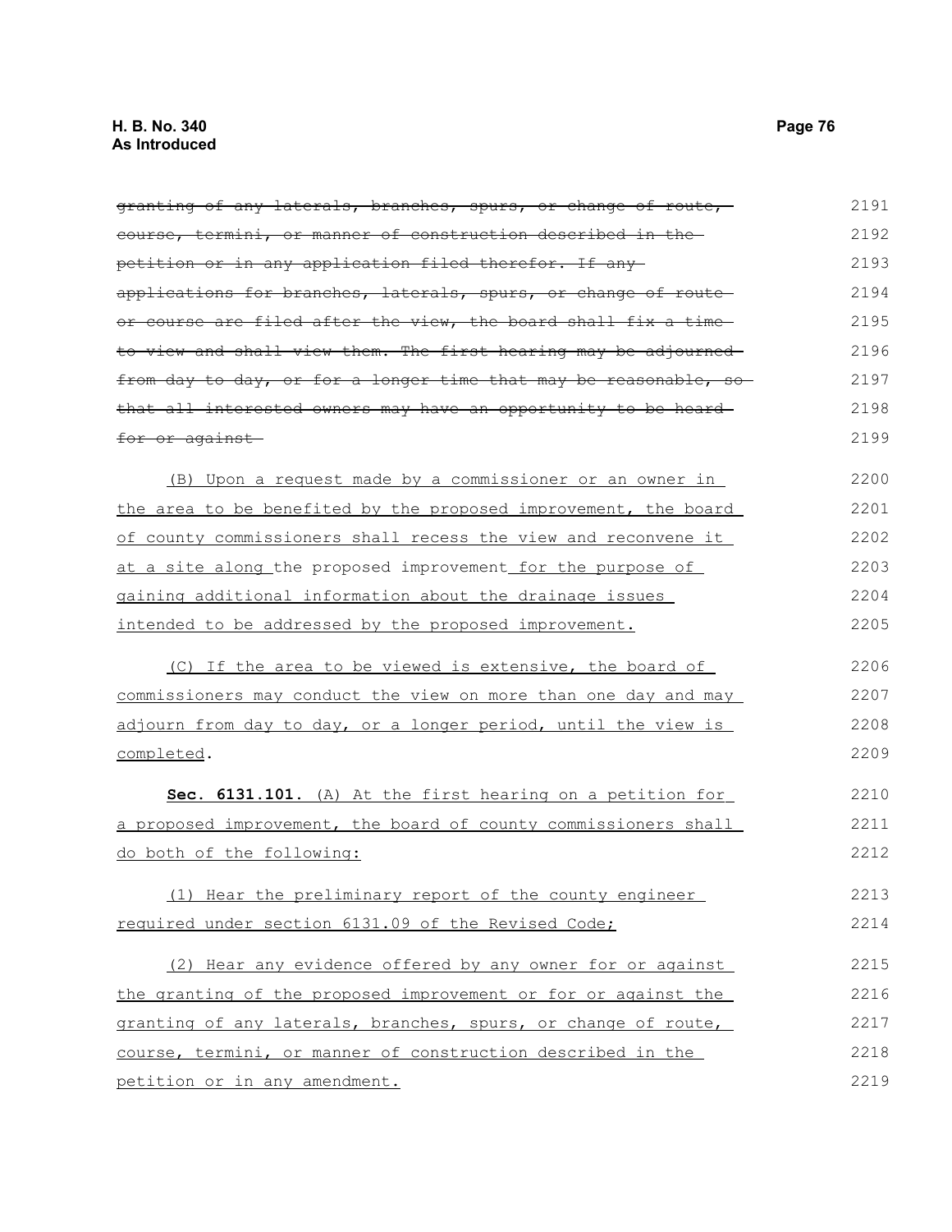~~granting of any laterals, branches, spurs, or change of route, course, termini, or manner of construction described in the petition or in any application filed therefor. If any applications for branches, laterals, spurs, or change of route or course are filed after the view, the board shall fix a time to view and shall view them. The first hearing may be adjourned from day to day, or for a longer time that may be reasonable, so that all interested owners may have an opportunity to be heard for or against~~

<u>(B) Upon a request made by a commissioner or an owner in the area to be benefited by the proposed improvement, the board of county commissioners shall recess the view and reconvene it at a site along</u> the proposed improvement <u>for the purpose of gaining additional information about the drainage issues intended to be addressed by the proposed improvement.</u>

<u>(C) If the area to be viewed is extensive, the board of commissioners may conduct the view on more than one day and may adjourn from day to day, or a longer period, until the view is completed</u>.

**Sec. 6131.101.** <u>(A) At the first hearing on a petition for a proposed improvement, the board of county commissioners shall do both of the following:</u>

<u>(1) Hear the preliminary report of the county engineer required under section 6131.09 of the Revised Code;</u>

<u>(2) Hear any evidence offered by any owner for or against the granting of the proposed improvement or for or against the granting of any laterals, branches, spurs, or change of route, course, termini, or manner of construction described in the petition or in any amendment.</u>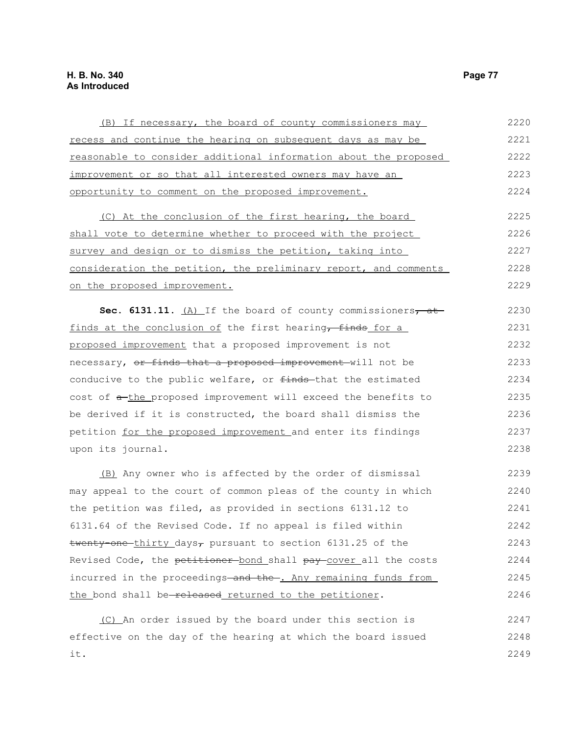(B) If necessary, the board of county commissioners may recess and continue the hearing on subsequent days as may be reasonable to consider additional information about the proposed improvement or so that all interested owners may have an opportunity to comment on the proposed improvement.

(C) At the conclusion of the first hearing, the board shall vote to determine whether to proceed with the project survey and design or to dismiss the petition, taking into consideration the petition, the preliminary report, and comments on the proposed improvement.

**Sec. 6131.11.** (A) If the board of county commissioners, at finds at the conclusion of the first hearing, finds for a proposed improvement that a proposed improvement is not necessary, or finds that a proposed improvement will not be conducive to the public welfare, or finds that the estimated cost of a the proposed improvement will exceed the benefits to be derived if it is constructed, the board shall dismiss the petition for the proposed improvement and enter its findings upon its journal.

(B) Any owner who is affected by the order of dismissal may appeal to the court of common pleas of the county in which the petition was filed, as provided in sections 6131.12 to 6131.64 of the Revised Code. If no appeal is filed within twenty-one thirty days, pursuant to section 6131.25 of the Revised Code, the petitioner bond shall pay cover all the costs incurred in the proceedings and the . Any remaining funds from the bond shall be released returned to the petitioner.

(C) An order issued by the board under this section is effective on the day of the hearing at which the board issued it.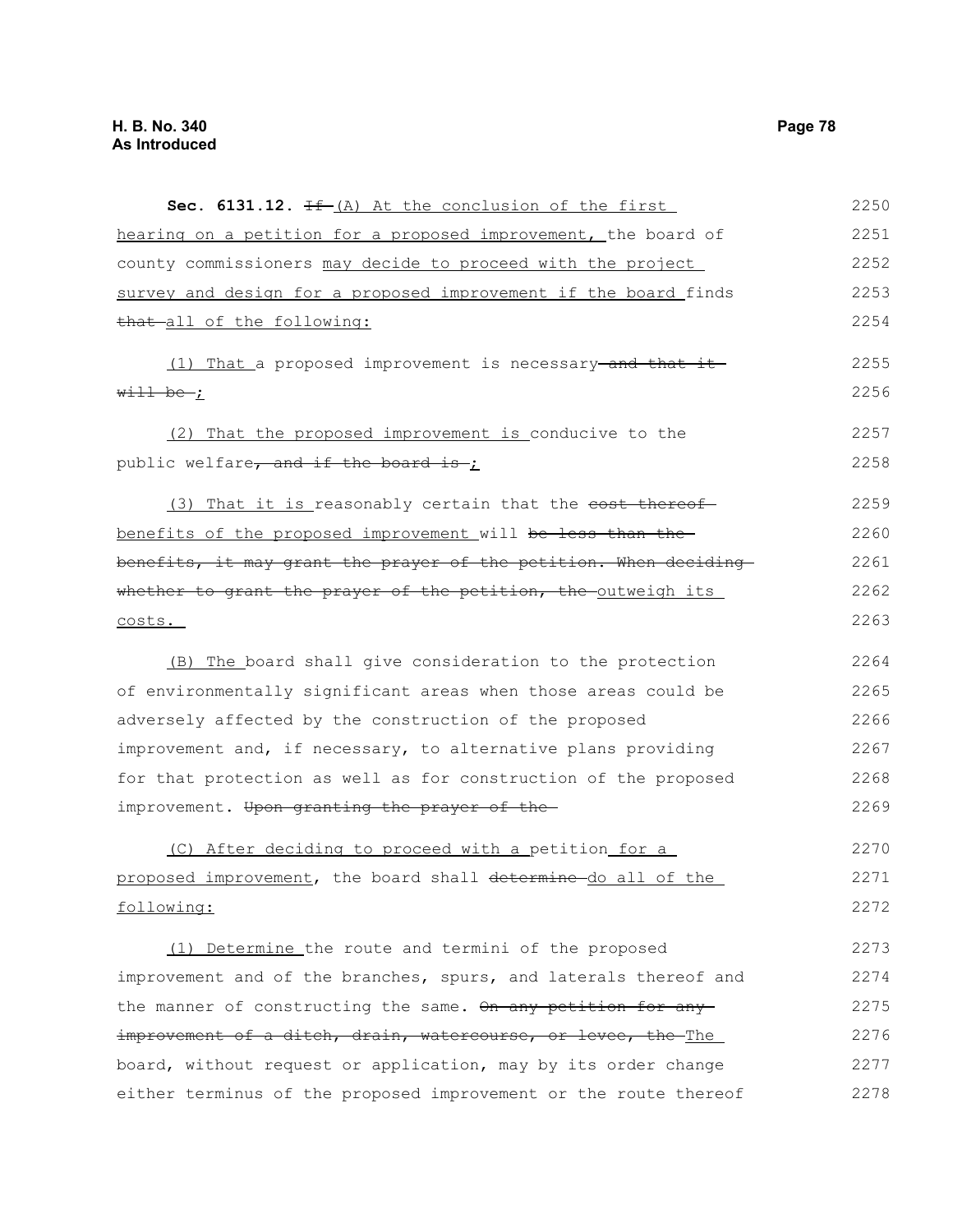**Sec. 6131.12.** ~~If~~ (A) At the conclusion of the first hearing on a petition for a proposed improvement, the board of county commissioners may decide to proceed with the project survey and design for a proposed improvement if the board finds ~~that~~ all of the following:

(1) That a proposed improvement is necessary ~~and that it will be~~;

(2) That the proposed improvement is conducive to the public welfare~~, and if the board is~~;

(3) That it is reasonably certain that the ~~cost thereof~~ benefits of the proposed improvement will ~~be less than the benefits, it may grant the prayer of the petition. When deciding whether to grant the prayer of the petition, the~~ outweigh its costs.

(B) The board shall give consideration to the protection of environmentally significant areas when those areas could be adversely affected by the construction of the proposed improvement and, if necessary, to alternative plans providing for that protection as well as for construction of the proposed improvement. ~~Upon granting the prayer of the~~

(C) After deciding to proceed with a petition for a proposed improvement, the board shall ~~determine~~ do all of the following:

(1) Determine the route and termini of the proposed improvement and of the branches, spurs, and laterals thereof and the manner of constructing the same. ~~On any petition for any improvement of a ditch, drain, watercourse, or levee, the~~ The board, without request or application, may by its order change either terminus of the proposed improvement or the route thereof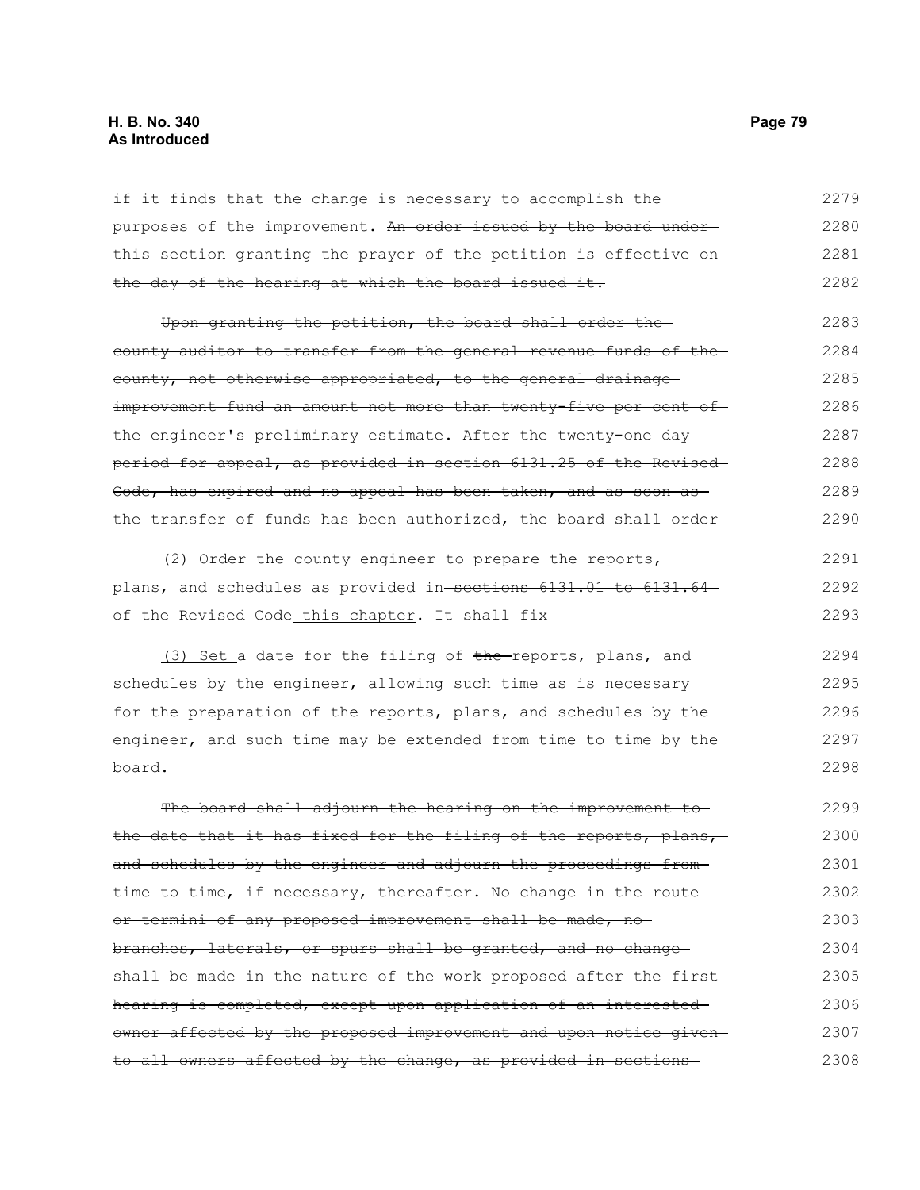if it finds that the change is necessary to accomplish the purposes of the improvement. ~~An order issued by the board under this section granting the prayer of the petition is effective on the day of the hearing at which the board issued it.~~

~~Upon granting the petition, the board shall order the county auditor to transfer from the general revenue funds of the county, not otherwise appropriated, to the general drainage improvement fund an amount not more than twenty-five per cent of the engineer's preliminary estimate. After the twenty-one day period for appeal, as provided in section 6131.25 of the Revised Code, has expired and no appeal has been taken, and as soon as the transfer of funds has been authorized, the board shall order~~

(2) Order the county engineer to prepare the reports, plans, and schedules as provided in ~~sections 6131.01 to 6131.64 of the Revised Code~~ this chapter. ~~It shall fix~~

(3) Set a date for the filing of ~~the~~ reports, plans, and schedules by the engineer, allowing such time as is necessary for the preparation of the reports, plans, and schedules by the engineer, and such time may be extended from time to time by the board.

~~The board shall adjourn the hearing on the improvement to the date that it has fixed for the filing of the reports, plans, and schedules by the engineer and adjourn the proceedings from time to time, if necessary, thereafter. No change in the route or termini of any proposed improvement shall be made, no branches, laterals, or spurs shall be granted, and no change shall be made in the nature of the work proposed after the first hearing is completed, except upon application of an interested owner affected by the proposed improvement and upon notice given to all owners affected by the change, as provided in sections~~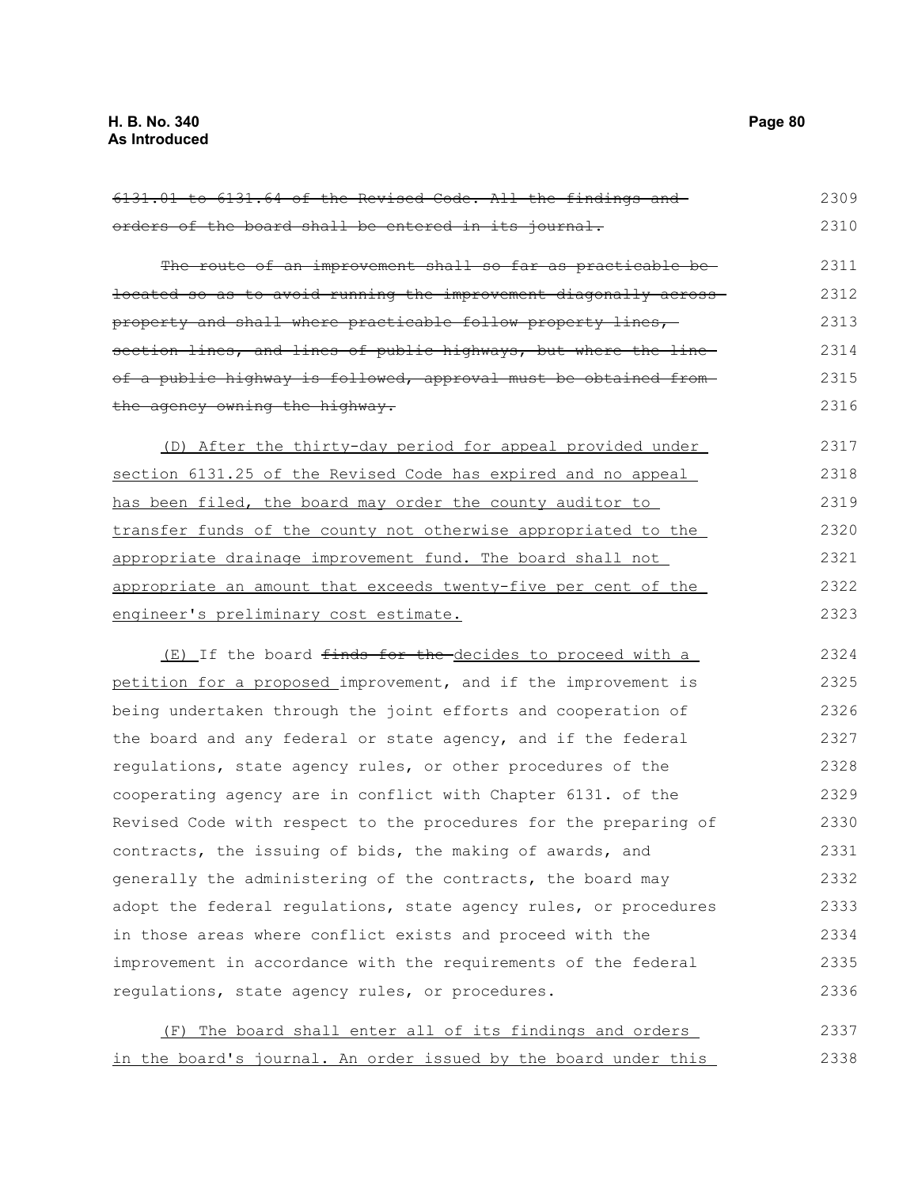~~6131.01 to 6131.64 of the Revised Code. All the findings and orders of the board shall be entered in its journal.~~

~~The route of an improvement shall so far as practicable be located so as to avoid running the improvement diagonally across property and shall where practicable follow property lines, section lines, and lines of public highways, but where the line of a public highway is followed, approval must be obtained from the agency owning the highway.~~

<u>(D) After the thirty-day period for appeal provided under section 6131.25 of the Revised Code has expired and no appeal has been filed, the board may order the county auditor to transfer funds of the county not otherwise appropriated to the appropriate drainage improvement fund. The board shall not appropriate an amount that exceeds twenty-five per cent of the engineer's preliminary cost estimate.</u>

<u>(E)</u> If the board ~~finds for the~~ <u>decides to proceed with a petition for a proposed</u> improvement, and if the improvement is being undertaken through the joint efforts and cooperation of the board and any federal or state agency, and if the federal regulations, state agency rules, or other procedures of the cooperating agency are in conflict with Chapter 6131. of the Revised Code with respect to the procedures for the preparing of contracts, the issuing of bids, the making of awards, and generally the administering of the contracts, the board may adopt the federal regulations, state agency rules, or procedures in those areas where conflict exists and proceed with the improvement in accordance with the requirements of the federal regulations, state agency rules, or procedures.

<u>(F) The board shall enter all of its findings and orders in the board's journal. An order issued by the board under this</u>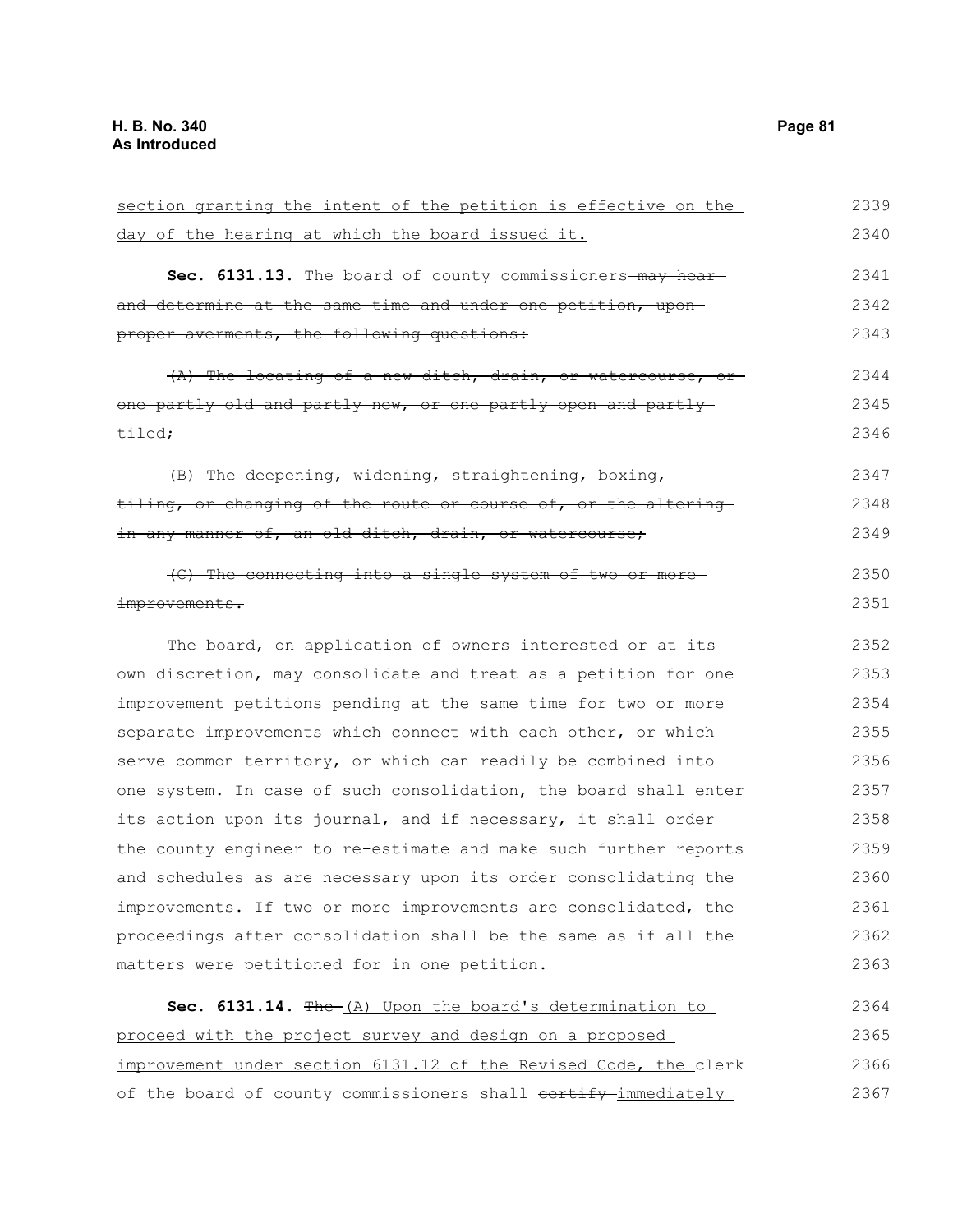section granting the intent of the petition is effective on the day of the hearing at which the board issued it.

**Sec. 6131.13.** The board of county commissioners ~~may hear and determine at the same time and under one petition, upon proper averments, the following questions:~~

~~(A) The locating of a new ditch, drain, or watercourse, or one partly old and partly new, or one partly open and partly tiled;~~

~~(B) The deepening, widening, straightening, boxing, tiling, or changing of the route or course of, or the altering in any manner of, an old ditch, drain, or watercourse;~~

~~(C) The connecting into a single system of two or more improvements.~~

~~The board~~, on application of owners interested or at its own discretion, may consolidate and treat as a petition for one improvement petitions pending at the same time for two or more separate improvements which connect with each other, or which serve common territory, or which can readily be combined into one system. In case of such consolidation, the board shall enter its action upon its journal, and if necessary, it shall order the county engineer to re-estimate and make such further reports and schedules as are necessary upon its order consolidating the improvements. If two or more improvements are consolidated, the proceedings after consolidation shall be the same as if all the matters were petitioned for in one petition.

**Sec. 6131.14.** ~~The~~ (A) Upon the board's determination to proceed with the project survey and design on a proposed improvement under section 6131.12 of the Revised Code, the clerk of the board of county commissioners shall ~~certify~~ immediately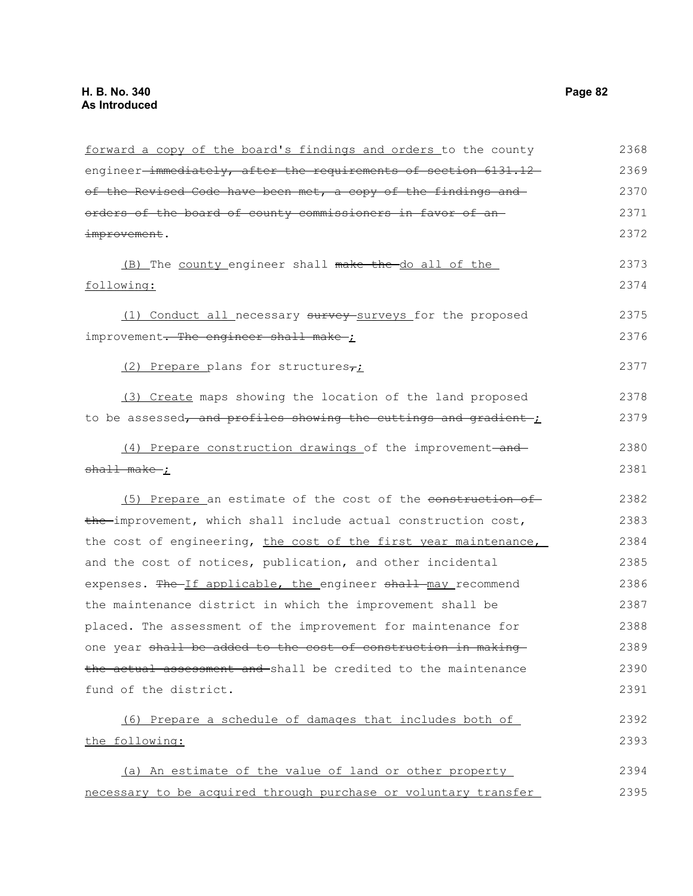forward a copy of the board's findings and orders to the county engineer ~~immediately, after the requirements of section 6131.12 of the Revised Code have been met, a copy of the findings and orders of the board of county commissioners in favor of an improvement~~.

(B) The county engineer shall ~~make the~~ do all of the following:

(1) Conduct all necessary ~~survey~~ surveys for the proposed improvement~~. The engineer shall make~~ ;

(2) Prepare plans for structures~~,~~;

(3) Create maps showing the location of the land proposed to be assessed~~, and profiles showing the cuttings and gradient~~ ;

(4) Prepare construction drawings of the improvement ~~and shall make~~ ;

(5) Prepare an estimate of the cost of the ~~construction of the~~ improvement, which shall include actual construction cost, the cost of engineering, the cost of the first year maintenance, and the cost of notices, publication, and other incidental expenses. ~~The~~ If applicable, the engineer ~~shall~~ may recommend the maintenance district in which the improvement shall be placed. The assessment of the improvement for maintenance for one year ~~shall be added to the cost of construction in making the actual assessment and~~ shall be credited to the maintenance fund of the district.

(6) Prepare a schedule of damages that includes both of the following:

(a) An estimate of the value of land or other property necessary to be acquired through purchase or voluntary transfer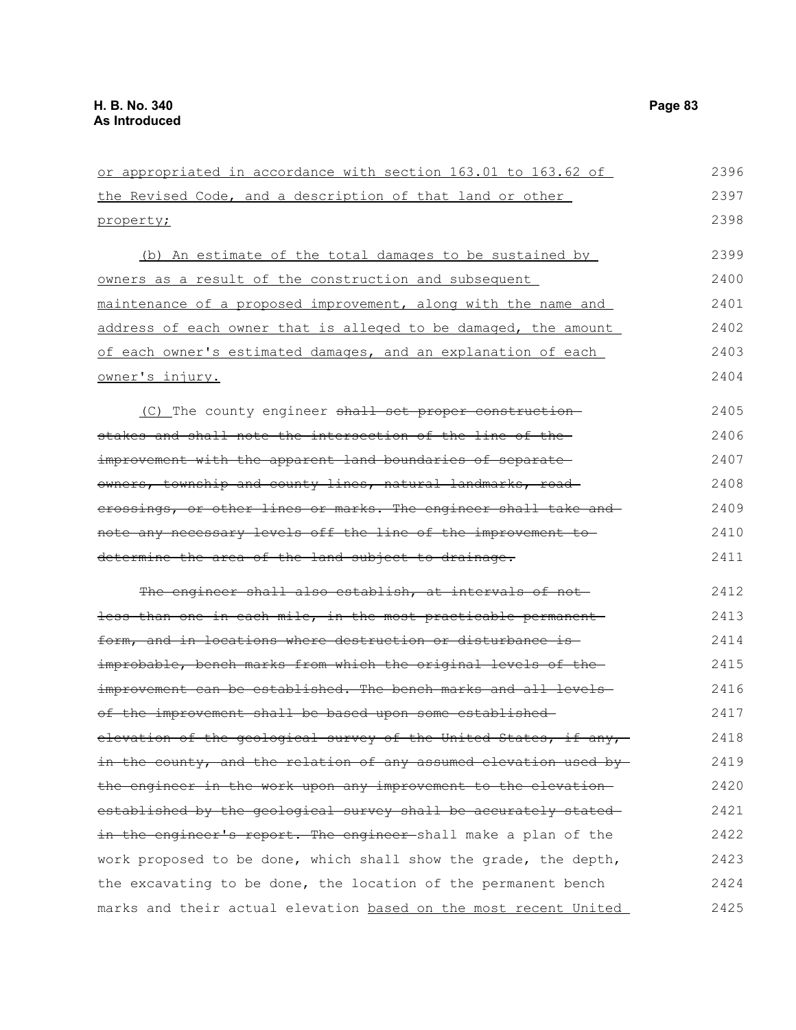or appropriated in accordance with section 163.01 to 163.62 of the Revised Code, and a description of that land or other property;

(b) An estimate of the total damages to be sustained by owners as a result of the construction and subsequent maintenance of a proposed improvement, along with the name and address of each owner that is alleged to be damaged, the amount of each owner's estimated damages, and an explanation of each owner's injury.

(C) The county engineer ~~shall set proper construction stakes and shall note the intersection of the line of the improvement with the apparent land boundaries of separate owners, township and county lines, natural landmarks, road crossings, or other lines or marks. The engineer shall take and note any necessary levels off the line of the improvement to determine the area of the land subject to drainage.~~

~~The engineer shall also establish, at intervals of not less than one in each mile, in the most practicable permanent form, and in locations where destruction or disturbance is improbable, bench marks from which the original levels of the improvement can be established. The bench marks and all levels of the improvement shall be based upon some established elevation of the geological survey of the United States, if any, in the county, and the relation of any assumed elevation used by the engineer in the work upon any improvement to the elevation established by the geological survey shall be accurately stated in the engineer's report. The engineer~~ shall make a plan of the work proposed to be done, which shall show the grade, the depth, the excavating to be done, the location of the permanent bench marks and their actual elevation based on the most recent United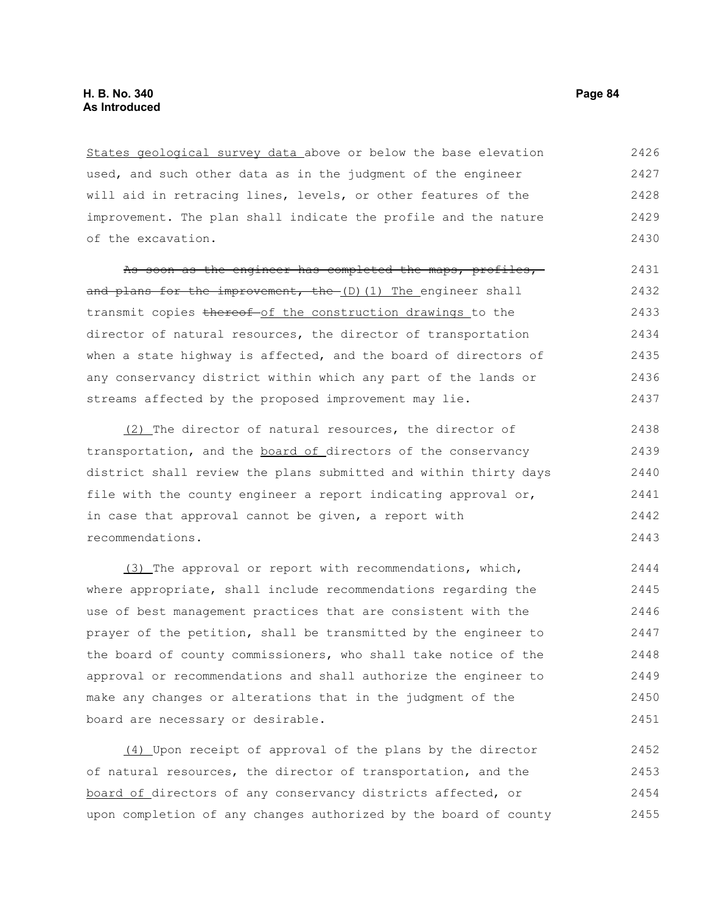States geological survey data above or below the base elevation used, and such other data as in the judgment of the engineer will aid in retracing lines, levels, or other features of the improvement. The plan shall indicate the profile and the nature of the excavation.

~~As soon as the engineer has completed the maps, profiles, and plans for the improvement, the~~ (D)(1) The engineer shall transmit copies ~~thereof~~ of the construction drawings to the director of natural resources, the director of transportation when a state highway is affected, and the board of directors of any conservancy district within which any part of the lands or streams affected by the proposed improvement may lie.

(2) The director of natural resources, the director of transportation, and the board of directors of the conservancy district shall review the plans submitted and within thirty days file with the county engineer a report indicating approval or, in case that approval cannot be given, a report with recommendations.

(3) The approval or report with recommendations, which, where appropriate, shall include recommendations regarding the use of best management practices that are consistent with the prayer of the petition, shall be transmitted by the engineer to the board of county commissioners, who shall take notice of the approval or recommendations and shall authorize the engineer to make any changes or alterations that in the judgment of the board are necessary or desirable.

(4) Upon receipt of approval of the plans by the director of natural resources, the director of transportation, and the board of directors of any conservancy districts affected, or upon completion of any changes authorized by the board of county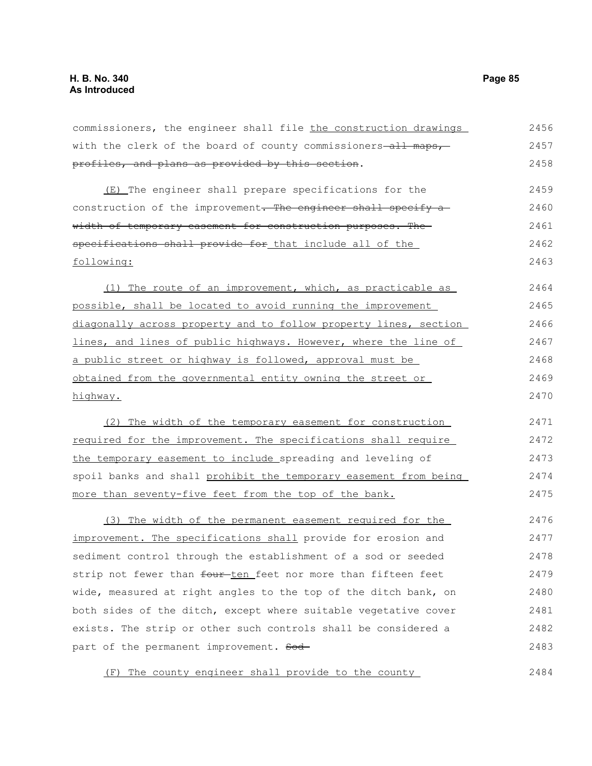commissioners, the engineer shall file the construction drawings with the clerk of the board of county commissioners all maps, profiles, and plans as provided by this section.

(E) The engineer shall prepare specifications for the construction of the improvement. The engineer shall specify a width of temporary easement for construction purposes. The specifications shall provide for that include all of the following:

(1) The route of an improvement, which, as practicable as possible, shall be located to avoid running the improvement diagonally across property and to follow property lines, section lines, and lines of public highways. However, where the line of a public street or highway is followed, approval must be obtained from the governmental entity owning the street or highway.

(2) The width of the temporary easement for construction required for the improvement. The specifications shall require the temporary easement to include spreading and leveling of spoil banks and shall prohibit the temporary easement from being more than seventy-five feet from the top of the bank.

(3) The width of the permanent easement required for the improvement. The specifications shall provide for erosion and sediment control through the establishment of a sod or seeded strip not fewer than four ten feet nor more than fifteen feet wide, measured at right angles to the top of the ditch bank, on both sides of the ditch, except where suitable vegetative cover exists. The strip or other such controls shall be considered a part of the permanent improvement. Sod

(F) The county engineer shall provide to the county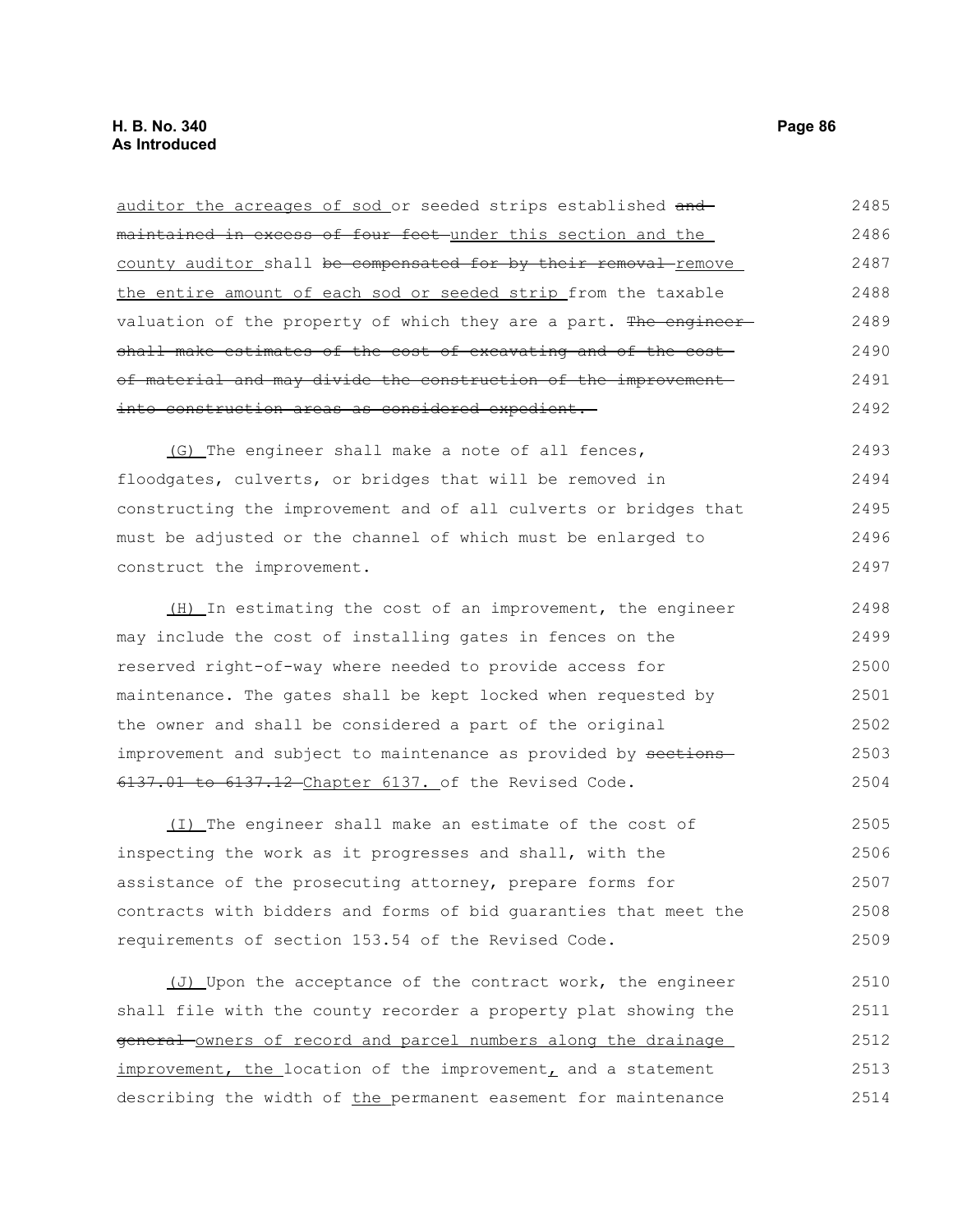auditor the acreages of sod or seeded strips established ~~and maintained in excess of four feet~~ under this section and the county auditor shall ~~be compensated for by their removal~~ remove the entire amount of each sod or seeded strip from the taxable valuation of the property of which they are a part. ~~The engineer shall make estimates of the cost of excavating and of the cost of material and may divide the construction of the improvement into construction areas as considered expedient.~~

(G) The engineer shall make a note of all fences, floodgates, culverts, or bridges that will be removed in constructing the improvement and of all culverts or bridges that must be adjusted or the channel of which must be enlarged to construct the improvement.

(H) In estimating the cost of an improvement, the engineer may include the cost of installing gates in fences on the reserved right-of-way where needed to provide access for maintenance. The gates shall be kept locked when requested by the owner and shall be considered a part of the original improvement and subject to maintenance as provided by ~~sections 6137.01 to 6137.12~~ Chapter 6137. of the Revised Code.

(I) The engineer shall make an estimate of the cost of inspecting the work as it progresses and shall, with the assistance of the prosecuting attorney, prepare forms for contracts with bidders and forms of bid guaranties that meet the requirements of section 153.54 of the Revised Code.

(J) Upon the acceptance of the contract work, the engineer shall file with the county recorder a property plat showing the ~~general~~ owners of record and parcel numbers along the drainage improvement, the location of the improvement, and a statement describing the width of the permanent easement for maintenance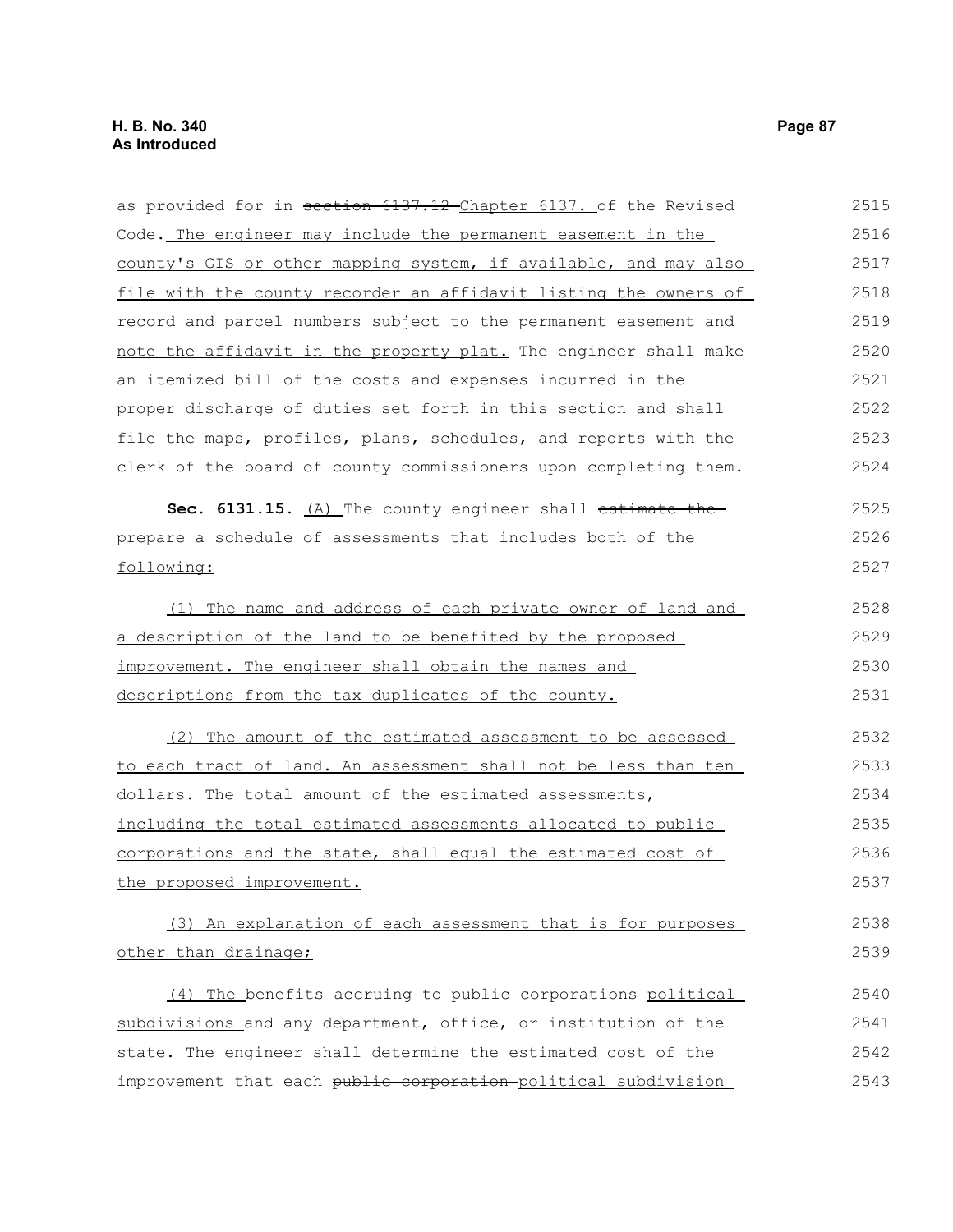as provided for in ~~section 6137.12~~ Chapter 6137. of the Revised Code. The engineer may include the permanent easement in the county's GIS or other mapping system, if available, and may also file with the county recorder an affidavit listing the owners of record and parcel numbers subject to the permanent easement and note the affidavit in the property plat. The engineer shall make an itemized bill of the costs and expenses incurred in the proper discharge of duties set forth in this section and shall file the maps, profiles, plans, schedules, and reports with the clerk of the board of county commissioners upon completing them.

**Sec. 6131.15.** (A) The county engineer shall ~~estimate the~~ prepare a schedule of assessments that includes both of the following:

(1) The name and address of each private owner of land and a description of the land to be benefited by the proposed improvement. The engineer shall obtain the names and descriptions from the tax duplicates of the county.

(2) The amount of the estimated assessment to be assessed to each tract of land. An assessment shall not be less than ten dollars. The total amount of the estimated assessments, including the total estimated assessments allocated to public corporations and the state, shall equal the estimated cost of the proposed improvement.

(3) An explanation of each assessment that is for purposes other than drainage;

(4) The benefits accruing to ~~public corporations~~ political subdivisions and any department, office, or institution of the state. The engineer shall determine the estimated cost of the improvement that each ~~public corporation~~ political subdivision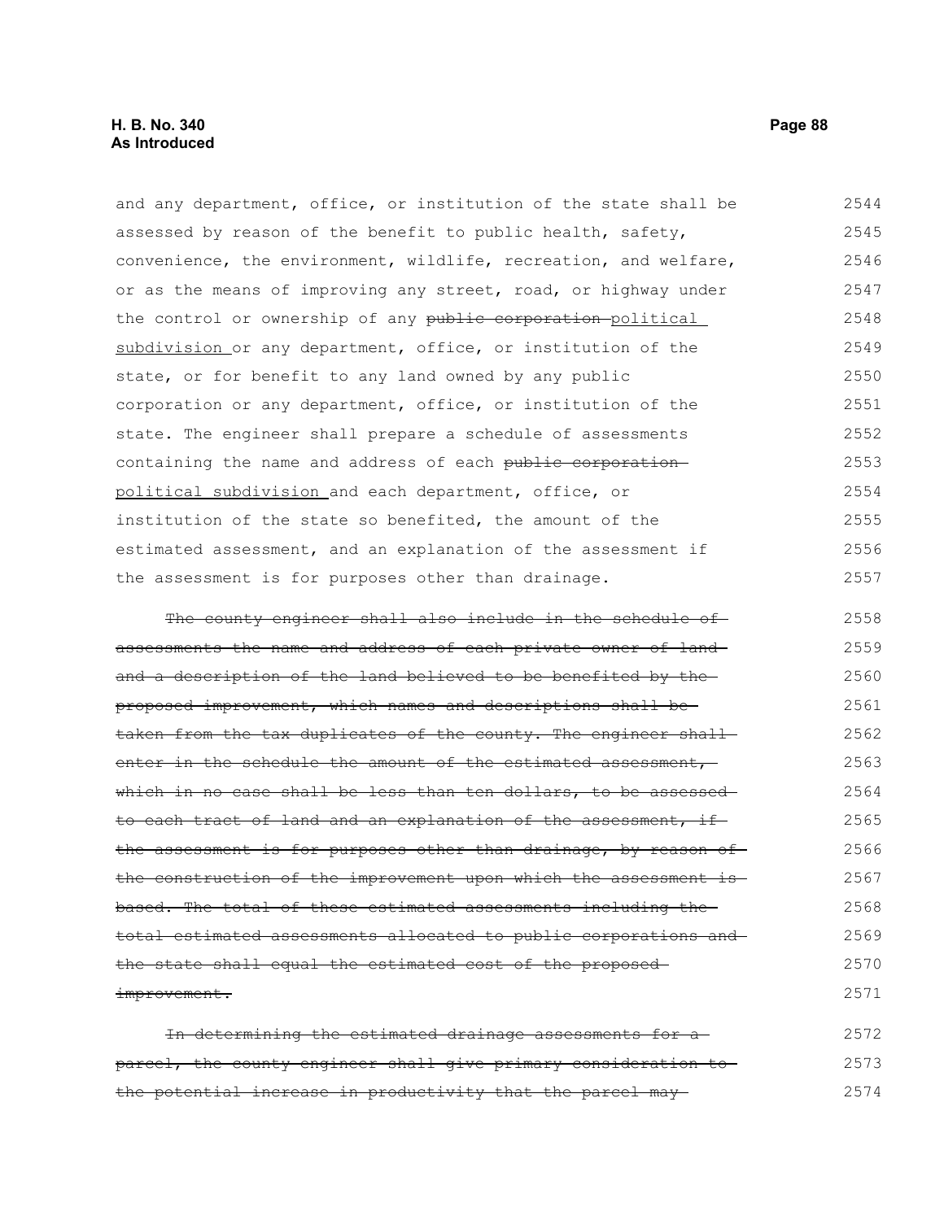and any department, office, or institution of the state shall be assessed by reason of the benefit to public health, safety, convenience, the environment, wildlife, recreation, and welfare, or as the means of improving any street, road, or highway under the control or ownership of any ~~public corporation~~ political subdivision or any department, office, or institution of the state, or for benefit to any land owned by any public corporation or any department, office, or institution of the state. The engineer shall prepare a schedule of assessments containing the name and address of each ~~public corporation~~ political subdivision and each department, office, or institution of the state so benefited, the amount of the estimated assessment, and an explanation of the assessment if the assessment is for purposes other than drainage.

~~The county engineer shall also include in the schedule of assessments the name and address of each private owner of land and a description of the land believed to be benefited by the proposed improvement, which names and descriptions shall be taken from the tax duplicates of the county. The engineer shall enter in the schedule the amount of the estimated assessment, which in no case shall be less than ten dollars, to be assessed to each tract of land and an explanation of the assessment, if the assessment is for purposes other than drainage, by reason of the construction of the improvement upon which the assessment is based. The total of these estimated assessments including the total estimated assessments allocated to public corporations and the state shall equal the estimated cost of the proposed improvement.~~

~~In determining the estimated drainage assessments for a parcel, the county engineer shall give primary consideration to the potential increase in productivity that the parcel may~~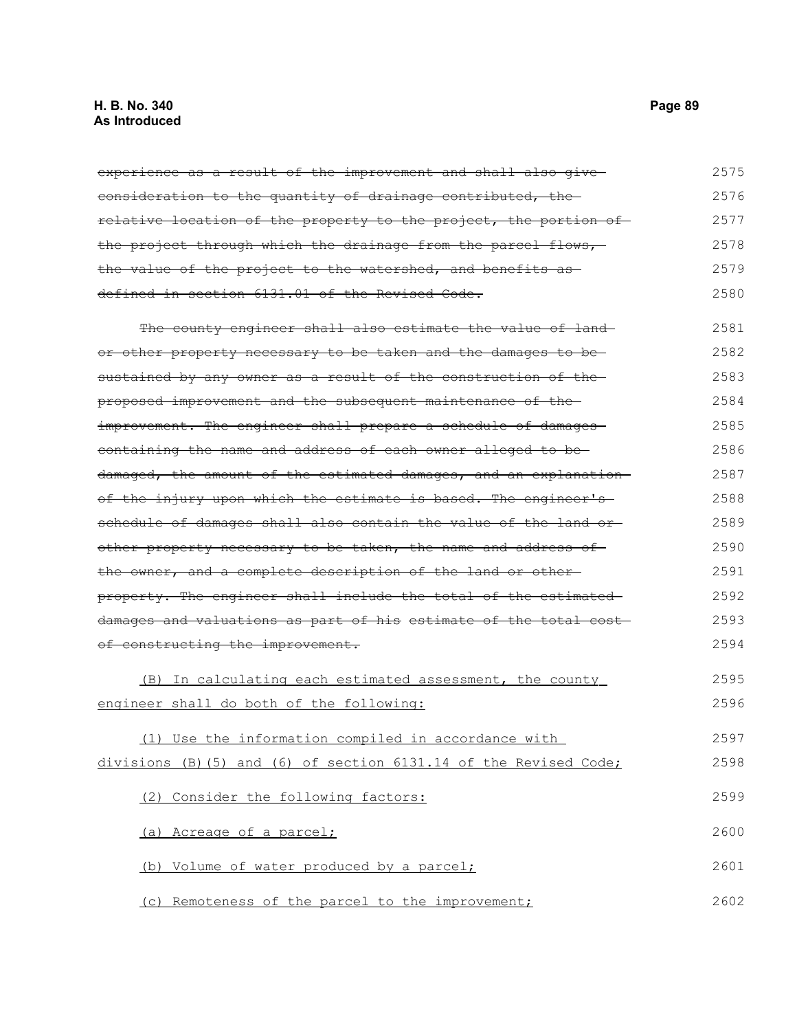~~experience as a result of the improvement and shall also give consideration to the quantity of drainage contributed, the relative location of the property to the project, the portion of the project through which the drainage from the parcel flows, the value of the project to the watershed, and benefits as defined in section 6131.01 of the Revised Code.~~

~~The county engineer shall also estimate the value of land or other property necessary to be taken and the damages to be sustained by any owner as a result of the construction of the proposed improvement and the subsequent maintenance of the improvement. The engineer shall prepare a schedule of damages containing the name and address of each owner alleged to be damaged, the amount of the estimated damages, and an explanation of the injury upon which the estimate is based. The engineer's schedule of damages shall also contain the value of the land or other property necessary to be taken, the name and address of the owner, and a complete description of the land or other property. The engineer shall include the total of the estimated damages and valuations as part of his estimate of the total cost of constructing the improvement.~~

<u>(B) In calculating each estimated assessment, the county engineer shall do both of the following:</u>

<u>(1) Use the information compiled in accordance with divisions (B)(5) and (6) of section 6131.14 of the Revised Code;</u>

<u>(2) Consider the following factors:</u>

<u>(a) Acreage of a parcel;</u>

<u>(b) Volume of water produced by a parcel;</u>

<u>(c) Remoteness of the parcel to the improvement;</u>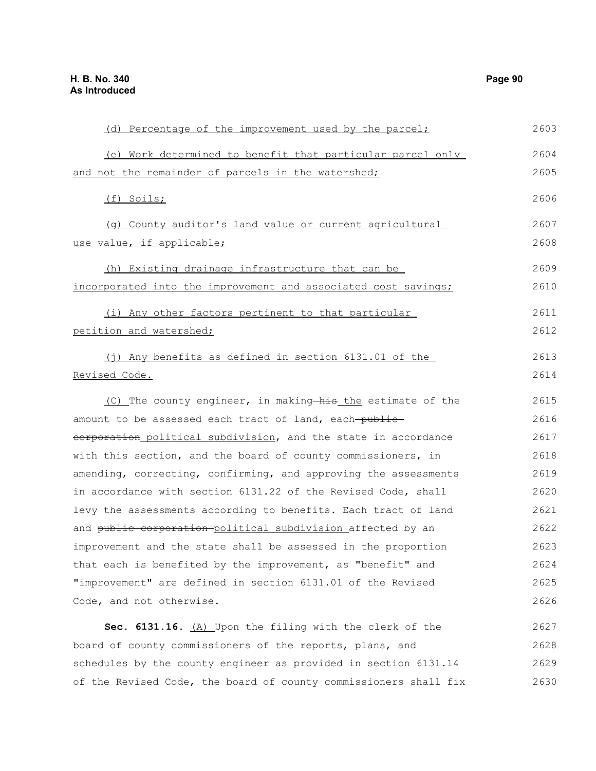(d) Percentage of the improvement used by the parcel;

(e) Work determined to benefit that particular parcel only and not the remainder of parcels in the watershed;

(f) Soils;

(g) County auditor's land value or current agricultural use value, if applicable;

(h) Existing drainage infrastructure that can be incorporated into the improvement and associated cost savings;

(i) Any other factors pertinent to that particular petition and watershed;

(j) Any benefits as defined in section 6131.01 of the Revised Code.

(C) The county engineer, in making ~~his~~ the estimate of the amount to be assessed each tract of land, each ~~public corporation~~ political subdivision, and the state in accordance with this section, and the board of county commissioners, in amending, correcting, confirming, and approving the assessments in accordance with section 6131.22 of the Revised Code, shall levy the assessments according to benefits. Each tract of land and ~~public corporation~~ political subdivision affected by an improvement and the state shall be assessed in the proportion that each is benefited by the improvement, as "benefit" and "improvement" are defined in section 6131.01 of the Revised Code, and not otherwise.

**Sec. 6131.16.** (A) Upon the filing with the clerk of the board of county commissioners of the reports, plans, and schedules by the county engineer as provided in section 6131.14 of the Revised Code, the board of county commissioners shall fix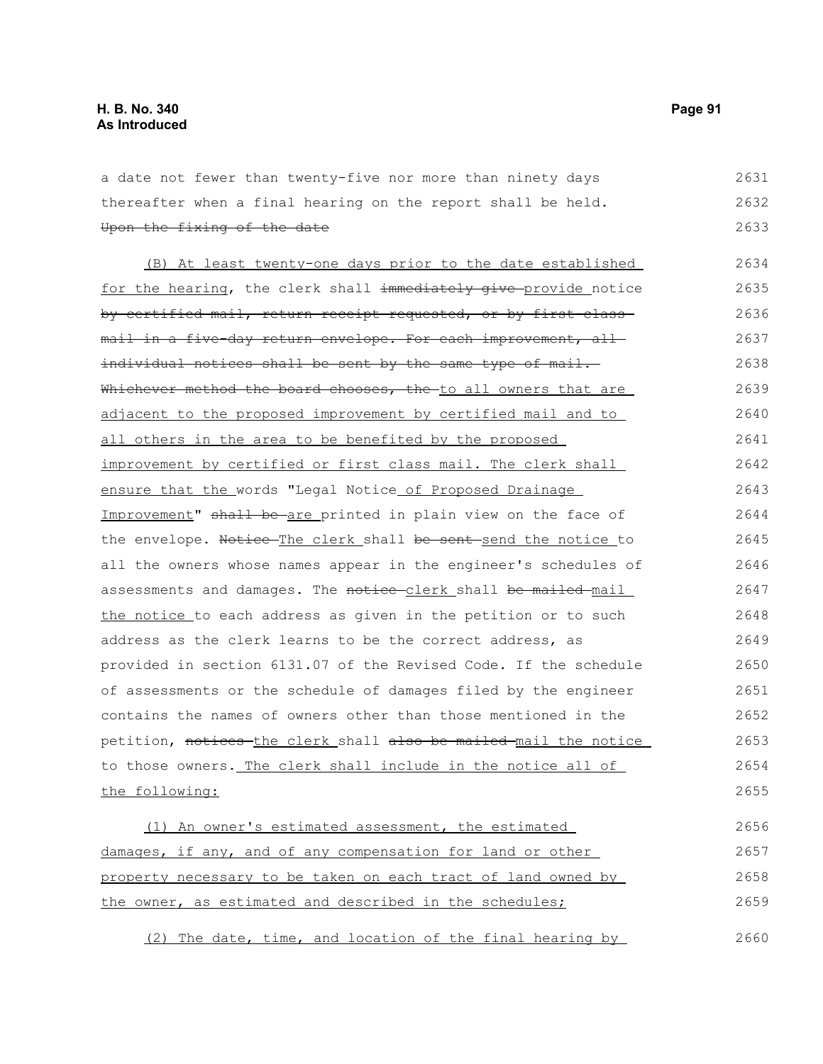a date not fewer than twenty-five nor more than ninety days thereafter when a final hearing on the report shall be held. ~~Upon the fixing of the date~~

<u>(B) At least twenty-one days prior to the date established for the hearing</u>, the clerk shall ~~immediately give~~ <u>provide</u> notice ~~by certified mail, return receipt requested, or by first-class mail in a five-day return envelope. For each improvement, all individual notices shall be sent by the same type of mail. Whichever method the board chooses, the~~ <u>to all owners that are adjacent to the proposed improvement by certified mail and to all others in the area to be benefited by the proposed improvement by certified or first class mail. The clerk shall ensure that the</u> words "Legal Notice<u> of Proposed Drainage Improvement</u>" ~~shall be~~ <u>are</u> printed in plain view on the face of the envelope. ~~Notice~~ <u>The clerk</u> shall ~~be sent~~ <u>send the notice</u> to all the owners whose names appear in the engineer's schedules of assessments and damages. The ~~notice~~ <u>clerk</u> shall ~~be mailed~~ <u>mail the notice</u> to each address as given in the petition or to such address as the clerk learns to be the correct address, as provided in section 6131.07 of the Revised Code. If the schedule of assessments or the schedule of damages filed by the engineer contains the names of owners other than those mentioned in the petition, ~~notices~~ <u>the clerk</u> shall ~~also be mailed~~ <u>mail the notice</u> to those owners.<u> The clerk shall include in the notice all of the following:</u>

<u>(1) An owner's estimated assessment, the estimated damages, if any, and of any compensation for land or other property necessary to be taken on each tract of land owned by the owner, as estimated and described in the schedules;</u>

<u>(2) The date, time, and location of the final hearing by</u>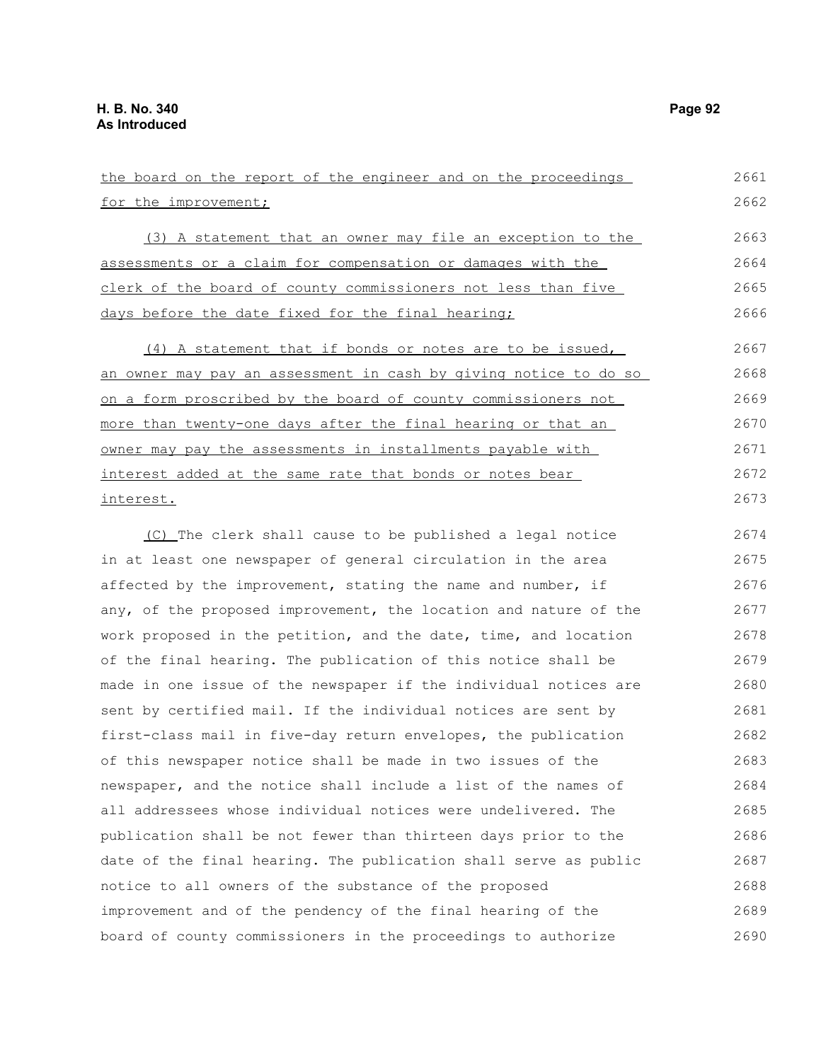the board on the report of the engineer and on the proceedings for the improvement;

(3) A statement that an owner may file an exception to the assessments or a claim for compensation or damages with the clerk of the board of county commissioners not less than five days before the date fixed for the final hearing;

(4) A statement that if bonds or notes are to be issued, an owner may pay an assessment in cash by giving notice to do so on a form proscribed by the board of county commissioners not more than twenty-one days after the final hearing or that an owner may pay the assessments in installments payable with interest added at the same rate that bonds or notes bear interest.

(C) The clerk shall cause to be published a legal notice in at least one newspaper of general circulation in the area affected by the improvement, stating the name and number, if any, of the proposed improvement, the location and nature of the work proposed in the petition, and the date, time, and location of the final hearing. The publication of this notice shall be made in one issue of the newspaper if the individual notices are sent by certified mail. If the individual notices are sent by first-class mail in five-day return envelopes, the publication of this newspaper notice shall be made in two issues of the newspaper, and the notice shall include a list of the names of all addressees whose individual notices were undelivered. The publication shall be not fewer than thirteen days prior to the date of the final hearing. The publication shall serve as public notice to all owners of the substance of the proposed improvement and of the pendency of the final hearing of the board of county commissioners in the proceedings to authorize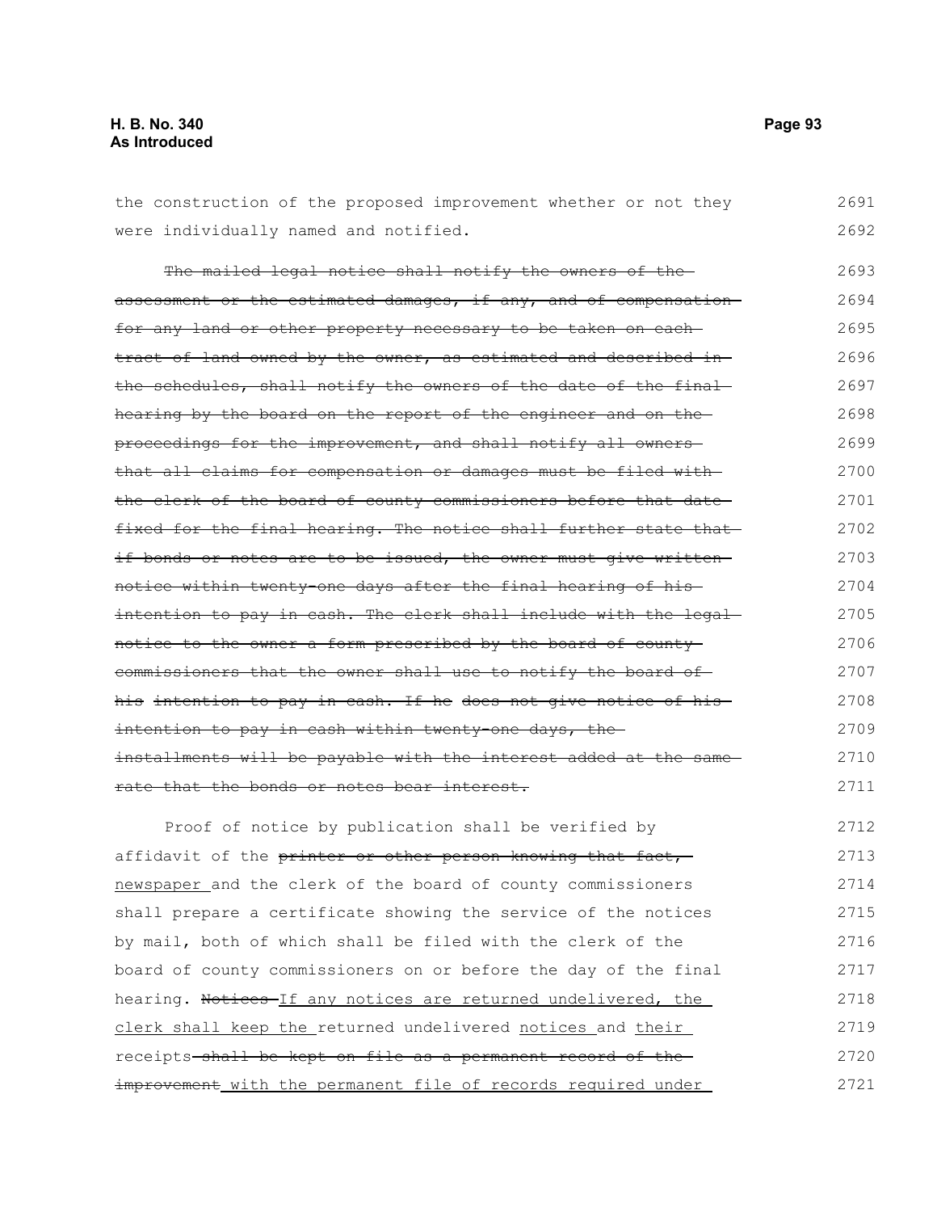the construction of the proposed improvement whether or not they were individually named and notified.

~~The mailed legal notice shall notify the owners of the assessment or the estimated damages, if any, and of compensation for any land or other property necessary to be taken on each tract of land owned by the owner, as estimated and described in the schedules, shall notify the owners of the date of the final hearing by the board on the report of the engineer and on the proceedings for the improvement, and shall notify all owners that all claims for compensation or damages must be filed with the clerk of the board of county commissioners before that date fixed for the final hearing. The notice shall further state that if bonds or notes are to be issued, the owner must give written notice within twenty-one days after the final hearing of his intention to pay in cash. The clerk shall include with the legal notice to the owner a form prescribed by the board of county commissioners that the owner shall use to notify the board of his intention to pay in cash. If he does not give notice of his intention to pay in cash within twenty-one days, the installments will be payable with the interest added at the same rate that the bonds or notes bear interest.~~

Proof of notice by publication shall be verified by affidavit of the ~~printer or other person knowing that fact,~~ <u>newspaper</u> and the clerk of the board of county commissioners shall prepare a certificate showing the service of the notices by mail, both of which shall be filed with the clerk of the board of county commissioners on or before the day of the final hearing. ~~Notices~~ <u>If any notices are returned undelivered, the clerk shall keep the</u> returned undelivered <u>notices</u> and <u>their</u> receipts ~~shall be kept on file as a permanent record of the improvement~~ <u>with the permanent file of records required under</u>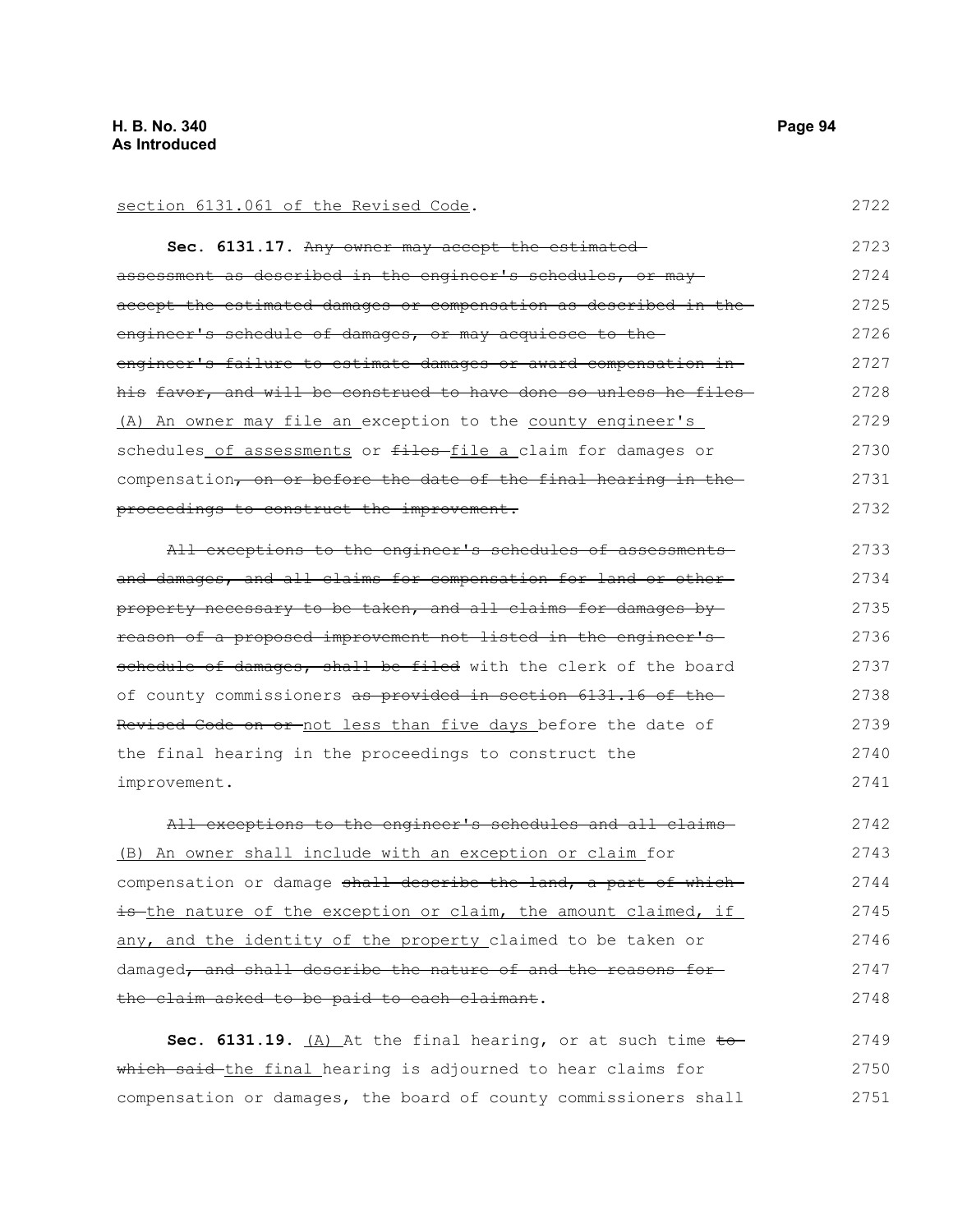section 6131.061 of the Revised Code.

**Sec. 6131.17.** ~~Any owner may accept the estimated assessment as described in the engineer's schedules, or may accept the estimated damages or compensation as described in the engineer's schedule of damages, or may acquiesce to the engineer's failure to estimate damages or award compensation in his favor, and will be construed to have done so unless he files~~ (A) An owner may file an exception to the county engineer's schedules of assessments or ~~files~~ file a claim for damages or compensation~~, on or before the date of the final hearing in the proceedings to construct the improvement.~~

~~All exceptions to the engineer's schedules of assessments and damages, and all claims for compensation for land or other property necessary to be taken, and all claims for damages by reason of a proposed improvement not listed in the engineer's schedule of damages, shall be filed~~ with the clerk of the board of county commissioners ~~as provided in section 6131.16 of the Revised Code on or~~ not less than five days before the date of the final hearing in the proceedings to construct the improvement.

~~All exceptions to the engineer's schedules and all claims~~ (B) An owner shall include with an exception or claim for compensation or damage ~~shall describe the land, a part of which is~~ the nature of the exception or claim, the amount claimed, if any, and the identity of the property claimed to be taken or damaged~~, and shall describe the nature of and the reasons for the claim asked to be paid to each claimant~~.

**Sec. 6131.19.** (A) At the final hearing, or at such time ~~to which said~~ the final hearing is adjourned to hear claims for compensation or damages, the board of county commissioners shall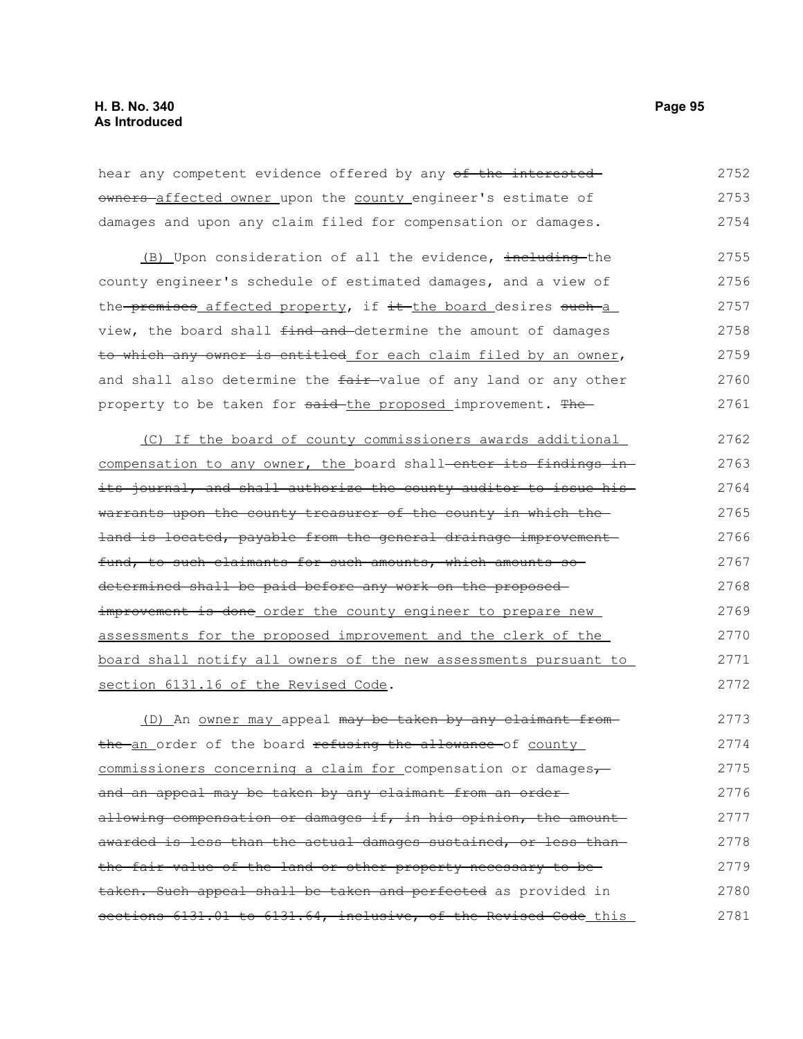hear any competent evidence offered by any ~~of the interested owners~~ <u>affected owner</u> upon the <u>county</u> engineer's estimate of damages and upon any claim filed for compensation or damages.

<u>(B)</u> Upon consideration of all the evidence, ~~including~~ the county engineer's schedule of estimated damages, and a view of the ~~premises~~ <u>affected property</u>, if ~~it~~ <u>the board</u> desires ~~such~~ <u>a</u> view, the board shall ~~find and~~ determine the amount of damages ~~to which any owner is entitled~~ <u>for each claim filed by an owner</u>, and shall also determine the ~~fair~~ value of any land or any other property to be taken for ~~said~~ <u>the proposed</u> improvement. ~~The~~

<u>(C) If the board of county commissioners awards additional compensation to any owner, the</u> board shall ~~enter its findings in its journal, and shall authorize the county auditor to issue his warrants upon the county treasurer of the county in which the land is located, payable from the general drainage improvement fund, to such claimants for such amounts, which amounts so determined shall be paid before any work on the proposed improvement is done~~ <u>order the county engineer to prepare new assessments for the proposed improvement and the clerk of the board shall notify all owners of the new assessments pursuant to section 6131.16 of the Revised Code</u>.

<u>(D)</u> An <u>owner may</u> appeal ~~may be taken by any claimant from the~~ <u>an</u> order of the board ~~refusing the allowance~~ of <u>county commissioners concerning a claim for</u> compensation or damages~~, and an appeal may be taken by any claimant from an order allowing compensation or damages if, in his opinion, the amount awarded is less than the actual damages sustained, or less than the fair value of the land or other property necessary to be taken. Such appeal shall be taken and perfected~~ as provided in ~~sections 6131.01 to 6131.64, inclusive, of the Revised Code~~ <u>this</u>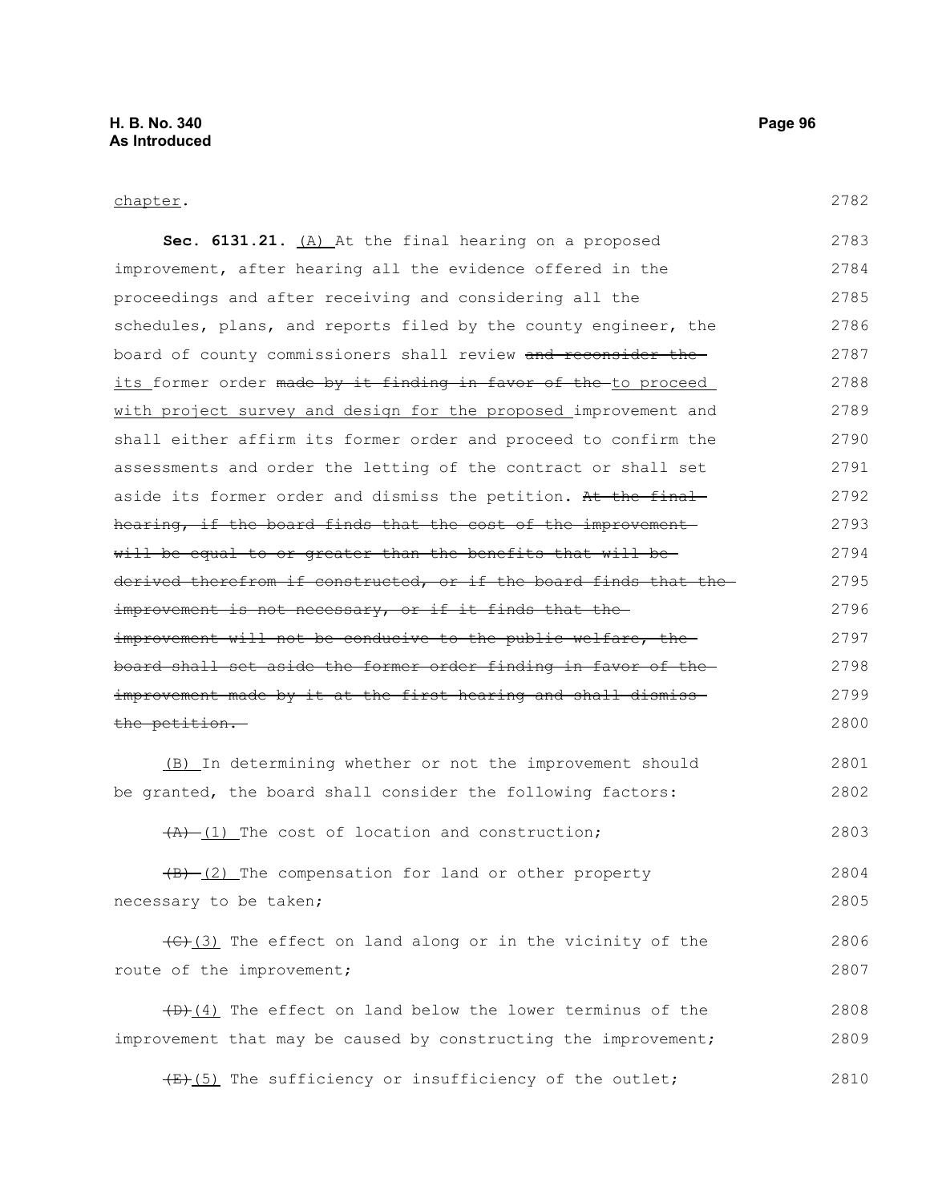chapter.

**Sec. 6131.21.** (A) At the final hearing on a proposed improvement, after hearing all the evidence offered in the proceedings and after receiving and considering all the schedules, plans, and reports filed by the county engineer, the board of county commissioners shall review ~~and reconsider the~~ its former order ~~made by it finding in favor of the~~ to proceed with project survey and design for the proposed improvement and shall either affirm its former order and proceed to confirm the assessments and order the letting of the contract or shall set aside its former order and dismiss the petition. ~~At the final hearing, if the board finds that the cost of the improvement will be equal to or greater than the benefits that will be derived therefrom if constructed, or if the board finds that the improvement is not necessary, or if it finds that the improvement will not be conducive to the public welfare, the board shall set aside the former order finding in favor of the improvement made by it at the first hearing and shall dismiss the petition.~~

(B) In determining whether or not the improvement should be granted, the board shall consider the following factors:

~~(A)~~ (1) The cost of location and construction;

~~(B)~~ (2) The compensation for land or other property necessary to be taken;

~~(C)~~(3) The effect on land along or in the vicinity of the route of the improvement;

~~(D)~~(4) The effect on land below the lower terminus of the improvement that may be caused by constructing the improvement;

~~(E)~~(5) The sufficiency or insufficiency of the outlet;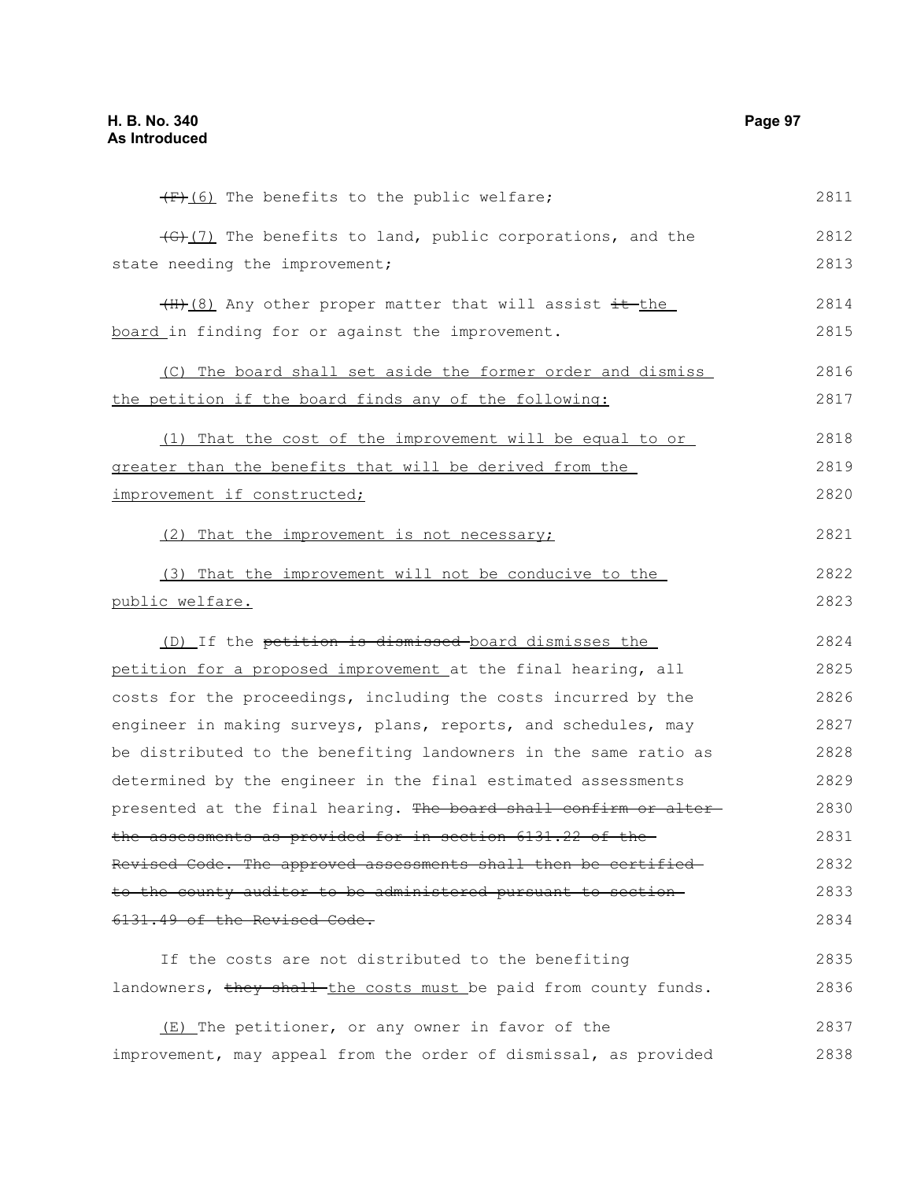~~(F)~~(6) The benefits to the public welfare;

~~(G)~~(7) The benefits to land, public corporations, and the state needing the improvement;

~~(H)~~(8) Any other proper matter that will assist ~~it~~ the board in finding for or against the improvement.

(C) The board shall set aside the former order and dismiss the petition if the board finds any of the following:

(1) That the cost of the improvement will be equal to or greater than the benefits that will be derived from the improvement if constructed;

(2) That the improvement is not necessary;

(3) That the improvement will not be conducive to the public welfare.

(D) If the ~~petition is dismissed~~ board dismisses the petition for a proposed improvement at the final hearing, all costs for the proceedings, including the costs incurred by the engineer in making surveys, plans, reports, and schedules, may be distributed to the benefiting landowners in the same ratio as determined by the engineer in the final estimated assessments presented at the final hearing. ~~The board shall confirm or alter the assessments as provided for in section 6131.22 of the Revised Code. The approved assessments shall then be certified to the county auditor to be administered pursuant to section 6131.49 of the Revised Code.~~

If the costs are not distributed to the benefiting landowners, ~~they shall~~ the costs must be paid from county funds.

(E) The petitioner, or any owner in favor of the improvement, may appeal from the order of dismissal, as provided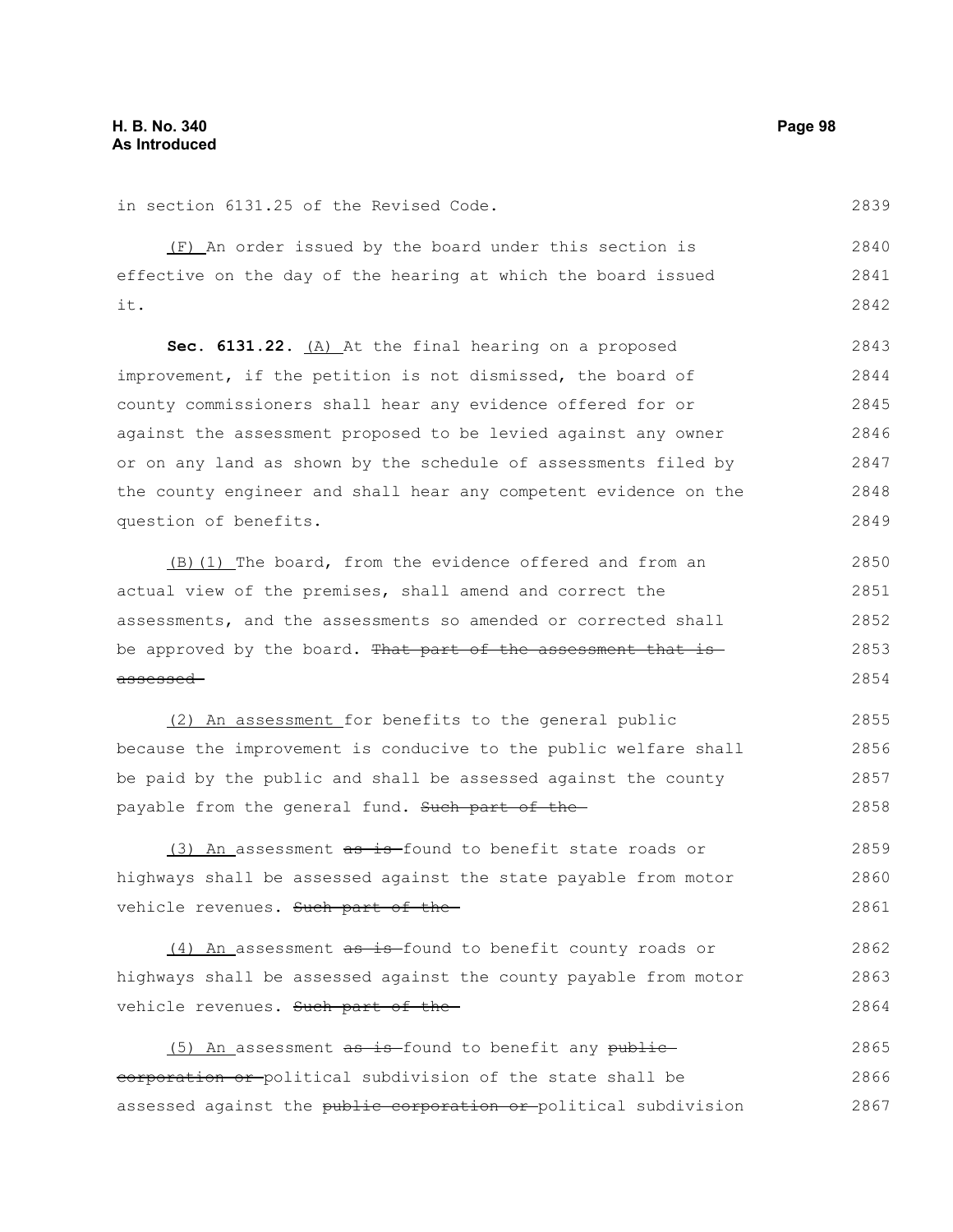in section 6131.25 of the Revised Code.

(F) An order issued by the board under this section is effective on the day of the hearing at which the board issued it.

**Sec. 6131.22.** (A) At the final hearing on a proposed improvement, if the petition is not dismissed, the board of county commissioners shall hear any evidence offered for or against the assessment proposed to be levied against any owner or on any land as shown by the schedule of assessments filed by the county engineer and shall hear any competent evidence on the question of benefits.

(B)(1) The board, from the evidence offered and from an actual view of the premises, shall amend and correct the assessments, and the assessments so amended or corrected shall be approved by the board. ~~That part of the assessment that is assessed~~

(2) An assessment for benefits to the general public because the improvement is conducive to the public welfare shall be paid by the public and shall be assessed against the county payable from the general fund. ~~Such part of the~~

(3) An assessment ~~as is~~ found to benefit state roads or highways shall be assessed against the state payable from motor vehicle revenues. ~~Such part of the~~

(4) An assessment ~~as is~~ found to benefit county roads or highways shall be assessed against the county payable from motor vehicle revenues. ~~Such part of the~~

(5) An assessment ~~as is~~ found to benefit any ~~public corporation or~~ political subdivision of the state shall be assessed against the ~~public corporation or~~ political subdivision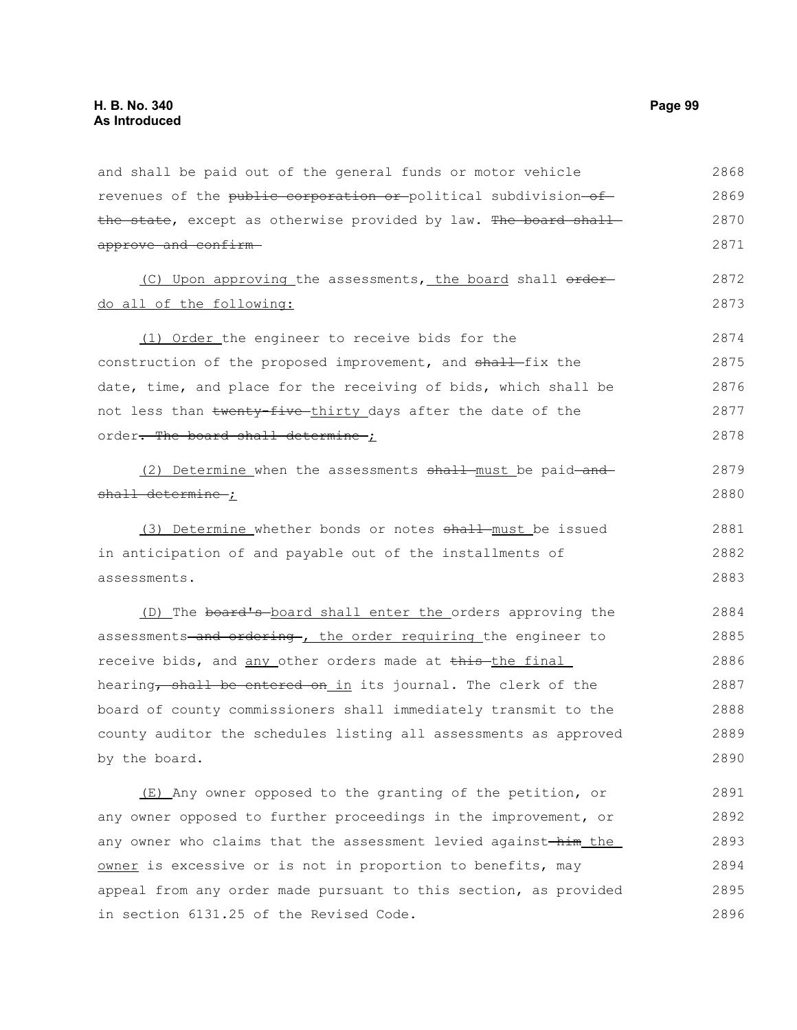and shall be paid out of the general funds or motor vehicle revenues of the ~~public corporation or~~ political subdivision ~~of the state~~, except as otherwise provided by law. ~~The board shall approve and confirm~~

(C) Upon approving the assessments, the board shall ~~order~~ do all of the following:

(1) Order the engineer to receive bids for the construction of the proposed improvement, and ~~shall~~ fix the date, time, and place for the receiving of bids, which shall be not less than ~~twenty-five~~ thirty days after the date of the order~~. The board shall determine~~ ;

(2) Determine when the assessments ~~shall~~ must be paid ~~and shall determine~~ ;

(3) Determine whether bonds or notes ~~shall~~ must be issued in anticipation of and payable out of the installments of assessments.

(D) The ~~board's~~ board shall enter the orders approving the assessments ~~and ordering~~ , the order requiring the engineer to receive bids, and any other orders made at ~~this~~ the final hearing~~, shall be entered on~~ in its journal. The clerk of the board of county commissioners shall immediately transmit to the county auditor the schedules listing all assessments as approved by the board.

(E) Any owner opposed to the granting of the petition, or any owner opposed to further proceedings in the improvement, or any owner who claims that the assessment levied against ~~him~~ the owner is excessive or is not in proportion to benefits, may appeal from any order made pursuant to this section, as provided in section 6131.25 of the Revised Code.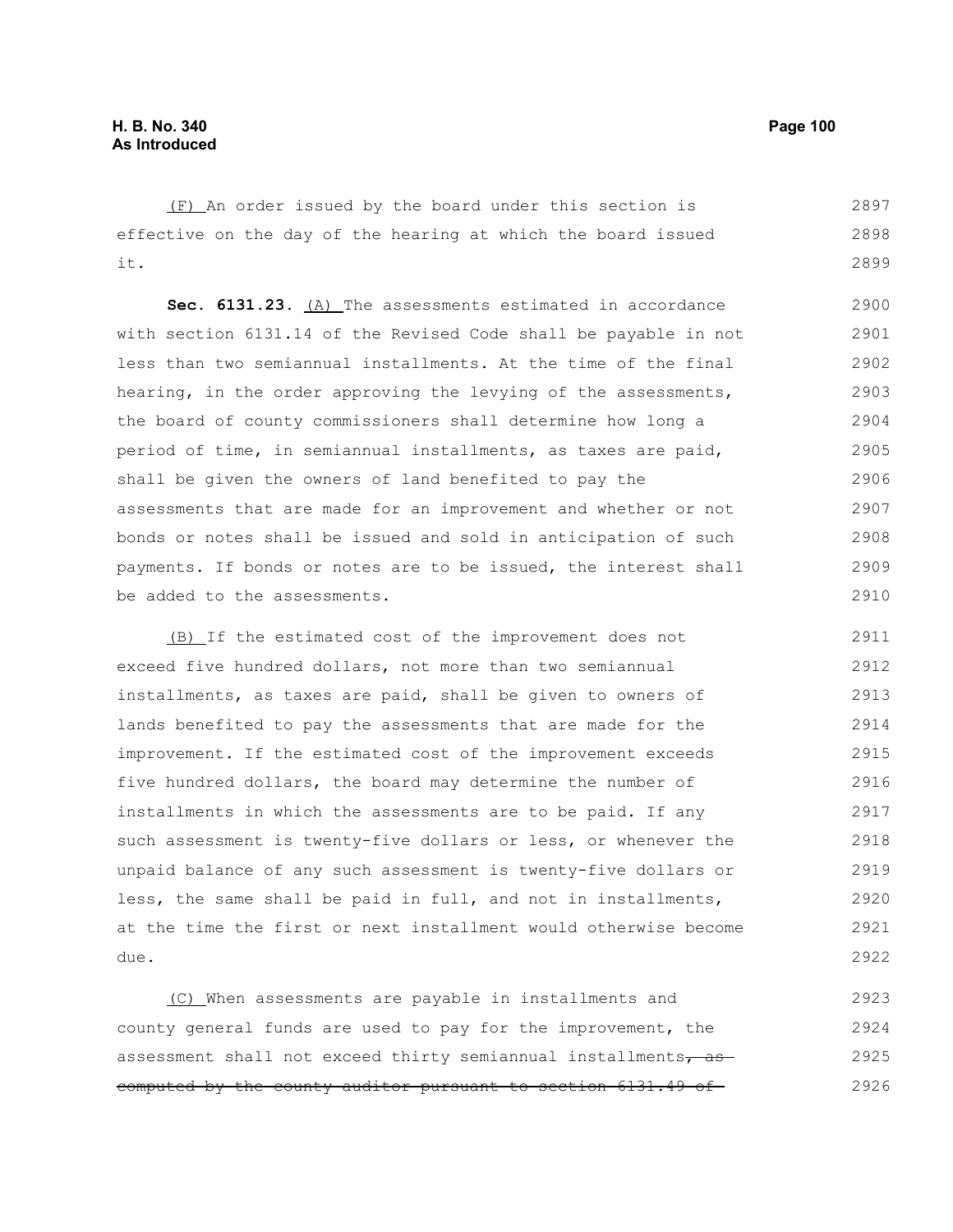(F) An order issued by the board under this section is effective on the day of the hearing at which the board issued it.

**Sec. 6131.23.** (A) The assessments estimated in accordance with section 6131.14 of the Revised Code shall be payable in not less than two semiannual installments. At the time of the final hearing, in the order approving the levying of the assessments, the board of county commissioners shall determine how long a period of time, in semiannual installments, as taxes are paid, shall be given the owners of land benefited to pay the assessments that are made for an improvement and whether or not bonds or notes shall be issued and sold in anticipation of such payments. If bonds or notes are to be issued, the interest shall be added to the assessments.

(B) If the estimated cost of the improvement does not exceed five hundred dollars, not more than two semiannual installments, as taxes are paid, shall be given to owners of lands benefited to pay the assessments that are made for the improvement. If the estimated cost of the improvement exceeds five hundred dollars, the board may determine the number of installments in which the assessments are to be paid. If any such assessment is twenty-five dollars or less, or whenever the unpaid balance of any such assessment is twenty-five dollars or less, the same shall be paid in full, and not in installments, at the time the first or next installment would otherwise become due.

(C) When assessments are payable in installments and county general funds are used to pay for the improvement, the assessment shall not exceed thirty semiannual installments~~, as computed by the county auditor pursuant to section 6131.49 of~~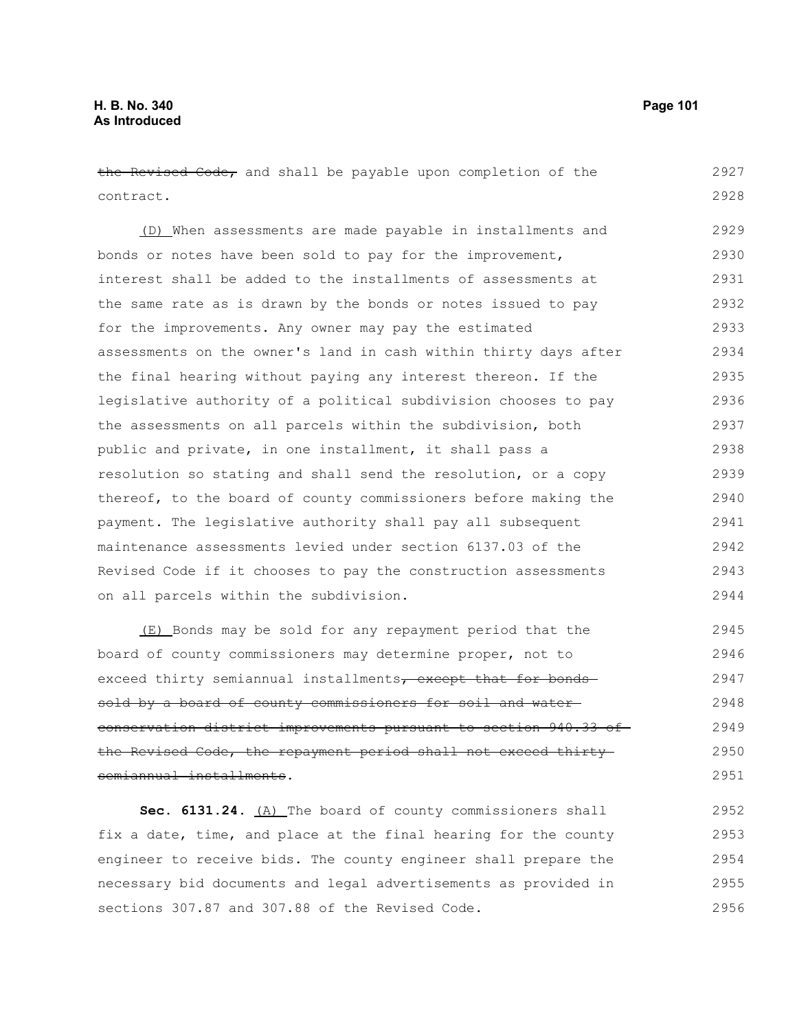~~the Revised Code,~~ and shall be payable upon completion of the contract.

(D) When assessments are made payable in installments and bonds or notes have been sold to pay for the improvement, interest shall be added to the installments of assessments at the same rate as is drawn by the bonds or notes issued to pay for the improvements. Any owner may pay the estimated assessments on the owner's land in cash within thirty days after the final hearing without paying any interest thereon. If the legislative authority of a political subdivision chooses to pay the assessments on all parcels within the subdivision, both public and private, in one installment, it shall pass a resolution so stating and shall send the resolution, or a copy thereof, to the board of county commissioners before making the payment. The legislative authority shall pay all subsequent maintenance assessments levied under section 6137.03 of the Revised Code if it chooses to pay the construction assessments on all parcels within the subdivision.

(E) Bonds may be sold for any repayment period that the board of county commissioners may determine proper, not to exceed thirty semiannual installments~~, except that for bonds sold by a board of county commissioners for soil and water conservation district improvements pursuant to section 940.33 of the Revised Code, the repayment period shall not exceed thirty semiannual installments~~.

**Sec. 6131.24.** (A) The board of county commissioners shall fix a date, time, and place at the final hearing for the county engineer to receive bids. The county engineer shall prepare the necessary bid documents and legal advertisements as provided in sections 307.87 and 307.88 of the Revised Code.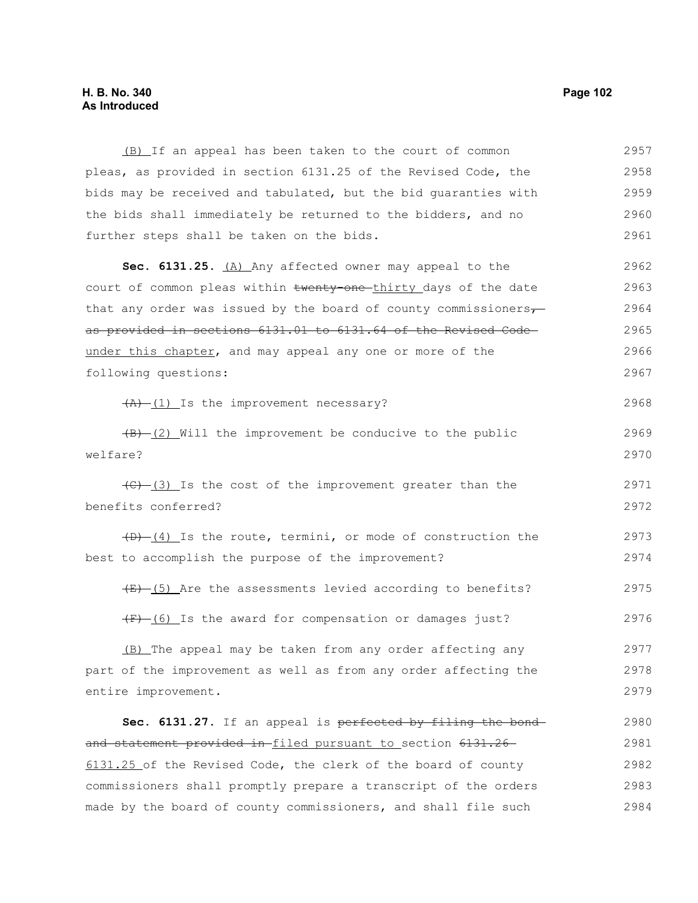(B) If an appeal has been taken to the court of common pleas, as provided in section 6131.25 of the Revised Code, the bids may be received and tabulated, but the bid guaranties with the bids shall immediately be returned to the bidders, and no further steps shall be taken on the bids.

**Sec. 6131.25.** (A) Any affected owner may appeal to the court of common pleas within ~~twenty-one~~ thirty days of the date that any order was issued by the board of county commissioners~~, as provided in sections 6131.01 to 6131.64 of the Revised Code~~ under this chapter, and may appeal any one or more of the following questions:

~~(A)~~ (1) Is the improvement necessary?

~~(B)~~ (2) Will the improvement be conducive to the public welfare?

~~(C)~~ (3) Is the cost of the improvement greater than the benefits conferred?

~~(D)~~ (4) Is the route, termini, or mode of construction the best to accomplish the purpose of the improvement?

~~(E)~~ (5) Are the assessments levied according to benefits?

~~(F)~~ (6) Is the award for compensation or damages just?

(B) The appeal may be taken from any order affecting any part of the improvement as well as from any order affecting the entire improvement.

**Sec. 6131.27.** If an appeal is ~~perfected by filing the bond and statement provided in~~ filed pursuant to section ~~6131.26~~ 6131.25 of the Revised Code, the clerk of the board of county commissioners shall promptly prepare a transcript of the orders made by the board of county commissioners, and shall file such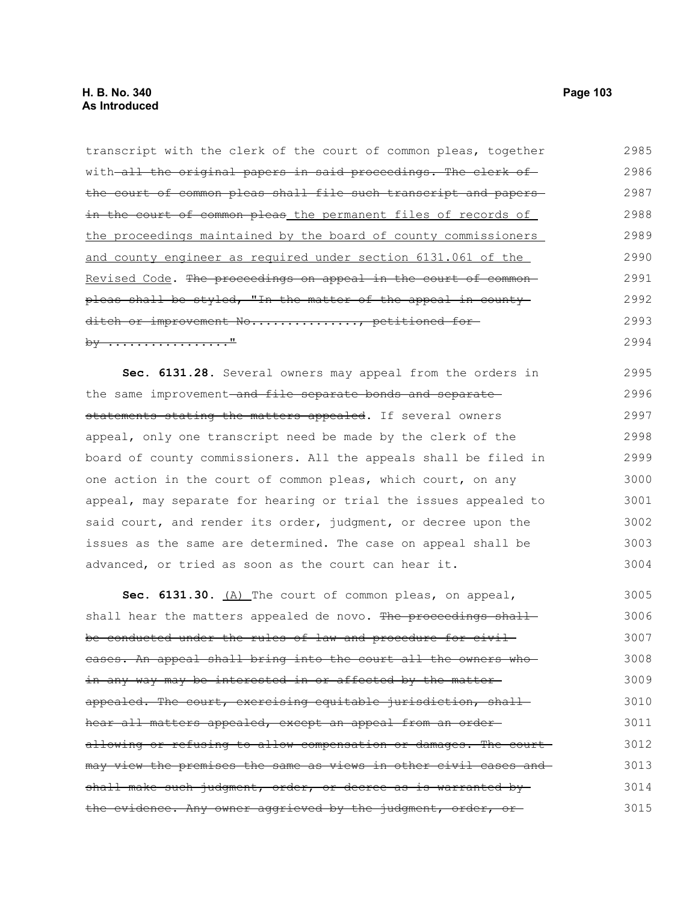transcript with the clerk of the court of common pleas, together with ~~all the original papers in said proceedings. The clerk of the court of common pleas shall file such transcript and papers in the court of common pleas~~ the permanent files of records of the proceedings maintained by the board of county commissioners and county engineer as required under section 6131.061 of the Revised Code. ~~The proceedings on appeal in the court of common pleas shall be styled, "In the matter of the appeal in county ditch or improvement No..............., petitioned for by ................."~~

**Sec. 6131.28.** Several owners may appeal from the orders in the same improvement ~~and file separate bonds and separate statements stating the matters appealed~~. If several owners appeal, only one transcript need be made by the clerk of the board of county commissioners. All the appeals shall be filed in one action in the court of common pleas, which court, on any appeal, may separate for hearing or trial the issues appealed to said court, and render its order, judgment, or decree upon the issues as the same are determined. The case on appeal shall be advanced, or tried as soon as the court can hear it.

**Sec. 6131.30.** (A) The court of common pleas, on appeal, shall hear the matters appealed de novo. ~~The proceedings shall be conducted under the rules of law and procedure for civil cases. An appeal shall bring into the court all the owners who in any way may be interested in or affected by the matter appealed. The court, exercising equitable jurisdiction, shall hear all matters appealed, except an appeal from an order allowing or refusing to allow compensation or damages. The court may view the premises the same as views in other civil cases and shall make such judgment, order, or decree as is warranted by the evidence. Any owner aggrieved by the judgment, order, or~~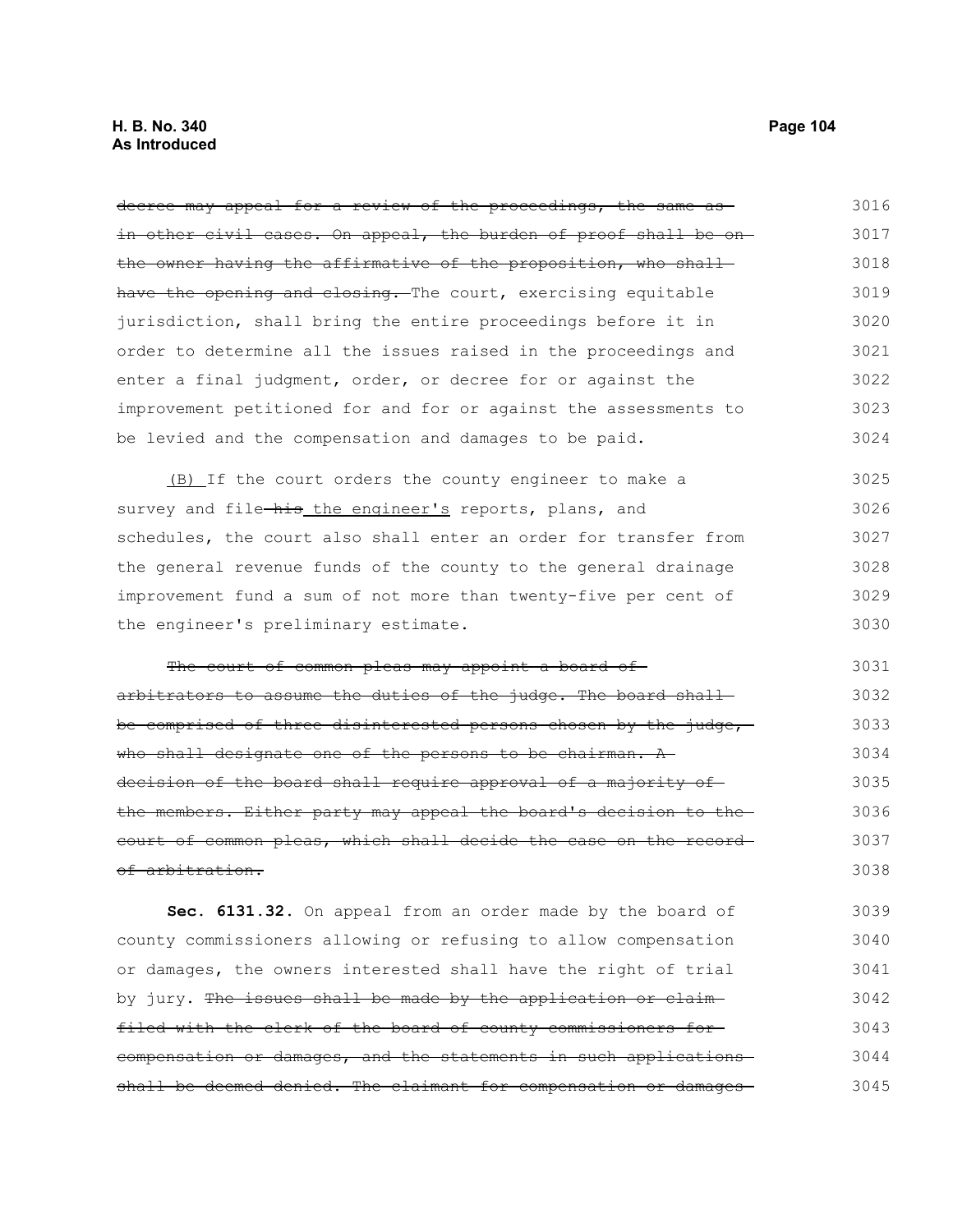~~decree may appeal for a review of the proceedings, the same as in other civil cases. On appeal, the burden of proof shall be on the owner having the affirmative of the proposition, who shall have the opening and closing.~~ The court, exercising equitable jurisdiction, shall bring the entire proceedings before it in order to determine all the issues raised in the proceedings and enter a final judgment, order, or decree for or against the improvement petitioned for and for or against the assessments to be levied and the compensation and damages to be paid.

<u>(B)</u> If the court orders the county engineer to make a survey and file ~~his~~ <u>the engineer's</u> reports, plans, and schedules, the court also shall enter an order for transfer from the general revenue funds of the county to the general drainage improvement fund a sum of not more than twenty-five per cent of the engineer's preliminary estimate.

~~The court of common pleas may appoint a board of arbitrators to assume the duties of the judge. The board shall be comprised of three disinterested persons chosen by the judge, who shall designate one of the persons to be chairman. A decision of the board shall require approval of a majority of the members. Either party may appeal the board's decision to the court of common pleas, which shall decide the case on the record of arbitration.~~

**Sec. 6131.32.** On appeal from an order made by the board of county commissioners allowing or refusing to allow compensation or damages, the owners interested shall have the right of trial by jury. ~~The issues shall be made by the application or claim filed with the clerk of the board of county commissioners for compensation or damages, and the statements in such applications shall be deemed denied. The claimant for compensation or damages~~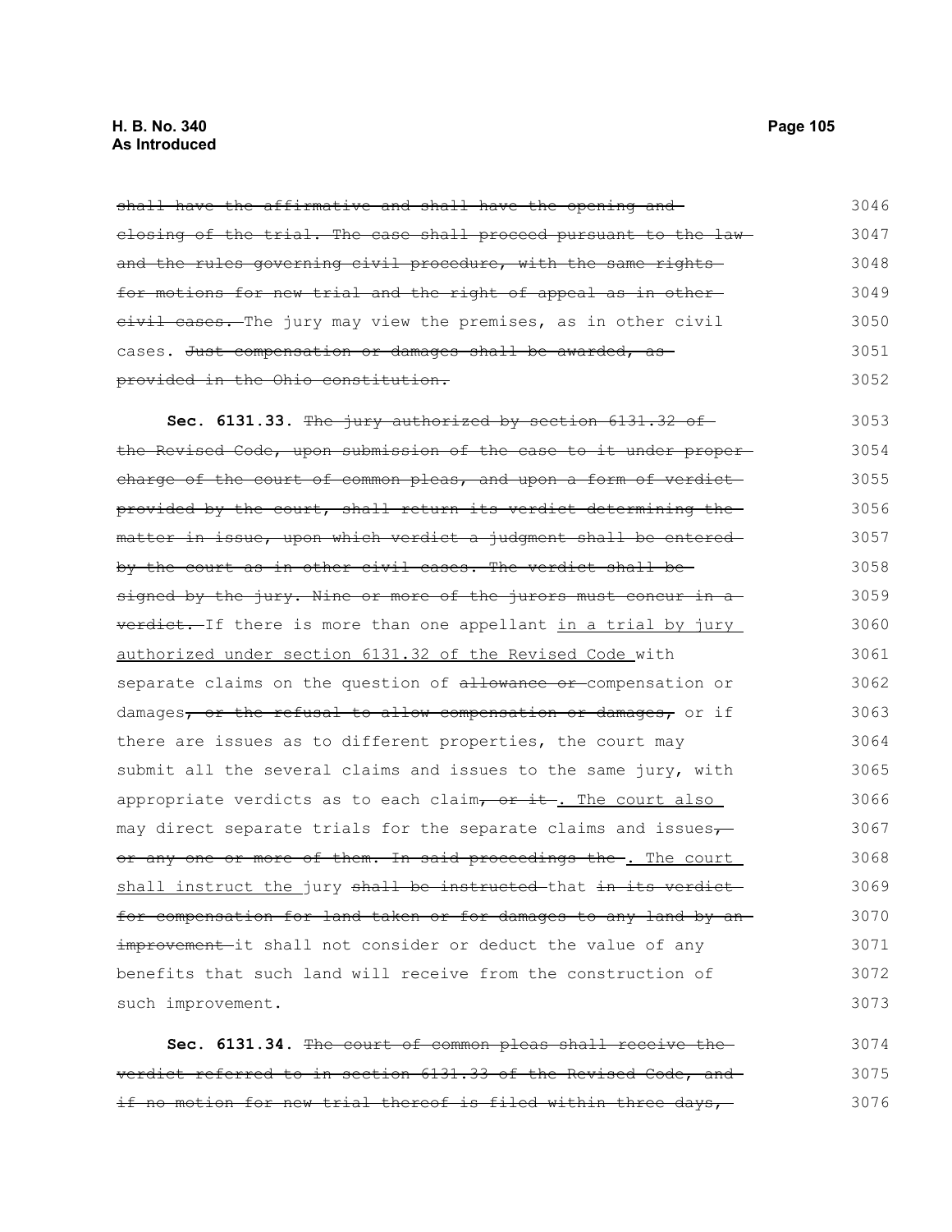shall have the affirmative and shall have the opening and closing of the trial. The case shall proceed pursuant to the law and the rules governing civil procedure, with the same rights for motions for new trial and the right of appeal as in other civil cases. The jury may view the premises, as in other civil cases. Just compensation or damages shall be awarded, as provided in the Ohio constitution.

**Sec. 6131.33.** The jury authorized by section 6131.32 of the Revised Code, upon submission of the case to it under proper charge of the court of common pleas, and upon a form of verdict provided by the court, shall return its verdict determining the matter in issue, upon which verdict a judgment shall be entered by the court as in other civil cases. The verdict shall be signed by the jury. Nine or more of the jurors must concur in a verdict. If there is more than one appellant in a trial by jury authorized under section 6131.32 of the Revised Code with separate claims on the question of allowance or compensation or damages, or the refusal to allow compensation or damages, or if there are issues as to different properties, the court may submit all the several claims and issues to the same jury, with appropriate verdicts as to each claim, or it . The court also may direct separate trials for the separate claims and issues, or any one or more of them. In said proceedings the . The court shall instruct the jury shall be instructed that in its verdict for compensation for land taken or for damages to any land by an improvement it shall not consider or deduct the value of any benefits that such land will receive from the construction of such improvement.

**Sec. 6131.34.** The court of common pleas shall receive the verdict referred to in section 6131.33 of the Revised Code, and if no motion for new trial thereof is filed within three days,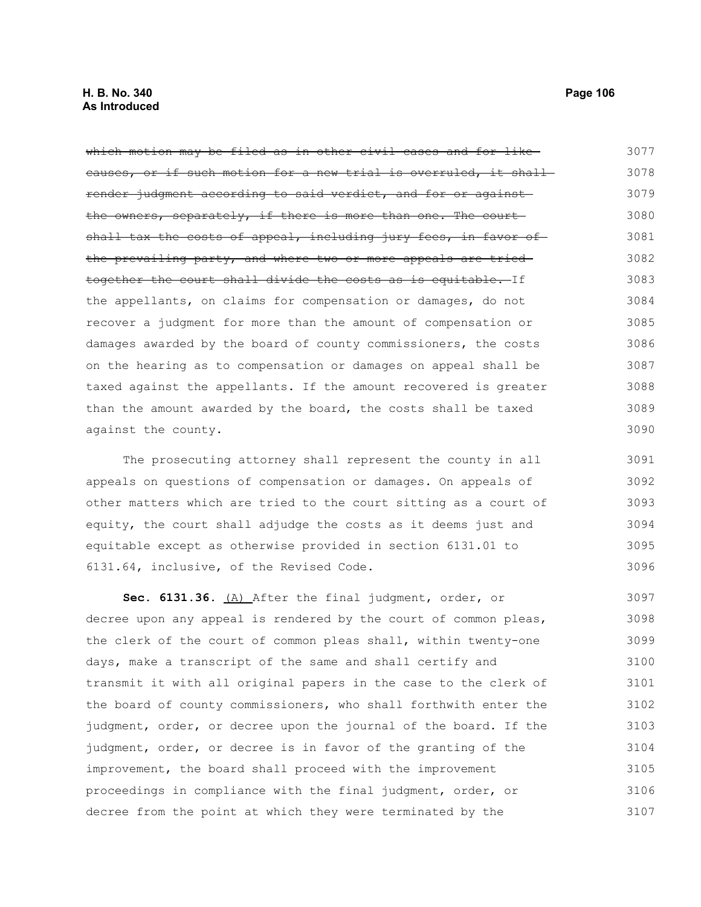~~which motion may be filed as in other civil cases and for like causes, or if such motion for a new trial is overruled, it shall render judgment according to said verdict, and for or against the owners, separately, if there is more than one. The court shall tax the costs of appeal, including jury fees, in favor of the prevailing party, and where two or more appeals are tried together the court shall divide the costs as is equitable.~~ If the appellants, on claims for compensation or damages, do not recover a judgment for more than the amount of compensation or damages awarded by the board of county commissioners, the costs on the hearing as to compensation or damages on appeal shall be taxed against the appellants. If the amount recovered is greater than the amount awarded by the board, the costs shall be taxed against the county.

The prosecuting attorney shall represent the county in all appeals on questions of compensation or damages. On appeals of other matters which are tried to the court sitting as a court of equity, the court shall adjudge the costs as it deems just and equitable except as otherwise provided in section 6131.01 to 6131.64, inclusive, of the Revised Code.

**Sec. 6131.36.** <u>(A)</u> After the final judgment, order, or decree upon any appeal is rendered by the court of common pleas, the clerk of the court of common pleas shall, within twenty-one days, make a transcript of the same and shall certify and transmit it with all original papers in the case to the clerk of the board of county commissioners, who shall forthwith enter the judgment, order, or decree upon the journal of the board. If the judgment, order, or decree is in favor of the granting of the improvement, the board shall proceed with the improvement proceedings in compliance with the final judgment, order, or decree from the point at which they were terminated by the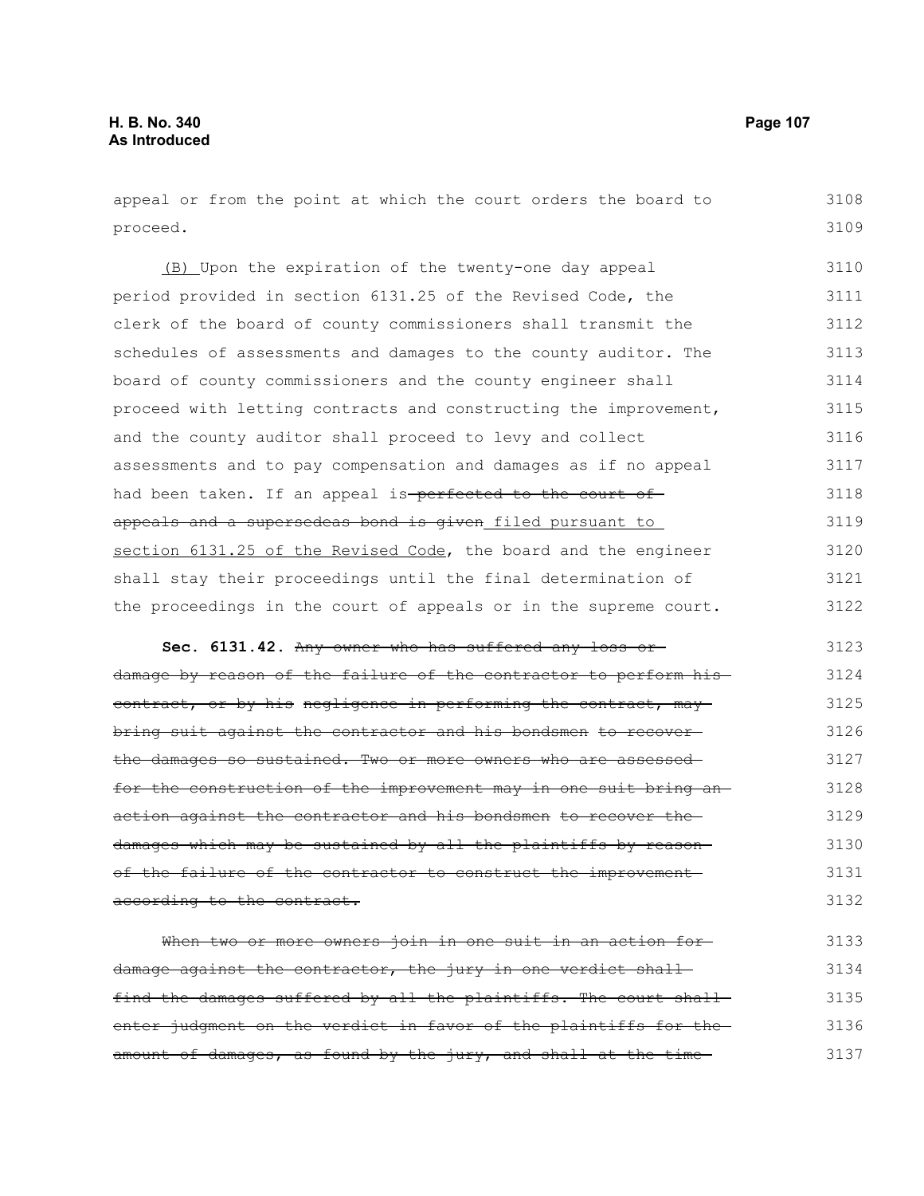appeal or from the point at which the court orders the board to proceed.

(B) Upon the expiration of the twenty-one day appeal period provided in section 6131.25 of the Revised Code, the clerk of the board of county commissioners shall transmit the schedules of assessments and damages to the county auditor. The board of county commissioners and the county engineer shall proceed with letting contracts and constructing the improvement, and the county auditor shall proceed to levy and collect assessments and to pay compensation and damages as if no appeal had been taken. If an appeal is ~~perfected to the court of appeals and a supersedeas bond is given~~ filed pursuant to section 6131.25 of the Revised Code, the board and the engineer shall stay their proceedings until the final determination of the proceedings in the court of appeals or in the supreme court.

**Sec. 6131.42.** ~~Any owner who has suffered any loss or damage by reason of the failure of the contractor to perform his contract, or by his negligence in performing the contract, may bring suit against the contractor and his bondsmen to recover the damages so sustained. Two or more owners who are assessed for the construction of the improvement may in one suit bring an action against the contractor and his bondsmen to recover the damages which may be sustained by all the plaintiffs by reason of the failure of the contractor to construct the improvement according to the contract.~~

~~When two or more owners join in one suit in an action for damage against the contractor, the jury in one verdict shall find the damages suffered by all the plaintiffs. The court shall enter judgment on the verdict in favor of the plaintiffs for the amount of damages, as found by the jury, and shall at the time~~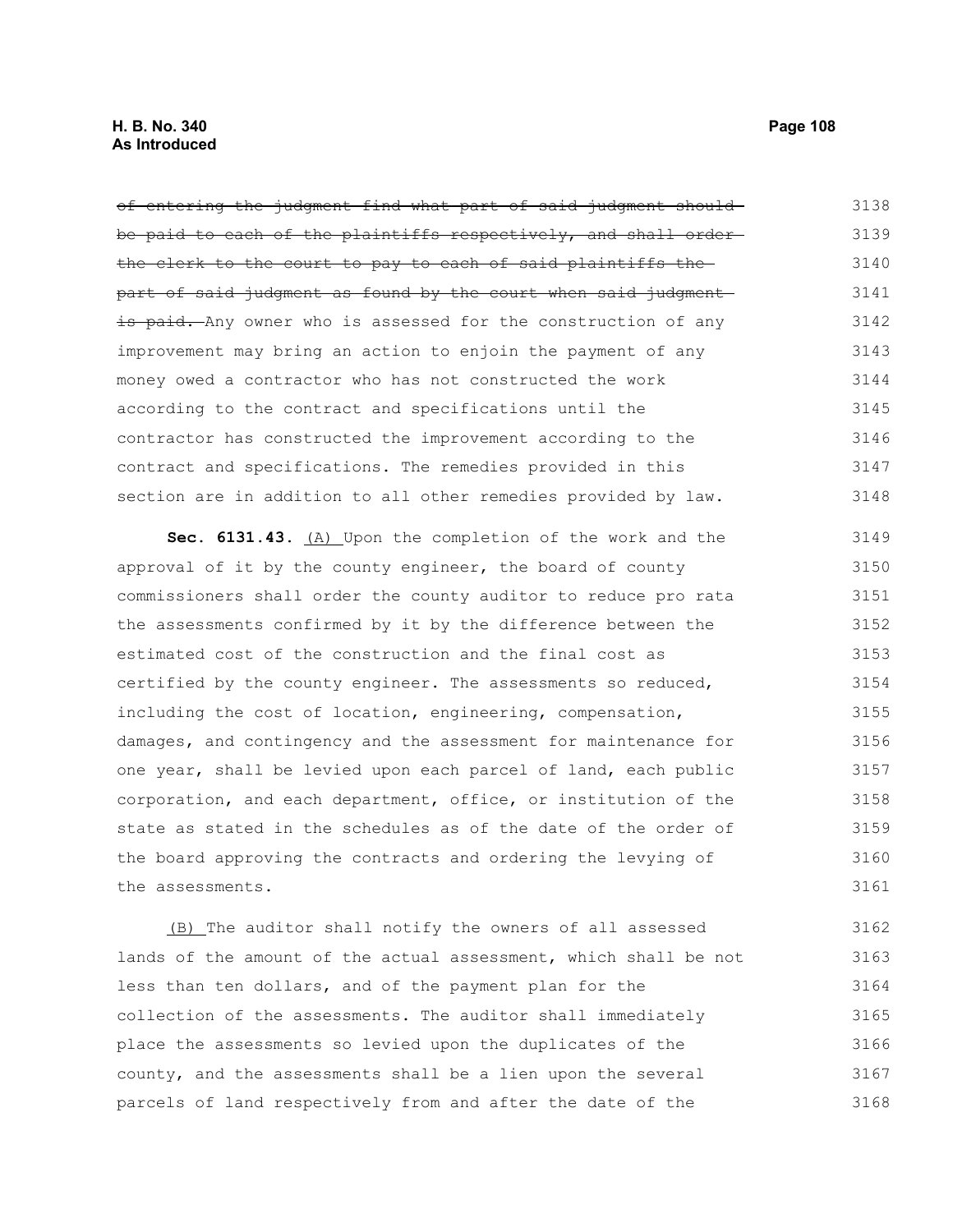~~of entering the judgment find what part of said judgment should be paid to each of the plaintiffs respectively, and shall order the clerk to the court to pay to each of said plaintiffs the part of said judgment as found by the court when said judgment is paid.~~ Any owner who is assessed for the construction of any improvement may bring an action to enjoin the payment of any money owed a contractor who has not constructed the work according to the contract and specifications until the contractor has constructed the improvement according to the contract and specifications. The remedies provided in this section are in addition to all other remedies provided by law.

**Sec. 6131.43.** (A) Upon the completion of the work and the approval of it by the county engineer, the board of county commissioners shall order the county auditor to reduce pro rata the assessments confirmed by it by the difference between the estimated cost of the construction and the final cost as certified by the county engineer. The assessments so reduced, including the cost of location, engineering, compensation, damages, and contingency and the assessment for maintenance for one year, shall be levied upon each parcel of land, each public corporation, and each department, office, or institution of the state as stated in the schedules as of the date of the order of the board approving the contracts and ordering the levying of the assessments.

(B) The auditor shall notify the owners of all assessed lands of the amount of the actual assessment, which shall be not less than ten dollars, and of the payment plan for the collection of the assessments. The auditor shall immediately place the assessments so levied upon the duplicates of the county, and the assessments shall be a lien upon the several parcels of land respectively from and after the date of the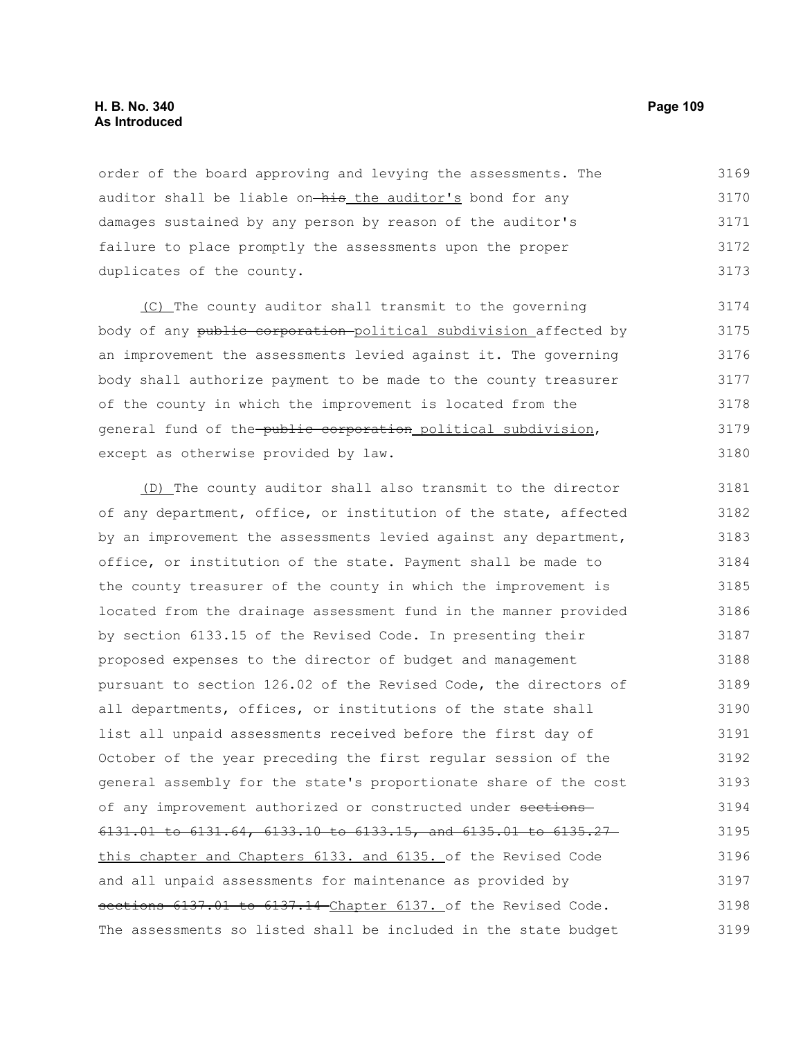order of the board approving and levying the assessments. The auditor shall be liable on ~~his~~ the auditor's bond for any damages sustained by any person by reason of the auditor's failure to place promptly the assessments upon the proper duplicates of the county.

(C) The county auditor shall transmit to the governing body of any ~~public corporation~~ political subdivision affected by an improvement the assessments levied against it. The governing body shall authorize payment to be made to the county treasurer of the county in which the improvement is located from the general fund of the ~~public corporation~~ political subdivision, except as otherwise provided by law.

(D) The county auditor shall also transmit to the director of any department, office, or institution of the state, affected by an improvement the assessments levied against any department, office, or institution of the state. Payment shall be made to the county treasurer of the county in which the improvement is located from the drainage assessment fund in the manner provided by section 6133.15 of the Revised Code. In presenting their proposed expenses to the director of budget and management pursuant to section 126.02 of the Revised Code, the directors of all departments, offices, or institutions of the state shall list all unpaid assessments received before the first day of October of the year preceding the first regular session of the general assembly for the state's proportionate share of the cost of any improvement authorized or constructed under ~~sections 6131.01 to 6131.64, 6133.10 to 6133.15, and 6135.01 to 6135.27~~ this chapter and Chapters 6133. and 6135. of the Revised Code and all unpaid assessments for maintenance as provided by ~~sections 6137.01 to 6137.14~~ Chapter 6137. of the Revised Code. The assessments so listed shall be included in the state budget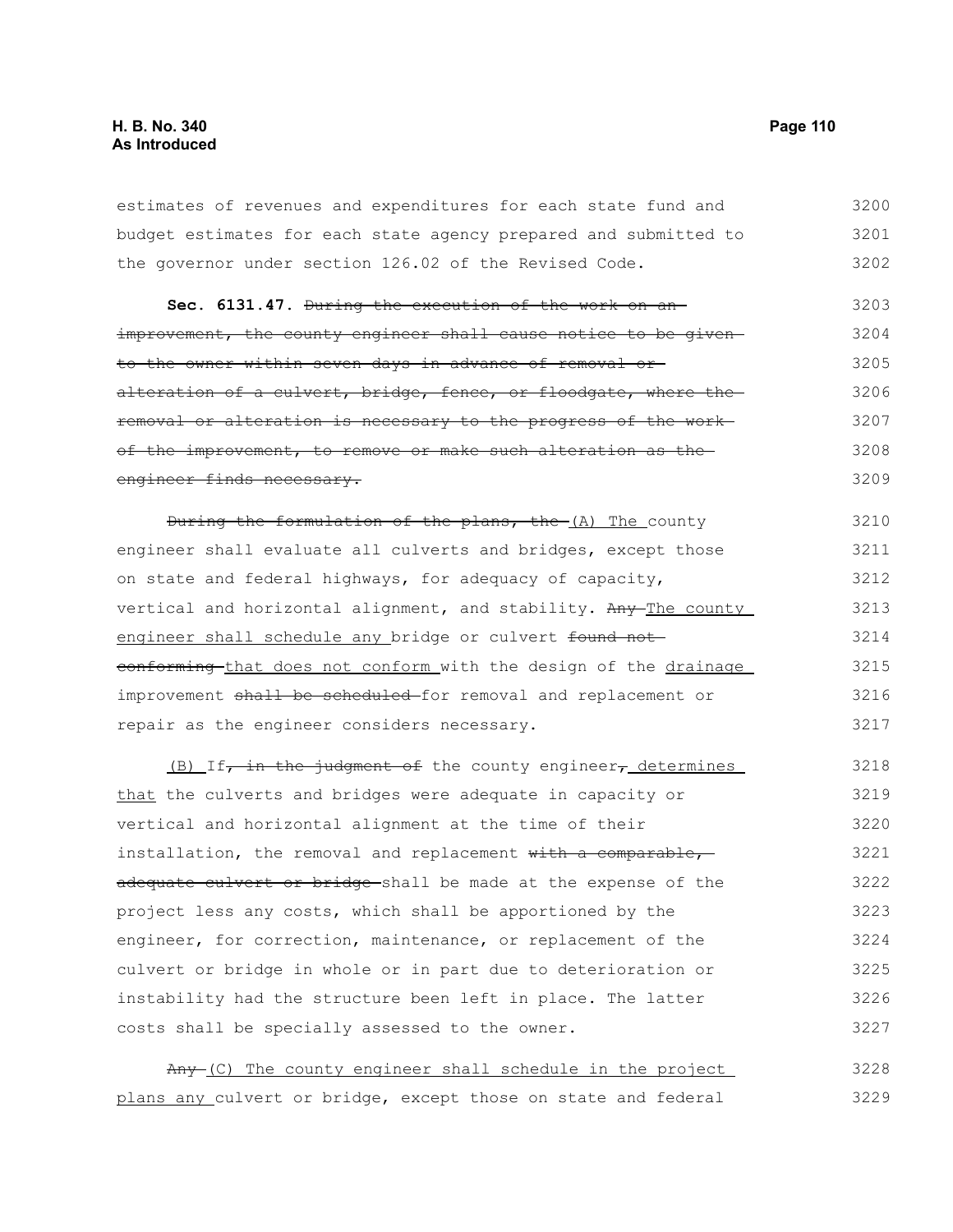estimates of revenues and expenditures for each state fund and budget estimates for each state agency prepared and submitted to the governor under section 126.02 of the Revised Code.

**Sec. 6131.47.** ~~During the execution of the work on an improvement, the county engineer shall cause notice to be given to the owner within seven days in advance of removal or alteration of a culvert, bridge, fence, or floodgate, where the removal or alteration is necessary to the progress of the work of the improvement, to remove or make such alteration as the engineer finds necessary.~~

~~During the formulation of the plans, the~~ (A) The county engineer shall evaluate all culverts and bridges, except those on state and federal highways, for adequacy of capacity, vertical and horizontal alignment, and stability. ~~Any~~ The county engineer shall schedule any bridge or culvert ~~found not conforming~~ that does not conform with the design of the drainage improvement ~~shall be scheduled~~ for removal and replacement or repair as the engineer considers necessary.

(B) If~~, in the judgment of~~ the county engineer~~,~~ determines that the culverts and bridges were adequate in capacity or vertical and horizontal alignment at the time of their installation, the removal and replacement ~~with a comparable, adequate culvert or bridge~~ shall be made at the expense of the project less any costs, which shall be apportioned by the engineer, for correction, maintenance, or replacement of the culvert or bridge in whole or in part due to deterioration or instability had the structure been left in place. The latter costs shall be specially assessed to the owner.

~~Any~~ (C) The county engineer shall schedule in the project plans any culvert or bridge, except those on state and federal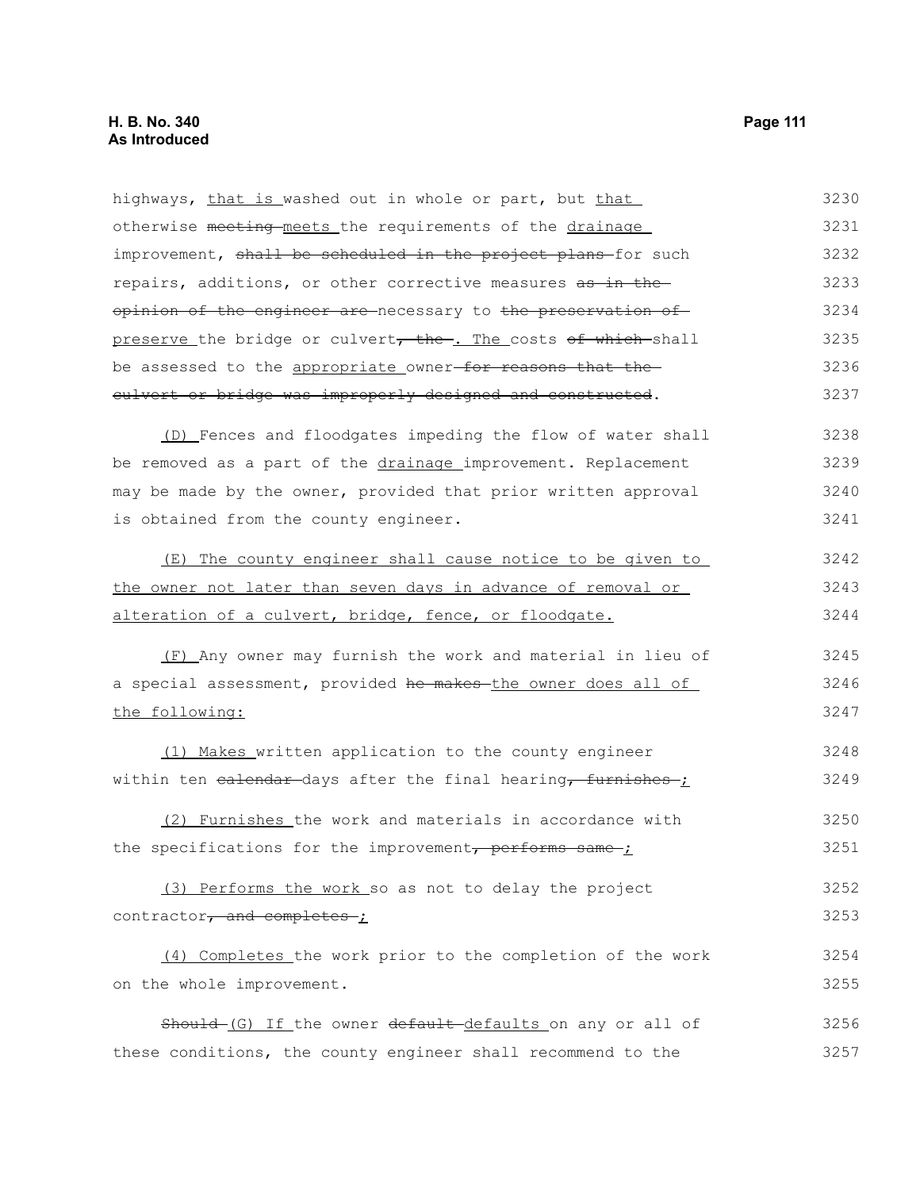highways, that is washed out in whole or part, but that otherwise meeting meets the requirements of the drainage improvement, shall be scheduled in the project plans for such repairs, additions, or other corrective measures as in the opinion of the engineer are necessary to the preservation of preserve the bridge or culvert, the . The costs of which shall be assessed to the appropriate owner for reasons that the culvert or bridge was improperly designed and constructed.

(D) Fences and floodgates impeding the flow of water shall be removed as a part of the drainage improvement. Replacement may be made by the owner, provided that prior written approval is obtained from the county engineer.

(E) The county engineer shall cause notice to be given to the owner not later than seven days in advance of removal or alteration of a culvert, bridge, fence, or floodgate.

(F) Any owner may furnish the work and material in lieu of a special assessment, provided he makes the owner does all of the following:

(1) Makes written application to the county engineer within ten calendar days after the final hearing, furnishes ;

(2) Furnishes the work and materials in accordance with the specifications for the improvement, performs same ;

(3) Performs the work so as not to delay the project contractor, and completes ;

(4) Completes the work prior to the completion of the work on the whole improvement.

Should (G) If the owner default defaults on any or all of these conditions, the county engineer shall recommend to the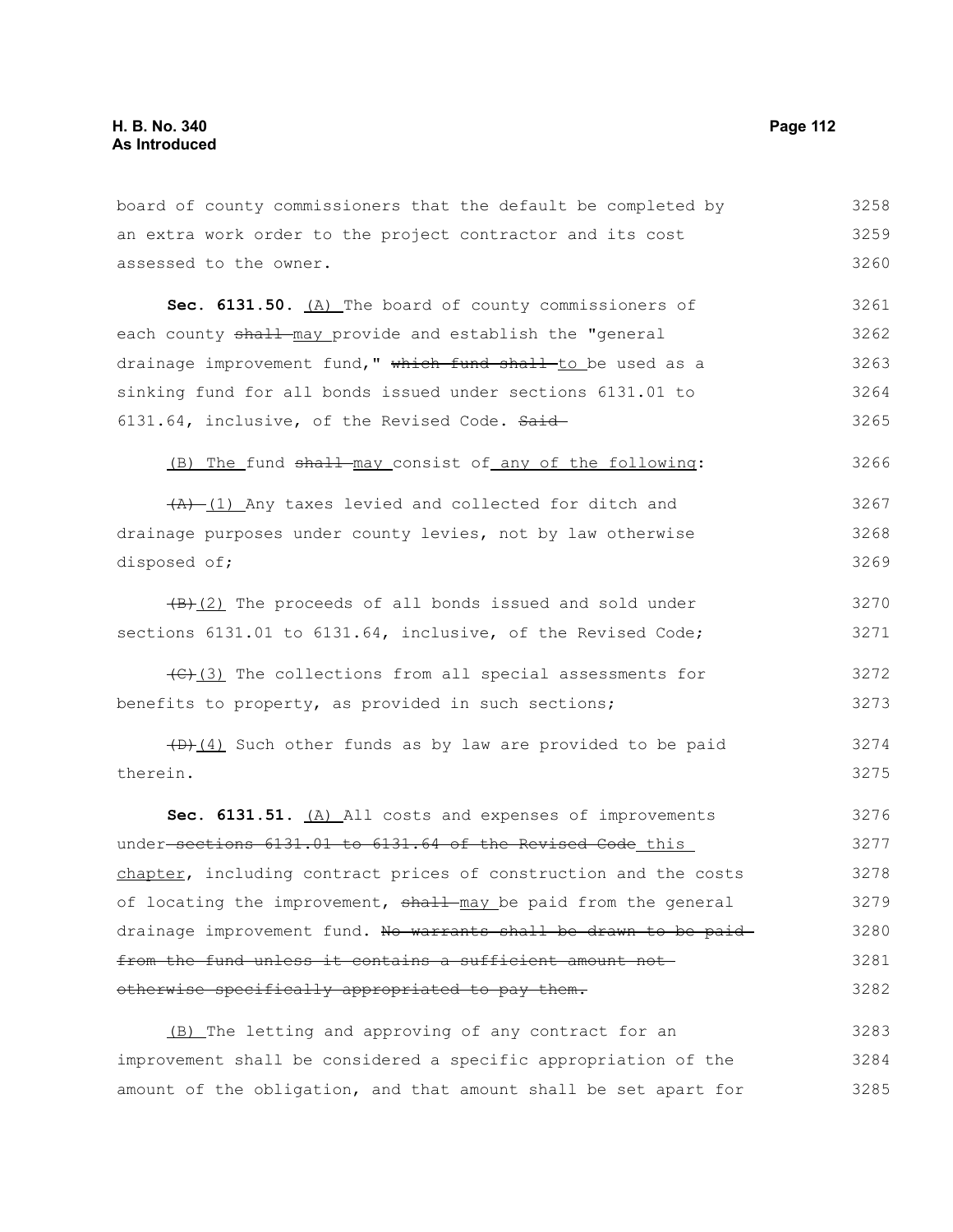board of county commissioners that the default be completed by an extra work order to the project contractor and its cost assessed to the owner.

**Sec. 6131.50.** (A) The board of county commissioners of each county ~~shall~~ may provide and establish the "general drainage improvement fund," ~~which fund shall~~ to be used as a sinking fund for all bonds issued under sections 6131.01 to 6131.64, inclusive, of the Revised Code. ~~Said~~

(B) The fund ~~shall~~ may consist of any of the following:

~~(A)~~ (1) Any taxes levied and collected for ditch and drainage purposes under county levies, not by law otherwise disposed of;

~~(B)~~(2) The proceeds of all bonds issued and sold under sections 6131.01 to 6131.64, inclusive, of the Revised Code;

~~(C)~~(3) The collections from all special assessments for benefits to property, as provided in such sections;

~~(D)~~(4) Such other funds as by law are provided to be paid therein.

**Sec. 6131.51.** (A) All costs and expenses of improvements under ~~sections 6131.01 to 6131.64 of the Revised Code~~ this chapter, including contract prices of construction and the costs of locating the improvement, ~~shall~~ may be paid from the general drainage improvement fund. ~~No warrants shall be drawn to be paid from the fund unless it contains a sufficient amount not otherwise specifically appropriated to pay them.~~

(B) The letting and approving of any contract for an improvement shall be considered a specific appropriation of the amount of the obligation, and that amount shall be set apart for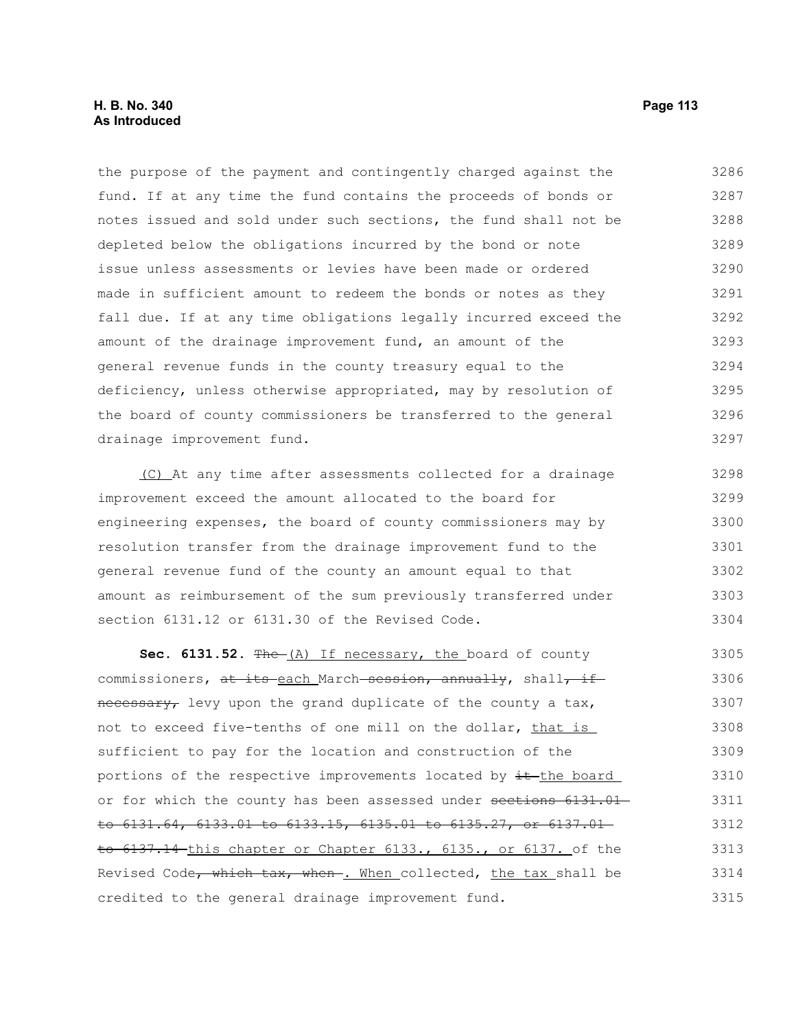the purpose of the payment and contingently charged against the fund. If at any time the fund contains the proceeds of bonds or notes issued and sold under such sections, the fund shall not be depleted below the obligations incurred by the bond or note issue unless assessments or levies have been made or ordered made in sufficient amount to redeem the bonds or notes as they fall due. If at any time obligations legally incurred exceed the amount of the drainage improvement fund, an amount of the general revenue funds in the county treasury equal to the deficiency, unless otherwise appropriated, may by resolution of the board of county commissioners be transferred to the general drainage improvement fund.

(C) At any time after assessments collected for a drainage improvement exceed the amount allocated to the board for engineering expenses, the board of county commissioners may by resolution transfer from the drainage improvement fund to the general revenue fund of the county an amount equal to that amount as reimbursement of the sum previously transferred under section 6131.12 or 6131.30 of the Revised Code.

**Sec. 6131.52.** ~~The~~ (A) If necessary, the board of county commissioners, ~~at its~~ each March ~~session, annually~~, shall~~, if necessary,~~ levy upon the grand duplicate of the county a tax, not to exceed five-tenths of one mill on the dollar, that is sufficient to pay for the location and construction of the portions of the respective improvements located by ~~it~~ the board or for which the county has been assessed under ~~sections 6131.01 to 6131.64, 6133.01 to 6133.15, 6135.01 to 6135.27, or 6137.01 to 6137.14~~ this chapter or Chapter 6133., 6135., or 6137. of the Revised Code~~, which tax, when~~. When collected, the tax shall be credited to the general drainage improvement fund.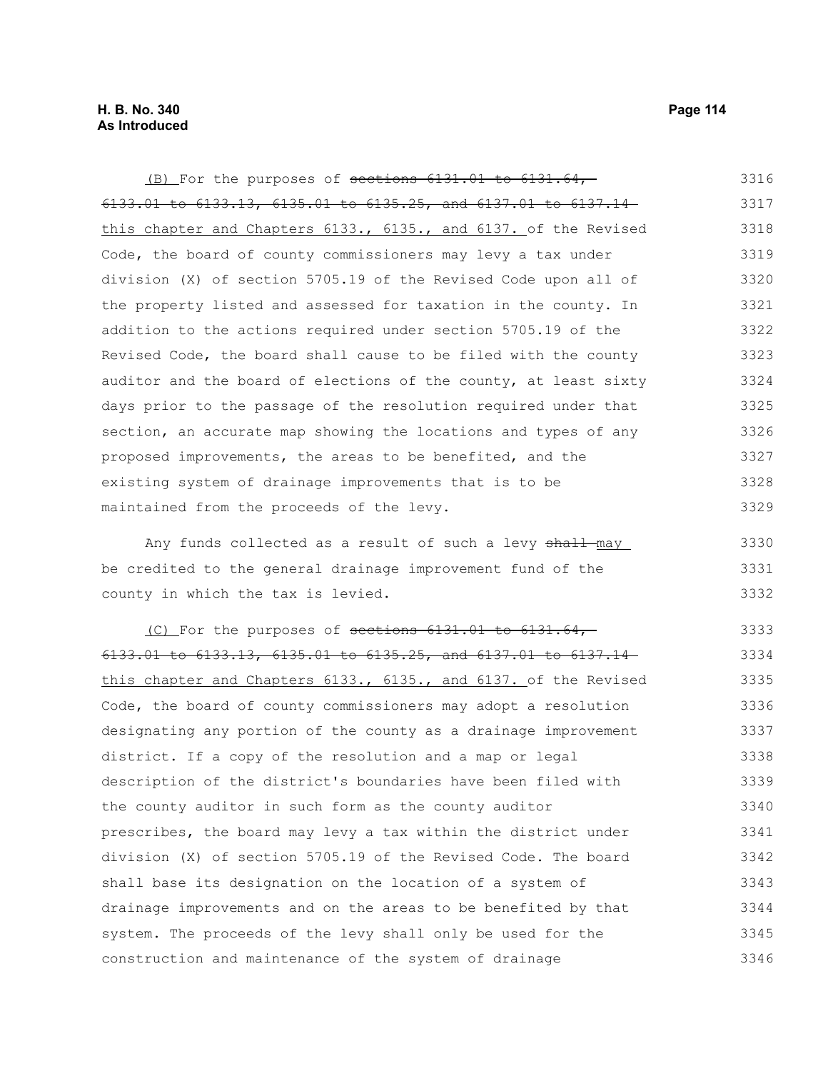(B) For the purposes of ~~sections 6131.01 to 6131.64, 6133.01 to 6133.13, 6135.01 to 6135.25, and 6137.01 to 6137.14~~ this chapter and Chapters 6133., 6135., and 6137. of the Revised Code, the board of county commissioners may levy a tax under division (X) of section 5705.19 of the Revised Code upon all of the property listed and assessed for taxation in the county. In addition to the actions required under section 5705.19 of the Revised Code, the board shall cause to be filed with the county auditor and the board of elections of the county, at least sixty days prior to the passage of the resolution required under that section, an accurate map showing the locations and types of any proposed improvements, the areas to be benefited, and the existing system of drainage improvements that is to be maintained from the proceeds of the levy.

Any funds collected as a result of such a levy ~~shall~~ may be credited to the general drainage improvement fund of the county in which the tax is levied.

(C) For the purposes of ~~sections 6131.01 to 6131.64, 6133.01 to 6133.13, 6135.01 to 6135.25, and 6137.01 to 6137.14~~ this chapter and Chapters 6133., 6135., and 6137. of the Revised Code, the board of county commissioners may adopt a resolution designating any portion of the county as a drainage improvement district. If a copy of the resolution and a map or legal description of the district's boundaries have been filed with the county auditor in such form as the county auditor prescribes, the board may levy a tax within the district under division (X) of section 5705.19 of the Revised Code. The board shall base its designation on the location of a system of drainage improvements and on the areas to be benefited by that system. The proceeds of the levy shall only be used for the construction and maintenance of the system of drainage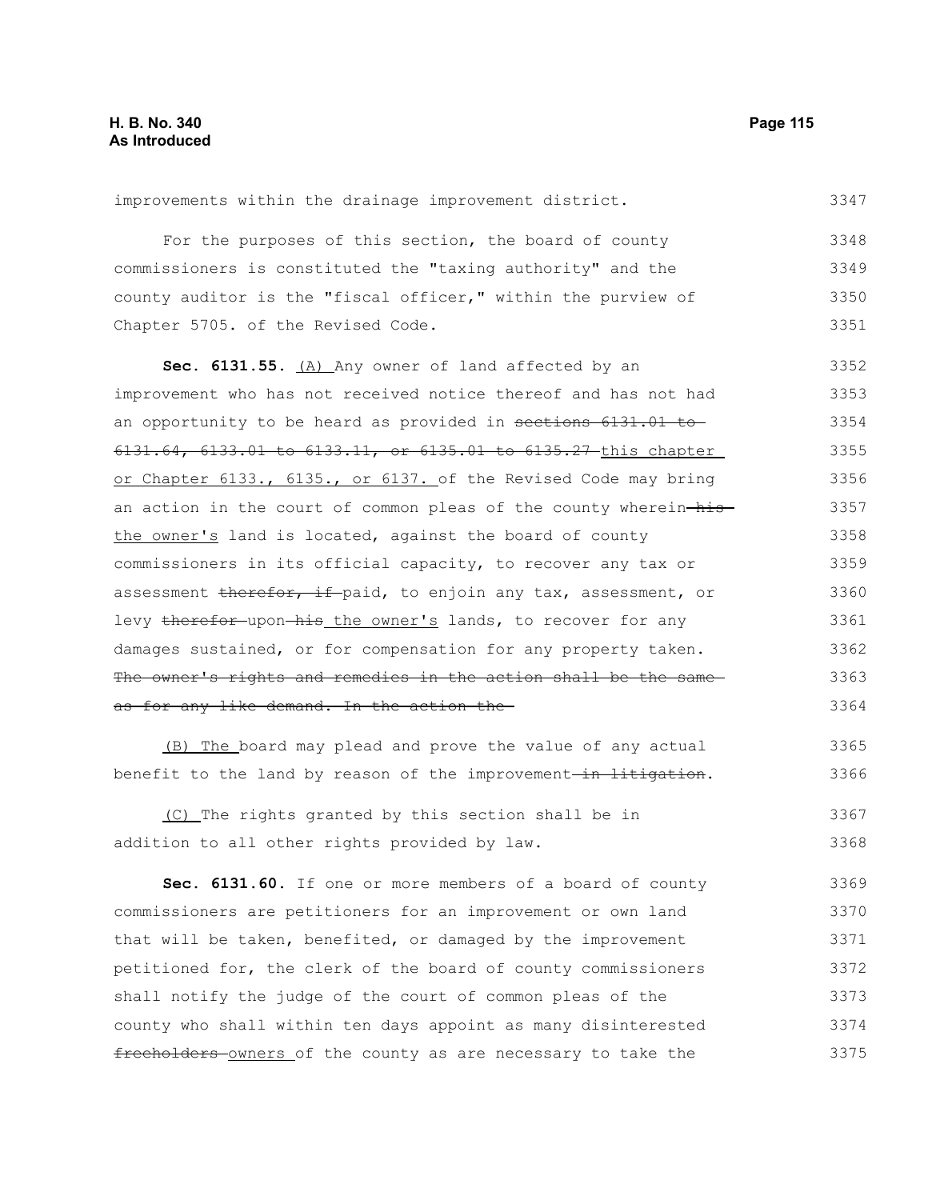improvements within the drainage improvement district.

For the purposes of this section, the board of county commissioners is constituted the "taxing authority" and the county auditor is the "fiscal officer," within the purview of Chapter 5705. of the Revised Code.

**Sec. 6131.55.** (A) Any owner of land affected by an improvement who has not received notice thereof and has not had an opportunity to be heard as provided in ~~sections 6131.01 to 6131.64, 6133.01 to 6133.11, or 6135.01 to 6135.27~~ this chapter or Chapter 6133., 6135., or 6137. of the Revised Code may bring an action in the court of common pleas of the county wherein ~~his~~ the owner's land is located, against the board of county commissioners in its official capacity, to recover any tax or assessment ~~therefor, if~~ paid, to enjoin any tax, assessment, or levy ~~therefor~~ upon ~~his~~ the owner's lands, to recover for any damages sustained, or for compensation for any property taken. ~~The owner's rights and remedies in the action shall be the same as for any like demand. In the action the~~

(B) The board may plead and prove the value of any actual benefit to the land by reason of the improvement ~~in litigation~~.

(C) The rights granted by this section shall be in addition to all other rights provided by law.

**Sec. 6131.60.** If one or more members of a board of county commissioners are petitioners for an improvement or own land that will be taken, benefited, or damaged by the improvement petitioned for, the clerk of the board of county commissioners shall notify the judge of the court of common pleas of the county who shall within ten days appoint as many disinterested ~~freeholders~~ owners of the county as are necessary to take the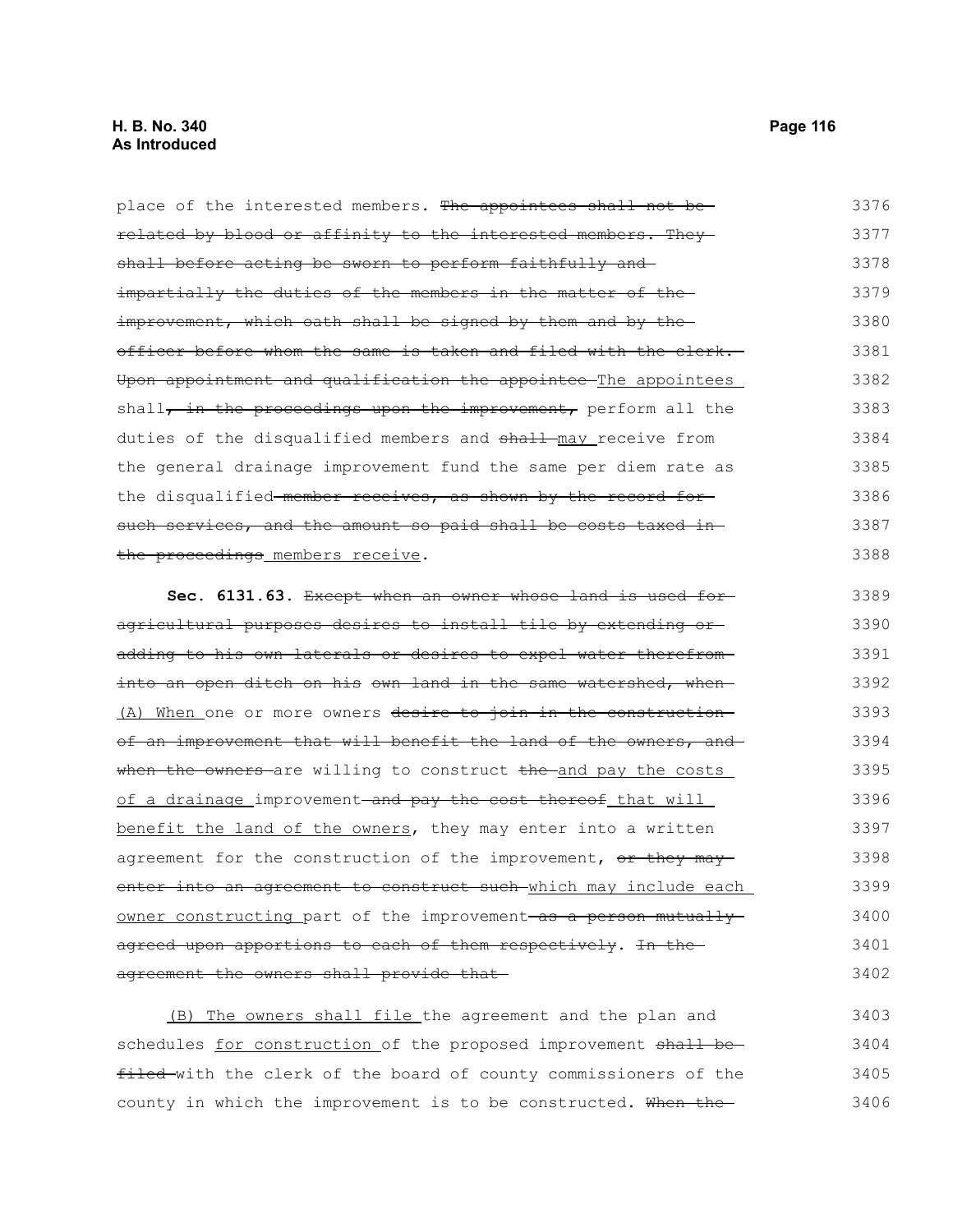place of the interested members. ~~The appointees shall not be related by blood or affinity to the interested members. They shall before acting be sworn to perform faithfully and impartially the duties of the members in the matter of the improvement, which oath shall be signed by them and by the officer before whom the same is taken and filed with the clerk. Upon appointment and qualification the appointee~~ The appointees shall~~, in the proceedings upon the improvement,~~ perform all the duties of the disqualified members and ~~shall~~ may receive from the general drainage improvement fund the same per diem rate as the disqualified ~~member receives, as shown by the record for such services, and the amount so paid shall be costs taxed in the proceedings~~ members receive.

**Sec. 6131.63.** ~~Except when an owner whose land is used for agricultural purposes desires to install tile by extending or adding to his own laterals or desires to expel water therefrom into an open ditch on his own land in the same watershed, when~~ (A) When one or more owners ~~desire to join in the construction of an improvement that will benefit the land of the owners, and when the owners~~ are willing to construct ~~the~~ and pay the costs of a drainage improvement ~~and pay the cost thereof~~ that will benefit the land of the owners, they may enter into a written agreement for the construction of the improvement, ~~or they may enter into an agreement to construct such~~ which may include each owner constructing part of the improvement ~~as a person mutually agreed upon apportions to each of them respectively~~. ~~In the agreement the owners shall provide that~~

(B) The owners shall file the agreement and the plan and schedules for construction of the proposed improvement ~~shall be filed~~ with the clerk of the board of county commissioners of the county in which the improvement is to be constructed. ~~When the~~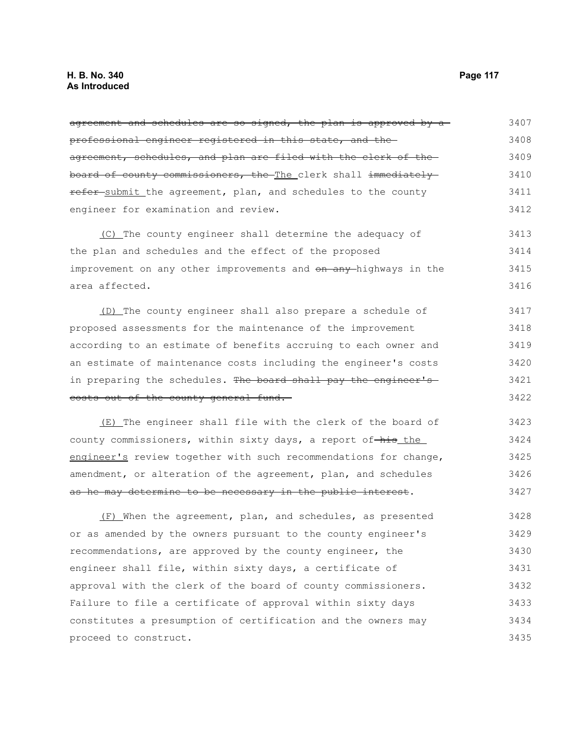~~agreement and schedules are so signed, the plan is approved by a professional engineer registered in this state, and the agreement, schedules, and plan are filed with the clerk of the board of county commissioners, the~~ The clerk shall ~~immediately refer~~ submit the agreement, plan, and schedules to the county engineer for examination and review.

(C) The county engineer shall determine the adequacy of the plan and schedules and the effect of the proposed improvement on any other improvements and ~~on any~~ highways in the area affected.

(D) The county engineer shall also prepare a schedule of proposed assessments for the maintenance of the improvement according to an estimate of benefits accruing to each owner and an estimate of maintenance costs including the engineer's costs in preparing the schedules. ~~The board shall pay the engineer's costs out of the county general fund.~~

(E) The engineer shall file with the clerk of the board of county commissioners, within sixty days, a report of ~~his~~ the engineer's review together with such recommendations for change, amendment, or alteration of the agreement, plan, and schedules ~~as he may determine to be necessary in the public interest~~.

(F) When the agreement, plan, and schedules, as presented or as amended by the owners pursuant to the county engineer's recommendations, are approved by the county engineer, the engineer shall file, within sixty days, a certificate of approval with the clerk of the board of county commissioners. Failure to file a certificate of approval within sixty days constitutes a presumption of certification and the owners may proceed to construct.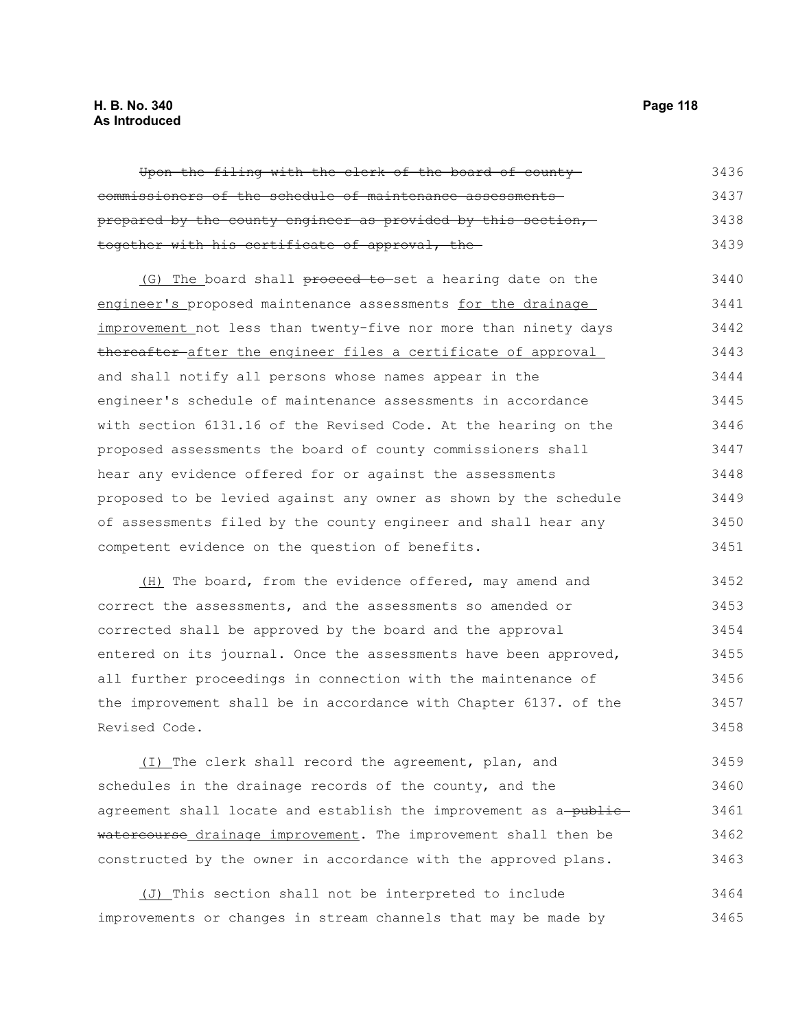~~Upon the filing with the clerk of the board of county commissioners of the schedule of maintenance assessments prepared by the county engineer as provided by this section, together with his certificate of approval, the~~

(G) The board shall ~~proceed to~~ set a hearing date on the engineer's proposed maintenance assessments for the drainage improvement not less than twenty-five nor more than ninety days ~~thereafter~~ after the engineer files a certificate of approval and shall notify all persons whose names appear in the engineer's schedule of maintenance assessments in accordance with section 6131.16 of the Revised Code. At the hearing on the proposed assessments the board of county commissioners shall hear any evidence offered for or against the assessments proposed to be levied against any owner as shown by the schedule of assessments filed by the county engineer and shall hear any competent evidence on the question of benefits.

(H) The board, from the evidence offered, may amend and correct the assessments, and the assessments so amended or corrected shall be approved by the board and the approval entered on its journal. Once the assessments have been approved, all further proceedings in connection with the maintenance of the improvement shall be in accordance with Chapter 6137. of the Revised Code.

(I) The clerk shall record the agreement, plan, and schedules in the drainage records of the county, and the agreement shall locate and establish the improvement as a ~~public watercourse~~ drainage improvement. The improvement shall then be constructed by the owner in accordance with the approved plans.

(J) This section shall not be interpreted to include improvements or changes in stream channels that may be made by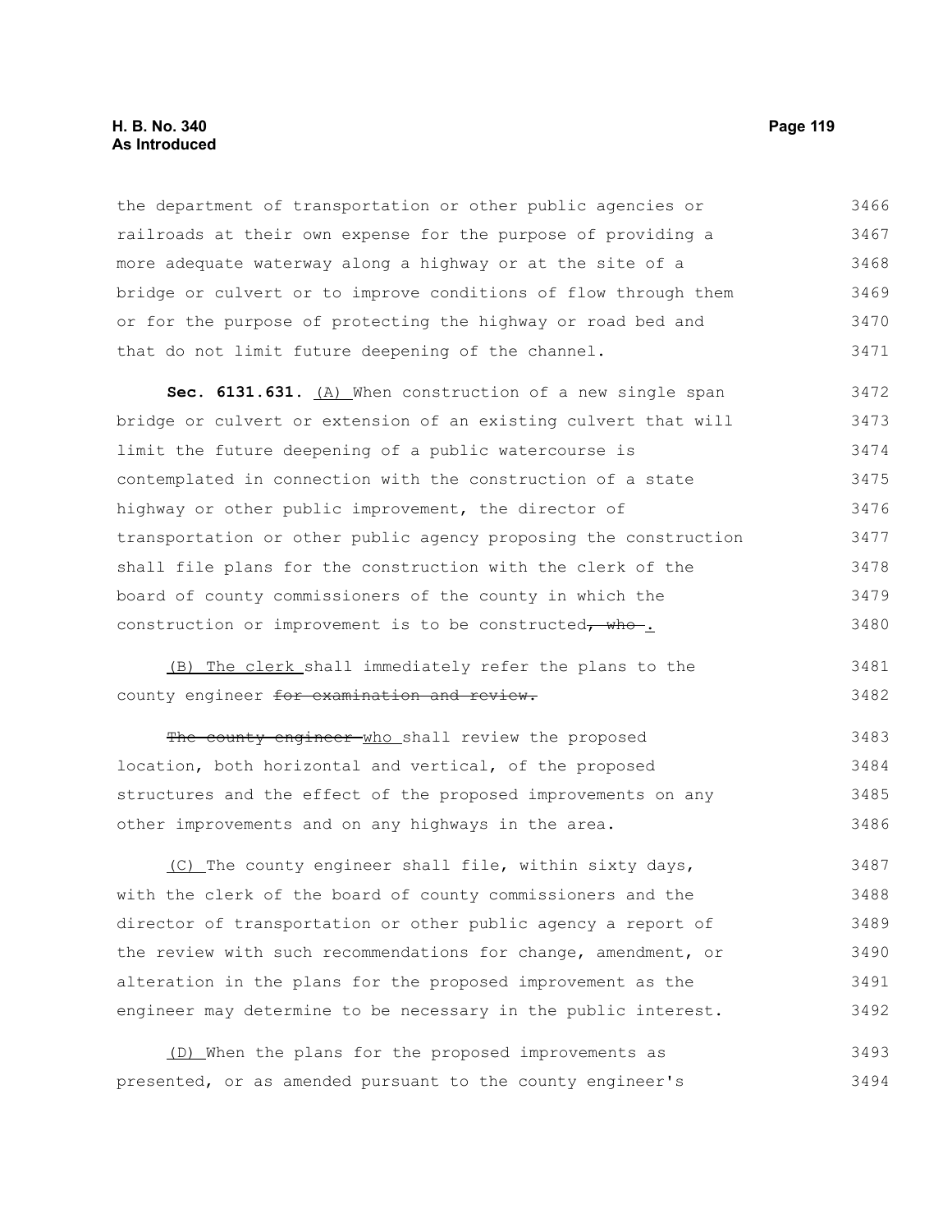the department of transportation or other public agencies or railroads at their own expense for the purpose of providing a more adequate waterway along a highway or at the site of a bridge or culvert or to improve conditions of flow through them or for the purpose of protecting the highway or road bed and that do not limit future deepening of the channel.

**Sec. 6131.631.** (A) When construction of a new single span bridge or culvert or extension of an existing culvert that will limit the future deepening of a public watercourse is contemplated in connection with the construction of a state highway or other public improvement, the director of transportation or other public agency proposing the construction shall file plans for the construction with the clerk of the board of county commissioners of the county in which the construction or improvement is to be constructed~~, who~~ .

(B) The clerk shall immediately refer the plans to the county engineer ~~for examination and review.~~

~~The county engineer~~ who shall review the proposed location, both horizontal and vertical, of the proposed structures and the effect of the proposed improvements on any other improvements and on any highways in the area.

(C) The county engineer shall file, within sixty days, with the clerk of the board of county commissioners and the director of transportation or other public agency a report of the review with such recommendations for change, amendment, or alteration in the plans for the proposed improvement as the engineer may determine to be necessary in the public interest.

(D) When the plans for the proposed improvements as presented, or as amended pursuant to the county engineer's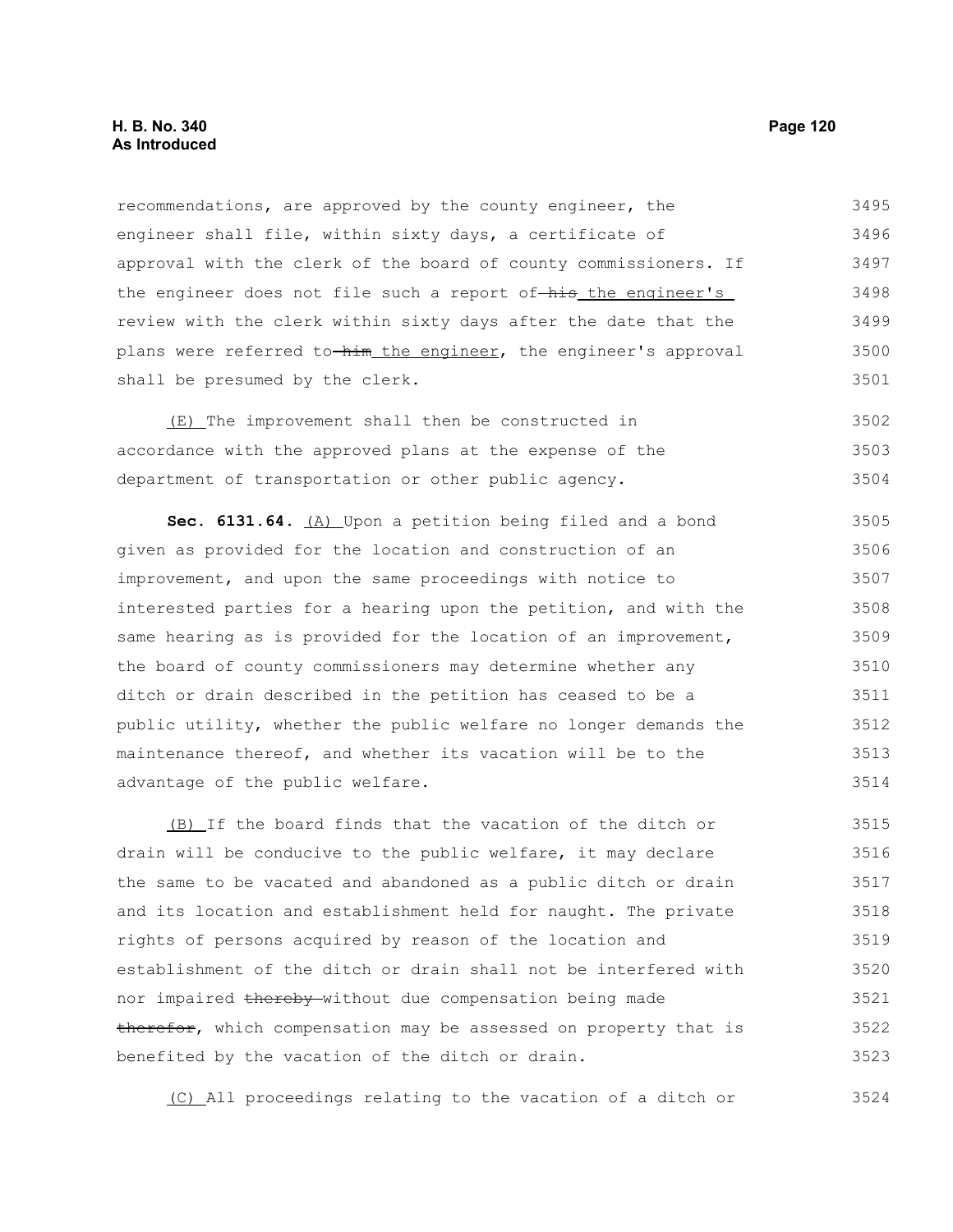recommendations, are approved by the county engineer, the engineer shall file, within sixty days, a certificate of approval with the clerk of the board of county commissioners. If the engineer does not file such a report of ~~his~~ the engineer's review with the clerk within sixty days after the date that the plans were referred to ~~him~~ the engineer, the engineer's approval shall be presumed by the clerk.

(E) The improvement shall then be constructed in accordance with the approved plans at the expense of the department of transportation or other public agency.

**Sec. 6131.64.** (A) Upon a petition being filed and a bond given as provided for the location and construction of an improvement, and upon the same proceedings with notice to interested parties for a hearing upon the petition, and with the same hearing as is provided for the location of an improvement, the board of county commissioners may determine whether any ditch or drain described in the petition has ceased to be a public utility, whether the public welfare no longer demands the maintenance thereof, and whether its vacation will be to the advantage of the public welfare.

(B) If the board finds that the vacation of the ditch or drain will be conducive to the public welfare, it may declare the same to be vacated and abandoned as a public ditch or drain and its location and establishment held for naught. The private rights of persons acquired by reason of the location and establishment of the ditch or drain shall not be interfered with nor impaired ~~thereby~~ without due compensation being made ~~therefor~~, which compensation may be assessed on property that is benefited by the vacation of the ditch or drain.

(C) All proceedings relating to the vacation of a ditch or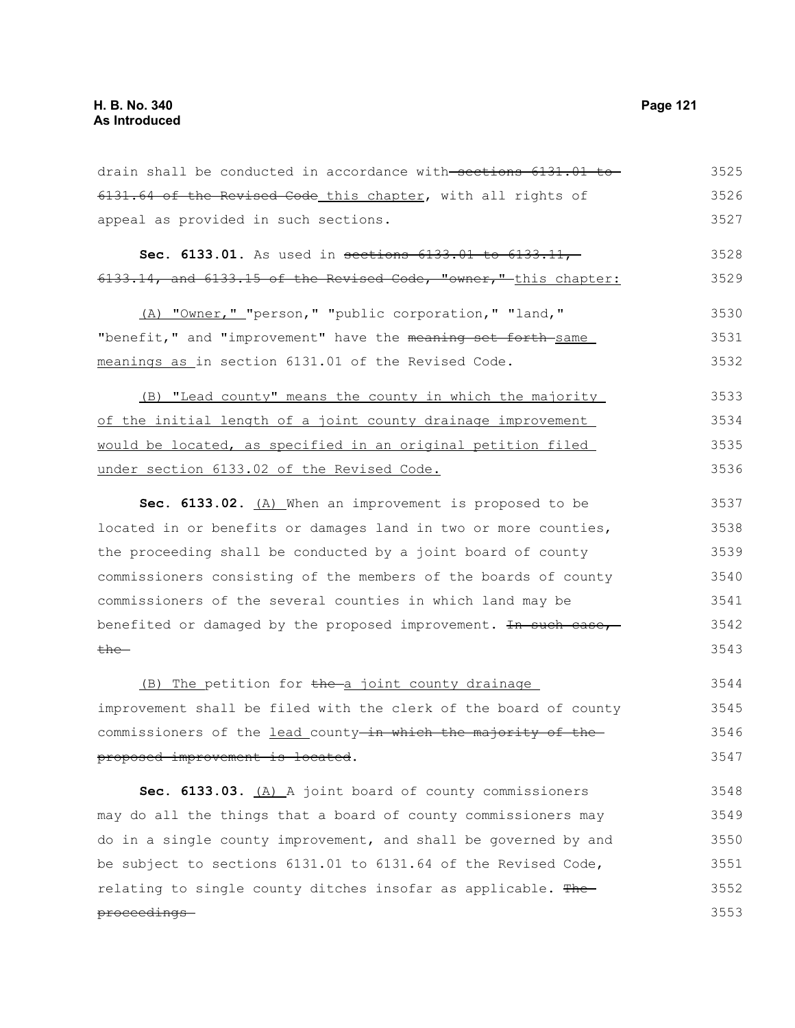drain shall be conducted in accordance with ~~sections 6131.01 to 6131.64 of the Revised Code~~ this chapter, with all rights of appeal as provided in such sections.

**Sec. 6133.01.** As used in ~~sections 6133.01 to 6133.11, 6133.14, and 6133.15 of the Revised Code, "owner,"~~ this chapter:

(A) "Owner," "person," "public corporation," "land," "benefit," and "improvement" have the ~~meaning set forth~~ same meanings as in section 6131.01 of the Revised Code.

(B) "Lead county" means the county in which the majority of the initial length of a joint county drainage improvement would be located, as specified in an original petition filed under section 6133.02 of the Revised Code.

**Sec. 6133.02.** (A) When an improvement is proposed to be located in or benefits or damages land in two or more counties, the proceeding shall be conducted by a joint board of county commissioners consisting of the members of the boards of county commissioners of the several counties in which land may be benefited or damaged by the proposed improvement. ~~In such case, the~~

(B) The petition for ~~the~~ a joint county drainage improvement shall be filed with the clerk of the board of county commissioners of the lead county ~~in which the majority of the proposed improvement is located~~.

**Sec. 6133.03.** (A) A joint board of county commissioners may do all the things that a board of county commissioners may do in a single county improvement, and shall be governed by and be subject to sections 6131.01 to 6131.64 of the Revised Code, relating to single county ditches insofar as applicable. ~~The proceedings~~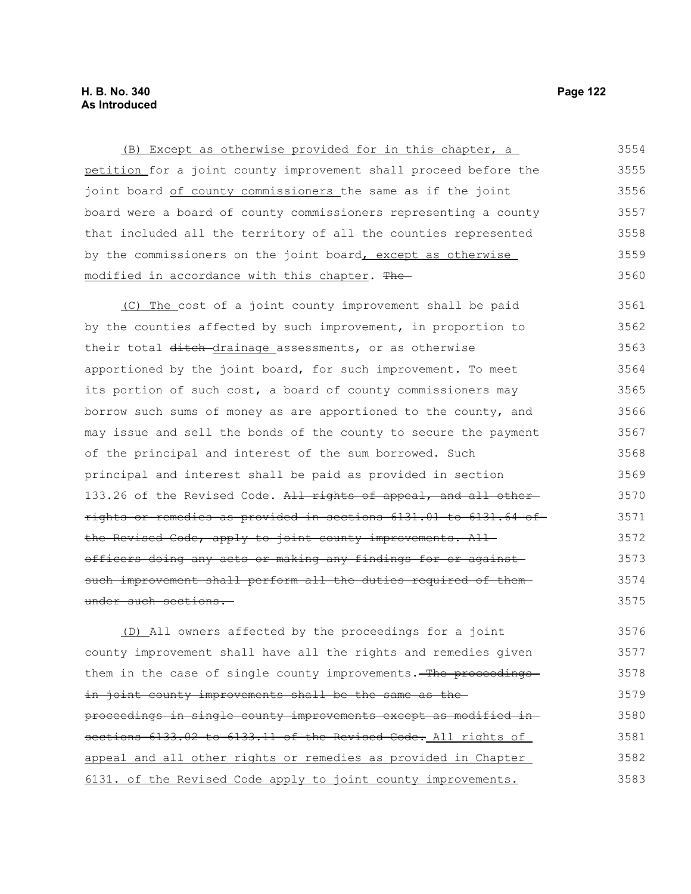(B) Except as otherwise provided for in this chapter, a petition for a joint county improvement shall proceed before the joint board of county commissioners the same as if the joint board were a board of county commissioners representing a county that included all the territory of all the counties represented by the commissioners on the joint board, except as otherwise modified in accordance with this chapter. The

(C) The cost of a joint county improvement shall be paid by the counties affected by such improvement, in proportion to their total ditch drainage assessments, or as otherwise apportioned by the joint board, for such improvement. To meet its portion of such cost, a board of county commissioners may borrow such sums of money as are apportioned to the county, and may issue and sell the bonds of the county to secure the payment of the principal and interest of the sum borrowed. Such principal and interest shall be paid as provided in section 133.26 of the Revised Code. All rights of appeal, and all other rights or remedies as provided in sections 6131.01 to 6131.64 of the Revised Code, apply to joint county improvements. All officers doing any acts or making any findings for or against such improvement shall perform all the duties required of them under such sections.

(D) All owners affected by the proceedings for a joint county improvement shall have all the rights and remedies given them in the case of single county improvements. The proceedings in joint county improvements shall be the same as the proceedings in single county improvements except as modified in sections 6133.02 to 6133.11 of the Revised Code. All rights of appeal and all other rights or remedies as provided in Chapter 6131. of the Revised Code apply to joint county improvements.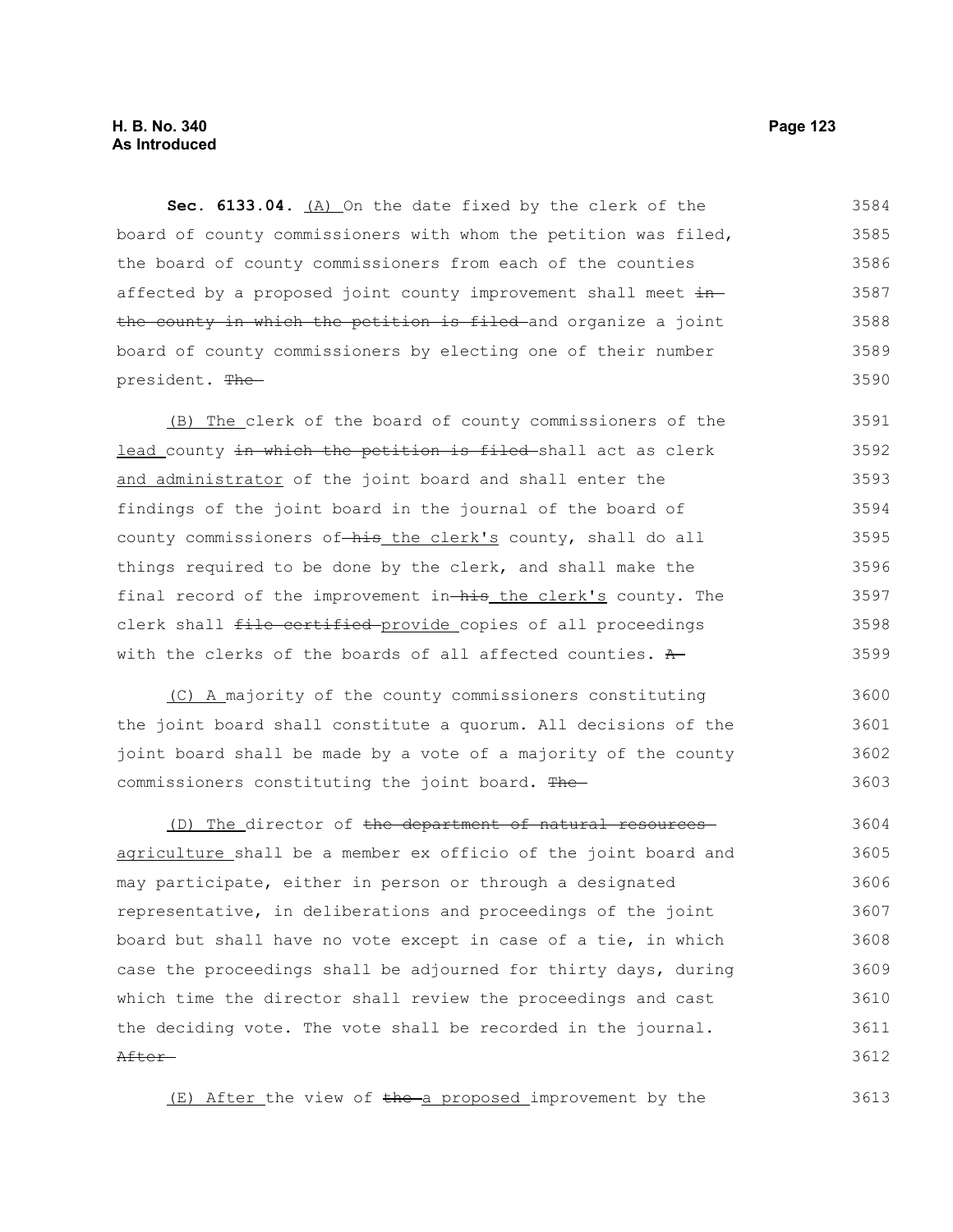**Sec. 6133.04.** (A) On the date fixed by the clerk of the board of county commissioners with whom the petition was filed, the board of county commissioners from each of the counties affected by a proposed joint county improvement shall meet ~~in the county in which the petition is filed~~ and organize a joint board of county commissioners by electing one of their number president. ~~The~~

(B) The clerk of the board of county commissioners of the lead county ~~in which the petition is filed~~ shall act as clerk and administrator of the joint board and shall enter the findings of the joint board in the journal of the board of county commissioners of ~~his~~ the clerk's county, shall do all things required to be done by the clerk, and shall make the final record of the improvement in ~~his~~ the clerk's county. The clerk shall ~~file certified~~ provide copies of all proceedings with the clerks of the boards of all affected counties. ~~A~~

(C) A majority of the county commissioners constituting the joint board shall constitute a quorum. All decisions of the joint board shall be made by a vote of a majority of the county commissioners constituting the joint board. ~~The~~

(D) The director of ~~the department of natural resources~~ agriculture shall be a member ex officio of the joint board and may participate, either in person or through a designated representative, in deliberations and proceedings of the joint board but shall have no vote except in case of a tie, in which case the proceedings shall be adjourned for thirty days, during which time the director shall review the proceedings and cast the deciding vote. The vote shall be recorded in the journal. ~~After~~

(E) After the view of ~~the~~ a proposed improvement by the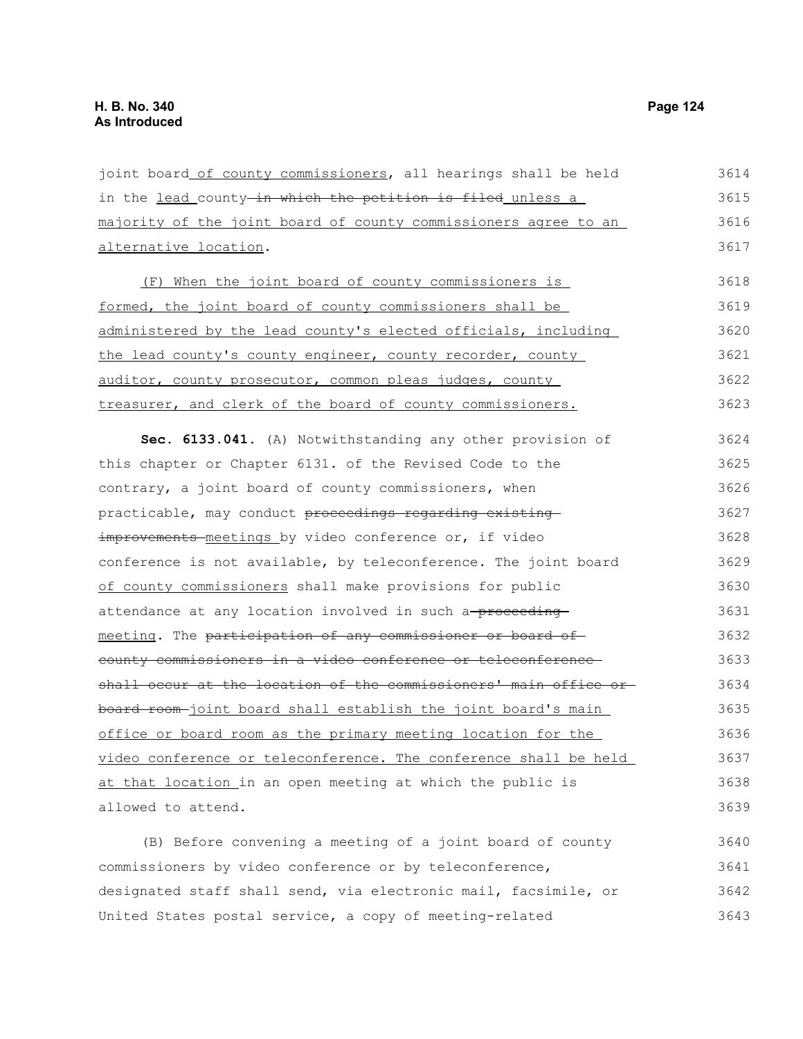joint board of county commissioners, all hearings shall be held in the lead county in which the petition is filed unless a majority of the joint board of county commissioners agree to an alternative location.

(F) When the joint board of county commissioners is formed, the joint board of county commissioners shall be administered by the lead county's elected officials, including the lead county's county engineer, county recorder, county auditor, county prosecutor, common pleas judges, county treasurer, and clerk of the board of county commissioners.

**Sec. 6133.041.** (A) Notwithstanding any other provision of this chapter or Chapter 6131. of the Revised Code to the contrary, a joint board of county commissioners, when practicable, may conduct proceedings regarding existing improvements meetings by video conference or, if video conference is not available, by teleconference. The joint board of county commissioners shall make provisions for public attendance at any location involved in such a proceeding meeting. The participation of any commissioner or board of county commissioners in a video conference or teleconference shall occur at the location of the commissioners' main office or board room joint board shall establish the joint board's main office or board room as the primary meeting location for the video conference or teleconference. The conference shall be held at that location in an open meeting at which the public is allowed to attend.

(B) Before convening a meeting of a joint board of county commissioners by video conference or by teleconference, designated staff shall send, via electronic mail, facsimile, or United States postal service, a copy of meeting-related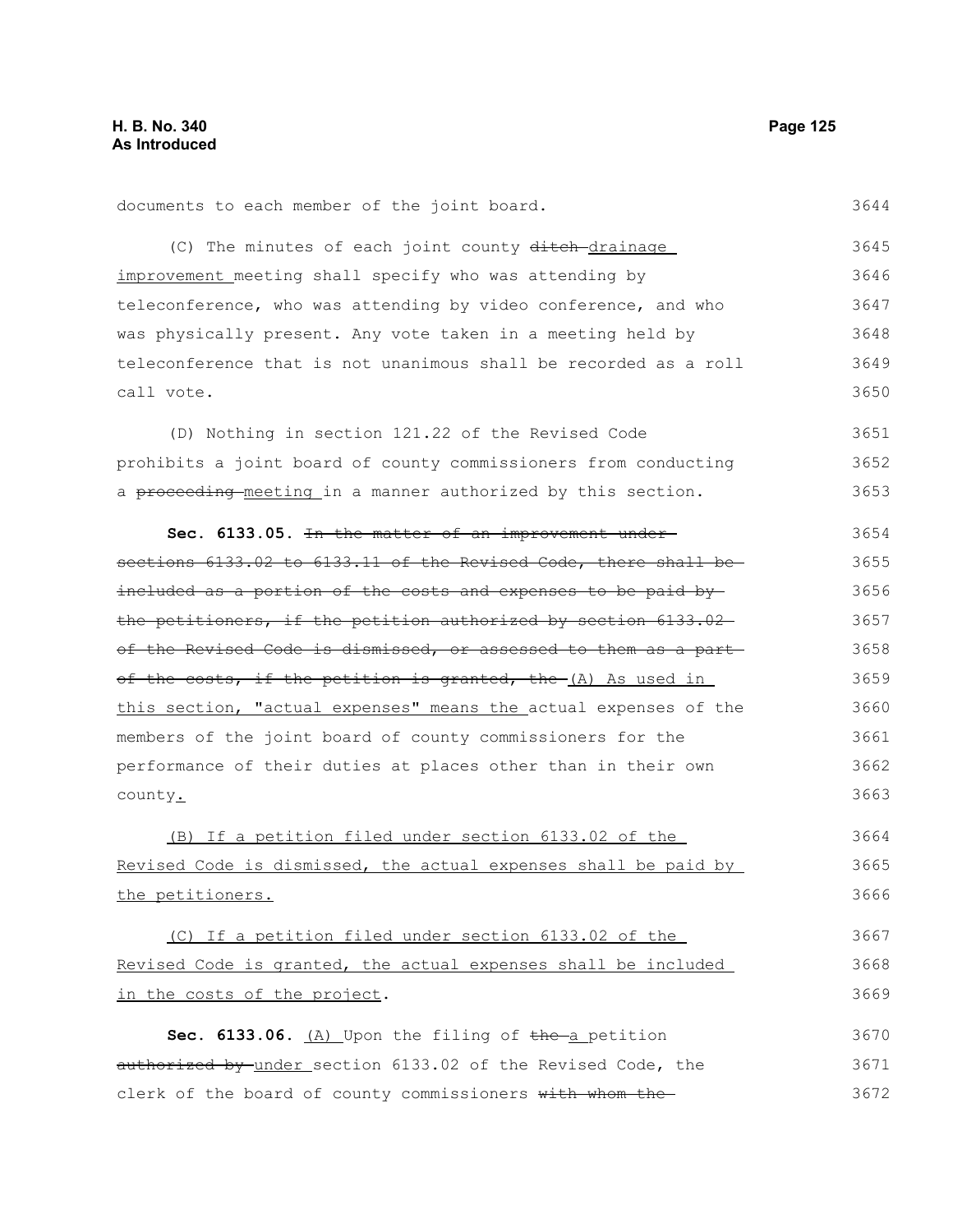documents to each member of the joint board.

(C) The minutes of each joint county ~~ditch~~ drainage improvement meeting shall specify who was attending by teleconference, who was attending by video conference, and who was physically present. Any vote taken in a meeting held by teleconference that is not unanimous shall be recorded as a roll call vote.

(D) Nothing in section 121.22 of the Revised Code prohibits a joint board of county commissioners from conducting a ~~proceeding~~ meeting in a manner authorized by this section.

**Sec. 6133.05.** ~~In the matter of an improvement under sections 6133.02 to 6133.11 of the Revised Code, there shall be included as a portion of the costs and expenses to be paid by the petitioners, if the petition authorized by section 6133.02 of the Revised Code is dismissed, or assessed to them as a part of the costs, if the petition is granted, the~~ (A) As used in this section, "actual expenses" means the actual expenses of the members of the joint board of county commissioners for the performance of their duties at places other than in their own county.

(B) If a petition filed under section 6133.02 of the Revised Code is dismissed, the actual expenses shall be paid by the petitioners.

(C) If a petition filed under section 6133.02 of the Revised Code is granted, the actual expenses shall be included in the costs of the project.

**Sec. 6133.06.** (A) Upon the filing of ~~the~~ a petition ~~authorized by~~ under section 6133.02 of the Revised Code, the clerk of the board of county commissioners ~~with whom the~~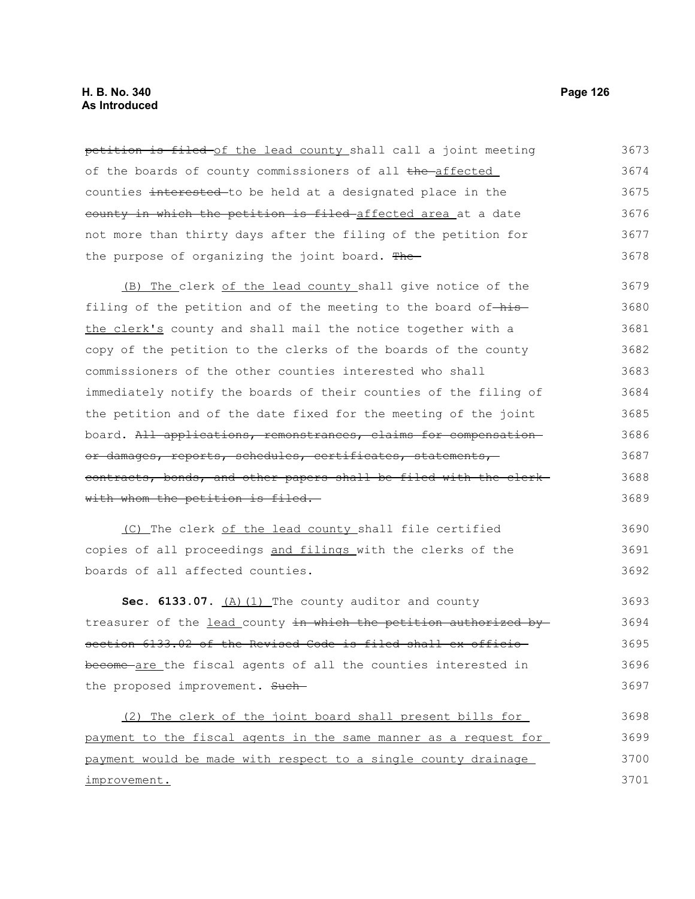~~petition is filed~~ of the lead county shall call a joint meeting of the boards of county commissioners of all ~~the~~ affected counties ~~interested~~ to be held at a designated place in the ~~county in which the petition is filed~~ affected area at a date not more than thirty days after the filing of the petition for the purpose of organizing the joint board. ~~The~~

(B) The clerk of the lead county shall give notice of the filing of the petition and of the meeting to the board of ~~his~~ the clerk's county and shall mail the notice together with a copy of the petition to the clerks of the boards of the county commissioners of the other counties interested who shall immediately notify the boards of their counties of the filing of the petition and of the date fixed for the meeting of the joint board. ~~All applications, remonstrances, claims for compensation or damages, reports, schedules, certificates, statements, contracts, bonds, and other papers shall be filed with the clerk with whom the petition is filed.~~

(C) The clerk of the lead county shall file certified copies of all proceedings and filings with the clerks of the boards of all affected counties.

**Sec. 6133.07.** (A)(1) The county auditor and county treasurer of the lead county ~~in which the petition authorized by section 6133.02 of the Revised Code is filed shall ex officio become~~ are the fiscal agents of all the counties interested in the proposed improvement. ~~Such~~

(2) The clerk of the joint board shall present bills for payment to the fiscal agents in the same manner as a request for payment would be made with respect to a single county drainage improvement.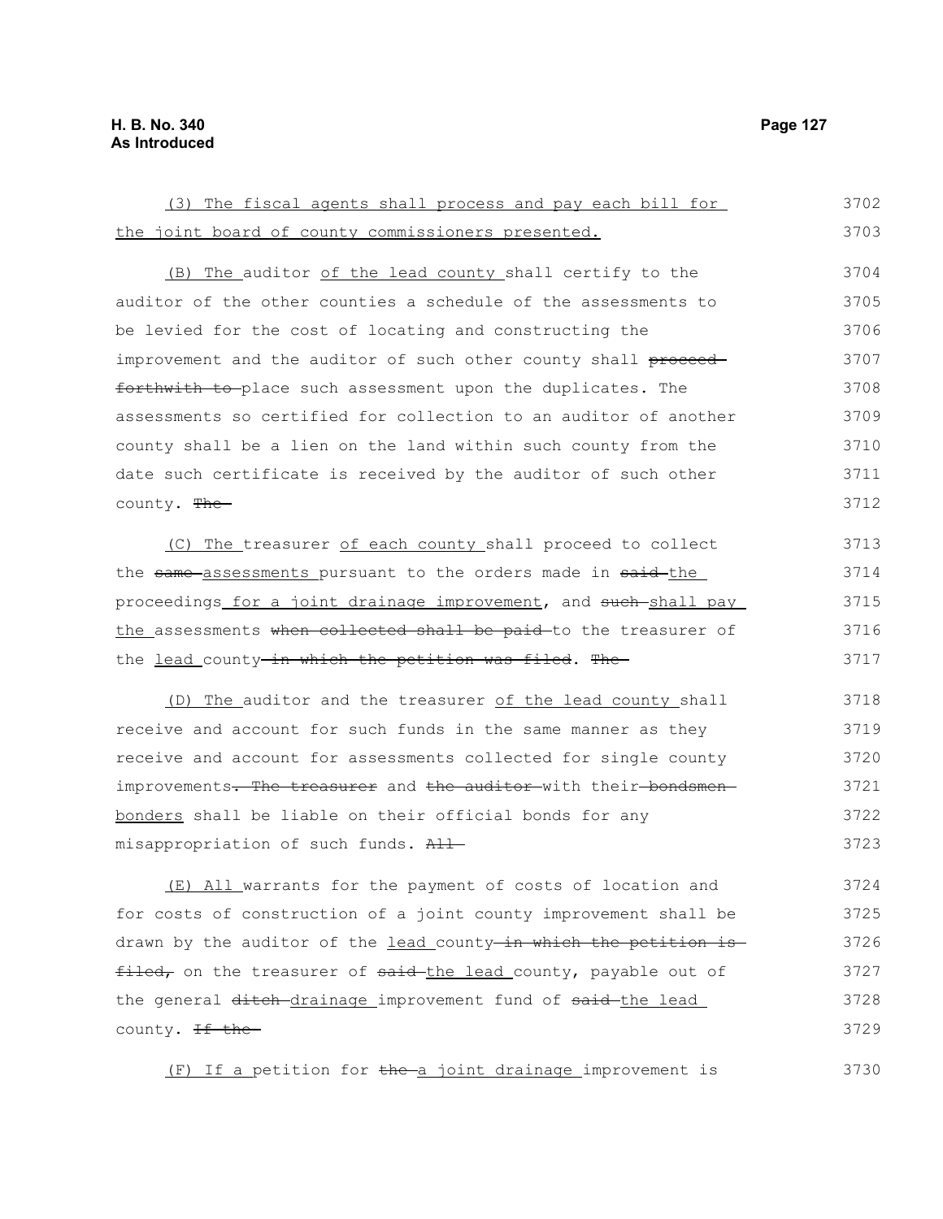(3) The fiscal agents shall process and pay each bill for the joint board of county commissioners presented.

(B) The auditor of the lead county shall certify to the auditor of the other counties a schedule of the assessments to be levied for the cost of locating and constructing the improvement and the auditor of such other county shall proceed forthwith to place such assessment upon the duplicates. The assessments so certified for collection to an auditor of another county shall be a lien on the land within such county from the date such certificate is received by the auditor of such other county. The

(C) The treasurer of each county shall proceed to collect the same assessments pursuant to the orders made in said the proceedings for a joint drainage improvement, and such shall pay the assessments when collected shall be paid to the treasurer of the lead county in which the petition was filed. The

(D) The auditor and the treasurer of the lead county shall receive and account for such funds in the same manner as they receive and account for assessments collected for single county improvements. The treasurer and the auditor with their bondsmen bonders shall be liable on their official bonds for any misappropriation of such funds. All

(E) All warrants for the payment of costs of location and for costs of construction of a joint county improvement shall be drawn by the auditor of the lead county in which the petition is filed, on the treasurer of said the lead county, payable out of the general ditch drainage improvement fund of said the lead county. If the

(F) If a petition for the a joint drainage improvement is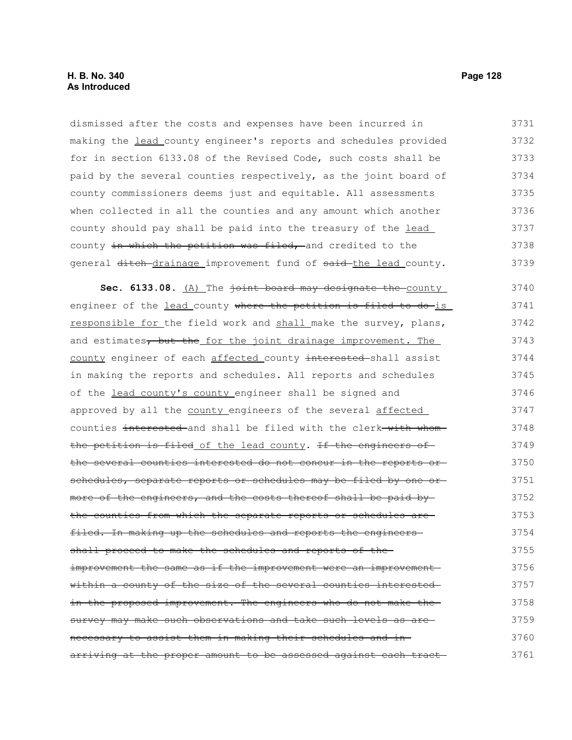dismissed after the costs and expenses have been incurred in making the <u>lead</u> county engineer's reports and schedules provided for in section 6133.08 of the Revised Code, such costs shall be paid by the several counties respectively, as the joint board of county commissioners deems just and equitable. All assessments when collected in all the counties and any amount which another county should pay shall be paid into the treasury of the <u>lead</u> county ~~in which the petition was filed,~~ and credited to the general ~~ditch~~ <u>drainage</u> improvement fund of ~~said~~ <u>the lead</u> county.

**Sec. 6133.08.** <u>(A)</u> The ~~joint board may designate the~~ <u>county</u> engineer of the <u>lead</u> county ~~where the petition is filed to do~~ <u>is responsible for</u> the field work and <u>shall</u> make the survey, plans, and estimates~~, but the~~ <u>for the joint drainage improvement. The county</u> engineer of each <u>affected</u> county ~~interested~~ shall assist in making the reports and schedules. All reports and schedules of the <u>lead county's county</u> engineer shall be signed and approved by all the <u>county</u> engineers of the several <u>affected</u> counties ~~interested~~ and shall be filed with the clerk ~~with whom the petition is filed~~ <u>of the lead county</u>. ~~If the engineers of the several counties interested do not concur in the reports or schedules, separate reports or schedules may be filed by one or more of the engineers, and the costs thereof shall be paid by the counties from which the separate reports or schedules are filed. In making up the schedules and reports the engineers shall proceed to make the schedules and reports of the improvement the same as if the improvement were an improvement within a county of the size of the several counties interested in the proposed improvement. The engineers who do not make the survey may make such observations and take such levels as are necessary to assist them in making their schedules and in arriving at the proper amount to be assessed against each tract~~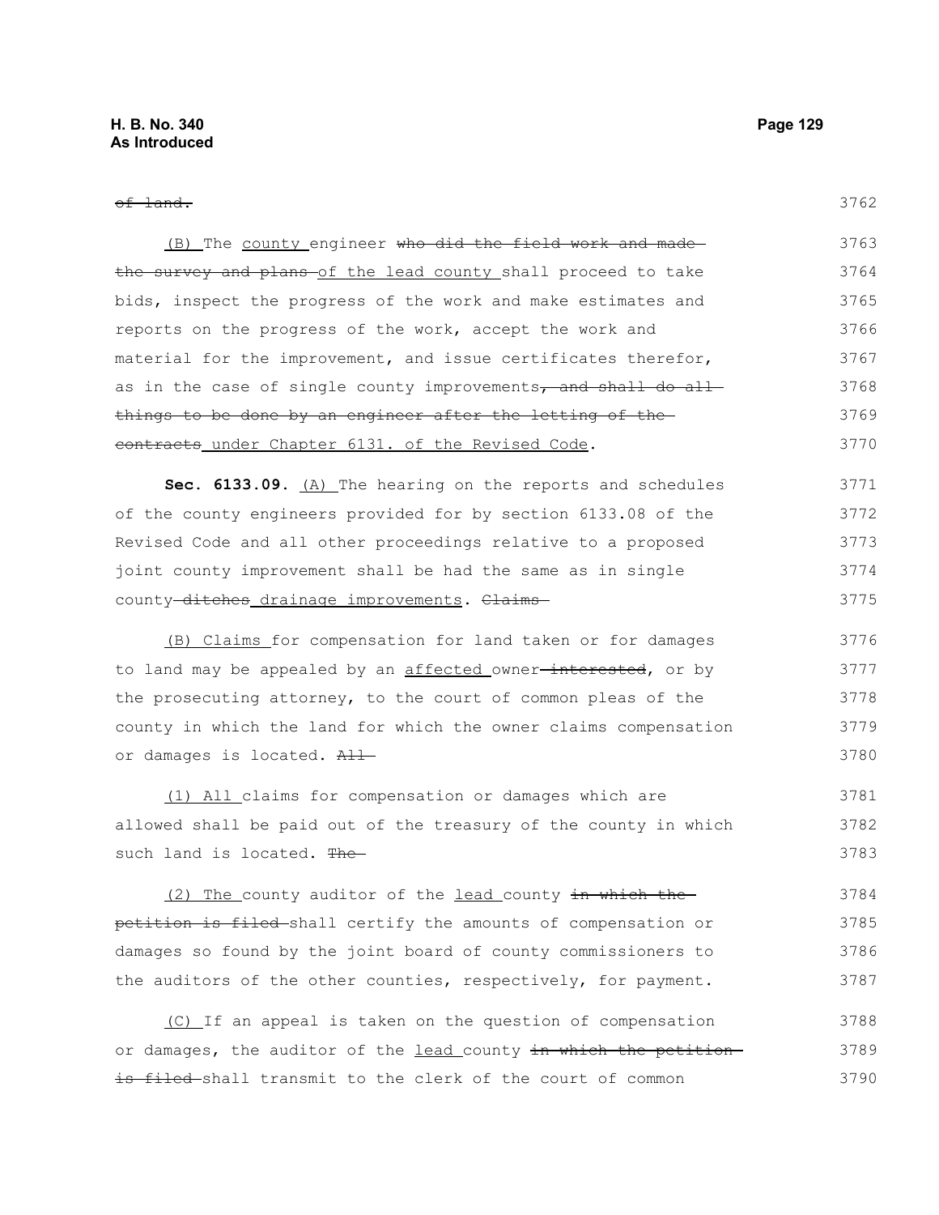~~of land.~~

(B) The county engineer ~~who did the field work and made the survey and plans~~ of the lead county shall proceed to take bids, inspect the progress of the work and make estimates and reports on the progress of the work, accept the work and material for the improvement, and issue certificates therefor, as in the case of single county improvements~~, and shall do all things to be done by an engineer after the letting of the contracts~~ under Chapter 6131. of the Revised Code.

**Sec. 6133.09.** (A) The hearing on the reports and schedules of the county engineers provided for by section 6133.08 of the Revised Code and all other proceedings relative to a proposed joint county improvement shall be had the same as in single county ~~ditches~~ drainage improvements. ~~Claims~~

(B) Claims for compensation for land taken or for damages to land may be appealed by an affected owner ~~interested~~, or by the prosecuting attorney, to the court of common pleas of the county in which the land for which the owner claims compensation or damages is located. ~~All~~

(1) All claims for compensation or damages which are allowed shall be paid out of the treasury of the county in which such land is located. ~~The~~

(2) The county auditor of the lead county ~~in which the petition is filed~~ shall certify the amounts of compensation or damages so found by the joint board of county commissioners to the auditors of the other counties, respectively, for payment.

(C) If an appeal is taken on the question of compensation or damages, the auditor of the lead county ~~in which the petition is filed~~ shall transmit to the clerk of the court of common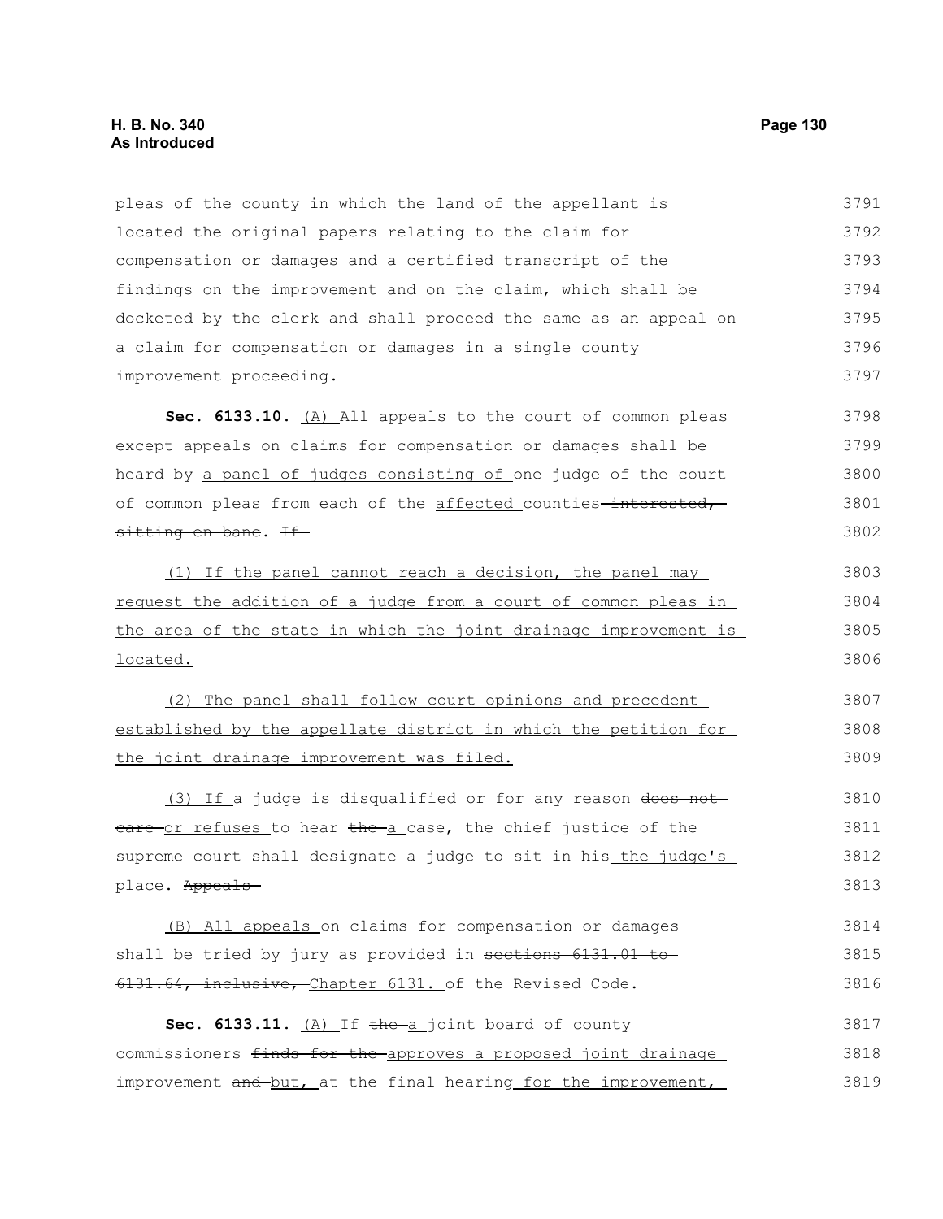pleas of the county in which the land of the appellant is located the original papers relating to the claim for compensation or damages and a certified transcript of the findings on the improvement and on the claim, which shall be docketed by the clerk and shall proceed the same as an appeal on a claim for compensation or damages in a single county improvement proceeding.

**Sec. 6133.10.** <u>(A)</u> All appeals to the court of common pleas except appeals on claims for compensation or damages shall be heard by <u>a panel of judges consisting of</u> one judge of the court of common pleas from each of the <u>affected</u> counties ~~interested, sitting en banc~~. ~~If~~

<u>(1) If the panel cannot reach a decision, the panel may request the addition of a judge from a court of common pleas in the area of the state in which the joint drainage improvement is located.</u>

<u>(2) The panel shall follow court opinions and precedent established by the appellate district in which the petition for the joint drainage improvement was filed.</u>

<u>(3) If</u> a judge is disqualified or for any reason ~~does not care~~ <u>or refuses</u> to hear ~~the~~ <u>a</u> case, the chief justice of the supreme court shall designate a judge to sit in ~~his~~ <u>the judge's</u> place. ~~Appeals~~

<u>(B) All appeals</u> on claims for compensation or damages shall be tried by jury as provided in ~~sections 6131.01 to 6131.64, inclusive,~~ <u>Chapter 6131.</u> of the Revised Code.

**Sec. 6133.11.** <u>(A)</u> If ~~the~~ <u>a</u> joint board of county commissioners ~~finds for the~~ <u>approves a proposed joint drainage</u> improvement ~~and~~ <u>but,</u> at the final hearing <u>for the improvement,</u>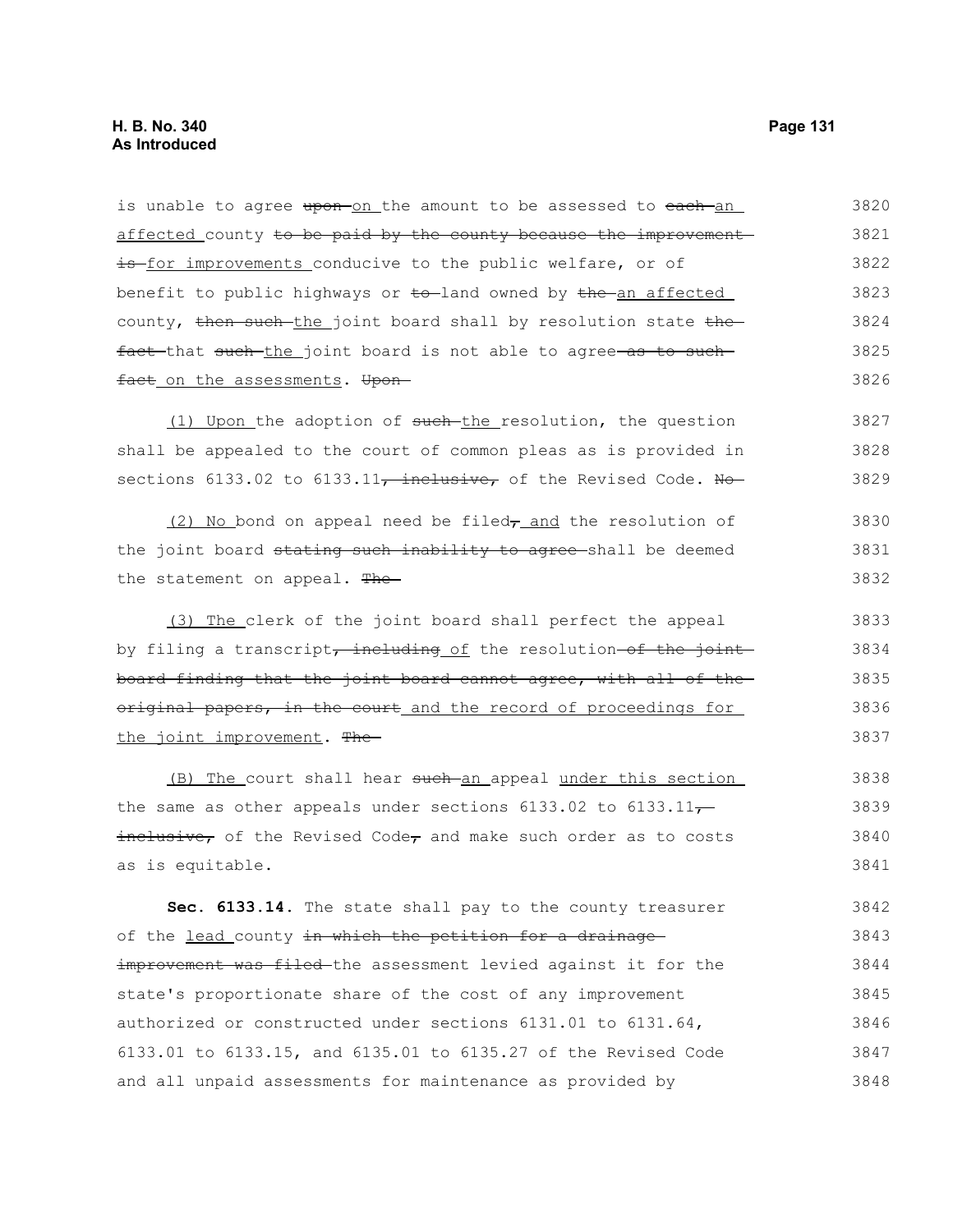is unable to agree ~~upon~~ on the amount to be assessed to ~~each~~ an affected county ~~to be paid by the county because the improvement is~~ for improvements conducive to the public welfare, or of benefit to public highways or ~~to~~ land owned by ~~the~~ an affected county, ~~then such~~ the joint board shall by resolution state ~~the fact~~ that ~~such~~ the joint board is not able to agree ~~as to such fact~~ on the assessments. ~~Upon~~

(1) Upon the adoption of ~~such~~ the resolution, the question shall be appealed to the court of common pleas as is provided in sections 6133.02 to 6133.11~~, inclusive,~~ of the Revised Code. ~~No~~

(2) No bond on appeal need be filed~~,~~ and the resolution of the joint board ~~stating such inability to agree~~ shall be deemed the statement on appeal. ~~The~~

(3) The clerk of the joint board shall perfect the appeal by filing a transcript~~, including~~ of the resolution ~~of the joint board finding that the joint board cannot agree, with all of the original papers, in the court~~ and the record of proceedings for the joint improvement. ~~The~~

(B) The court shall hear ~~such~~ an appeal under this section the same as other appeals under sections 6133.02 to 6133.11~~, inclusive,~~ of the Revised Code~~,~~ and make such order as to costs as is equitable.

**Sec. 6133.14.** The state shall pay to the county treasurer of the lead county ~~in which the petition for a drainage improvement was filed~~ the assessment levied against it for the state's proportionate share of the cost of any improvement authorized or constructed under sections 6131.01 to 6131.64, 6133.01 to 6133.15, and 6135.01 to 6135.27 of the Revised Code and all unpaid assessments for maintenance as provided by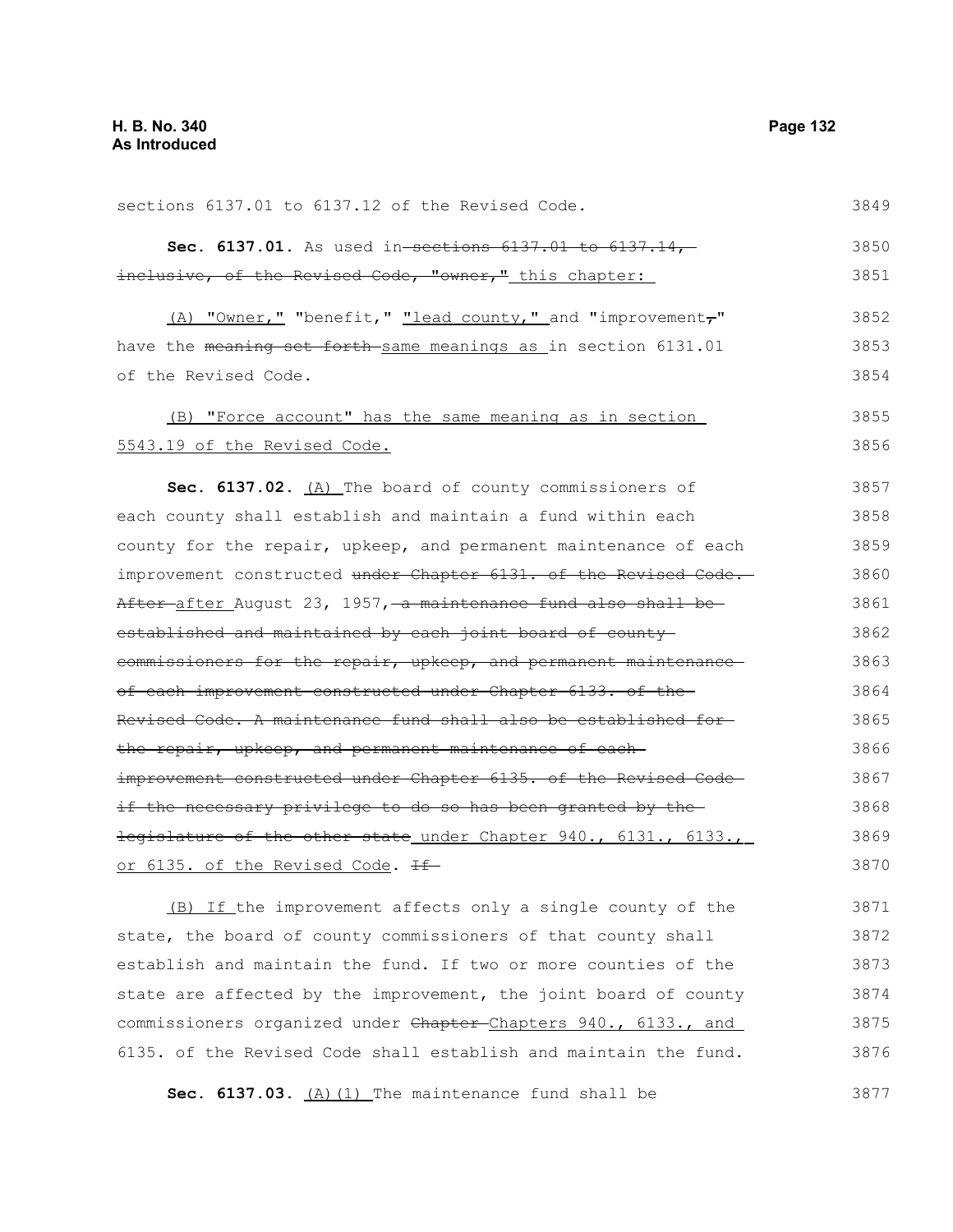sections 6137.01 to 6137.12 of the Revised Code.

**Sec. 6137.01.** As used in ~~sections 6137.01 to 6137.14, inclusive, of the Revised Code, "owner,"~~ this chapter:

(A) "Owner," "benefit," "lead county," and "improvement~~,~~" have the ~~meaning set forth~~ same meanings as in section 6131.01 of the Revised Code.

(B) "Force account" has the same meaning as in section 5543.19 of the Revised Code.

**Sec. 6137.02.** (A) The board of county commissioners of each county shall establish and maintain a fund within each county for the repair, upkeep, and permanent maintenance of each improvement constructed ~~under Chapter 6131. of the Revised Code. After~~ after August 23, 1957, ~~a maintenance fund also shall be established and maintained by each joint board of county commissioners for the repair, upkeep, and permanent maintenance of each improvement constructed under Chapter 6133. of the Revised Code. A maintenance fund shall also be established for the repair, upkeep, and permanent maintenance of each improvement constructed under Chapter 6135. of the Revised Code if the necessary privilege to do so has been granted by the legislature of the other state~~ under Chapter 940., 6131., 6133., or 6135. of the Revised Code. ~~If~~

(B) If the improvement affects only a single county of the state, the board of county commissioners of that county shall establish and maintain the fund. If two or more counties of the state are affected by the improvement, the joint board of county commissioners organized under ~~Chapter~~ Chapters 940., 6133., and 6135. of the Revised Code shall establish and maintain the fund.

**Sec. 6137.03.** (A)(1) The maintenance fund shall be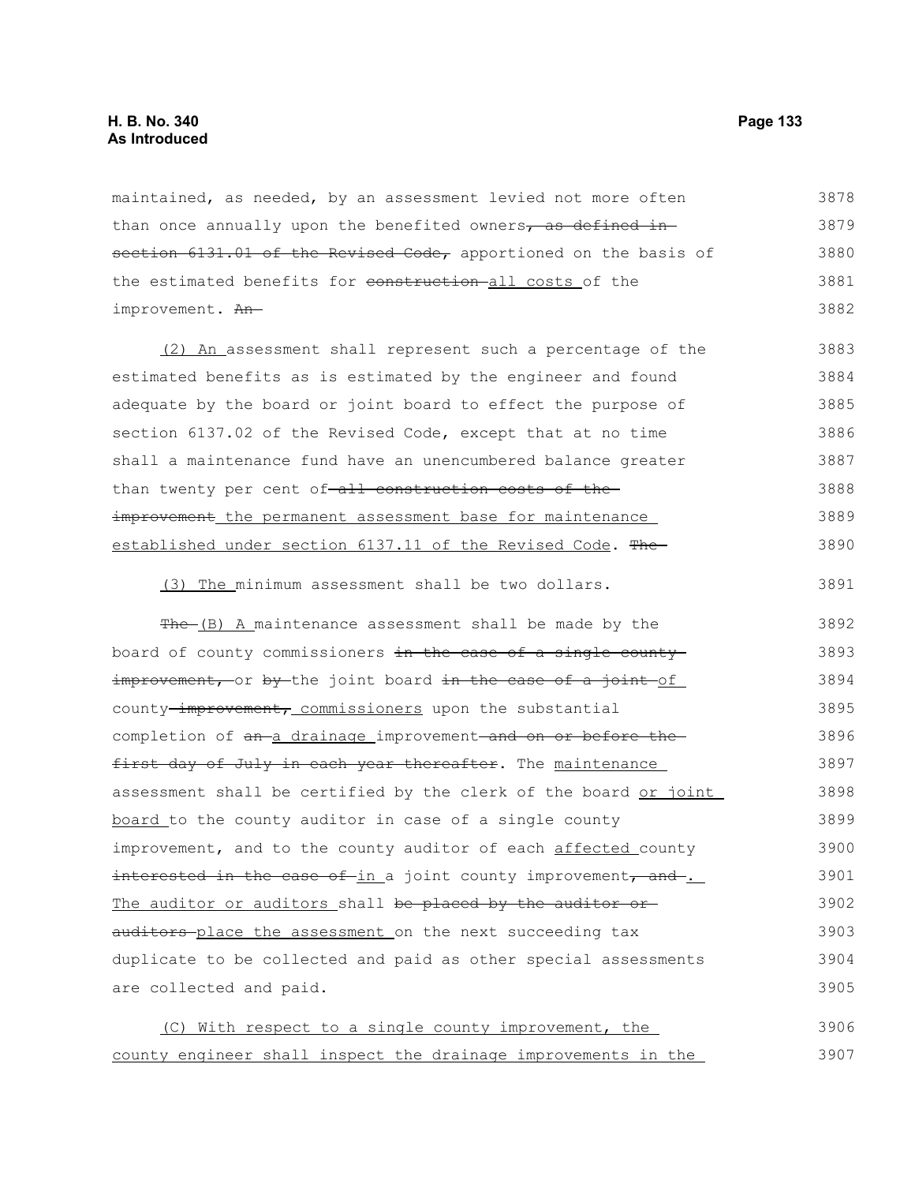maintained, as needed, by an assessment levied not more often than once annually upon the benefited owners, as defined in section 6131.01 of the Revised Code, apportioned on the basis of the estimated benefits for construction all costs of the improvement. An

(2) An assessment shall represent such a percentage of the estimated benefits as is estimated by the engineer and found adequate by the board or joint board to effect the purpose of section 6137.02 of the Revised Code, except that at no time shall a maintenance fund have an unencumbered balance greater than twenty per cent of all construction costs of the improvement the permanent assessment base for maintenance established under section 6137.11 of the Revised Code. The

(3) The minimum assessment shall be two dollars.

The (B) A maintenance assessment shall be made by the board of county commissioners in the case of a single county improvement, or by the joint board in the case of a joint of county improvement, commissioners upon the substantial completion of an a drainage improvement and on or before the first day of July in each year thereafter. The maintenance assessment shall be certified by the clerk of the board or joint board to the county auditor in case of a single county improvement, and to the county auditor of each affected county interested in the case of in a joint county improvement, and . The auditor or auditors shall be placed by the auditor or auditors place the assessment on the next succeeding tax duplicate to be collected and paid as other special assessments are collected and paid.

(C) With respect to a single county improvement, the county engineer shall inspect the drainage improvements in the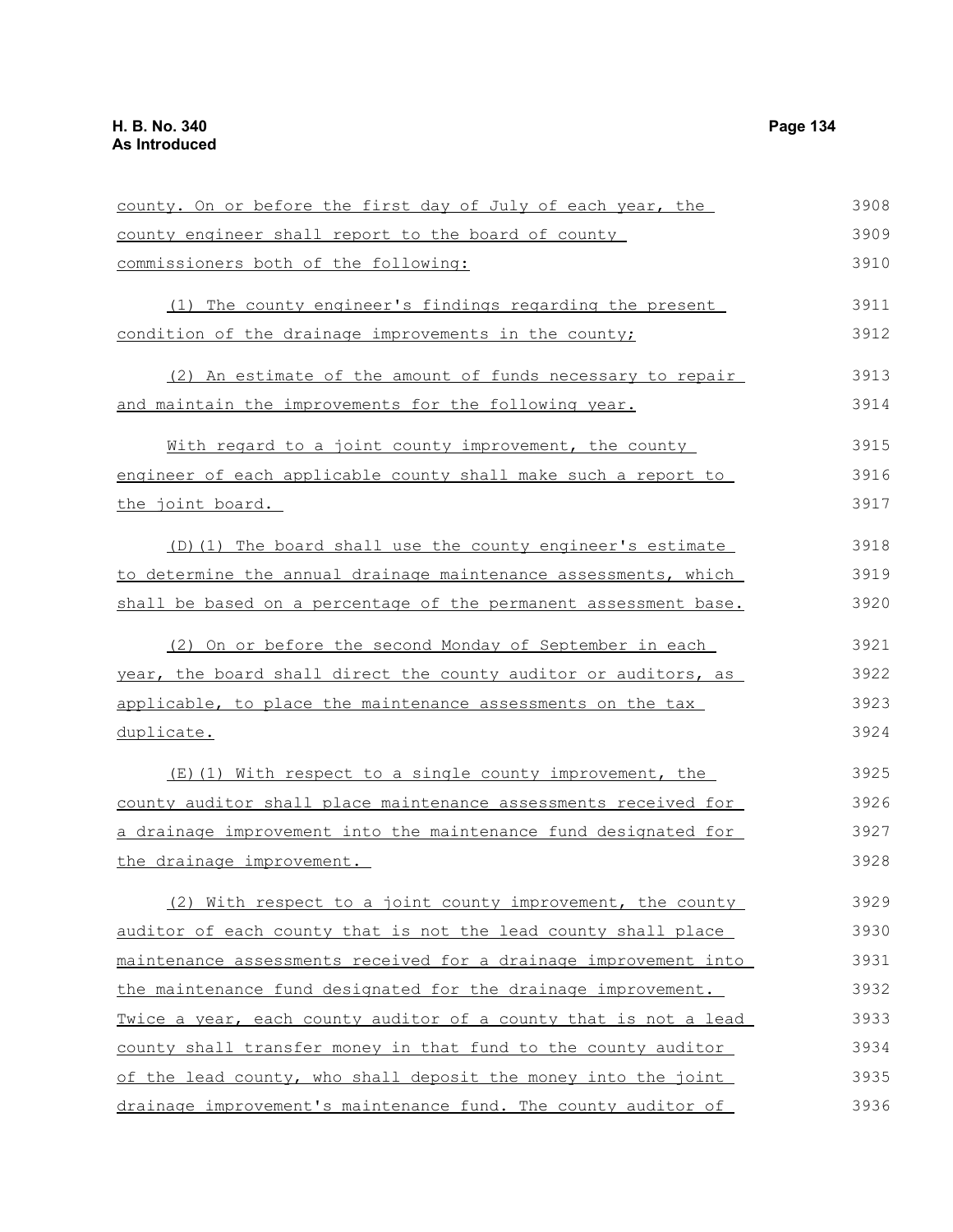county. On or before the first day of July of each year, the county engineer shall report to the board of county commissioners both of the following:

(1) The county engineer's findings regarding the present condition of the drainage improvements in the county;

(2) An estimate of the amount of funds necessary to repair and maintain the improvements for the following year.

With regard to a joint county improvement, the county engineer of each applicable county shall make such a report to the joint board.

(D)(1) The board shall use the county engineer's estimate to determine the annual drainage maintenance assessments, which shall be based on a percentage of the permanent assessment base.

(2) On or before the second Monday of September in each year, the board shall direct the county auditor or auditors, as applicable, to place the maintenance assessments on the tax duplicate.

(E)(1) With respect to a single county improvement, the county auditor shall place maintenance assessments received for a drainage improvement into the maintenance fund designated for the drainage improvement.

(2) With respect to a joint county improvement, the county auditor of each county that is not the lead county shall place maintenance assessments received for a drainage improvement into the maintenance fund designated for the drainage improvement. Twice a year, each county auditor of a county that is not a lead county shall transfer money in that fund to the county auditor of the lead county, who shall deposit the money into the joint drainage improvement's maintenance fund. The county auditor of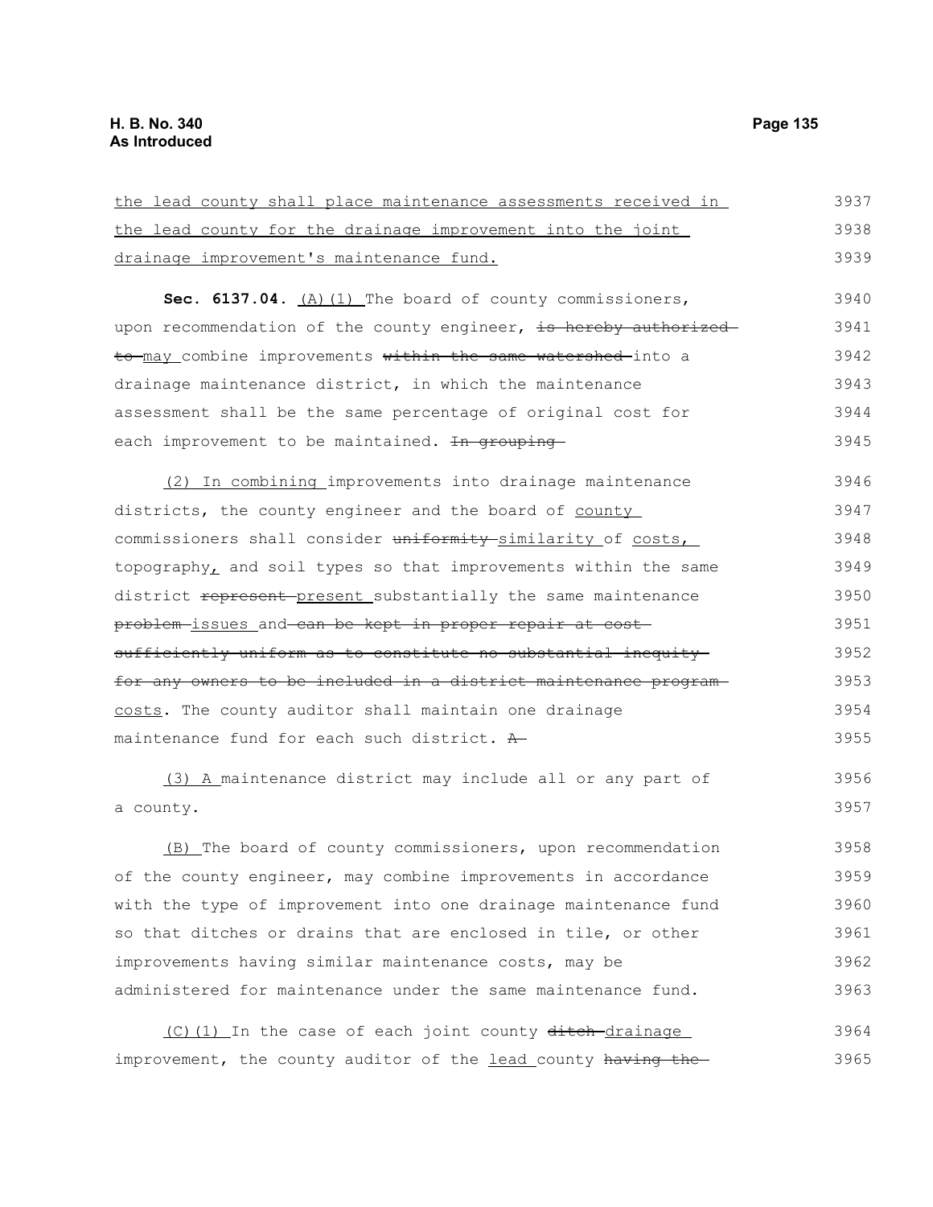the lead county shall place maintenance assessments received in the lead county for the drainage improvement into the joint drainage improvement's maintenance fund.

**Sec. 6137.04.** (A)(1) The board of county commissioners, upon recommendation of the county engineer, ~~is hereby authorized to~~ may combine improvements ~~within the same watershed~~ into a drainage maintenance district, in which the maintenance assessment shall be the same percentage of original cost for each improvement to be maintained. ~~In grouping~~

(2) In combining improvements into drainage maintenance districts, the county engineer and the board of county commissioners shall consider ~~uniformity~~ similarity of costs, topography, and soil types so that improvements within the same district ~~represent~~ present substantially the same maintenance ~~problem~~ issues and ~~can be kept in proper repair at cost sufficiently uniform as to constitute no substantial inequity for any owners to be included in a district maintenance program~~ costs. The county auditor shall maintain one drainage maintenance fund for each such district. ~~A~~

(3) A maintenance district may include all or any part of a county.

(B) The board of county commissioners, upon recommendation of the county engineer, may combine improvements in accordance with the type of improvement into one drainage maintenance fund so that ditches or drains that are enclosed in tile, or other improvements having similar maintenance costs, may be administered for maintenance under the same maintenance fund.

(C)(1) In the case of each joint county ~~ditch~~ drainage improvement, the county auditor of the lead county ~~having the~~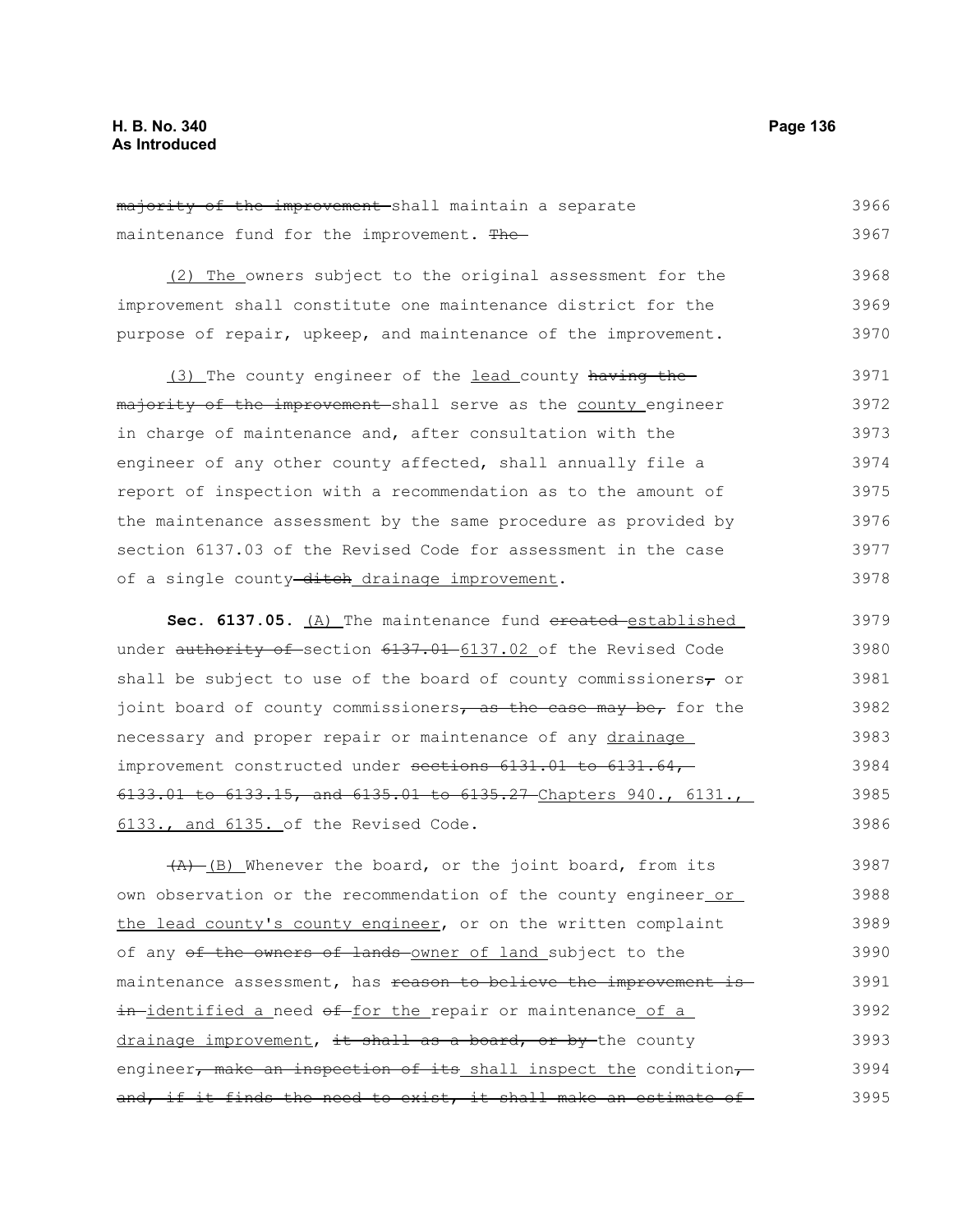majority of the improvement shall maintain a separate maintenance fund for the improvement. The

(2) The owners subject to the original assessment for the improvement shall constitute one maintenance district for the purpose of repair, upkeep, and maintenance of the improvement.

(3) The county engineer of the lead county having the majority of the improvement shall serve as the county engineer in charge of maintenance and, after consultation with the engineer of any other county affected, shall annually file a report of inspection with a recommendation as to the amount of the maintenance assessment by the same procedure as provided by section 6137.03 of the Revised Code for assessment in the case of a single county ditch drainage improvement.

**Sec. 6137.05.** (A) The maintenance fund created established under authority of section 6137.01 6137.02 of the Revised Code shall be subject to use of the board of county commissioners, or joint board of county commissioners, as the case may be, for the necessary and proper repair or maintenance of any drainage improvement constructed under sections 6131.01 to 6131.64, 6133.01 to 6133.15, and 6135.01 to 6135.27 Chapters 940., 6131., 6133., and 6135. of the Revised Code.

(A) (B) Whenever the board, or the joint board, from its own observation or the recommendation of the county engineer or the lead county's county engineer, or on the written complaint of any of the owners of lands owner of land subject to the maintenance assessment, has reason to believe the improvement is in identified a need of for the repair or maintenance of a drainage improvement, it shall as a board, or by the county engineer, make an inspection of its shall inspect the condition, and, if it finds the need to exist, it shall make an estimate of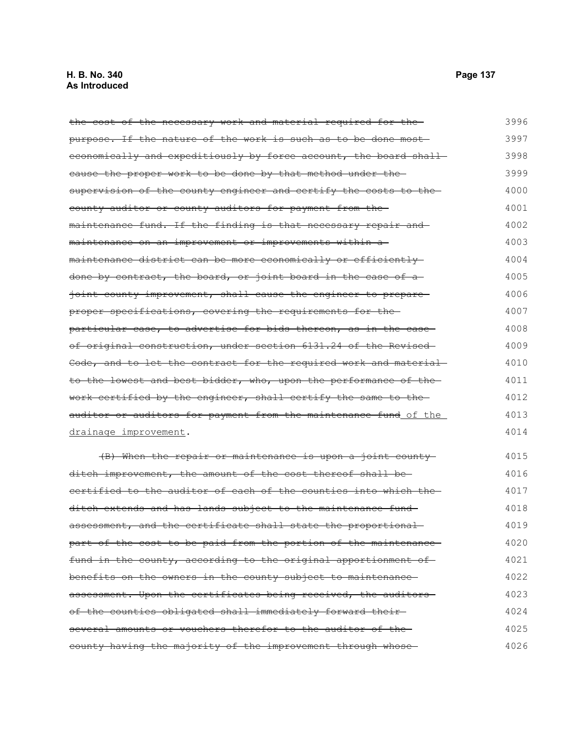~~the cost of the necessary work and material required for the purpose. If the nature of the work is such as to be done most economically and expeditiously by force account, the board shall cause the proper work to be done by that method under the supervision of the county engineer and certify the costs to the county auditor or county auditors for payment from the maintenance fund. If the finding is that necessary repair and maintenance on an improvement or improvements within a maintenance district can be more economically or efficiently done by contract, the board, or joint board in the case of a joint county improvement, shall cause the engineer to prepare proper specifications, covering the requirements for the particular case, to advertise for bids thereon, as in the case of original construction, under section 6131.24 of the Revised Code, and to let the contract for the required work and material to the lowest and best bidder, who, upon the performance of the work certified by the engineer, shall certify the same to the auditor or auditors for payment from the maintenance fund~~ <u>of the drainage improvement</u>.

~~(B) When the repair or maintenance is upon a joint county ditch improvement, the amount of the cost thereof shall be certified to the auditor of each of the counties into which the ditch extends and has lands subject to the maintenance fund assessment, and the certificate shall state the proportional part of the cost to be paid from the portion of the maintenance fund in the county, according to the original apportionment of benefits on the owners in the county subject to maintenance assessment. Upon the certificates being received, the auditors of the counties obligated shall immediately forward their several amounts or vouchers therefor to the auditor of the county having the majority of the improvement through whose~~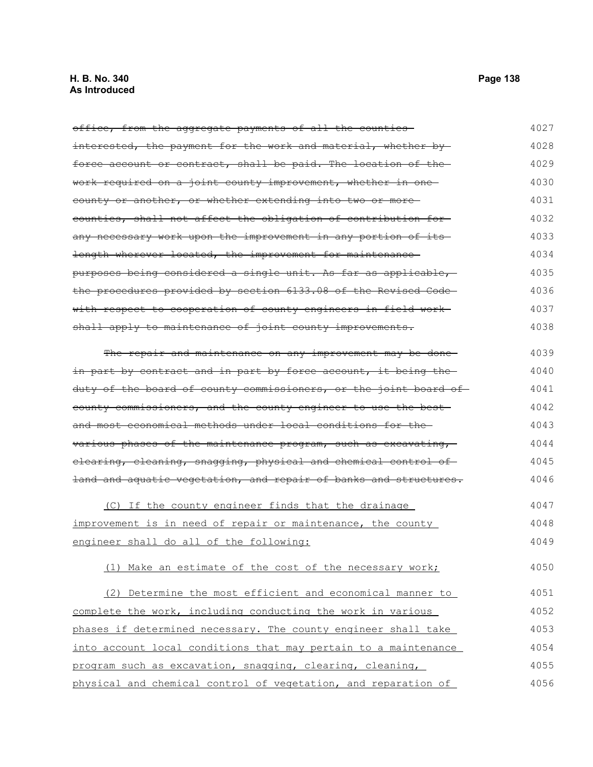~~office, from the aggregate payments of all the counties interested, the payment for the work and material, whether by force account or contract, shall be paid. The location of the work required on a joint county improvement, whether in one county or another, or whether extending into two or more counties, shall not affect the obligation of contribution for any necessary work upon the improvement in any portion of its length wherever located, the improvement for maintenance purposes being considered a single unit. As far as applicable, the procedures provided by section 6133.08 of the Revised Code with respect to cooperation of county engineers in field work shall apply to maintenance of joint county improvements.~~

~~The repair and maintenance on any improvement may be done in part by contract and in part by force account, it being the duty of the board of county commissioners, or the joint board of county commissioners, and the county engineer to use the best and most economical methods under local conditions for the various phases of the maintenance program, such as excavating, clearing, cleaning, snagging, physical and chemical control of land and aquatic vegetation, and repair of banks and structures.~~

<u>(C) If the county engineer finds that the drainage improvement is in need of repair or maintenance, the county engineer shall do all of the following:</u>

<u>(1) Make an estimate of the cost of the necessary work;</u>

<u>(2) Determine the most efficient and economical manner to complete the work, including conducting the work in various phases if determined necessary. The county engineer shall take into account local conditions that may pertain to a maintenance program such as excavation, snagging, clearing, cleaning, physical and chemical control of vegetation, and reparation of</u>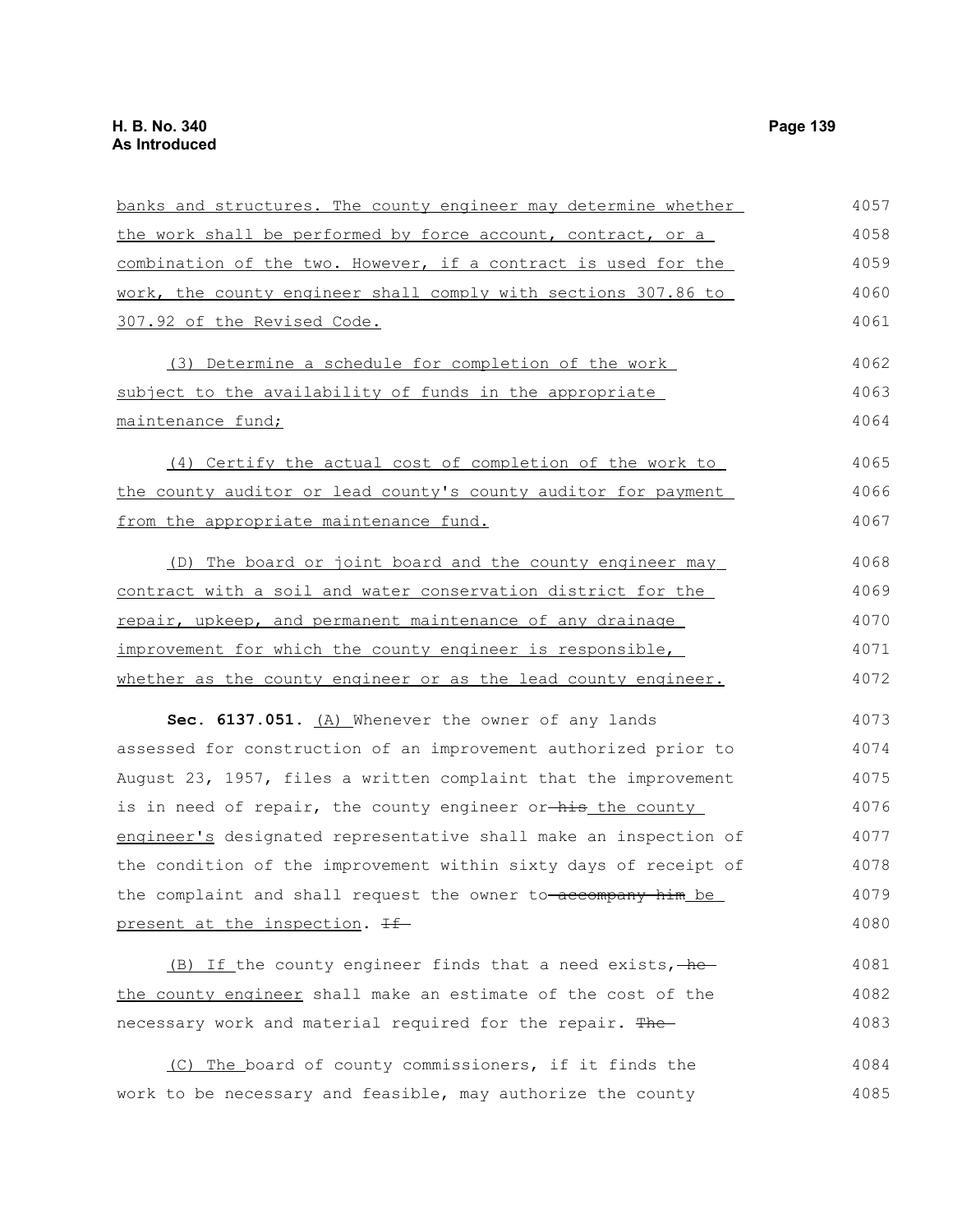banks and structures. The county engineer may determine whether the work shall be performed by force account, contract, or a combination of the two. However, if a contract is used for the work, the county engineer shall comply with sections 307.86 to 307.92 of the Revised Code.

(3) Determine a schedule for completion of the work subject to the availability of funds in the appropriate maintenance fund;

(4) Certify the actual cost of completion of the work to the county auditor or lead county's county auditor for payment from the appropriate maintenance fund.

(D) The board or joint board and the county engineer may contract with a soil and water conservation district for the repair, upkeep, and permanent maintenance of any drainage improvement for which the county engineer is responsible, whether as the county engineer or as the lead county engineer.

**Sec. 6137.051.** (A) Whenever the owner of any lands assessed for construction of an improvement authorized prior to August 23, 1957, files a written complaint that the improvement is in need of repair, the county engineer or ~~his~~ the county engineer's designated representative shall make an inspection of the condition of the improvement within sixty days of receipt of the complaint and shall request the owner to ~~accompany him~~ be present at the inspection. ~~If~~

(B) If the county engineer finds that a need exists, ~~he~~ the county engineer shall make an estimate of the cost of the necessary work and material required for the repair. ~~The~~

(C) The board of county commissioners, if it finds the work to be necessary and feasible, may authorize the county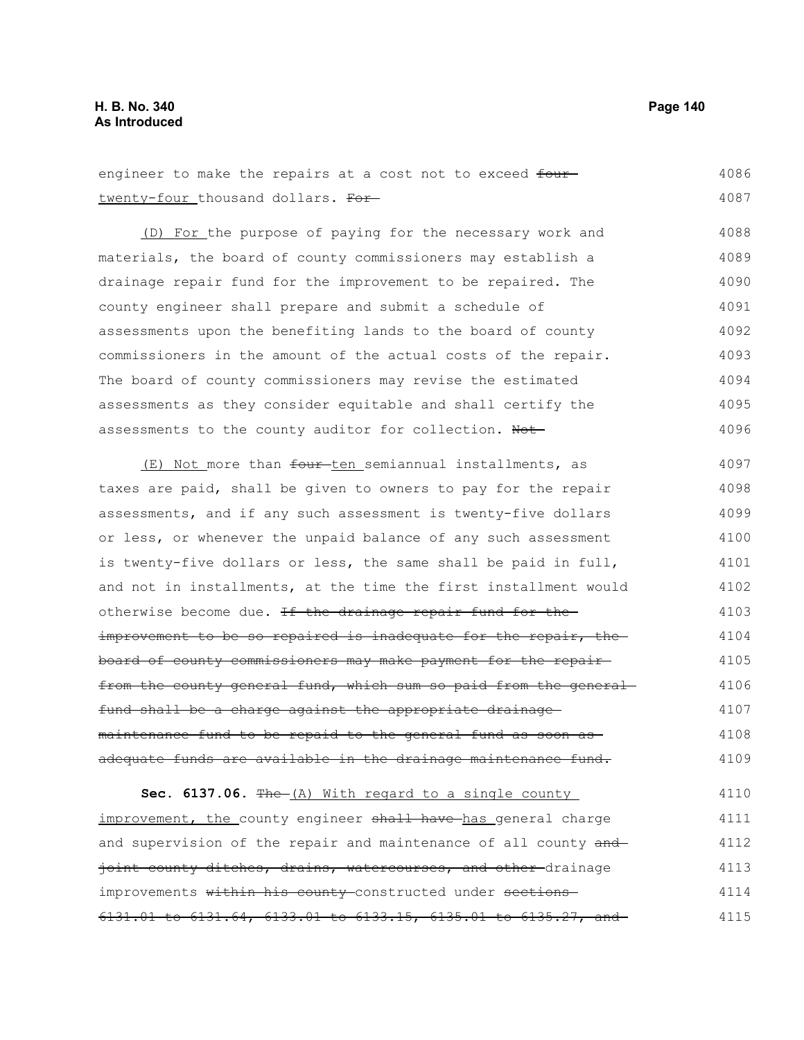engineer to make the repairs at a cost not to exceed ~~four~~ twenty-four thousand dollars. ~~For~~

(D) For the purpose of paying for the necessary work and materials, the board of county commissioners may establish a drainage repair fund for the improvement to be repaired. The county engineer shall prepare and submit a schedule of assessments upon the benefiting lands to the board of county commissioners in the amount of the actual costs of the repair. The board of county commissioners may revise the estimated assessments as they consider equitable and shall certify the assessments to the county auditor for collection. ~~Not~~

(E) Not more than ~~four~~ ten semiannual installments, as taxes are paid, shall be given to owners to pay for the repair assessments, and if any such assessment is twenty-five dollars or less, or whenever the unpaid balance of any such assessment is twenty-five dollars or less, the same shall be paid in full, and not in installments, at the time the first installment would otherwise become due. ~~If the drainage repair fund for the improvement to be so repaired is inadequate for the repair, the board of county commissioners may make payment for the repair from the county general fund, which sum so paid from the general fund shall be a charge against the appropriate drainage maintenance fund to be repaid to the general fund as soon as adequate funds are available in the drainage maintenance fund.~~

**Sec. 6137.06.** ~~The~~ (A) With regard to a single county improvement, the county engineer ~~shall have~~ has general charge and supervision of the repair and maintenance of all county ~~and joint county ditches, drains, watercourses, and other~~ drainage improvements ~~within his county~~ constructed under ~~sections 6131.01 to 6131.64, 6133.01 to 6133.15, 6135.01 to 6135.27, and~~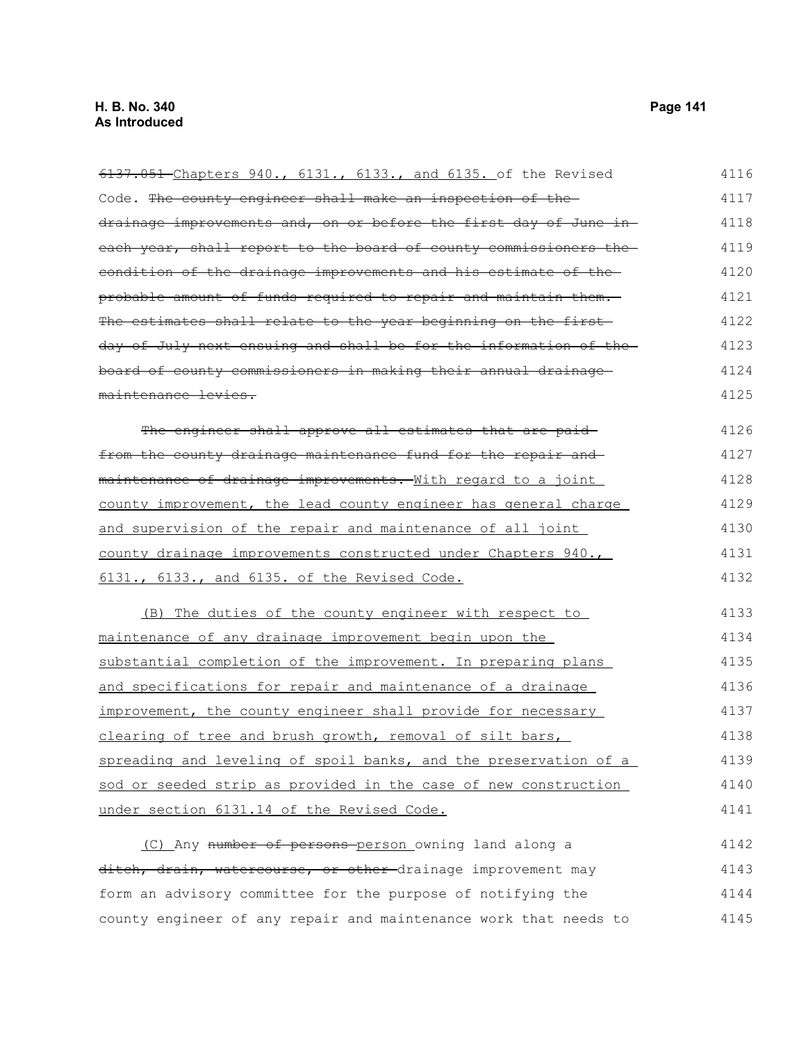~~6137.051~~ Chapters 940., 6131., 6133., and 6135. of the Revised Code. ~~The county engineer shall make an inspection of the drainage improvements and, on or before the first day of June in each year, shall report to the board of county commissioners the condition of the drainage improvements and his estimate of the probable amount of funds required to repair and maintain them. The estimates shall relate to the year beginning on the first day of July next ensuing and shall be for the information of the board of county commissioners in making their annual drainage maintenance levies.~~

~~The engineer shall approve all estimates that are paid from the county drainage maintenance fund for the repair and maintenance of drainage improvements.~~ With regard to a joint county improvement, the lead county engineer has general charge and supervision of the repair and maintenance of all joint county drainage improvements constructed under Chapters 940., 6131., 6133., and 6135. of the Revised Code.

(B) The duties of the county engineer with respect to maintenance of any drainage improvement begin upon the substantial completion of the improvement. In preparing plans and specifications for repair and maintenance of a drainage improvement, the county engineer shall provide for necessary clearing of tree and brush growth, removal of silt bars, spreading and leveling of spoil banks, and the preservation of a sod or seeded strip as provided in the case of new construction under section 6131.14 of the Revised Code.

(C) Any ~~number of persons~~ person owning land along a ~~ditch, drain, watercourse, or other~~ drainage improvement may form an advisory committee for the purpose of notifying the county engineer of any repair and maintenance work that needs to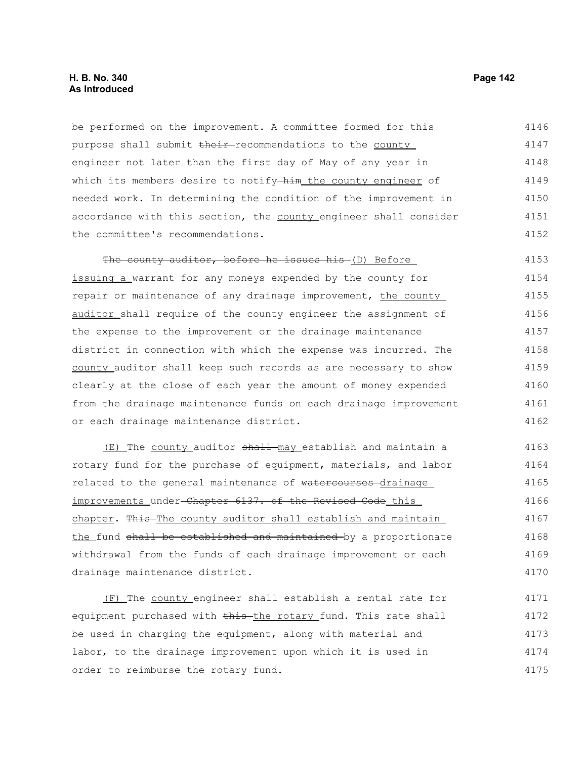be performed on the improvement. A committee formed for this purpose shall submit ~~their~~ recommendations to the county engineer not later than the first day of May of any year in which its members desire to notify ~~him~~ the county engineer of needed work. In determining the condition of the improvement in accordance with this section, the county engineer shall consider the committee's recommendations.

~~The county auditor, before he issues his~~ (D) Before issuing a warrant for any moneys expended by the county for repair or maintenance of any drainage improvement, the county auditor shall require of the county engineer the assignment of the expense to the improvement or the drainage maintenance district in connection with which the expense was incurred. The county auditor shall keep such records as are necessary to show clearly at the close of each year the amount of money expended from the drainage maintenance funds on each drainage improvement or each drainage maintenance district.

(E) The county auditor ~~shall~~ may establish and maintain a rotary fund for the purchase of equipment, materials, and labor related to the general maintenance of ~~watercourses~~ drainage improvements under ~~Chapter 6137. of the Revised Code~~ this chapter. ~~This~~ The county auditor shall establish and maintain the fund ~~shall be established and maintained~~ by a proportionate withdrawal from the funds of each drainage improvement or each drainage maintenance district.

(F) The county engineer shall establish a rental rate for equipment purchased with ~~this~~ the rotary fund. This rate shall be used in charging the equipment, along with material and labor, to the drainage improvement upon which it is used in order to reimburse the rotary fund.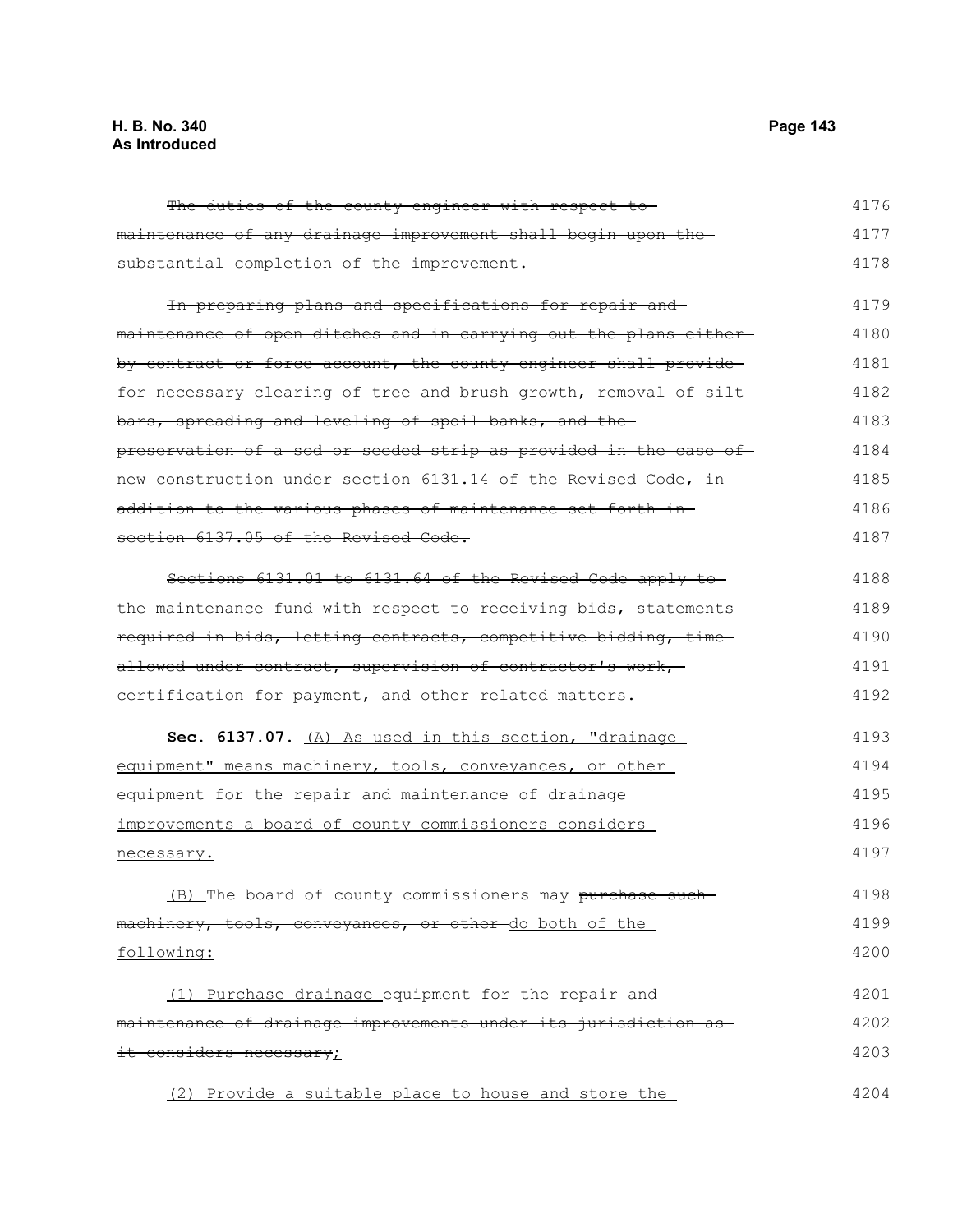~~The duties of the county engineer with respect to maintenance of any drainage improvement shall begin upon the substantial completion of the improvement.~~

~~In preparing plans and specifications for repair and maintenance of open ditches and in carrying out the plans either by contract or force account, the county engineer shall provide for necessary clearing of tree and brush growth, removal of silt bars, spreading and leveling of spoil banks, and the preservation of a sod or seeded strip as provided in the case of new construction under section 6131.14 of the Revised Code, in addition to the various phases of maintenance set forth in section 6137.05 of the Revised Code.~~

~~Sections 6131.01 to 6131.64 of the Revised Code apply to the maintenance fund with respect to receiving bids, statements required in bids, letting contracts, competitive bidding, time allowed under contract, supervision of contractor's work, certification for payment, and other related matters.~~

**Sec. 6137.07.** <u>(A) As used in this section, "drainage equipment" means machinery, tools, conveyances, or other equipment for the repair and maintenance of drainage improvements a board of county commissioners considers necessary.</u>

<u>(B)</u> The board of county commissioners may ~~purchase such machinery, tools, conveyances, or other~~ <u>do both of the following:</u>

<u>(1) Purchase drainage</u> equipment ~~for the repair and maintenance of drainage improvements under its jurisdiction as it considers necessary~~<u>;</u>

<u>(2) Provide a suitable place to house and store the</u>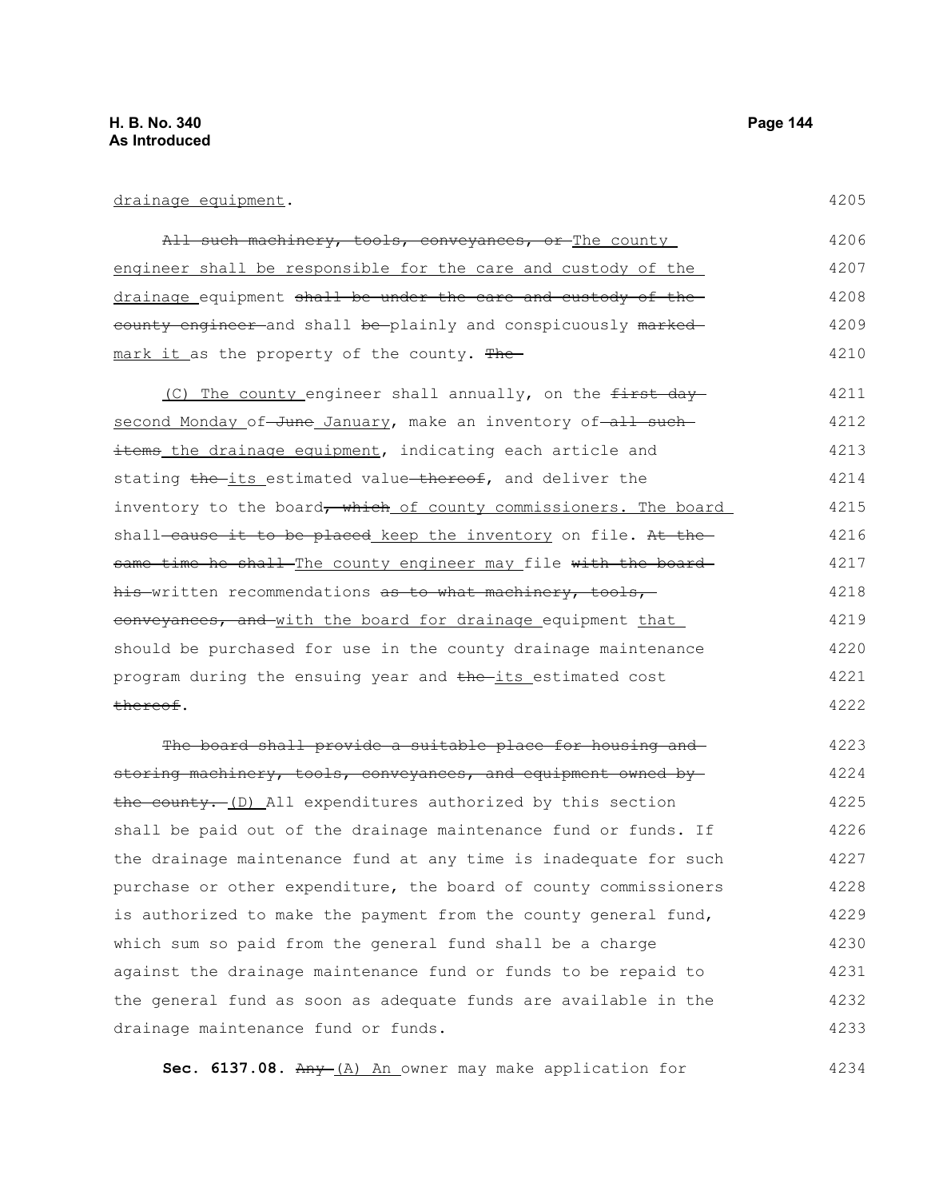drainage equipment.

All such machinery, tools, conveyances, or The county engineer shall be responsible for the care and custody of the drainage equipment shall be under the care and custody of the county engineer and shall be plainly and conspicuously marked mark it as the property of the county. The

(C) The county engineer shall annually, on the first day second Monday of June January, make an inventory of all such items the drainage equipment, indicating each article and stating the its estimated value thereof, and deliver the inventory to the board, which of county commissioners. The board shall cause it to be placed keep the inventory on file. At the same time he shall The county engineer may file with the board his written recommendations as to what machinery, tools, conveyances, and with the board for drainage equipment that should be purchased for use in the county drainage maintenance program during the ensuing year and the its estimated cost thereof.

The board shall provide a suitable place for housing and storing machinery, tools, conveyances, and equipment owned by the county. (D) All expenditures authorized by this section shall be paid out of the drainage maintenance fund or funds. If the drainage maintenance fund at any time is inadequate for such purchase or other expenditure, the board of county commissioners is authorized to make the payment from the county general fund, which sum so paid from the general fund shall be a charge against the drainage maintenance fund or funds to be repaid to the general fund as soon as adequate funds are available in the drainage maintenance fund or funds.

**Sec. 6137.08.** Any (A) An owner may make application for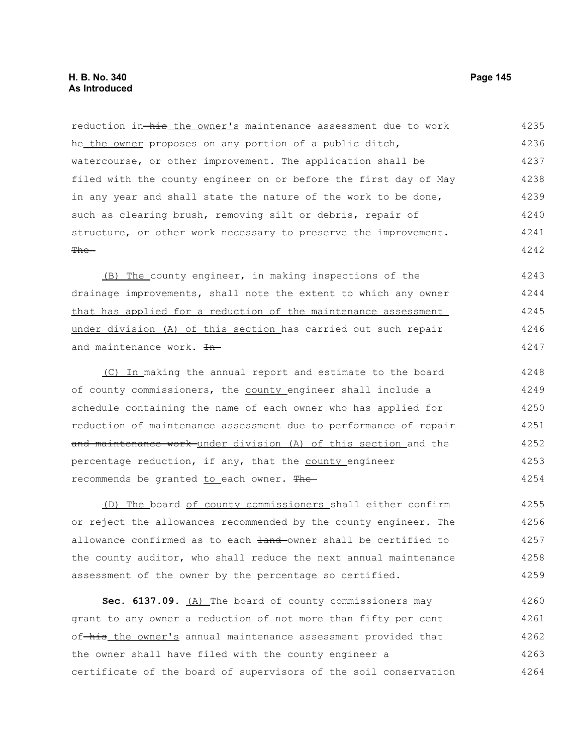reduction in his the owner's maintenance assessment due to work he the owner proposes on any portion of a public ditch, watercourse, or other improvement. The application shall be filed with the county engineer on or before the first day of May in any year and shall state the nature of the work to be done, such as clearing brush, removing silt or debris, repair of structure, or other work necessary to preserve the improvement. The

(B) The county engineer, in making inspections of the drainage improvements, shall note the extent to which any owner that has applied for a reduction of the maintenance assessment under division (A) of this section has carried out such repair and maintenance work. In

(C) In making the annual report and estimate to the board of county commissioners, the county engineer shall include a schedule containing the name of each owner who has applied for reduction of maintenance assessment due to performance of repair and maintenance work under division (A) of this section and the percentage reduction, if any, that the county engineer recommends be granted to each owner. The

(D) The board of county commissioners shall either confirm or reject the allowances recommended by the county engineer. The allowance confirmed as to each land owner shall be certified to the county auditor, who shall reduce the next annual maintenance assessment of the owner by the percentage so certified.

**Sec. 6137.09.** (A) The board of county commissioners may grant to any owner a reduction of not more than fifty per cent of his the owner's annual maintenance assessment provided that the owner shall have filed with the county engineer a certificate of the board of supervisors of the soil conservation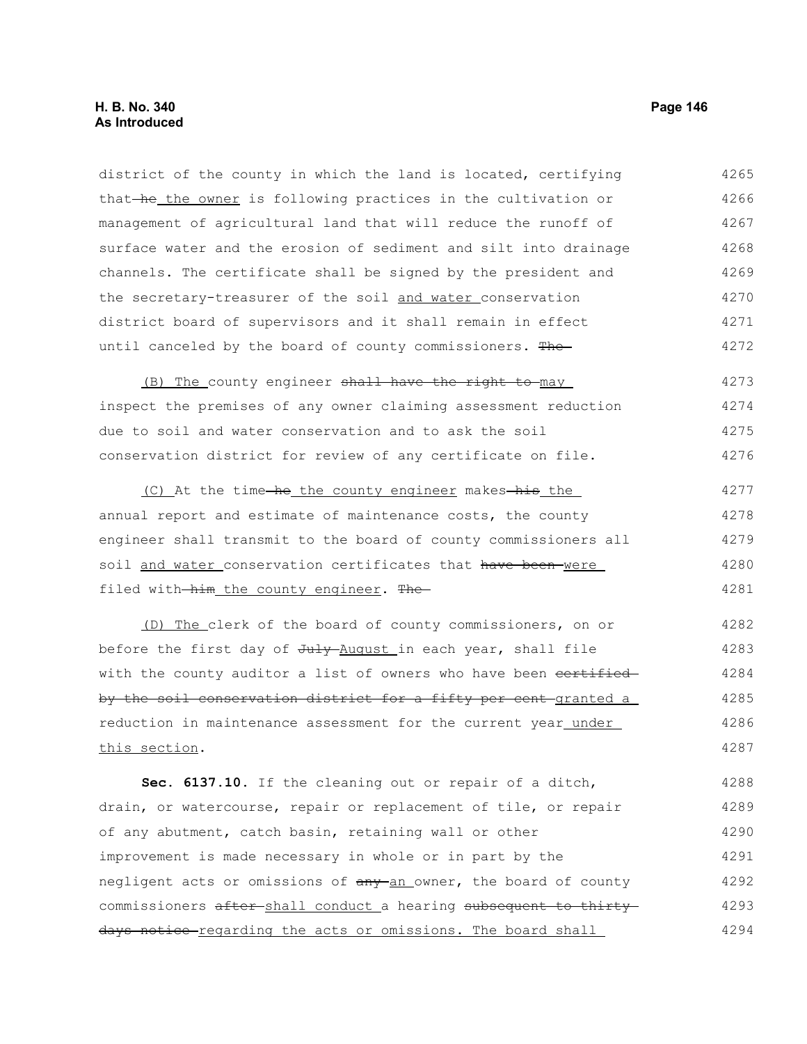district of the county in which the land is located, certifying that ~~he~~ <u>the owner</u> is following practices in the cultivation or management of agricultural land that will reduce the runoff of surface water and the erosion of sediment and silt into drainage channels. The certificate shall be signed by the president and the secretary-treasurer of the soil <u>and water</u> conservation district board of supervisors and it shall remain in effect until canceled by the board of county commissioners. ~~The~~

<u>(B) The</u> county engineer ~~shall have the right to~~ <u>may</u> inspect the premises of any owner claiming assessment reduction due to soil and water conservation and to ask the soil conservation district for review of any certificate on file.

<u>(C)</u> At the time ~~he~~ <u>the county engineer</u> makes ~~his~~ <u>the</u> annual report and estimate of maintenance costs, the county engineer shall transmit to the board of county commissioners all soil <u>and water</u> conservation certificates that ~~have been~~ <u>were</u> filed with ~~him~~ <u>the county engineer</u>. ~~The~~

<u>(D) The</u> clerk of the board of county commissioners, on or before the first day of ~~July~~ <u>August</u> in each year, shall file with the county auditor a list of owners who have been ~~certified by the soil conservation district for a fifty per cent~~ <u>granted a</u> reduction in maintenance assessment for the current year <u>under this section</u>.

**Sec. 6137.10.** If the cleaning out or repair of a ditch, drain, or watercourse, repair or replacement of tile, or repair of any abutment, catch basin, retaining wall or other improvement is made necessary in whole or in part by the negligent acts or omissions of ~~any~~ <u>an</u> owner, the board of county commissioners ~~after~~ <u>shall conduct</u> a hearing ~~subsequent to thirty days notice~~ <u>regarding the acts or omissions. The board shall</u>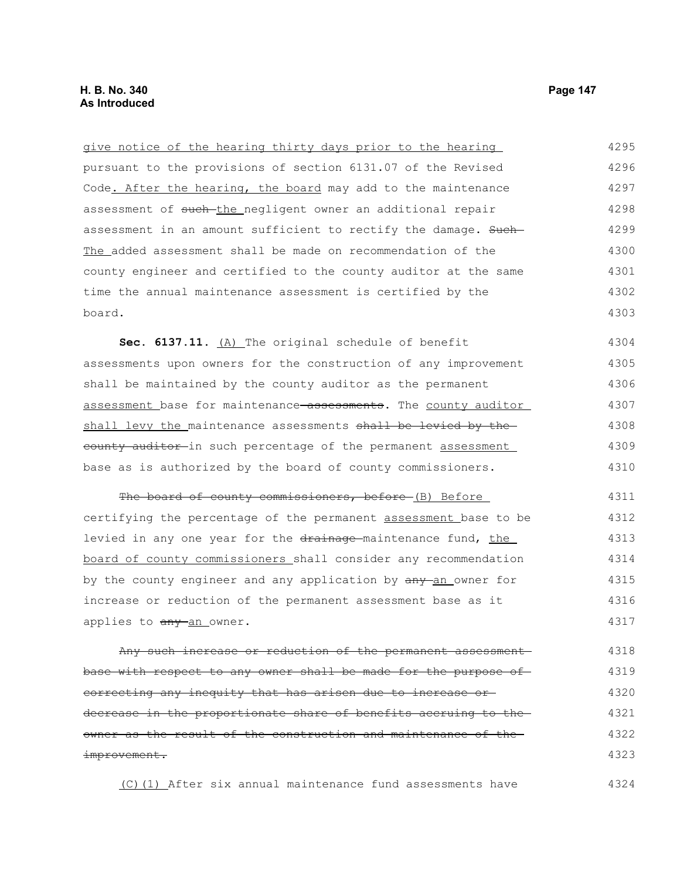give notice of the hearing thirty days prior to the hearing pursuant to the provisions of section 6131.07 of the Revised Code. After the hearing, the board may add to the maintenance assessment of such the negligent owner an additional repair assessment in an amount sufficient to rectify the damage. Such The added assessment shall be made on recommendation of the county engineer and certified to the county auditor at the same time the annual maintenance assessment is certified by the board.

**Sec. 6137.11.** (A) The original schedule of benefit assessments upon owners for the construction of any improvement shall be maintained by the county auditor as the permanent assessment base for maintenance assessments. The county auditor shall levy the maintenance assessments shall be levied by the county auditor in such percentage of the permanent assessment base as is authorized by the board of county commissioners.

The board of county commissioners, before (B) Before certifying the percentage of the permanent assessment base to be levied in any one year for the drainage maintenance fund, the board of county commissioners shall consider any recommendation by the county engineer and any application by any an owner for increase or reduction of the permanent assessment base as it applies to any an owner.

Any such increase or reduction of the permanent assessment base with respect to any owner shall be made for the purpose of correcting any inequity that has arisen due to increase or decrease in the proportionate share of benefits accruing to the owner as the result of the construction and maintenance of the improvement.

(C)(1) After six annual maintenance fund assessments have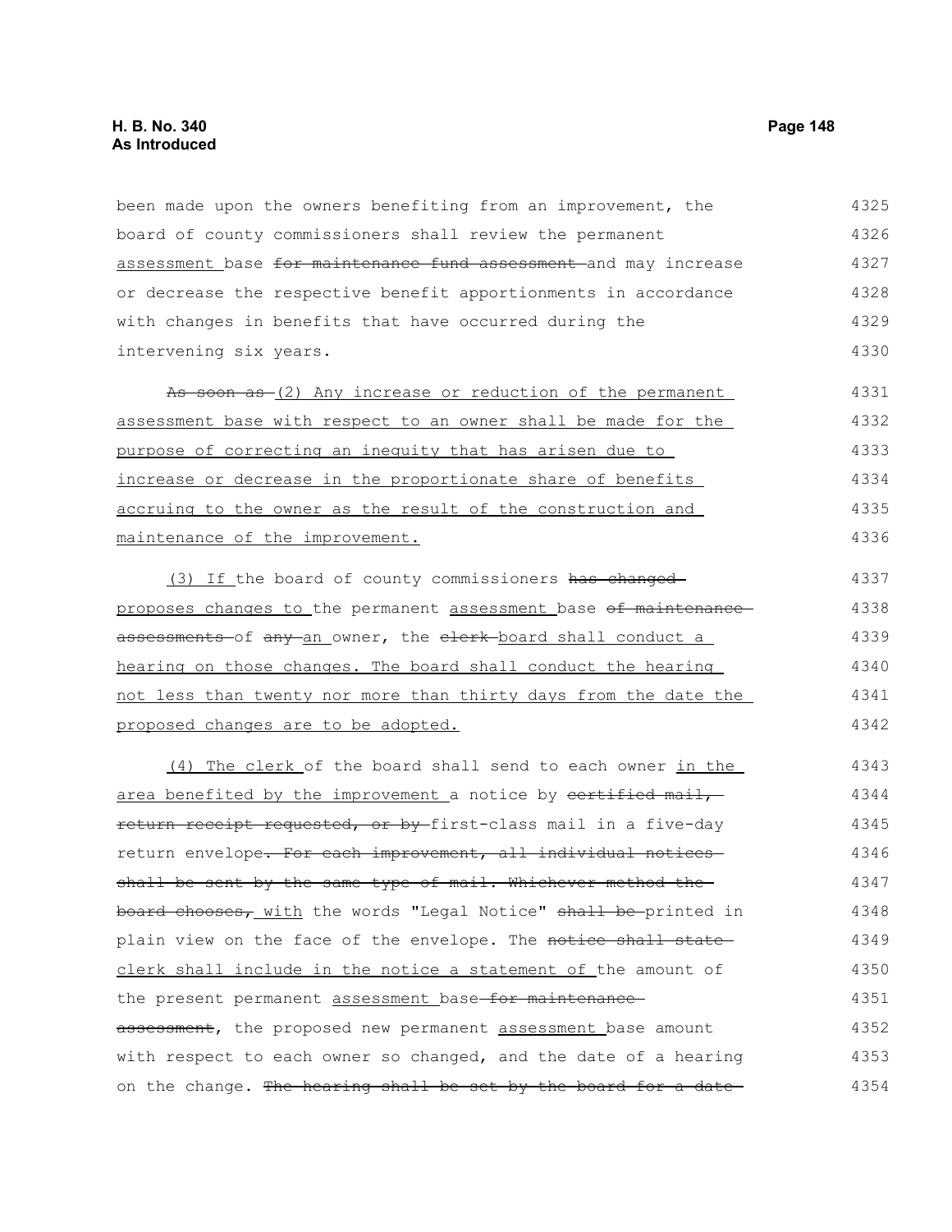been made upon the owners benefiting from an improvement, the board of county commissioners shall review the permanent <u>assessment</u> base ~~for maintenance fund assessment~~ and may increase or decrease the respective benefit apportionments in accordance with changes in benefits that have occurred during the intervening six years.

~~As soon as~~ <u>(2) Any increase or reduction of the permanent assessment base with respect to an owner shall be made for the purpose of correcting an inequity that has arisen due to increase or decrease in the proportionate share of benefits accruing to the owner as the result of the construction and maintenance of the improvement.</u>

<u>(3) If</u> the board of county commissioners ~~has changed~~ <u>proposes changes to</u> the permanent <u>assessment</u> base ~~of maintenance assessments~~ of ~~any~~ <u>an</u> owner, the ~~clerk~~ <u>board shall conduct a hearing on those changes. The board shall conduct the hearing not less than twenty nor more than thirty days from the date the proposed changes are to be adopted.</u>

<u>(4) The clerk</u> of the board shall send to each owner <u>in the area benefited by the improvement</u> a notice by ~~certified mail, return receipt requested, or by~~ first-class mail in a five-day return envelope~~. For each improvement, all individual notices shall be sent by the same type of mail. Whichever method the board chooses,~~ <u>with</u> the words "Legal Notice" ~~shall be~~ printed in plain view on the face of the envelope. The ~~notice shall state~~ <u>clerk shall include in the notice a statement of</u> the amount of the present permanent <u>assessment</u> base ~~for maintenance assessment~~, the proposed new permanent <u>assessment</u> base amount with respect to each owner so changed, and the date of a hearing on the change. ~~The hearing shall be set by the board for a date~~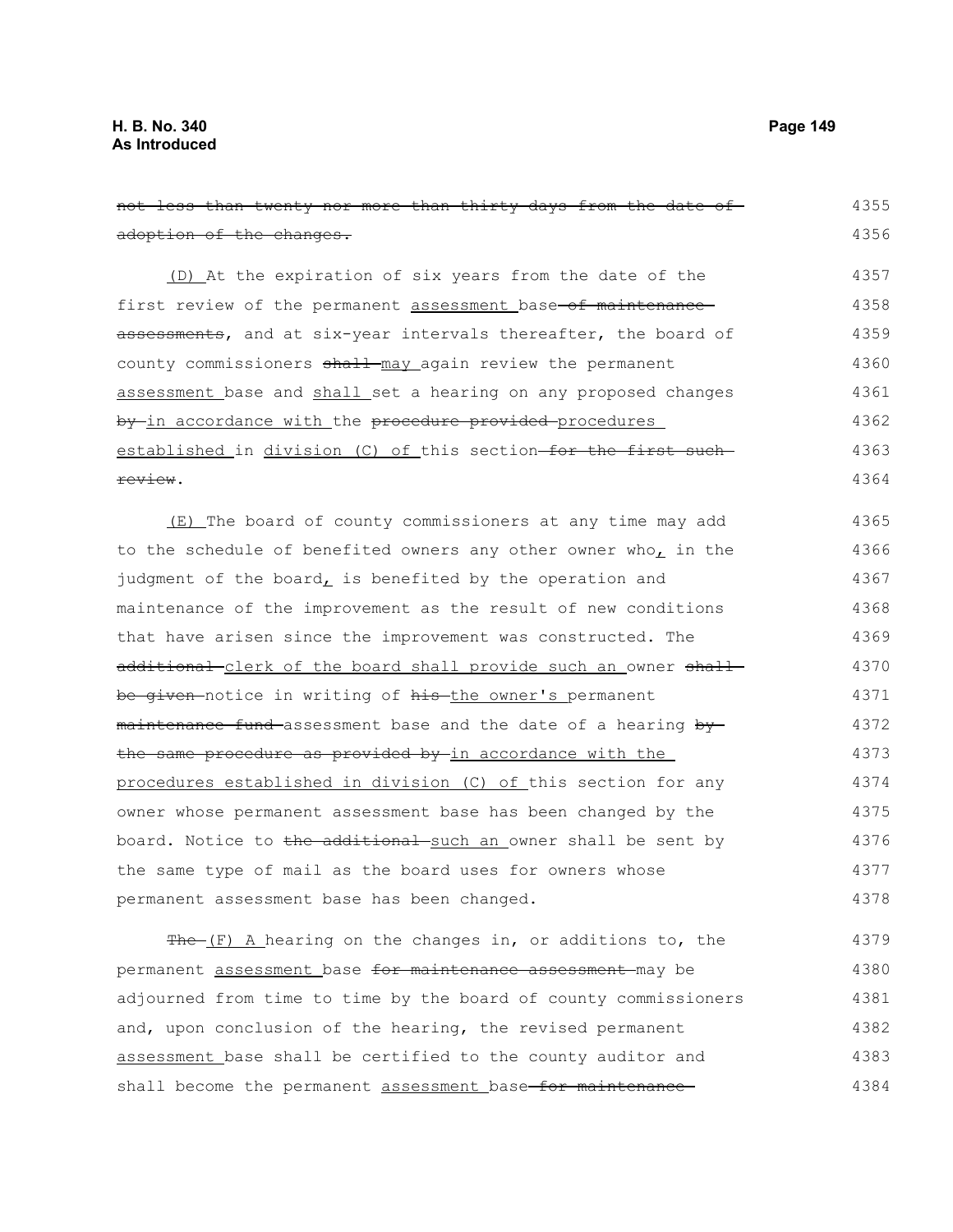~~not less than twenty nor more than thirty days from the date of adoption of the changes.~~

(D) At the expiration of six years from the date of the first review of the permanent assessment base ~~of maintenance assessments~~, and at six-year intervals thereafter, the board of county commissioners ~~shall~~ may again review the permanent assessment base and shall set a hearing on any proposed changes ~~by~~ in accordance with the ~~procedure provided~~ procedures established in division (C) of this section ~~for the first such review~~.

(E) The board of county commissioners at any time may add to the schedule of benefited owners any other owner who, in the judgment of the board, is benefited by the operation and maintenance of the improvement as the result of new conditions that have arisen since the improvement was constructed. The ~~additional~~ clerk of the board shall provide such an owner ~~shall be given~~ notice in writing of ~~his~~ the owner's permanent ~~maintenance fund~~ assessment base and the date of a hearing ~~by the same procedure as provided by~~ in accordance with the procedures established in division (C) of this section for any owner whose permanent assessment base has been changed by the board. Notice to ~~the additional~~ such an owner shall be sent by the same type of mail as the board uses for owners whose permanent assessment base has been changed.

~~The~~ (F) A hearing on the changes in, or additions to, the permanent assessment base ~~for maintenance assessment~~ may be adjourned from time to time by the board of county commissioners and, upon conclusion of the hearing, the revised permanent assessment base shall be certified to the county auditor and shall become the permanent assessment base ~~for maintenance~~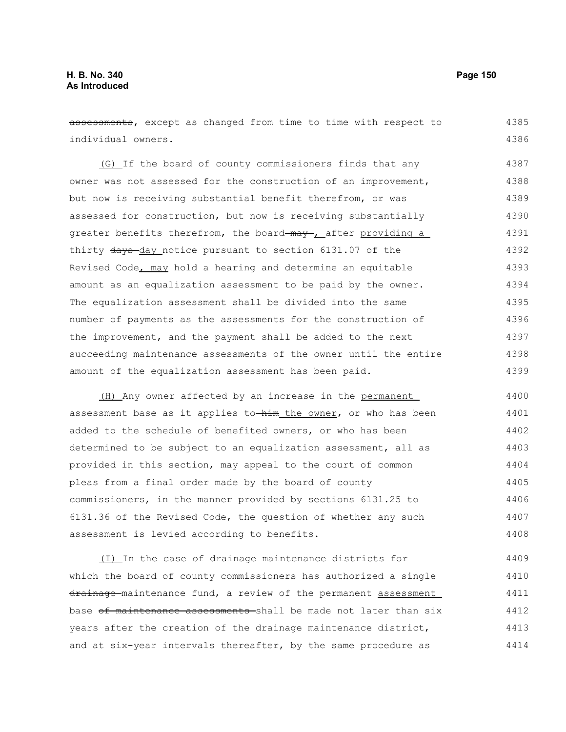~~assessments~~, except as changed from time to time with respect to individual owners.

(G) If the board of county commissioners finds that any owner was not assessed for the construction of an improvement, but now is receiving substantial benefit therefrom, or was assessed for construction, but now is receiving substantially greater benefits therefrom, the board ~~may~~ , after providing a thirty ~~days~~ day notice pursuant to section 6131.07 of the Revised Code, may hold a hearing and determine an equitable amount as an equalization assessment to be paid by the owner. The equalization assessment shall be divided into the same number of payments as the assessments for the construction of the improvement, and the payment shall be added to the next succeeding maintenance assessments of the owner until the entire amount of the equalization assessment has been paid.

(H) Any owner affected by an increase in the permanent assessment base as it applies to ~~him~~ the owner, or who has been added to the schedule of benefited owners, or who has been determined to be subject to an equalization assessment, all as provided in this section, may appeal to the court of common pleas from a final order made by the board of county commissioners, in the manner provided by sections 6131.25 to 6131.36 of the Revised Code, the question of whether any such assessment is levied according to benefits.

(I) In the case of drainage maintenance districts for which the board of county commissioners has authorized a single ~~drainage~~ maintenance fund, a review of the permanent assessment base ~~of maintenance assessments~~ shall be made not later than six years after the creation of the drainage maintenance district, and at six-year intervals thereafter, by the same procedure as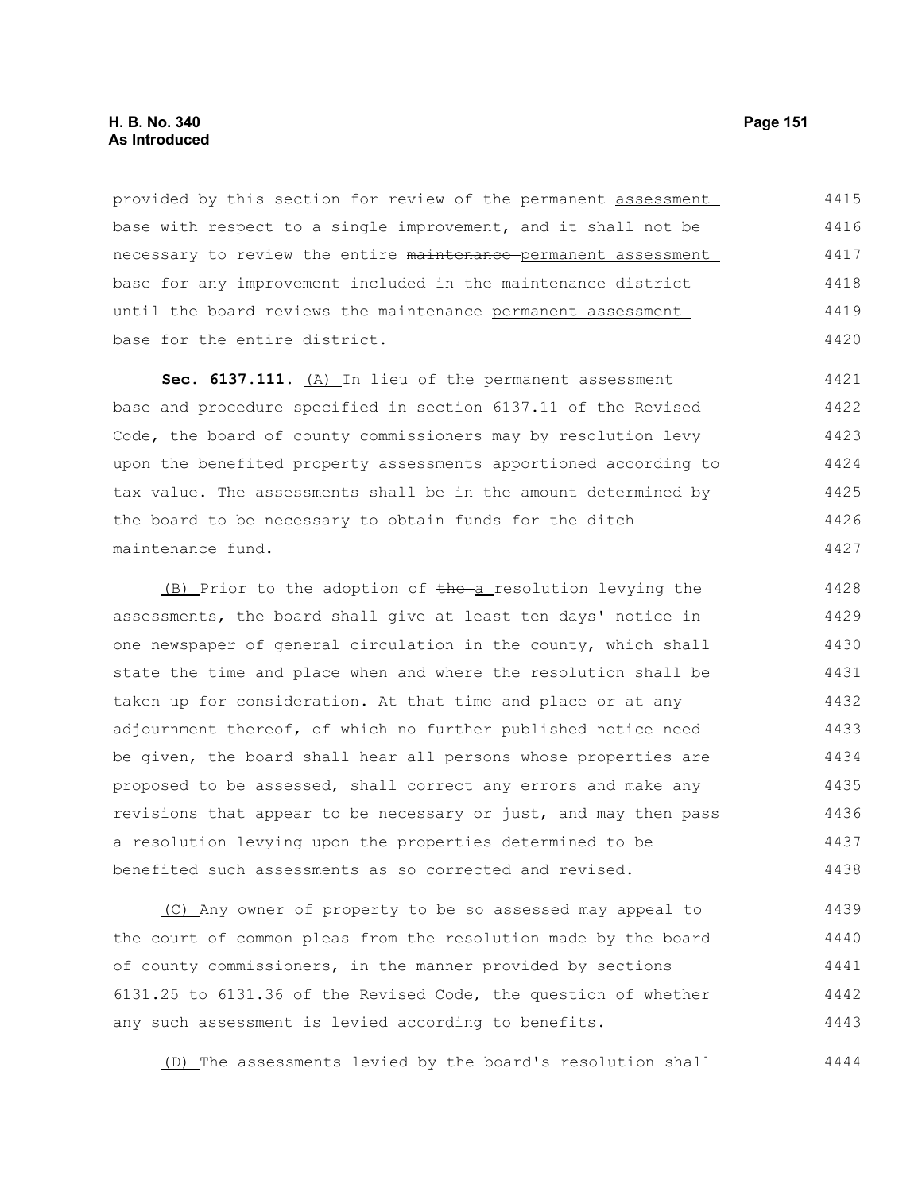provided by this section for review of the permanent assessment base with respect to a single improvement, and it shall not be necessary to review the entire ~~maintenance~~ permanent assessment base for any improvement included in the maintenance district until the board reviews the ~~maintenance~~ permanent assessment base for the entire district.

**Sec. 6137.111.** (A) In lieu of the permanent assessment base and procedure specified in section 6137.11 of the Revised Code, the board of county commissioners may by resolution levy upon the benefited property assessments apportioned according to tax value. The assessments shall be in the amount determined by the board to be necessary to obtain funds for the ~~ditch~~ maintenance fund.

(B) Prior to the adoption of ~~the~~ a resolution levying the assessments, the board shall give at least ten days' notice in one newspaper of general circulation in the county, which shall state the time and place when and where the resolution shall be taken up for consideration. At that time and place or at any adjournment thereof, of which no further published notice need be given, the board shall hear all persons whose properties are proposed to be assessed, shall correct any errors and make any revisions that appear to be necessary or just, and may then pass a resolution levying upon the properties determined to be benefited such assessments as so corrected and revised.

(C) Any owner of property to be so assessed may appeal to the court of common pleas from the resolution made by the board of county commissioners, in the manner provided by sections 6131.25 to 6131.36 of the Revised Code, the question of whether any such assessment is levied according to benefits.

(D) The assessments levied by the board's resolution shall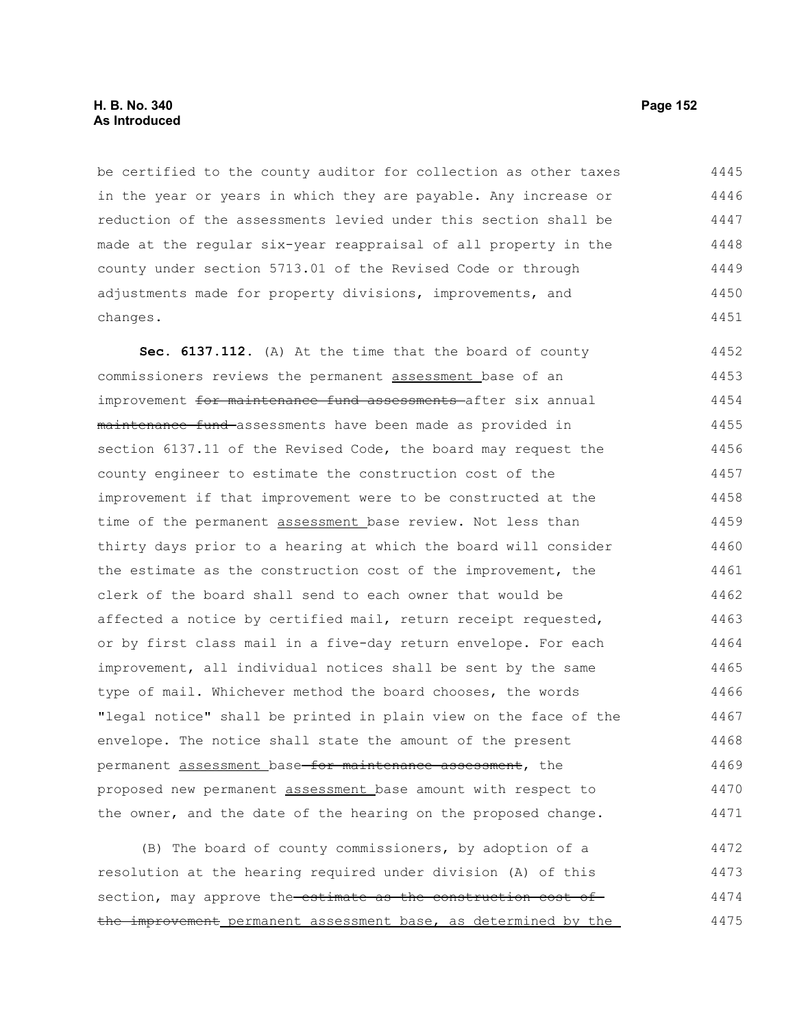be certified to the county auditor for collection as other taxes in the year or years in which they are payable. Any increase or reduction of the assessments levied under this section shall be made at the regular six-year reappraisal of all property in the county under section 5713.01 of the Revised Code or through adjustments made for property divisions, improvements, and changes.

**Sec. 6137.112.** (A) At the time that the board of county commissioners reviews the permanent assessment base of an improvement ~~for maintenance fund assessments~~ after six annual ~~maintenance fund~~ assessments have been made as provided in section 6137.11 of the Revised Code, the board may request the county engineer to estimate the construction cost of the improvement if that improvement were to be constructed at the time of the permanent assessment base review. Not less than thirty days prior to a hearing at which the board will consider the estimate as the construction cost of the improvement, the clerk of the board shall send to each owner that would be affected a notice by certified mail, return receipt requested, or by first class mail in a five-day return envelope. For each improvement, all individual notices shall be sent by the same type of mail. Whichever method the board chooses, the words "legal notice" shall be printed in plain view on the face of the envelope. The notice shall state the amount of the present permanent assessment base ~~for maintenance assessment~~, the proposed new permanent assessment base amount with respect to the owner, and the date of the hearing on the proposed change.

(B) The board of county commissioners, by adoption of a resolution at the hearing required under division (A) of this section, may approve the ~~estimate as the construction cost of the improvement~~ permanent assessment base, as determined by the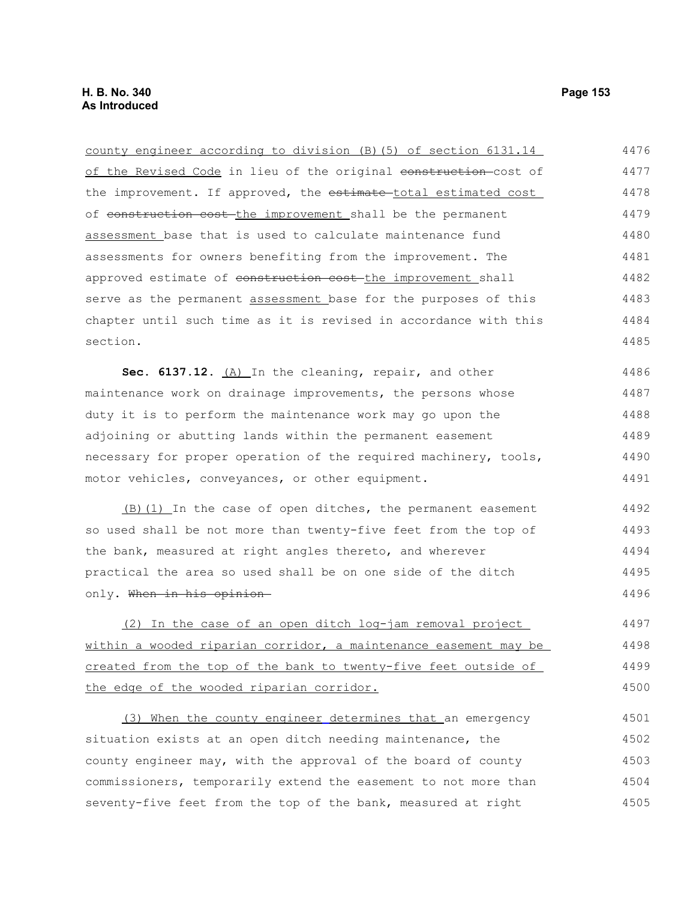county engineer according to division (B)(5) of section 6131.14 of the Revised Code in lieu of the original ~~construction~~ cost of the improvement. If approved, the ~~estimate~~ total estimated cost of ~~construction cost~~ the improvement shall be the permanent assessment base that is used to calculate maintenance fund assessments for owners benefiting from the improvement. The approved estimate of ~~construction cost~~ the improvement shall serve as the permanent assessment base for the purposes of this chapter until such time as it is revised in accordance with this section.

**Sec. 6137.12.** (A) In the cleaning, repair, and other maintenance work on drainage improvements, the persons whose duty it is to perform the maintenance work may go upon the adjoining or abutting lands within the permanent easement necessary for proper operation of the required machinery, tools, motor vehicles, conveyances, or other equipment.

(B)(1) In the case of open ditches, the permanent easement so used shall be not more than twenty-five feet from the top of the bank, measured at right angles thereto, and wherever practical the area so used shall be on one side of the ditch only. ~~When in his opinion~~

(2) In the case of an open ditch log-jam removal project within a wooded riparian corridor, a maintenance easement may be created from the top of the bank to twenty-five feet outside of the edge of the wooded riparian corridor.

(3) When the county engineer determines that an emergency situation exists at an open ditch needing maintenance, the county engineer may, with the approval of the board of county commissioners, temporarily extend the easement to not more than seventy-five feet from the top of the bank, measured at right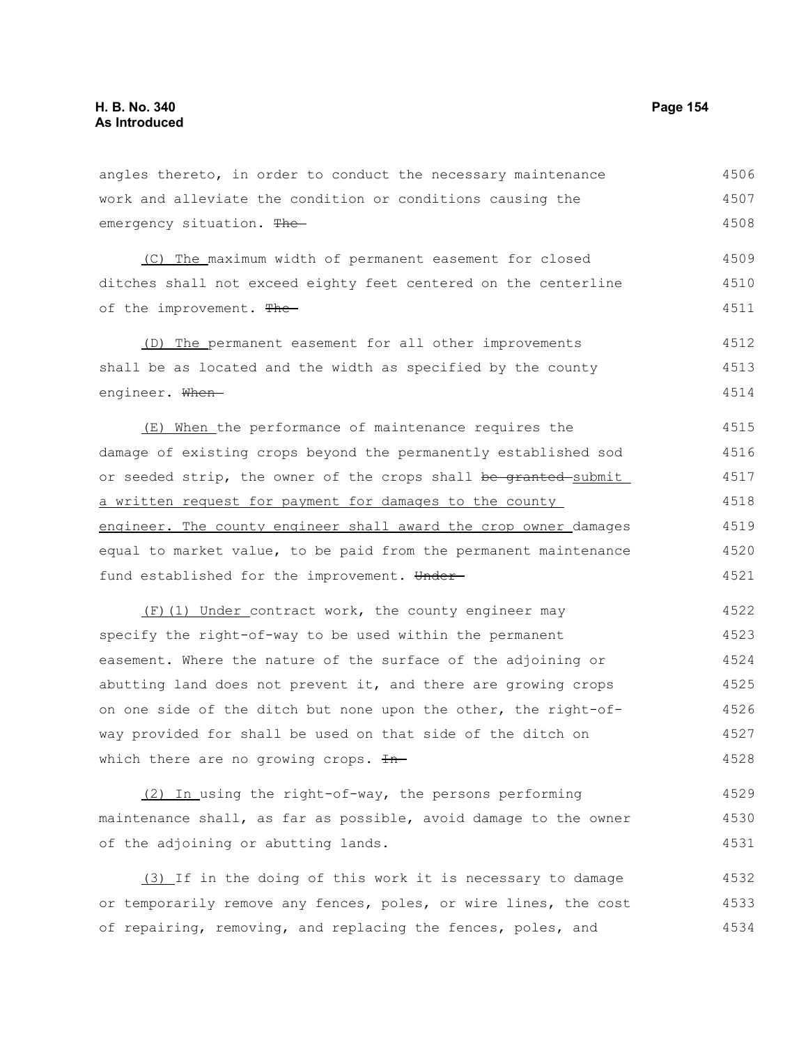angles thereto, in order to conduct the necessary maintenance work and alleviate the condition or conditions causing the emergency situation. ~~The~~

(C) The maximum width of permanent easement for closed ditches shall not exceed eighty feet centered on the centerline of the improvement. ~~The~~

(D) The permanent easement for all other improvements shall be as located and the width as specified by the county engineer. ~~When~~

(E) When the performance of maintenance requires the damage of existing crops beyond the permanently established sod or seeded strip, the owner of the crops shall ~~be granted~~ submit a written request for payment for damages to the county engineer. The county engineer shall award the crop owner damages equal to market value, to be paid from the permanent maintenance fund established for the improvement. ~~Under~~

(F)(1) Under contract work, the county engineer may specify the right-of-way to be used within the permanent easement. Where the nature of the surface of the adjoining or abutting land does not prevent it, and there are growing crops on one side of the ditch but none upon the other, the right-of-way provided for shall be used on that side of the ditch on which there are no growing crops. ~~In~~

(2) In using the right-of-way, the persons performing maintenance shall, as far as possible, avoid damage to the owner of the adjoining or abutting lands.

(3) If in the doing of this work it is necessary to damage or temporarily remove any fences, poles, or wire lines, the cost of repairing, removing, and replacing the fences, poles, and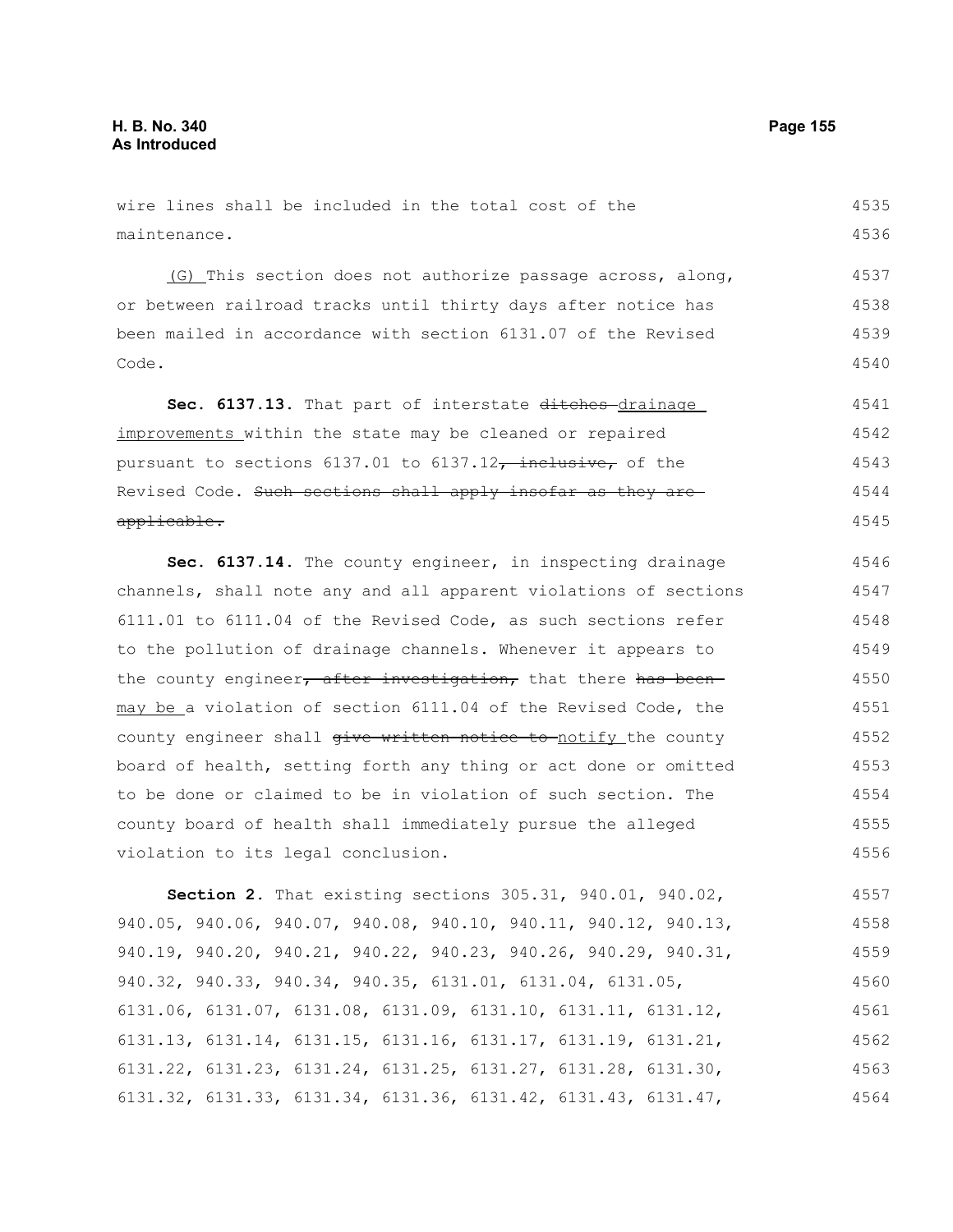wire lines shall be included in the total cost of the maintenance.

(G) This section does not authorize passage across, along, or between railroad tracks until thirty days after notice has been mailed in accordance with section 6131.07 of the Revised Code.

**Sec. 6137.13.** That part of interstate ~~ditches~~ drainage improvements within the state may be cleaned or repaired pursuant to sections 6137.01 to 6137.12~~, inclusive,~~ of the Revised Code. ~~Such sections shall apply insofar as they are applicable.~~

**Sec. 6137.14.** The county engineer, in inspecting drainage channels, shall note any and all apparent violations of sections 6111.01 to 6111.04 of the Revised Code, as such sections refer to the pollution of drainage channels. Whenever it appears to the county engineer~~, after investigation,~~ that there ~~has been~~ may be a violation of section 6111.04 of the Revised Code, the county engineer shall ~~give written notice to~~ notify the county board of health, setting forth any thing or act done or omitted to be done or claimed to be in violation of such section. The county board of health shall immediately pursue the alleged violation to its legal conclusion.

**Section 2.** That existing sections 305.31, 940.01, 940.02, 940.05, 940.06, 940.07, 940.08, 940.10, 940.11, 940.12, 940.13, 940.19, 940.20, 940.21, 940.22, 940.23, 940.26, 940.29, 940.31, 940.32, 940.33, 940.34, 940.35, 6131.01, 6131.04, 6131.05, 6131.06, 6131.07, 6131.08, 6131.09, 6131.10, 6131.11, 6131.12, 6131.13, 6131.14, 6131.15, 6131.16, 6131.17, 6131.19, 6131.21, 6131.22, 6131.23, 6131.24, 6131.25, 6131.27, 6131.28, 6131.30, 6131.32, 6131.33, 6131.34, 6131.36, 6131.42, 6131.43, 6131.47,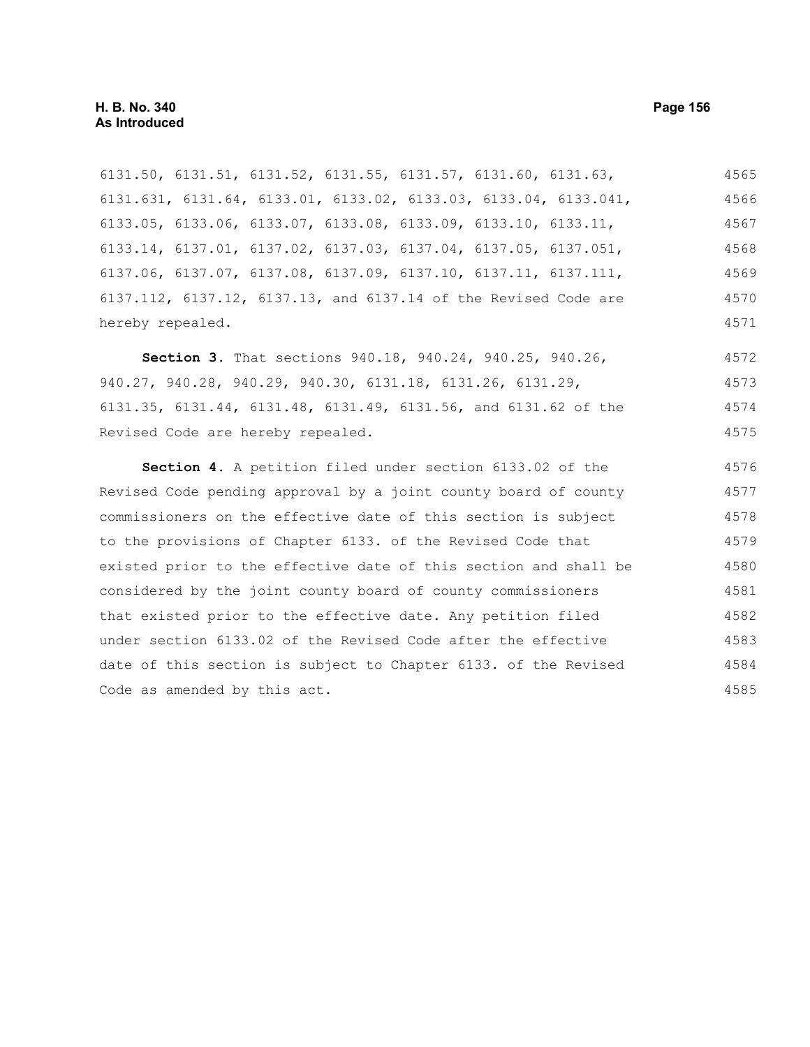6131.50, 6131.51, 6131.52, 6131.55, 6131.57, 6131.60, 6131.63, 6131.631, 6131.64, 6133.01, 6133.02, 6133.03, 6133.04, 6133.041, 6133.05, 6133.06, 6133.07, 6133.08, 6133.09, 6133.10, 6133.11, 6133.14, 6137.01, 6137.02, 6137.03, 6137.04, 6137.05, 6137.051, 6137.06, 6137.07, 6137.08, 6137.09, 6137.10, 6137.11, 6137.111, 6137.112, 6137.12, 6137.13, and 6137.14 of the Revised Code are hereby repealed.

**Section 3.** That sections 940.18, 940.24, 940.25, 940.26, 940.27, 940.28, 940.29, 940.30, 6131.18, 6131.26, 6131.29, 6131.35, 6131.44, 6131.48, 6131.49, 6131.56, and 6131.62 of the Revised Code are hereby repealed.

**Section 4.** A petition filed under section 6133.02 of the Revised Code pending approval by a joint county board of county commissioners on the effective date of this section is subject to the provisions of Chapter 6133. of the Revised Code that existed prior to the effective date of this section and shall be considered by the joint county board of county commissioners that existed prior to the effective date. Any petition filed under section 6133.02 of the Revised Code after the effective date of this section is subject to Chapter 6133. of the Revised Code as amended by this act.